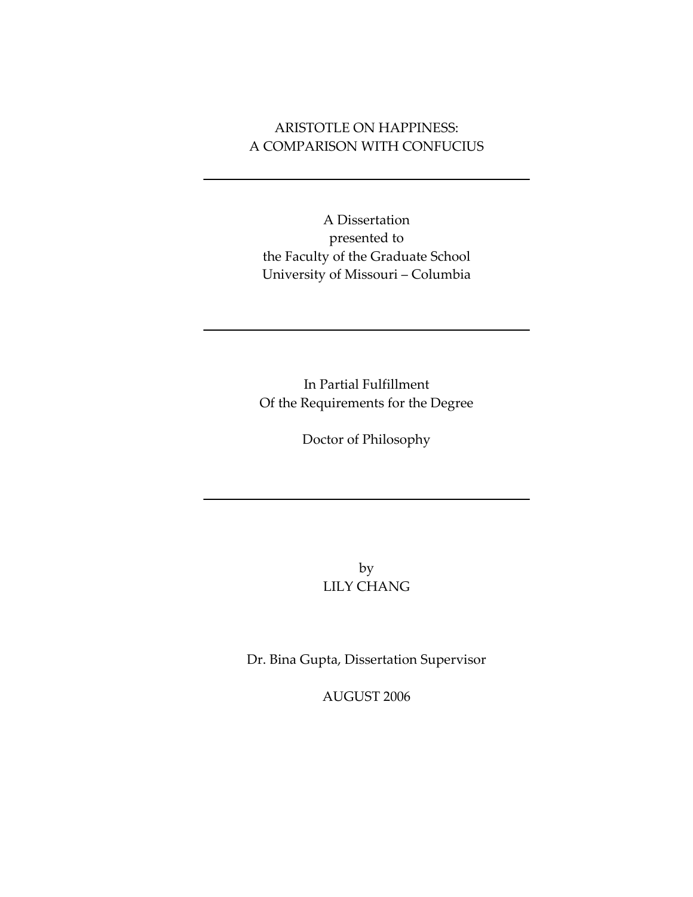# ARISTOTLE ON HAPPINESS:
# A COMPARISON WITH CONFUCIUS

---

A Dissertation
presented to
the Faculty of the Graduate School
University of Missouri – Columbia

---

In Partial Fulfillment
Of the Requirements for the Degree

Doctor of Philosophy

---

by
LILY CHANG

Dr. Bina Gupta, Dissertation Supervisor

AUGUST 2006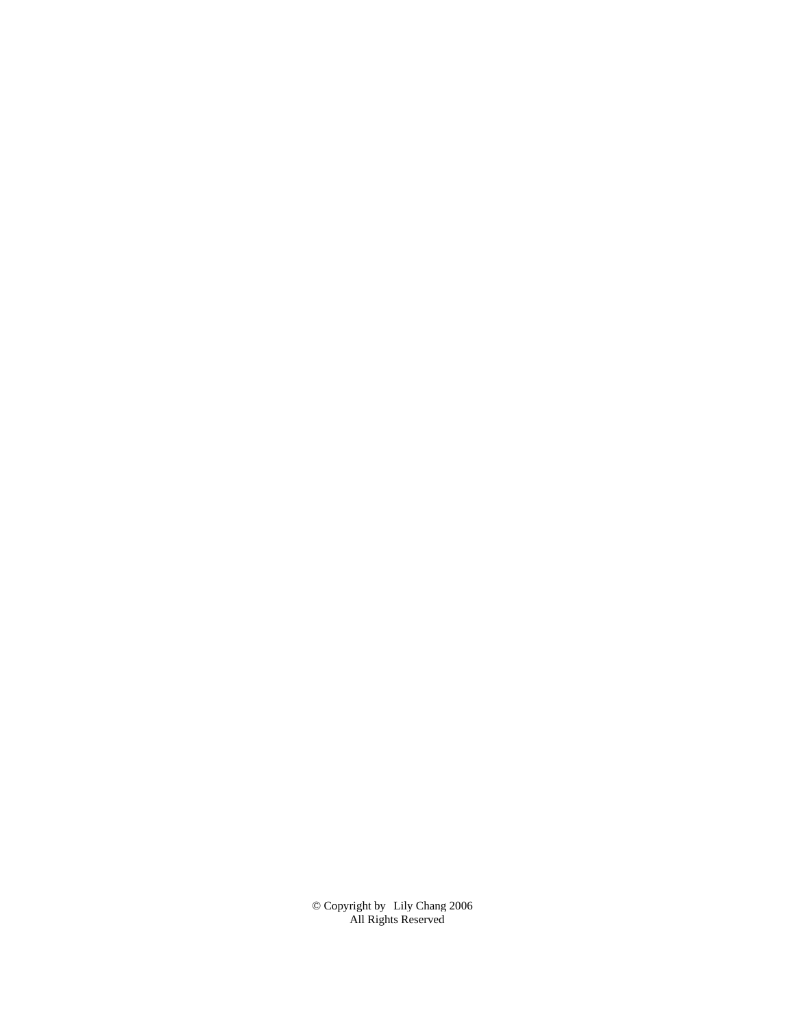© Copyright by Lily Chang 2006
All Rights Reserved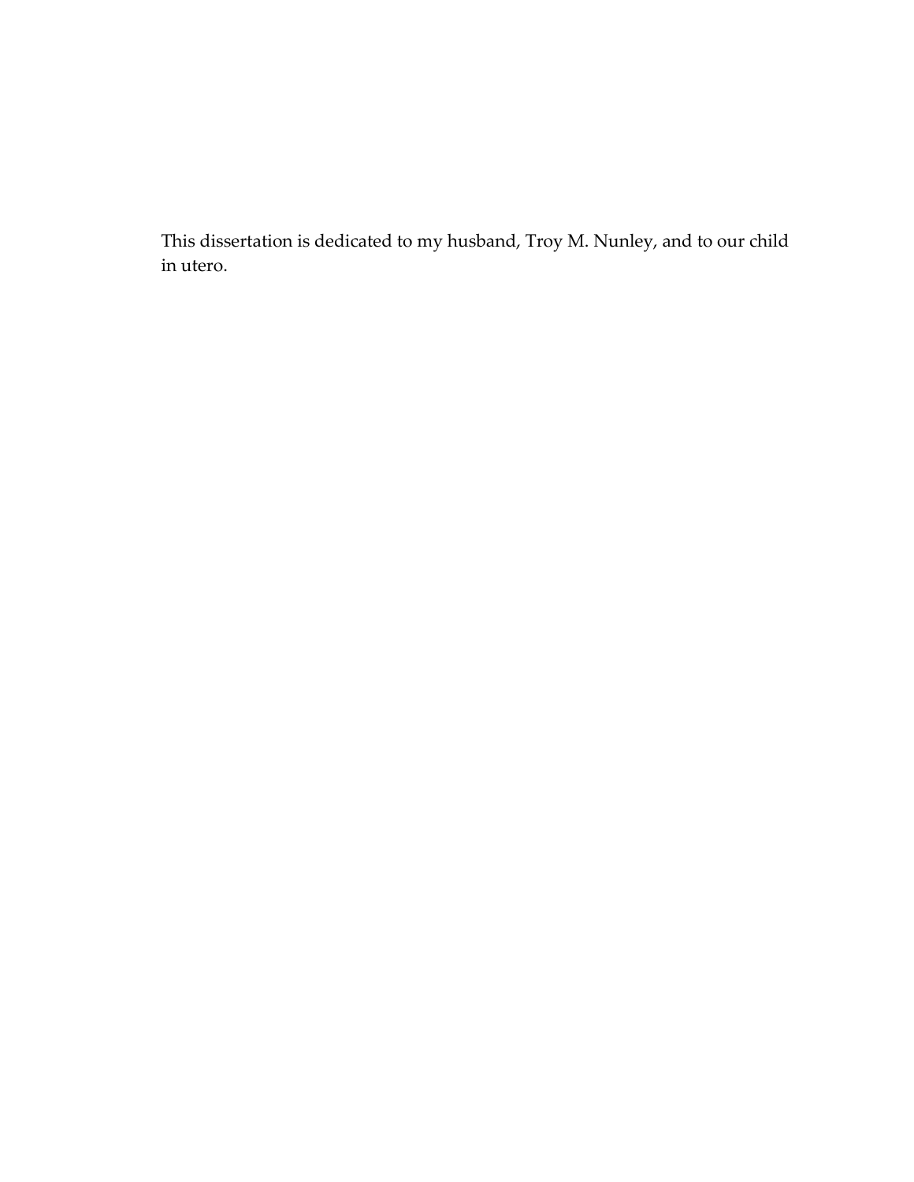This dissertation is dedicated to my husband, Troy M. Nunley, and to our child in utero.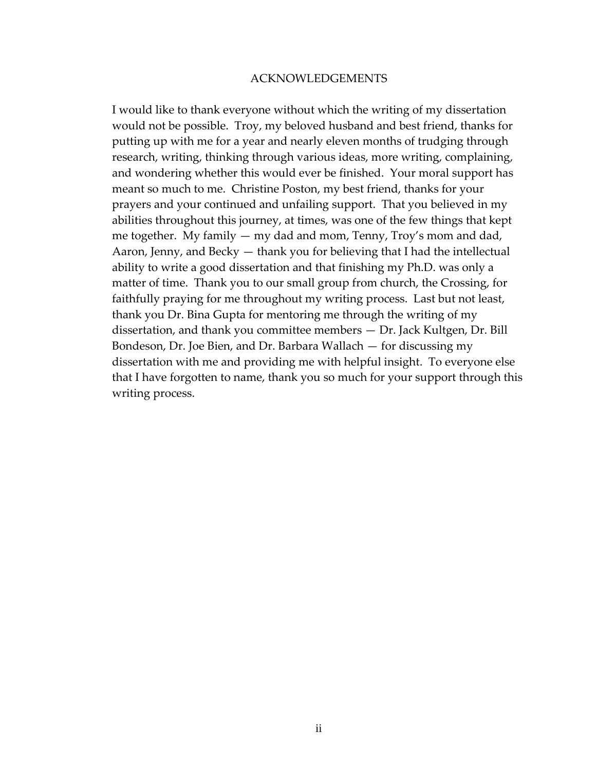## ACKNOWLEDGEMENTS

I would like to thank everyone without which the writing of my dissertation would not be possible. Troy, my beloved husband and best friend, thanks for putting up with me for a year and nearly eleven months of trudging through research, writing, thinking through various ideas, more writing, complaining, and wondering whether this would ever be finished. Your moral support has meant so much to me. Christine Poston, my best friend, thanks for your prayers and your continued and unfailing support. That you believed in my abilities throughout this journey, at times, was one of the few things that kept me together. My family — my dad and mom, Tenny, Troy's mom and dad, Aaron, Jenny, and Becky — thank you for believing that I had the intellectual ability to write a good dissertation and that finishing my Ph.D. was only a matter of time. Thank you to our small group from church, the Crossing, for faithfully praying for me throughout my writing process. Last but not least, thank you Dr. Bina Gupta for mentoring me through the writing of my dissertation, and thank you committee members — Dr. Jack Kultgen, Dr. Bill Bondeson, Dr. Joe Bien, and Dr. Barbara Wallach — for discussing my dissertation with me and providing me with helpful insight. To everyone else that I have forgotten to name, thank you so much for your support through this writing process.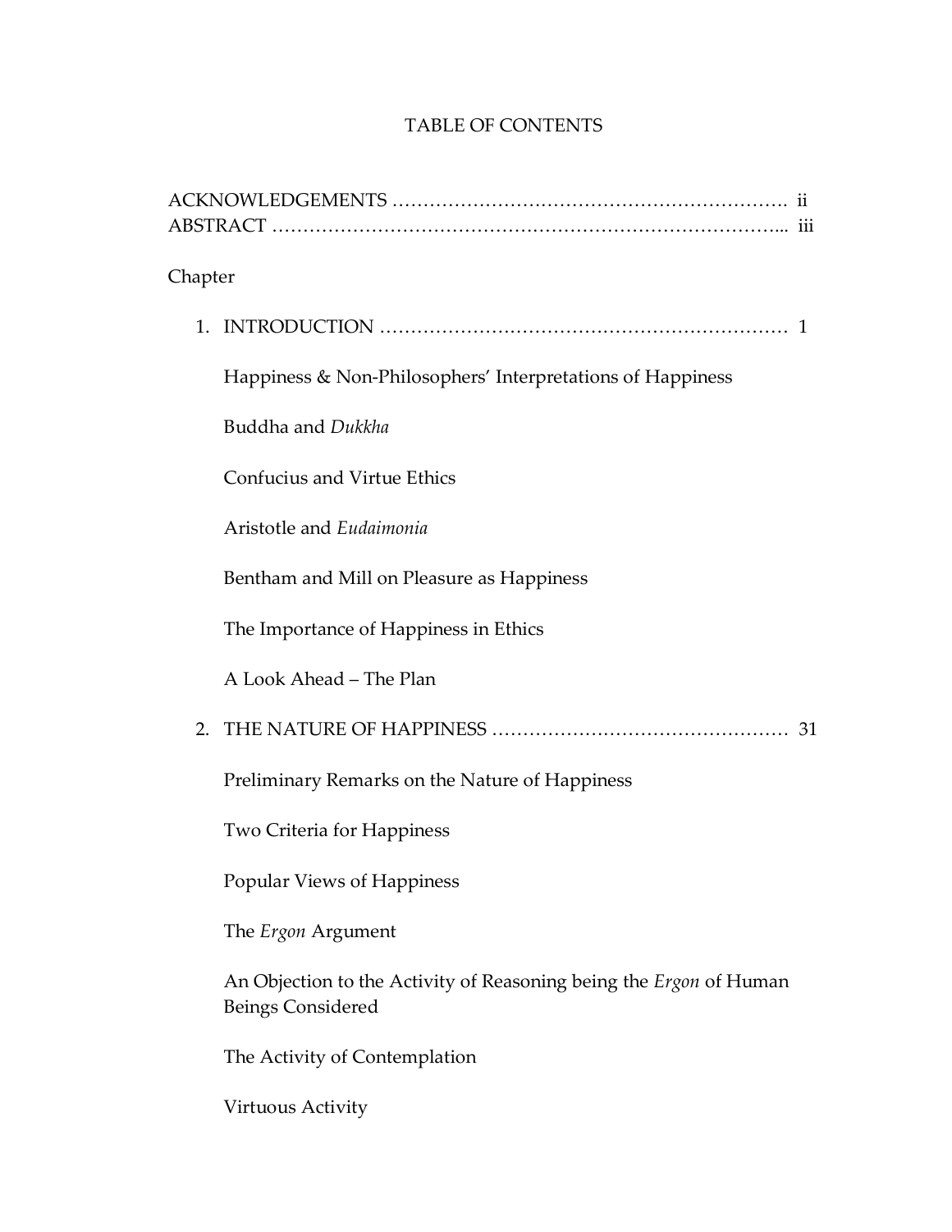# TABLE OF CONTENTS

ACKNOWLEDGEMENTS ………………………………………………………. ii
ABSTRACT ……………………………………………………………………... iii

Chapter

1. INTRODUCTION ………………………………………………………… 1

   Happiness & Non-Philosophers' Interpretations of Happiness

   Buddha and *Dukkha*

   Confucius and Virtue Ethics

   Aristotle and *Eudaimonia*

   Bentham and Mill on Pleasure as Happiness

   The Importance of Happiness in Ethics

   A Look Ahead – The Plan

2. THE NATURE OF HAPPINESS ………………………………………… 31

   Preliminary Remarks on the Nature of Happiness

   Two Criteria for Happiness

   Popular Views of Happiness

   The *Ergon* Argument

   An Objection to the Activity of Reasoning being the *Ergon* of Human Beings Considered

   The Activity of Contemplation

   Virtuous Activity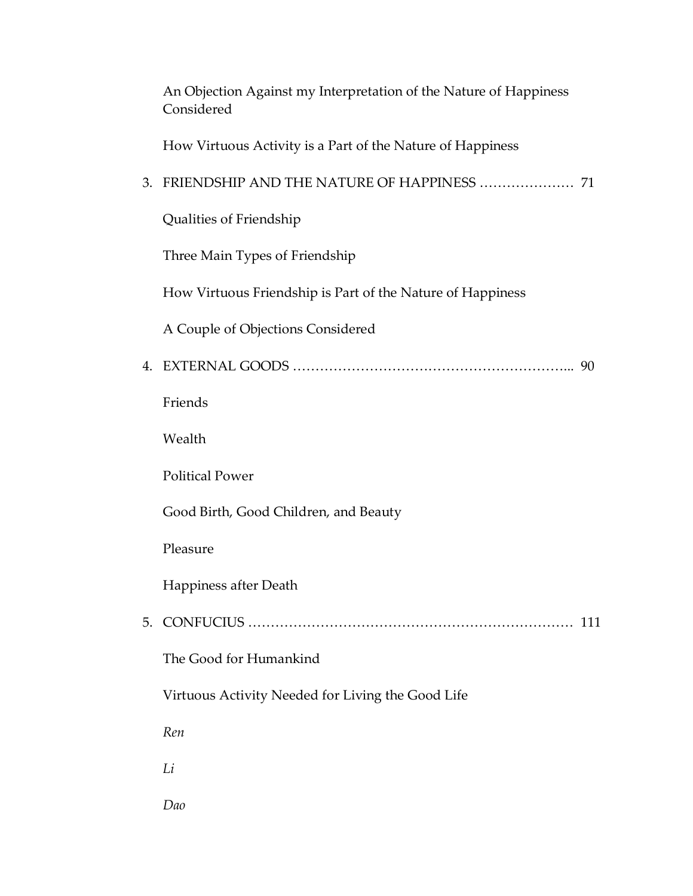An Objection Against my Interpretation of the Nature of Happiness Considered

How Virtuous Activity is a Part of the Nature of Happiness

3. FRIENDSHIP AND THE NATURE OF HAPPINESS ………………… 71

Qualities of Friendship

Three Main Types of Friendship

How Virtuous Friendship is Part of the Nature of Happiness

A Couple of Objections Considered

4. EXTERNAL GOODS ……………………………………………………... 90

Friends

Wealth

Political Power

Good Birth, Good Children, and Beauty

Pleasure

Happiness after Death

5. CONFUCIUS ……………………………………………………………… 111

The Good for Humankind

Virtuous Activity Needed for Living the Good Life

*Ren*

*Li*

*Dao*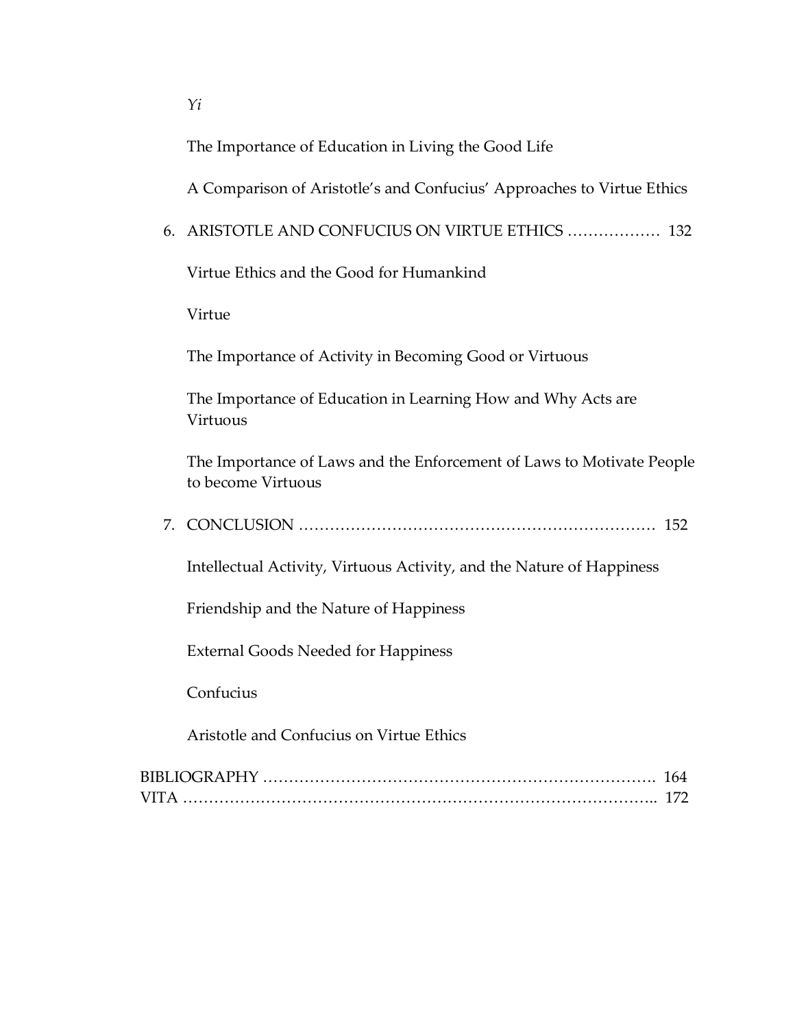*Yi*

The Importance of Education in Living the Good Life

A Comparison of Aristotle's and Confucius' Approaches to Virtue Ethics

6. ARISTOTLE AND CONFUCIUS ON VIRTUE ETHICS ……………… 132

    Virtue Ethics and the Good for Humankind

    Virtue

    The Importance of Activity in Becoming Good or Virtuous

    The Importance of Education in Learning How and Why Acts are Virtuous

    The Importance of Laws and the Enforcement of Laws to Motivate People to become Virtuous

7. CONCLUSION …………………………………………………………… 152

    Intellectual Activity, Virtuous Activity, and the Nature of Happiness

    Friendship and the Nature of Happiness

    External Goods Needed for Happiness

    Confucius

    Aristotle and Confucius on Virtue Ethics

BIBLIOGRAPHY ……………………………………………………………………. 164

VITA ……………………………………………………………………………….. 172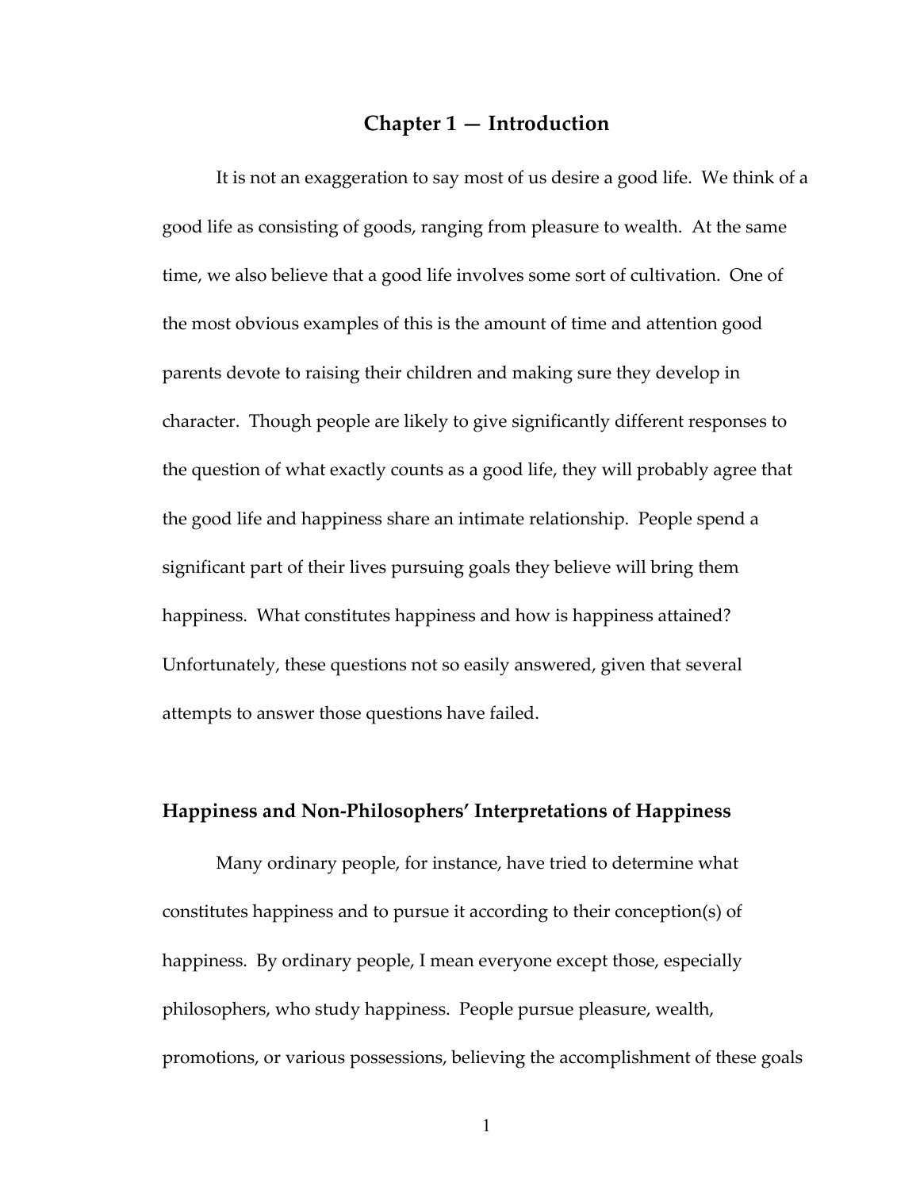# Chapter 1 — Introduction

It is not an exaggeration to say most of us desire a good life. We think of a good life as consisting of goods, ranging from pleasure to wealth. At the same time, we also believe that a good life involves some sort of cultivation. One of the most obvious examples of this is the amount of time and attention good parents devote to raising their children and making sure they develop in character. Though people are likely to give significantly different responses to the question of what exactly counts as a good life, they will probably agree that the good life and happiness share an intimate relationship. People spend a significant part of their lives pursuing goals they believe will bring them happiness. What constitutes happiness and how is happiness attained? Unfortunately, these questions not so easily answered, given that several attempts to answer those questions have failed.

## Happiness and Non-Philosophers' Interpretations of Happiness

Many ordinary people, for instance, have tried to determine what constitutes happiness and to pursue it according to their conception(s) of happiness. By ordinary people, I mean everyone except those, especially philosophers, who study happiness. People pursue pleasure, wealth, promotions, or various possessions, believing the accomplishment of these goals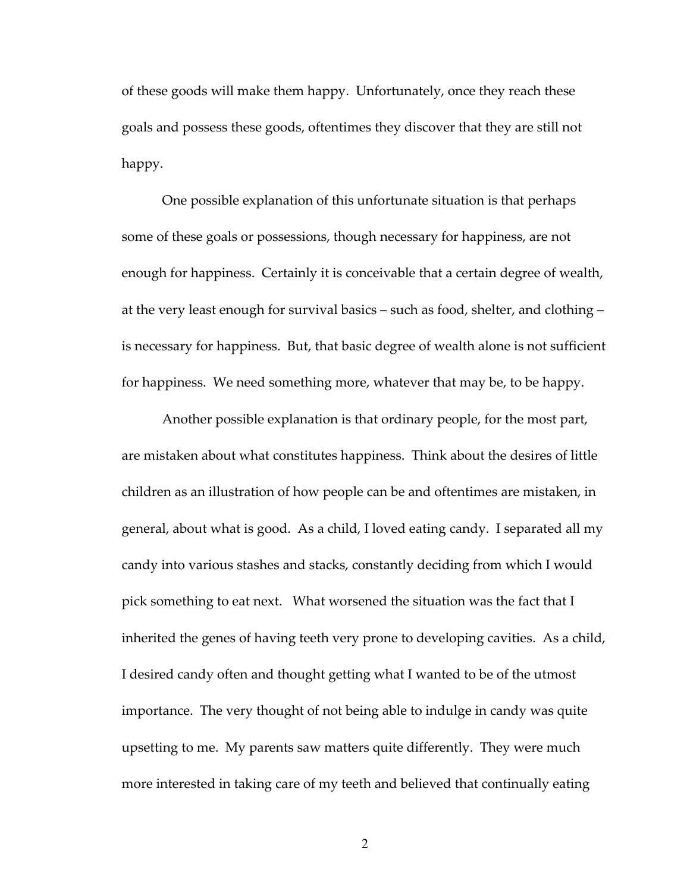of these goods will make them happy. Unfortunately, once they reach these goals and possess these goods, oftentimes they discover that they are still not happy.

One possible explanation of this unfortunate situation is that perhaps some of these goals or possessions, though necessary for happiness, are not enough for happiness. Certainly it is conceivable that a certain degree of wealth, at the very least enough for survival basics – such as food, shelter, and clothing – is necessary for happiness. But, that basic degree of wealth alone is not sufficient for happiness. We need something more, whatever that may be, to be happy.

Another possible explanation is that ordinary people, for the most part, are mistaken about what constitutes happiness. Think about the desires of little children as an illustration of how people can be and oftentimes are mistaken, in general, about what is good. As a child, I loved eating candy. I separated all my candy into various stashes and stacks, constantly deciding from which I would pick something to eat next. What worsened the situation was the fact that I inherited the genes of having teeth very prone to developing cavities. As a child, I desired candy often and thought getting what I wanted to be of the utmost importance. The very thought of not being able to indulge in candy was quite upsetting to me. My parents saw matters quite differently. They were much more interested in taking care of my teeth and believed that continually eating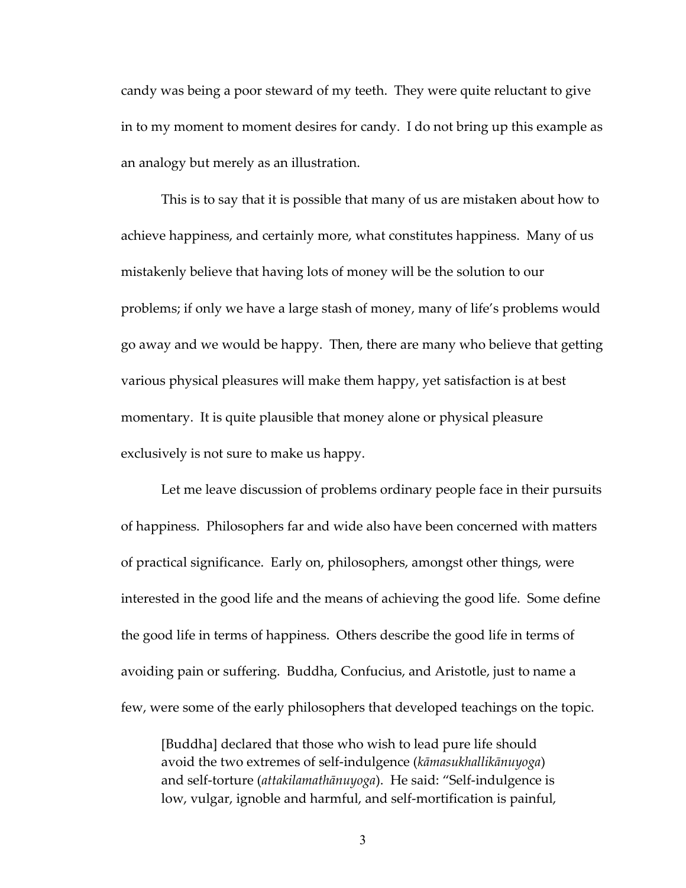candy was being a poor steward of my teeth. They were quite reluctant to give in to my moment to moment desires for candy. I do not bring up this example as an analogy but merely as an illustration.

This is to say that it is possible that many of us are mistaken about how to achieve happiness, and certainly more, what constitutes happiness. Many of us mistakenly believe that having lots of money will be the solution to our problems; if only we have a large stash of money, many of life's problems would go away and we would be happy. Then, there are many who believe that getting various physical pleasures will make them happy, yet satisfaction is at best momentary. It is quite plausible that money alone or physical pleasure exclusively is not sure to make us happy.

Let me leave discussion of problems ordinary people face in their pursuits of happiness. Philosophers far and wide also have been concerned with matters of practical significance. Early on, philosophers, amongst other things, were interested in the good life and the means of achieving the good life. Some define the good life in terms of happiness. Others describe the good life in terms of avoiding pain or suffering. Buddha, Confucius, and Aristotle, just to name a few, were some of the early philosophers that developed teachings on the topic.

> [Buddha] declared that those who wish to lead pure life should avoid the two extremes of self-indulgence (*kāmasukhallikānuyoga*) and self-torture (*attakilamathānuyoga*). He said: "Self-indulgence is low, vulgar, ignoble and harmful, and self-mortification is painful,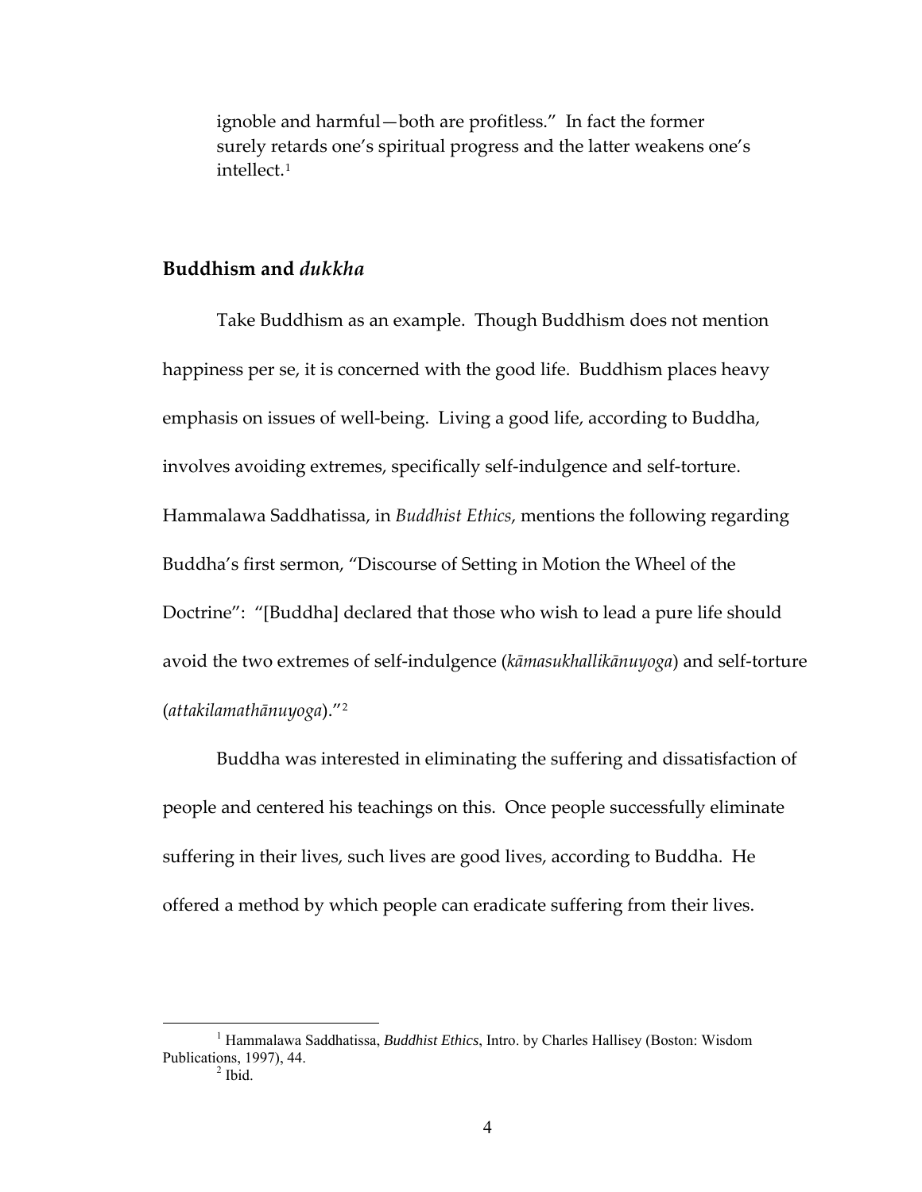ignoble and harmful—both are profitless." In fact the former surely retards one's spiritual progress and the latter weakens one's intellect.[1]

## Buddhism and *dukkha*

Take Buddhism as an example. Though Buddhism does not mention happiness per se, it is concerned with the good life. Buddhism places heavy emphasis on issues of well-being. Living a good life, according to Buddha, involves avoiding extremes, specifically self-indulgence and self-torture. Hammalawa Saddhatissa, in *Buddhist Ethics*, mentions the following regarding Buddha's first sermon, "Discourse of Setting in Motion the Wheel of the Doctrine": "[Buddha] declared that those who wish to lead a pure life should avoid the two extremes of self-indulgence (*kāmasukhallikānuyoga*) and self-torture (*attakilamathānuyoga*)."[2]

Buddha was interested in eliminating the suffering and dissatisfaction of people and centered his teachings on this. Once people successfully eliminate suffering in their lives, such lives are good lives, according to Buddha. He offered a method by which people can eradicate suffering from their lives.

---

[1] Hammalawa Saddhatissa, *Buddhist Ethics*, Intro. by Charles Hallisey (Boston: Wisdom Publications, 1997), 44.

[2] Ibid.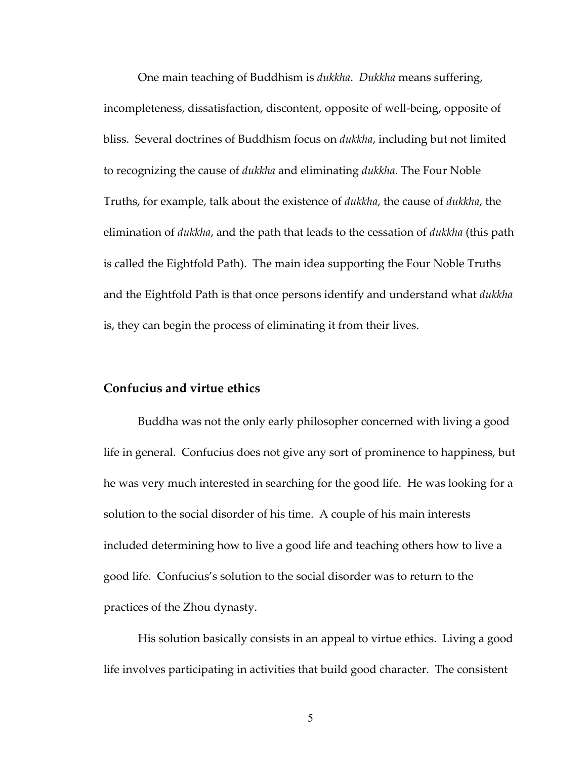One main teaching of Buddhism is *dukkha*. *Dukkha* means suffering, incompleteness, dissatisfaction, discontent, opposite of well-being, opposite of bliss. Several doctrines of Buddhism focus on *dukkha*, including but not limited to recognizing the cause of *dukkha* and eliminating *dukkha*. The Four Noble Truths, for example, talk about the existence of *dukkha*, the cause of *dukkha*, the elimination of *dukkha*, and the path that leads to the cessation of *dukkha* (this path is called the Eightfold Path). The main idea supporting the Four Noble Truths and the Eightfold Path is that once persons identify and understand what *dukkha* is, they can begin the process of eliminating it from their lives.

### Confucius and virtue ethics

Buddha was not the only early philosopher concerned with living a good life in general. Confucius does not give any sort of prominence to happiness, but he was very much interested in searching for the good life. He was looking for a solution to the social disorder of his time. A couple of his main interests included determining how to live a good life and teaching others how to live a good life. Confucius's solution to the social disorder was to return to the practices of the Zhou dynasty.

His solution basically consists in an appeal to virtue ethics. Living a good life involves participating in activities that build good character. The consistent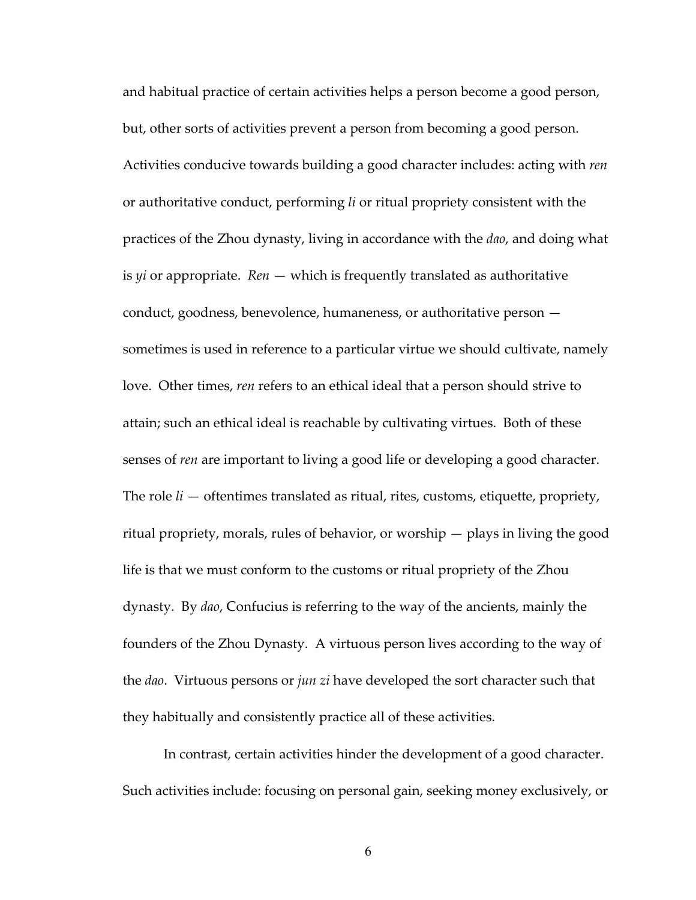and habitual practice of certain activities helps a person become a good person, but, other sorts of activities prevent a person from becoming a good person. Activities conducive towards building a good character includes: acting with *ren* or authoritative conduct, performing *li* or ritual propriety consistent with the practices of the Zhou dynasty, living in accordance with the *dao*, and doing what is *yi* or appropriate. *Ren* — which is frequently translated as authoritative conduct, goodness, benevolence, humaneness, or authoritative person — sometimes is used in reference to a particular virtue we should cultivate, namely love. Other times, *ren* refers to an ethical ideal that a person should strive to attain; such an ethical ideal is reachable by cultivating virtues. Both of these senses of *ren* are important to living a good life or developing a good character. The role *li* — oftentimes translated as ritual, rites, customs, etiquette, propriety, ritual propriety, morals, rules of behavior, or worship — plays in living the good life is that we must conform to the customs or ritual propriety of the Zhou dynasty. By *dao*, Confucius is referring to the way of the ancients, mainly the founders of the Zhou Dynasty. A virtuous person lives according to the way of the *dao*. Virtuous persons or *jun zi* have developed the sort character such that they habitually and consistently practice all of these activities.

In contrast, certain activities hinder the development of a good character. Such activities include: focusing on personal gain, seeking money exclusively, or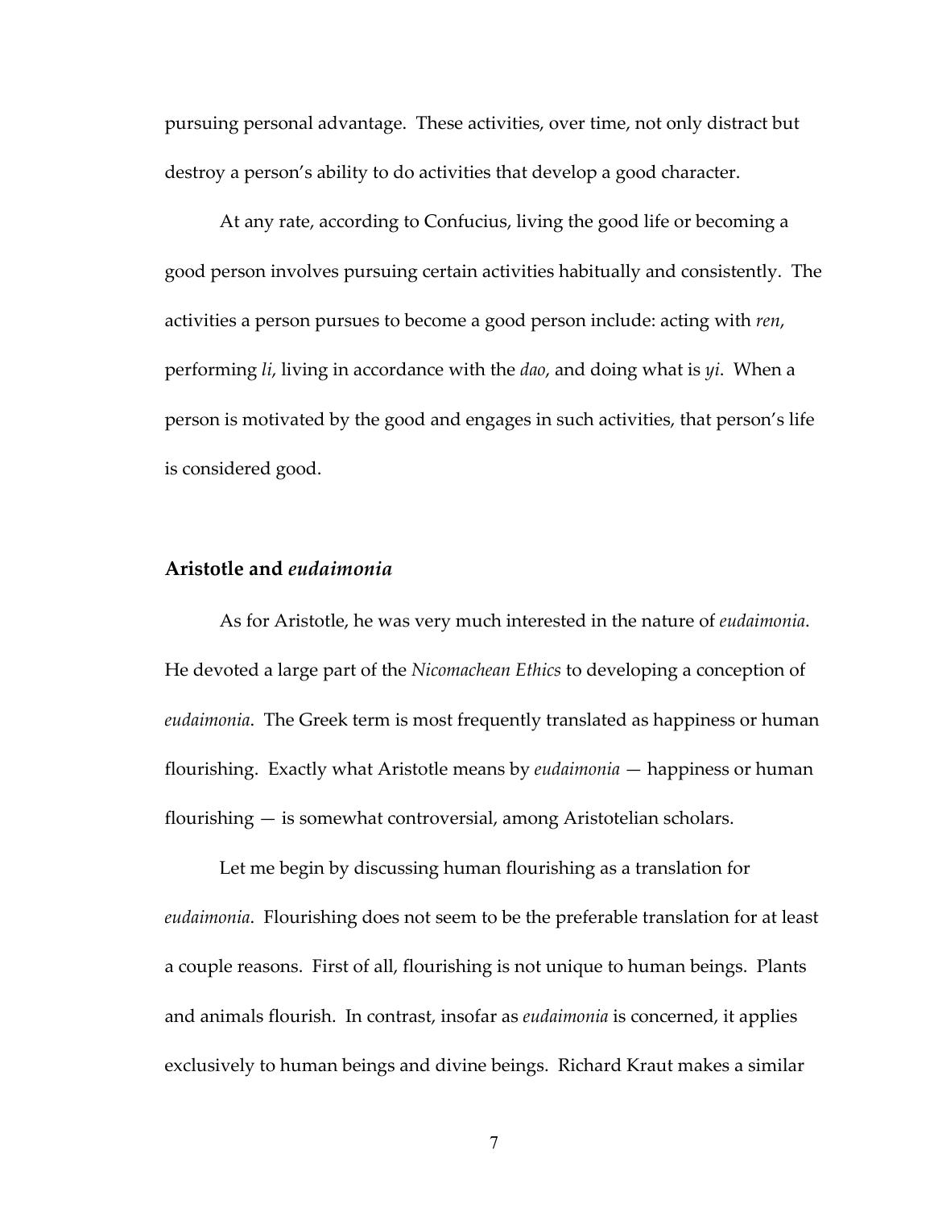pursuing personal advantage. These activities, over time, not only distract but destroy a person's ability to do activities that develop a good character.

At any rate, according to Confucius, living the good life or becoming a good person involves pursuing certain activities habitually and consistently. The activities a person pursues to become a good person include: acting with *ren*, performing *li*, living in accordance with the *dao*, and doing what is *yi*. When a person is motivated by the good and engages in such activities, that person's life is considered good.

## Aristotle and *eudaimonia*

As for Aristotle, he was very much interested in the nature of *eudaimonia*. He devoted a large part of the *Nicomachean Ethics* to developing a conception of *eudaimonia*. The Greek term is most frequently translated as happiness or human flourishing. Exactly what Aristotle means by *eudaimonia* — happiness or human flourishing — is somewhat controversial, among Aristotelian scholars.

Let me begin by discussing human flourishing as a translation for *eudaimonia*. Flourishing does not seem to be the preferable translation for at least a couple reasons. First of all, flourishing is not unique to human beings. Plants and animals flourish. In contrast, insofar as *eudaimonia* is concerned, it applies exclusively to human beings and divine beings. Richard Kraut makes a similar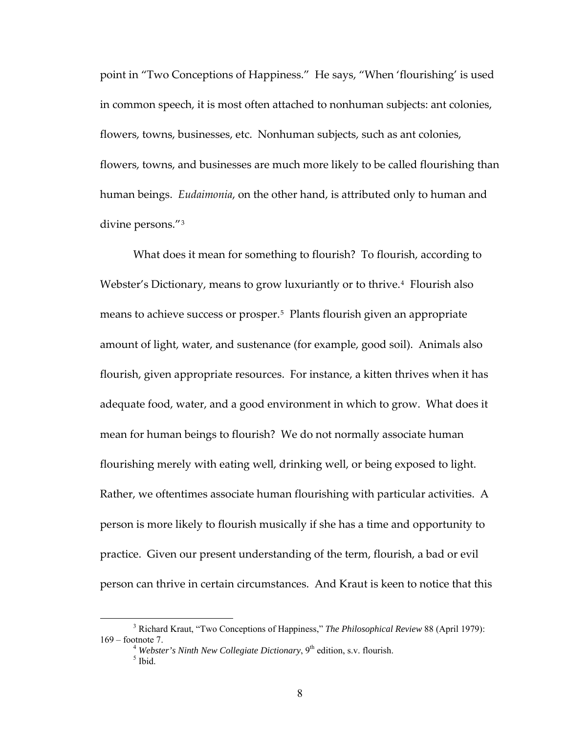point in "Two Conceptions of Happiness." He says, "When 'flourishing' is used in common speech, it is most often attached to nonhuman subjects: ant colonies, flowers, towns, businesses, etc. Nonhuman subjects, such as ant colonies, flowers, towns, and businesses are much more likely to be called flourishing than human beings. *Eudaimonia*, on the other hand, is attributed only to human and divine persons."[3]

What does it mean for something to flourish? To flourish, according to Webster's Dictionary, means to grow luxuriantly or to thrive.[4] Flourish also means to achieve success or prosper.[5] Plants flourish given an appropriate amount of light, water, and sustenance (for example, good soil). Animals also flourish, given appropriate resources. For instance, a kitten thrives when it has adequate food, water, and a good environment in which to grow. What does it mean for human beings to flourish? We do not normally associate human flourishing merely with eating well, drinking well, or being exposed to light. Rather, we oftentimes associate human flourishing with particular activities. A person is more likely to flourish musically if she has a time and opportunity to practice. Given our present understanding of the term, flourish, a bad or evil person can thrive in certain circumstances. And Kraut is keen to notice that this

---

[3] Richard Kraut, "Two Conceptions of Happiness," *The Philosophical Review* 88 (April 1979): 169 – footnote 7.

[4] *Webster's Ninth New Collegiate Dictionary*, 9th edition, s.v. flourish.

[5] Ibid.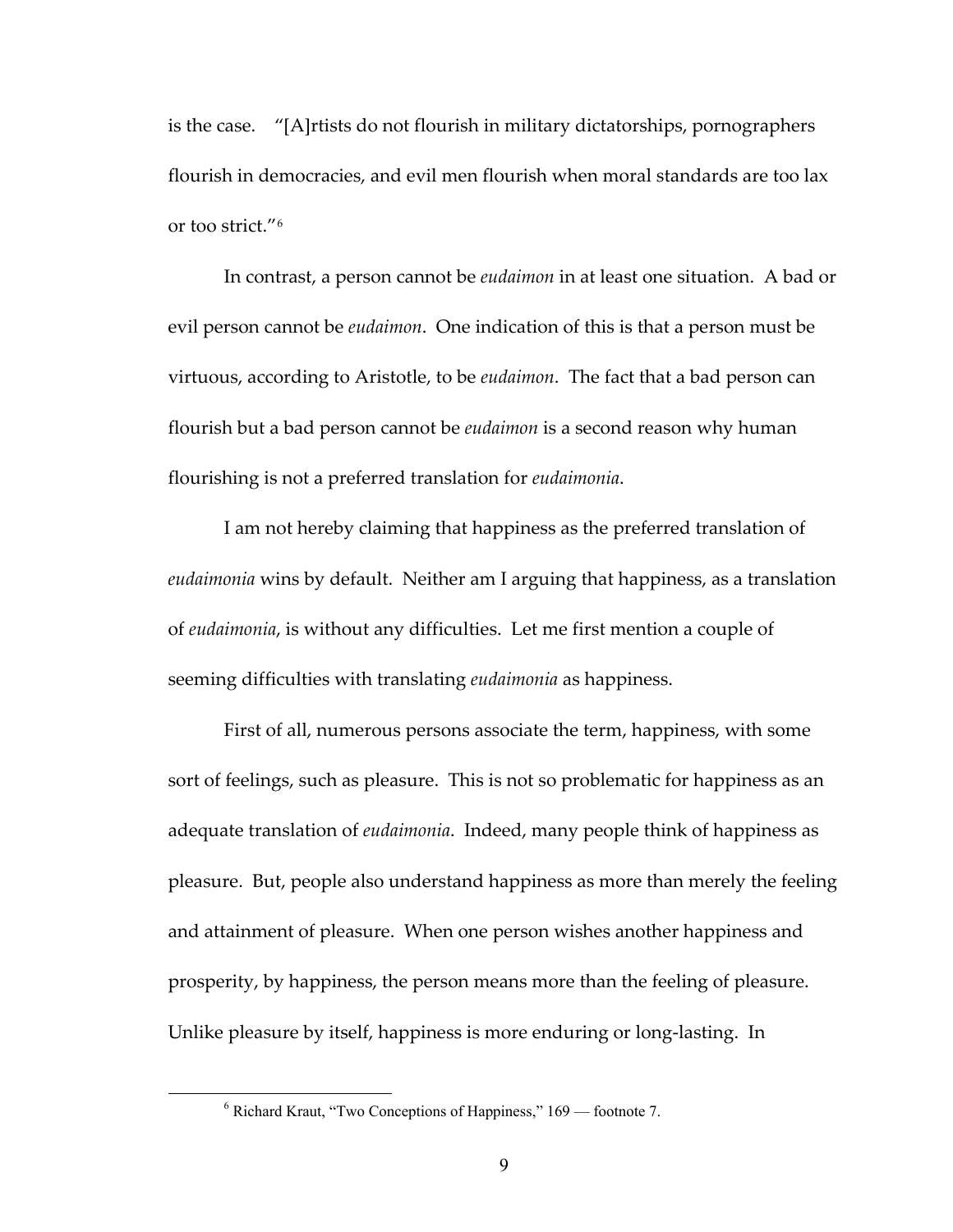is the case. "[A]rtists do not flourish in military dictatorships, pornographers flourish in democracies, and evil men flourish when moral standards are too lax or too strict."[6]

In contrast, a person cannot be *eudaimon* in at least one situation. A bad or evil person cannot be *eudaimon*. One indication of this is that a person must be virtuous, according to Aristotle, to be *eudaimon*. The fact that a bad person can flourish but a bad person cannot be *eudaimon* is a second reason why human flourishing is not a preferred translation for *eudaimonia*.

I am not hereby claiming that happiness as the preferred translation of *eudaimonia* wins by default. Neither am I arguing that happiness, as a translation of *eudaimonia*, is without any difficulties. Let me first mention a couple of seeming difficulties with translating *eudaimonia* as happiness.

First of all, numerous persons associate the term, happiness, with some sort of feelings, such as pleasure. This is not so problematic for happiness as an adequate translation of *eudaimonia*. Indeed, many people think of happiness as pleasure. But, people also understand happiness as more than merely the feeling and attainment of pleasure. When one person wishes another happiness and prosperity, by happiness, the person means more than the feeling of pleasure. Unlike pleasure by itself, happiness is more enduring or long-lasting. In

[6] Richard Kraut, "Two Conceptions of Happiness," 169 — footnote 7.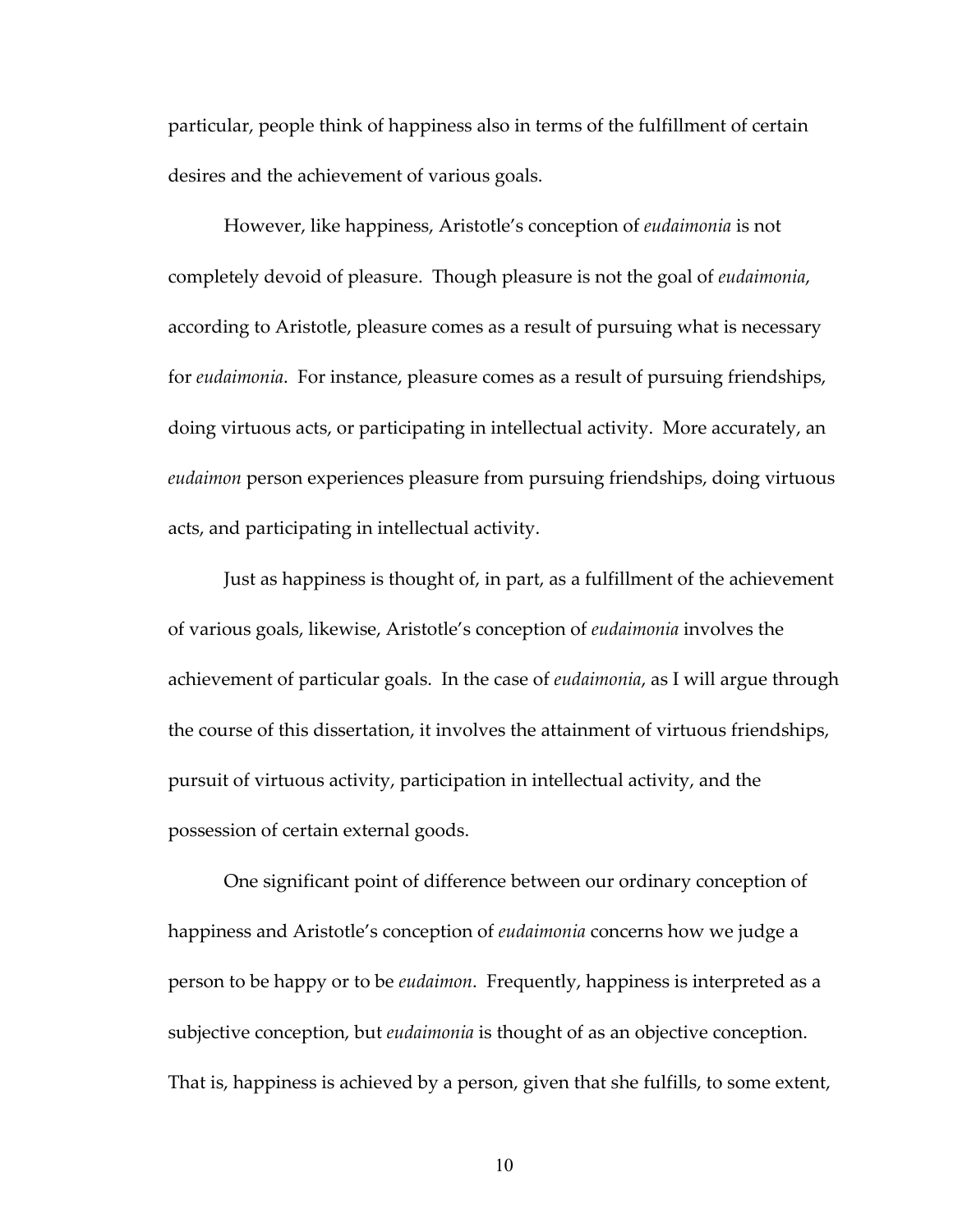particular, people think of happiness also in terms of the fulfillment of certain desires and the achievement of various goals.

However, like happiness, Aristotle's conception of *eudaimonia* is not completely devoid of pleasure. Though pleasure is not the goal of *eudaimonia*, according to Aristotle, pleasure comes as a result of pursuing what is necessary for *eudaimonia*. For instance, pleasure comes as a result of pursuing friendships, doing virtuous acts, or participating in intellectual activity. More accurately, an *eudaimon* person experiences pleasure from pursuing friendships, doing virtuous acts, and participating in intellectual activity.

Just as happiness is thought of, in part, as a fulfillment of the achievement of various goals, likewise, Aristotle's conception of *eudaimonia* involves the achievement of particular goals. In the case of *eudaimonia*, as I will argue through the course of this dissertation, it involves the attainment of virtuous friendships, pursuit of virtuous activity, participation in intellectual activity, and the possession of certain external goods.

One significant point of difference between our ordinary conception of happiness and Aristotle's conception of *eudaimonia* concerns how we judge a person to be happy or to be *eudaimon*. Frequently, happiness is interpreted as a subjective conception, but *eudaimonia* is thought of as an objective conception. That is, happiness is achieved by a person, given that she fulfills, to some extent,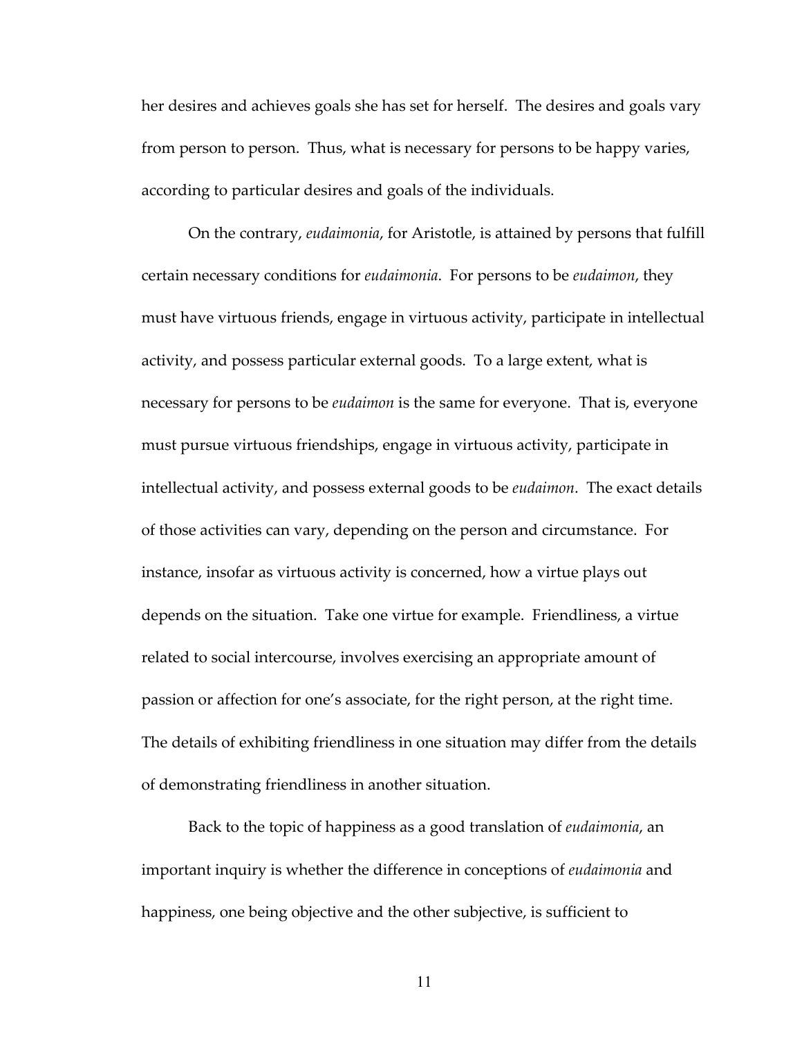her desires and achieves goals she has set for herself. The desires and goals vary from person to person. Thus, what is necessary for persons to be happy varies, according to particular desires and goals of the individuals.

On the contrary, *eudaimonia*, for Aristotle, is attained by persons that fulfill certain necessary conditions for *eudaimonia*. For persons to be *eudaimon*, they must have virtuous friends, engage in virtuous activity, participate in intellectual activity, and possess particular external goods. To a large extent, what is necessary for persons to be *eudaimon* is the same for everyone. That is, everyone must pursue virtuous friendships, engage in virtuous activity, participate in intellectual activity, and possess external goods to be *eudaimon*. The exact details of those activities can vary, depending on the person and circumstance. For instance, insofar as virtuous activity is concerned, how a virtue plays out depends on the situation. Take one virtue for example. Friendliness, a virtue related to social intercourse, involves exercising an appropriate amount of passion or affection for one's associate, for the right person, at the right time. The details of exhibiting friendliness in one situation may differ from the details of demonstrating friendliness in another situation.

Back to the topic of happiness as a good translation of *eudaimonia*, an important inquiry is whether the difference in conceptions of *eudaimonia* and happiness, one being objective and the other subjective, is sufficient to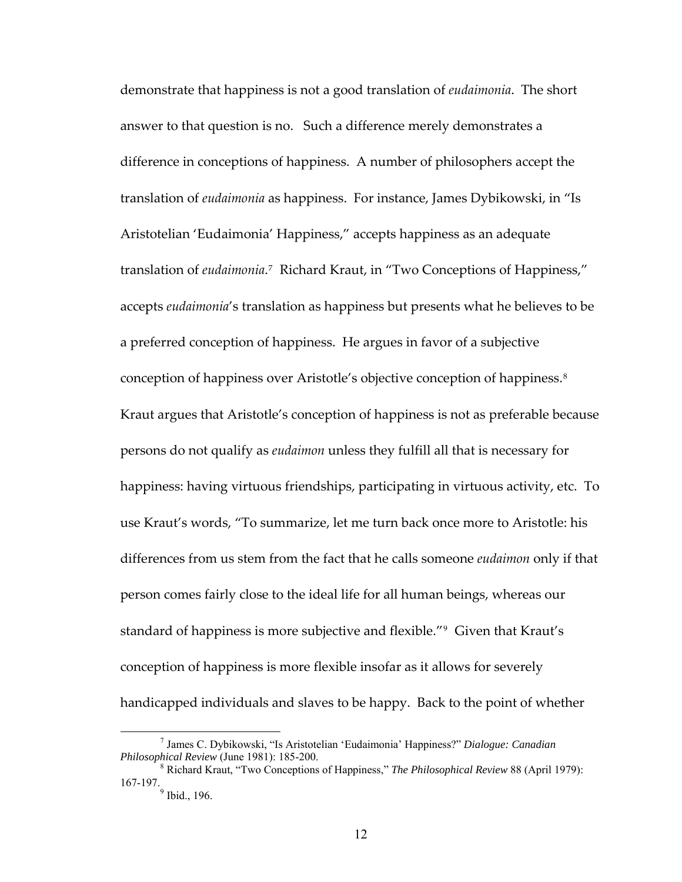demonstrate that happiness is not a good translation of *eudaimonia*. The short answer to that question is no. Such a difference merely demonstrates a difference in conceptions of happiness. A number of philosophers accept the translation of *eudaimonia* as happiness. For instance, James Dybikowski, in "Is Aristotelian 'Eudaimonia' Happiness," accepts happiness as an adequate translation of *eudaimonia*.[7] Richard Kraut, in "Two Conceptions of Happiness," accepts *eudaimonia*'s translation as happiness but presents what he believes to be a preferred conception of happiness. He argues in favor of a subjective conception of happiness over Aristotle's objective conception of happiness.[8] Kraut argues that Aristotle's conception of happiness is not as preferable because persons do not qualify as *eudaimon* unless they fulfill all that is necessary for happiness: having virtuous friendships, participating in virtuous activity, etc. To use Kraut's words, "To summarize, let me turn back once more to Aristotle: his differences from us stem from the fact that he calls someone *eudaimon* only if that person comes fairly close to the ideal life for all human beings, whereas our standard of happiness is more subjective and flexible."[9] Given that Kraut's conception of happiness is more flexible insofar as it allows for severely handicapped individuals and slaves to be happy. Back to the point of whether

---

[7] James C. Dybikowski, "Is Aristotelian 'Eudaimonia' Happiness?" *Dialogue: Canadian Philosophical Review* (June 1981): 185-200.

[8] Richard Kraut, "Two Conceptions of Happiness," *The Philosophical Review* 88 (April 1979): 167-197.

[9] Ibid., 196.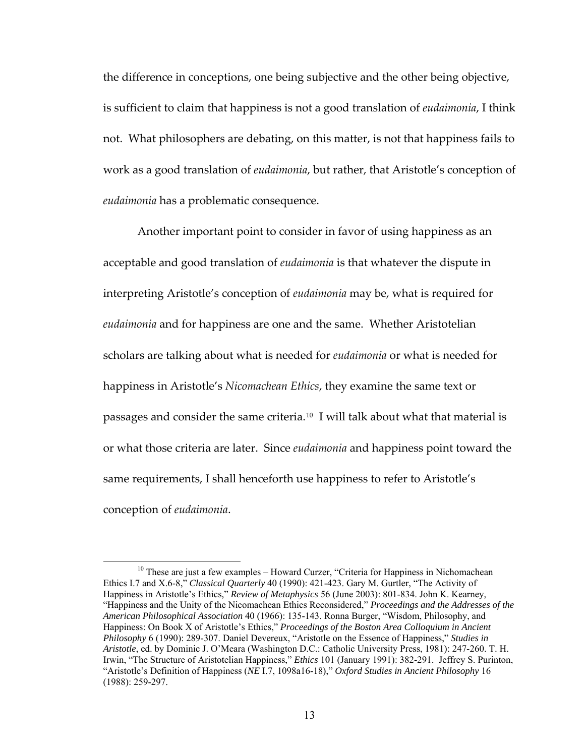the difference in conceptions, one being subjective and the other being objective, is sufficient to claim that happiness is not a good translation of *eudaimonia*, I think not. What philosophers are debating, on this matter, is not that happiness fails to work as a good translation of *eudaimonia*, but rather, that Aristotle's conception of *eudaimonia* has a problematic consequence.

Another important point to consider in favor of using happiness as an acceptable and good translation of *eudaimonia* is that whatever the dispute in interpreting Aristotle's conception of *eudaimonia* may be, what is required for *eudaimonia* and for happiness are one and the same. Whether Aristotelian scholars are talking about what is needed for *eudaimonia* or what is needed for happiness in Aristotle's *Nicomachean Ethics*, they examine the same text or passages and consider the same criteria.[10] I will talk about what that material is or what those criteria are later. Since *eudaimonia* and happiness point toward the same requirements, I shall henceforth use happiness to refer to Aristotle's conception of *eudaimonia*.

---

[10] These are just a few examples – Howard Curzer, "Criteria for Happiness in Nichomachean Ethics I.7 and X.6-8," *Classical Quarterly* 40 (1990): 421-423. Gary M. Gurtler, "The Activity of Happiness in Aristotle's Ethics," *Review of Metaphysics* 56 (June 2003): 801-834. John K. Kearney, "Happiness and the Unity of the Nicomachean Ethics Reconsidered," *Proceedings and the Addresses of the American Philosophical Association* 40 (1966): 135-143. Ronna Burger, "Wisdom, Philosophy, and Happiness: On Book X of Aristotle's Ethics," *Proceedings of the Boston Area Colloquium in Ancient Philosophy* 6 (1990): 289-307. Daniel Devereux, "Aristotle on the Essence of Happiness," *Studies in Aristotle*, ed. by Dominic J. O'Meara (Washington D.C.: Catholic University Press, 1981): 247-260. T. H. Irwin, "The Structure of Aristotelian Happiness," *Ethics* 101 (January 1991): 382-291. Jeffrey S. Purinton, "Aristotle's Definition of Happiness (*NE* I.7, 1098a16-18)," *Oxford Studies in Ancient Philosophy* 16 (1988): 259-297.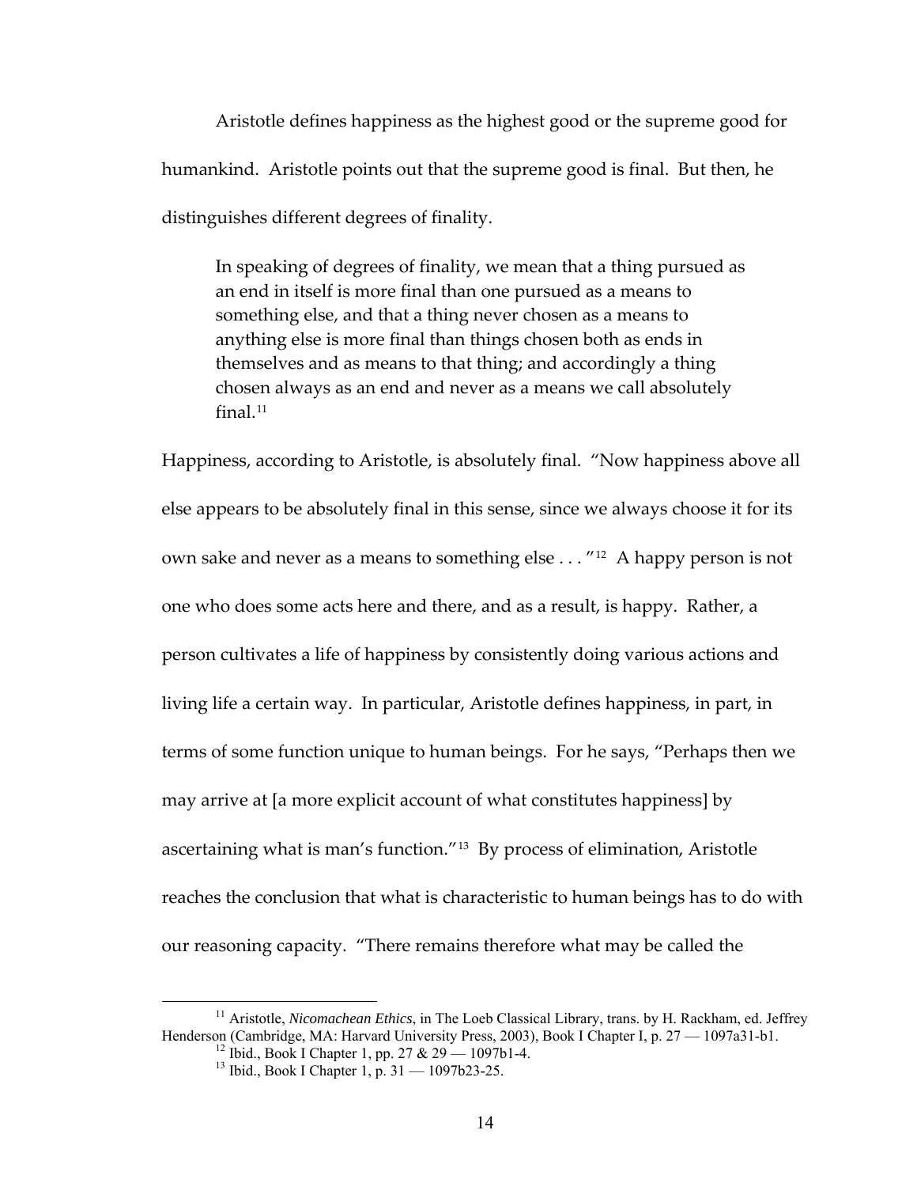Aristotle defines happiness as the highest good or the supreme good for humankind. Aristotle points out that the supreme good is final. But then, he distinguishes different degrees of finality.

> In speaking of degrees of finality, we mean that a thing pursued as an end in itself is more final than one pursued as a means to something else, and that a thing never chosen as a means to anything else is more final than things chosen both as ends in themselves and as means to that thing; and accordingly a thing chosen always as an end and never as a means we call absolutely final.[11]

Happiness, according to Aristotle, is absolutely final. "Now happiness above all else appears to be absolutely final in this sense, since we always choose it for its own sake and never as a means to something else . . . "[12] A happy person is not one who does some acts here and there, and as a result, is happy. Rather, a person cultivates a life of happiness by consistently doing various actions and living life a certain way. In particular, Aristotle defines happiness, in part, in terms of some function unique to human beings. For he says, "Perhaps then we may arrive at [a more explicit account of what constitutes happiness] by ascertaining what is man's function."[13] By process of elimination, Aristotle reaches the conclusion that what is characteristic to human beings has to do with our reasoning capacity. "There remains therefore what may be called the

---

[11] Aristotle, *Nicomachean Ethics*, in The Loeb Classical Library, trans. by H. Rackham, ed. Jeffrey Henderson (Cambridge, MA: Harvard University Press, 2003), Book I Chapter I, p. 27 — 1097a31-b1.

[12] Ibid., Book I Chapter 1, pp. 27 & 29 — 1097b1-4.

[13] Ibid., Book I Chapter 1, p. 31 — 1097b23-25.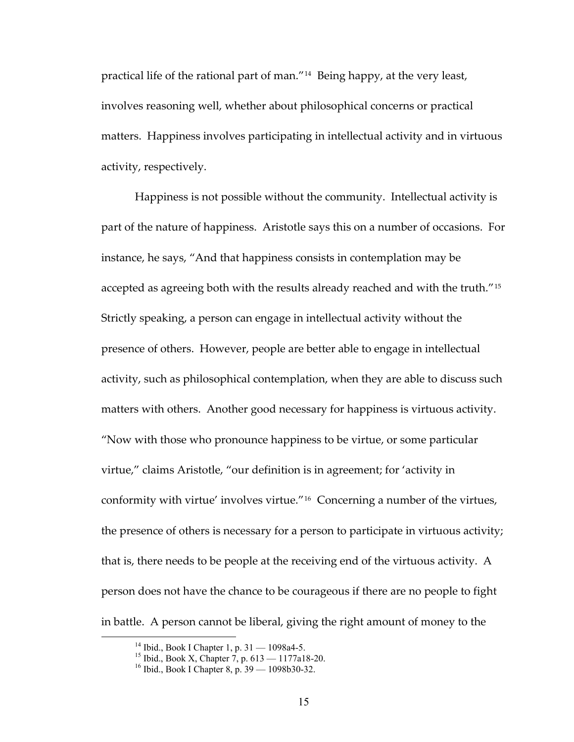practical life of the rational part of man."[14] Being happy, at the very least, involves reasoning well, whether about philosophical concerns or practical matters. Happiness involves participating in intellectual activity and in virtuous activity, respectively.

Happiness is not possible without the community. Intellectual activity is part of the nature of happiness. Aristotle says this on a number of occasions. For instance, he says, "And that happiness consists in contemplation may be accepted as agreeing both with the results already reached and with the truth."[15] Strictly speaking, a person can engage in intellectual activity without the presence of others. However, people are better able to engage in intellectual activity, such as philosophical contemplation, when they are able to discuss such matters with others. Another good necessary for happiness is virtuous activity. "Now with those who pronounce happiness to be virtue, or some particular virtue," claims Aristotle, "our definition is in agreement; for 'activity in conformity with virtue' involves virtue."[16] Concerning a number of the virtues, the presence of others is necessary for a person to participate in virtuous activity; that is, there needs to be people at the receiving end of the virtuous activity. A person does not have the chance to be courageous if there are no people to fight in battle. A person cannot be liberal, giving the right amount of money to the

[14] Ibid., Book I Chapter 1, p. 31 — 1098a4-5.
[15] Ibid., Book X, Chapter 7, p. 613 — 1177a18-20.
[16] Ibid., Book I Chapter 8, p. 39 — 1098b30-32.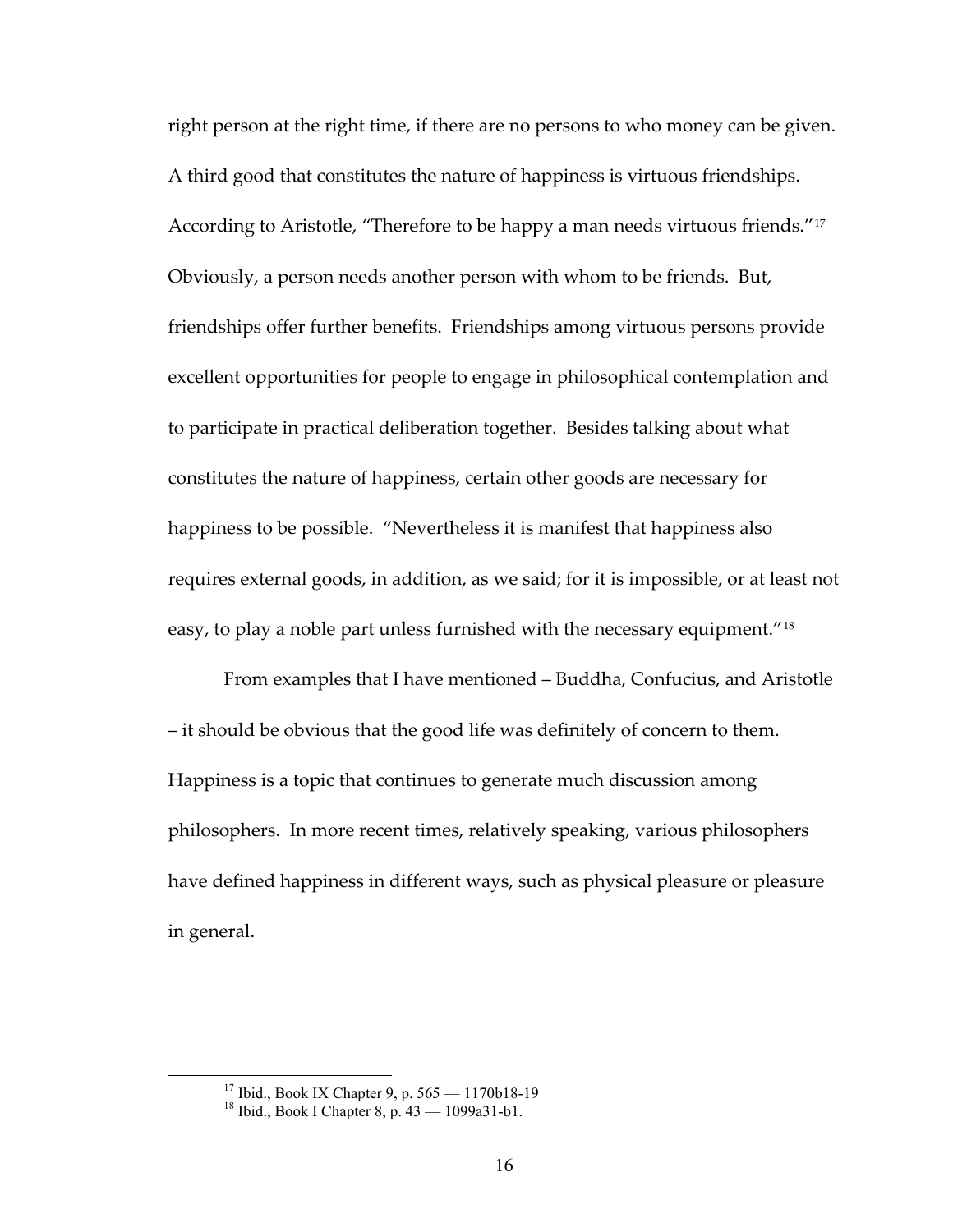right person at the right time, if there are no persons to who money can be given. A third good that constitutes the nature of happiness is virtuous friendships. According to Aristotle, "Therefore to be happy a man needs virtuous friends."[17] Obviously, a person needs another person with whom to be friends. But, friendships offer further benefits. Friendships among virtuous persons provide excellent opportunities for people to engage in philosophical contemplation and to participate in practical deliberation together. Besides talking about what constitutes the nature of happiness, certain other goods are necessary for happiness to be possible. "Nevertheless it is manifest that happiness also requires external goods, in addition, as we said; for it is impossible, or at least not easy, to play a noble part unless furnished with the necessary equipment."[18]

From examples that I have mentioned – Buddha, Confucius, and Aristotle – it should be obvious that the good life was definitely of concern to them. Happiness is a topic that continues to generate much discussion among philosophers. In more recent times, relatively speaking, various philosophers have defined happiness in different ways, such as physical pleasure or pleasure in general.

---

[17] Ibid., Book IX Chapter 9, p. 565 — 1170b18-19

[18] Ibid., Book I Chapter 8, p. 43 — 1099a31-b1.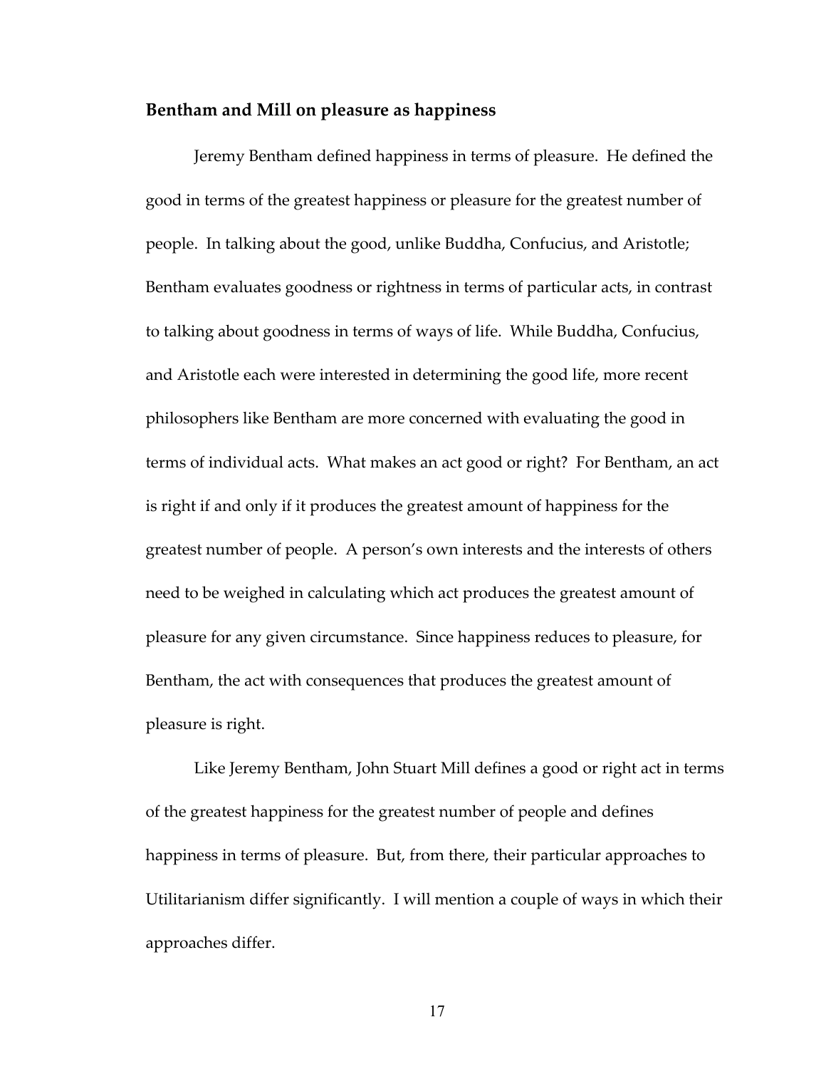## Bentham and Mill on pleasure as happiness

Jeremy Bentham defined happiness in terms of pleasure. He defined the good in terms of the greatest happiness or pleasure for the greatest number of people. In talking about the good, unlike Buddha, Confucius, and Aristotle; Bentham evaluates goodness or rightness in terms of particular acts, in contrast to talking about goodness in terms of ways of life. While Buddha, Confucius, and Aristotle each were interested in determining the good life, more recent philosophers like Bentham are more concerned with evaluating the good in terms of individual acts. What makes an act good or right? For Bentham, an act is right if and only if it produces the greatest amount of happiness for the greatest number of people. A person's own interests and the interests of others need to be weighed in calculating which act produces the greatest amount of pleasure for any given circumstance. Since happiness reduces to pleasure, for Bentham, the act with consequences that produces the greatest amount of pleasure is right.

Like Jeremy Bentham, John Stuart Mill defines a good or right act in terms of the greatest happiness for the greatest number of people and defines happiness in terms of pleasure. But, from there, their particular approaches to Utilitarianism differ significantly. I will mention a couple of ways in which their approaches differ.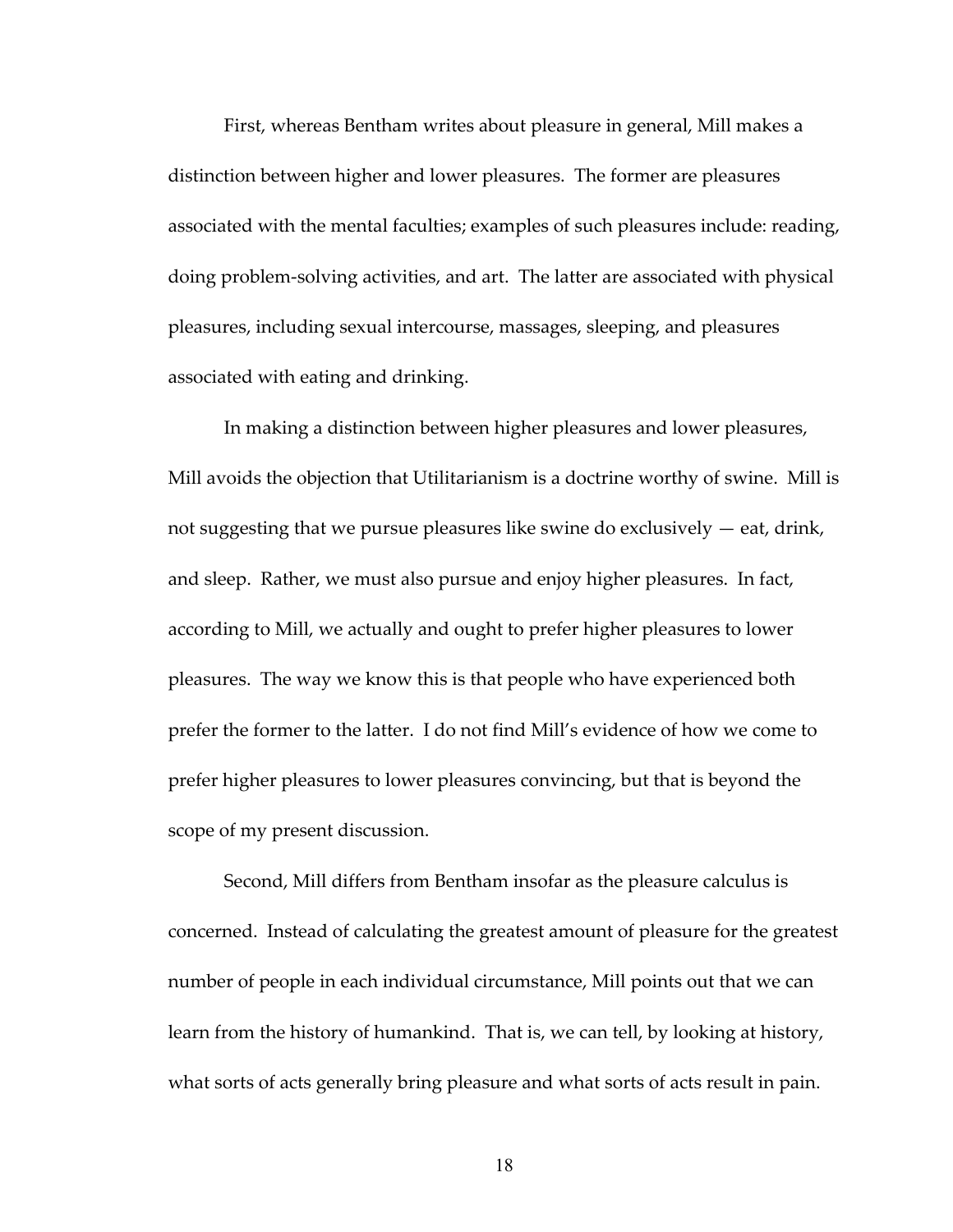First, whereas Bentham writes about pleasure in general, Mill makes a distinction between higher and lower pleasures. The former are pleasures associated with the mental faculties; examples of such pleasures include: reading, doing problem-solving activities, and art. The latter are associated with physical pleasures, including sexual intercourse, massages, sleeping, and pleasures associated with eating and drinking.

In making a distinction between higher pleasures and lower pleasures, Mill avoids the objection that Utilitarianism is a doctrine worthy of swine. Mill is not suggesting that we pursue pleasures like swine do exclusively — eat, drink, and sleep. Rather, we must also pursue and enjoy higher pleasures. In fact, according to Mill, we actually and ought to prefer higher pleasures to lower pleasures. The way we know this is that people who have experienced both prefer the former to the latter. I do not find Mill's evidence of how we come to prefer higher pleasures to lower pleasures convincing, but that is beyond the scope of my present discussion.

Second, Mill differs from Bentham insofar as the pleasure calculus is concerned. Instead of calculating the greatest amount of pleasure for the greatest number of people in each individual circumstance, Mill points out that we can learn from the history of humankind. That is, we can tell, by looking at history, what sorts of acts generally bring pleasure and what sorts of acts result in pain.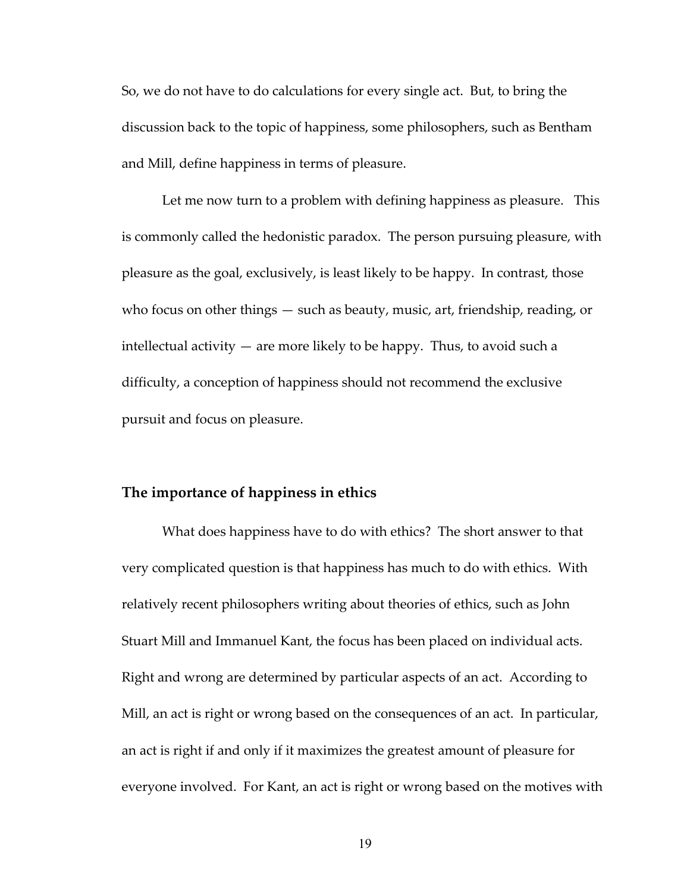So, we do not have to do calculations for every single act. But, to bring the discussion back to the topic of happiness, some philosophers, such as Bentham and Mill, define happiness in terms of pleasure.

Let me now turn to a problem with defining happiness as pleasure. This is commonly called the hedonistic paradox. The person pursuing pleasure, with pleasure as the goal, exclusively, is least likely to be happy. In contrast, those who focus on other things — such as beauty, music, art, friendship, reading, or intellectual activity — are more likely to be happy. Thus, to avoid such a difficulty, a conception of happiness should not recommend the exclusive pursuit and focus on pleasure.

### The importance of happiness in ethics

What does happiness have to do with ethics? The short answer to that very complicated question is that happiness has much to do with ethics. With relatively recent philosophers writing about theories of ethics, such as John Stuart Mill and Immanuel Kant, the focus has been placed on individual acts. Right and wrong are determined by particular aspects of an act. According to Mill, an act is right or wrong based on the consequences of an act. In particular, an act is right if and only if it maximizes the greatest amount of pleasure for everyone involved. For Kant, an act is right or wrong based on the motives with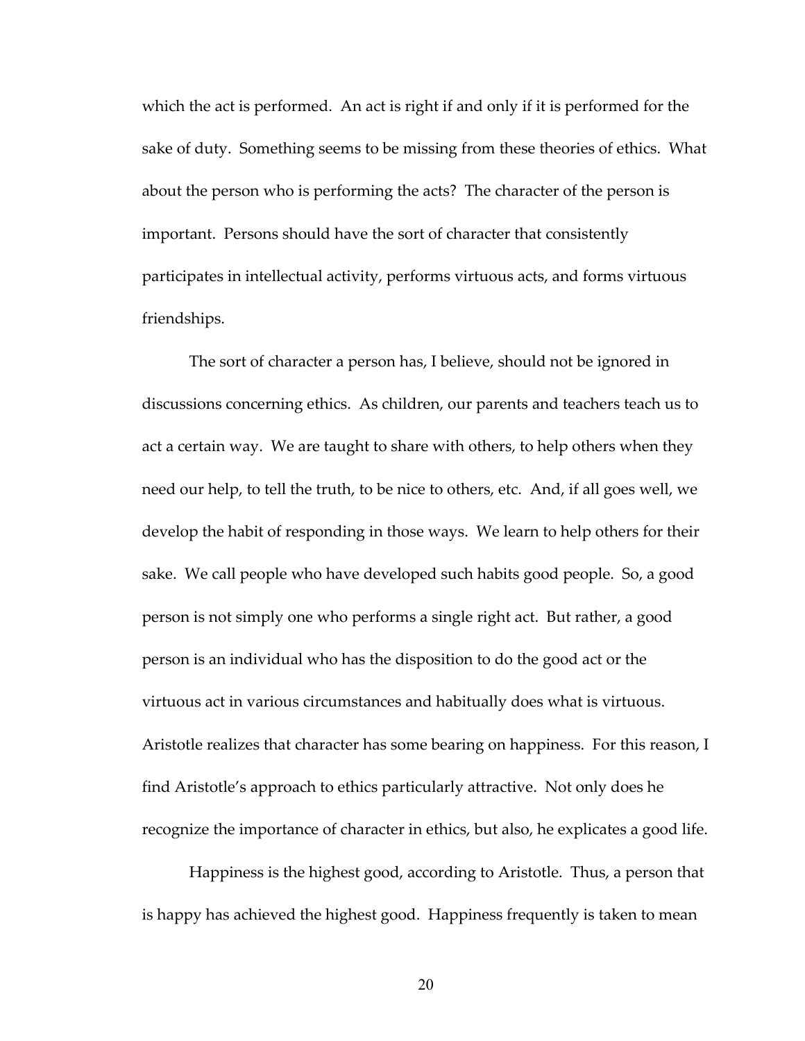which the act is performed. An act is right if and only if it is performed for the sake of duty. Something seems to be missing from these theories of ethics. What about the person who is performing the acts? The character of the person is important. Persons should have the sort of character that consistently participates in intellectual activity, performs virtuous acts, and forms virtuous friendships.

The sort of character a person has, I believe, should not be ignored in discussions concerning ethics. As children, our parents and teachers teach us to act a certain way. We are taught to share with others, to help others when they need our help, to tell the truth, to be nice to others, etc. And, if all goes well, we develop the habit of responding in those ways. We learn to help others for their sake. We call people who have developed such habits good people. So, a good person is not simply one who performs a single right act. But rather, a good person is an individual who has the disposition to do the good act or the virtuous act in various circumstances and habitually does what is virtuous. Aristotle realizes that character has some bearing on happiness. For this reason, I find Aristotle's approach to ethics particularly attractive. Not only does he recognize the importance of character in ethics, but also, he explicates a good life.

Happiness is the highest good, according to Aristotle. Thus, a person that is happy has achieved the highest good. Happiness frequently is taken to mean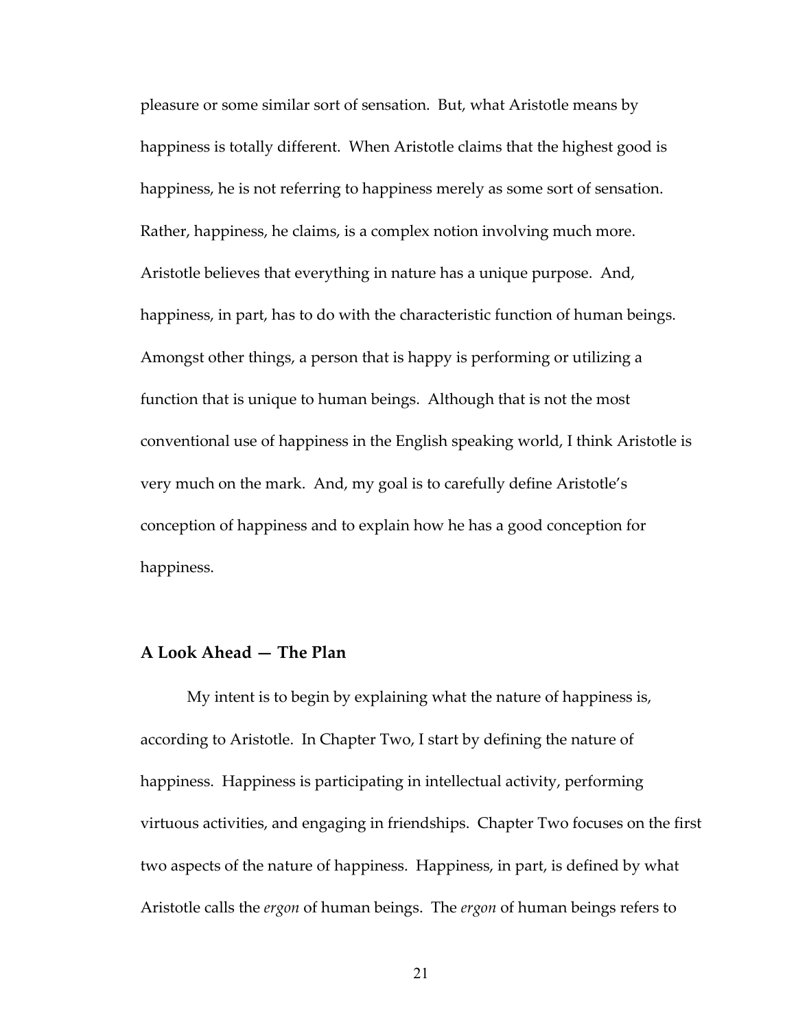pleasure or some similar sort of sensation. But, what Aristotle means by happiness is totally different. When Aristotle claims that the highest good is happiness, he is not referring to happiness merely as some sort of sensation. Rather, happiness, he claims, is a complex notion involving much more. Aristotle believes that everything in nature has a unique purpose. And, happiness, in part, has to do with the characteristic function of human beings. Amongst other things, a person that is happy is performing or utilizing a function that is unique to human beings. Although that is not the most conventional use of happiness in the English speaking world, I think Aristotle is very much on the mark. And, my goal is to carefully define Aristotle's conception of happiness and to explain how he has a good conception for happiness.

### A Look Ahead — The Plan

My intent is to begin by explaining what the nature of happiness is, according to Aristotle. In Chapter Two, I start by defining the nature of happiness. Happiness is participating in intellectual activity, performing virtuous activities, and engaging in friendships. Chapter Two focuses on the first two aspects of the nature of happiness. Happiness, in part, is defined by what Aristotle calls the *ergon* of human beings. The *ergon* of human beings refers to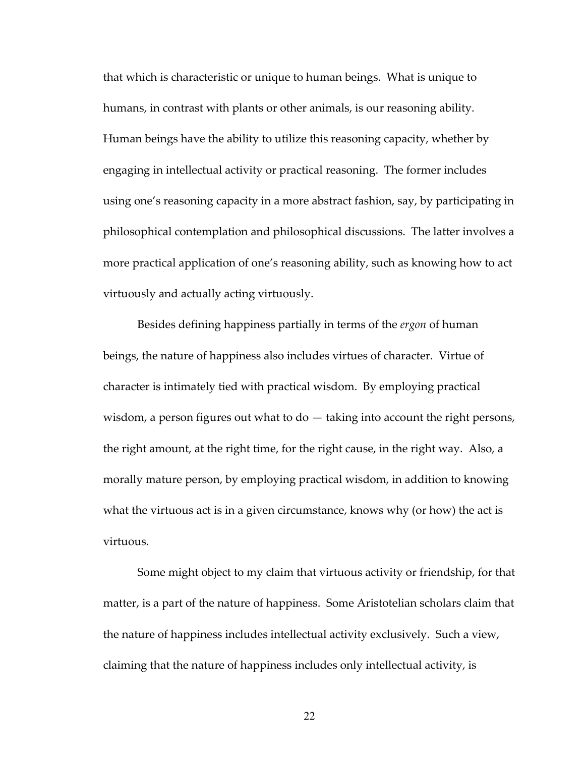that which is characteristic or unique to human beings. What is unique to humans, in contrast with plants or other animals, is our reasoning ability. Human beings have the ability to utilize this reasoning capacity, whether by engaging in intellectual activity or practical reasoning. The former includes using one's reasoning capacity in a more abstract fashion, say, by participating in philosophical contemplation and philosophical discussions. The latter involves a more practical application of one's reasoning ability, such as knowing how to act virtuously and actually acting virtuously.

Besides defining happiness partially in terms of the *ergon* of human beings, the nature of happiness also includes virtues of character. Virtue of character is intimately tied with practical wisdom. By employing practical wisdom, a person figures out what to do — taking into account the right persons, the right amount, at the right time, for the right cause, in the right way. Also, a morally mature person, by employing practical wisdom, in addition to knowing what the virtuous act is in a given circumstance, knows why (or how) the act is virtuous.

Some might object to my claim that virtuous activity or friendship, for that matter, is a part of the nature of happiness. Some Aristotelian scholars claim that the nature of happiness includes intellectual activity exclusively. Such a view, claiming that the nature of happiness includes only intellectual activity, is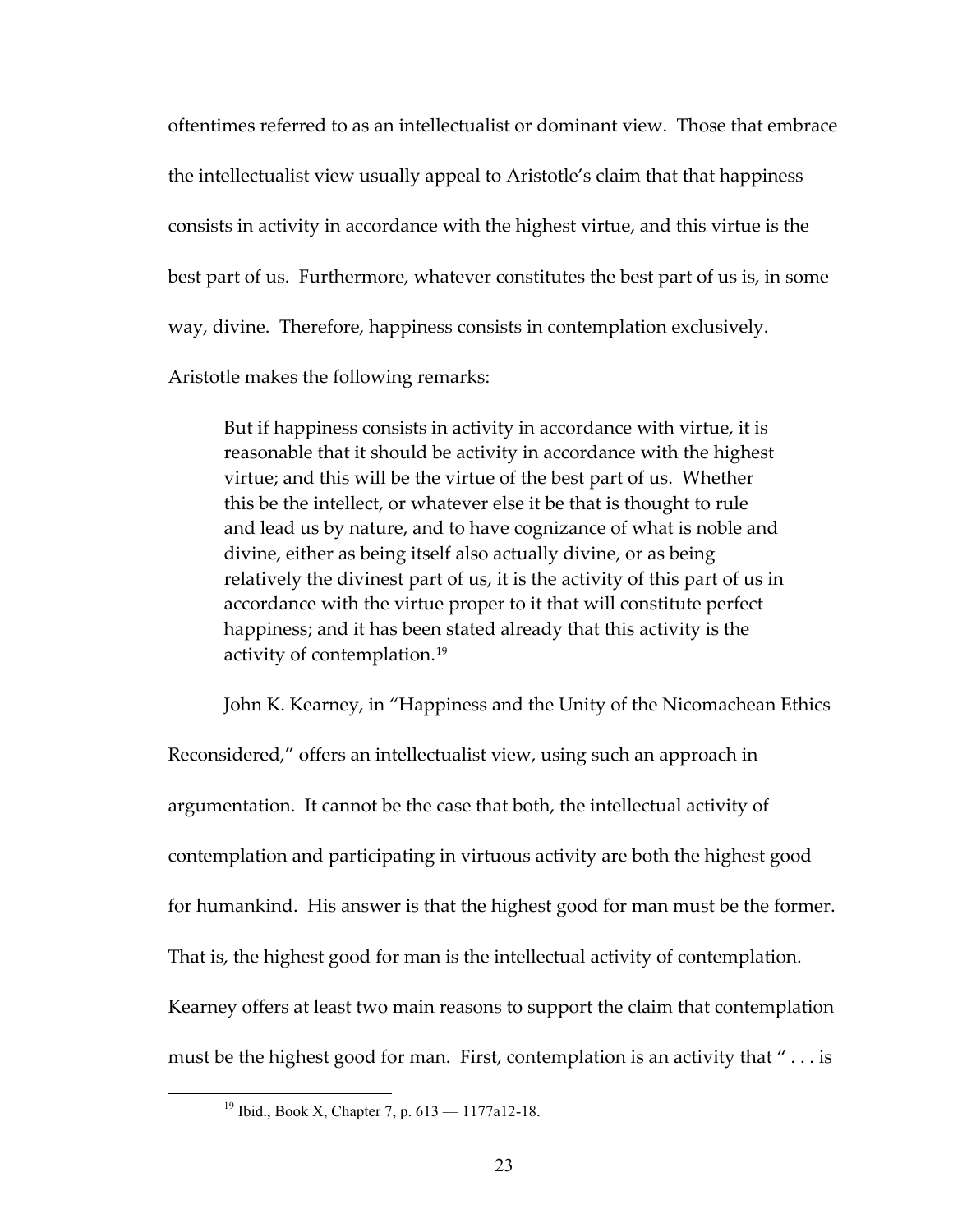oftentimes referred to as an intellectualist or dominant view. Those that embrace the intellectualist view usually appeal to Aristotle's claim that that happiness consists in activity in accordance with the highest virtue, and this virtue is the best part of us. Furthermore, whatever constitutes the best part of us is, in some way, divine. Therefore, happiness consists in contemplation exclusively. Aristotle makes the following remarks:

> But if happiness consists in activity in accordance with virtue, it is reasonable that it should be activity in accordance with the highest virtue; and this will be the virtue of the best part of us. Whether this be the intellect, or whatever else it be that is thought to rule and lead us by nature, and to have cognizance of what is noble and divine, either as being itself also actually divine, or as being relatively the divinest part of us, it is the activity of this part of us in accordance with the virtue proper to it that will constitute perfect happiness; and it has been stated already that this activity is the activity of contemplation.[19]

John K. Kearney, in "Happiness and the Unity of the Nicomachean Ethics Reconsidered," offers an intellectualist view, using such an approach in argumentation. It cannot be the case that both, the intellectual activity of contemplation and participating in virtuous activity are both the highest good for humankind. His answer is that the highest good for man must be the former. That is, the highest good for man is the intellectual activity of contemplation. Kearney offers at least two main reasons to support the claim that contemplation must be the highest good for man. First, contemplation is an activity that " . . . is

[19] Ibid., Book X, Chapter 7, p. 613 — 1177a12-18.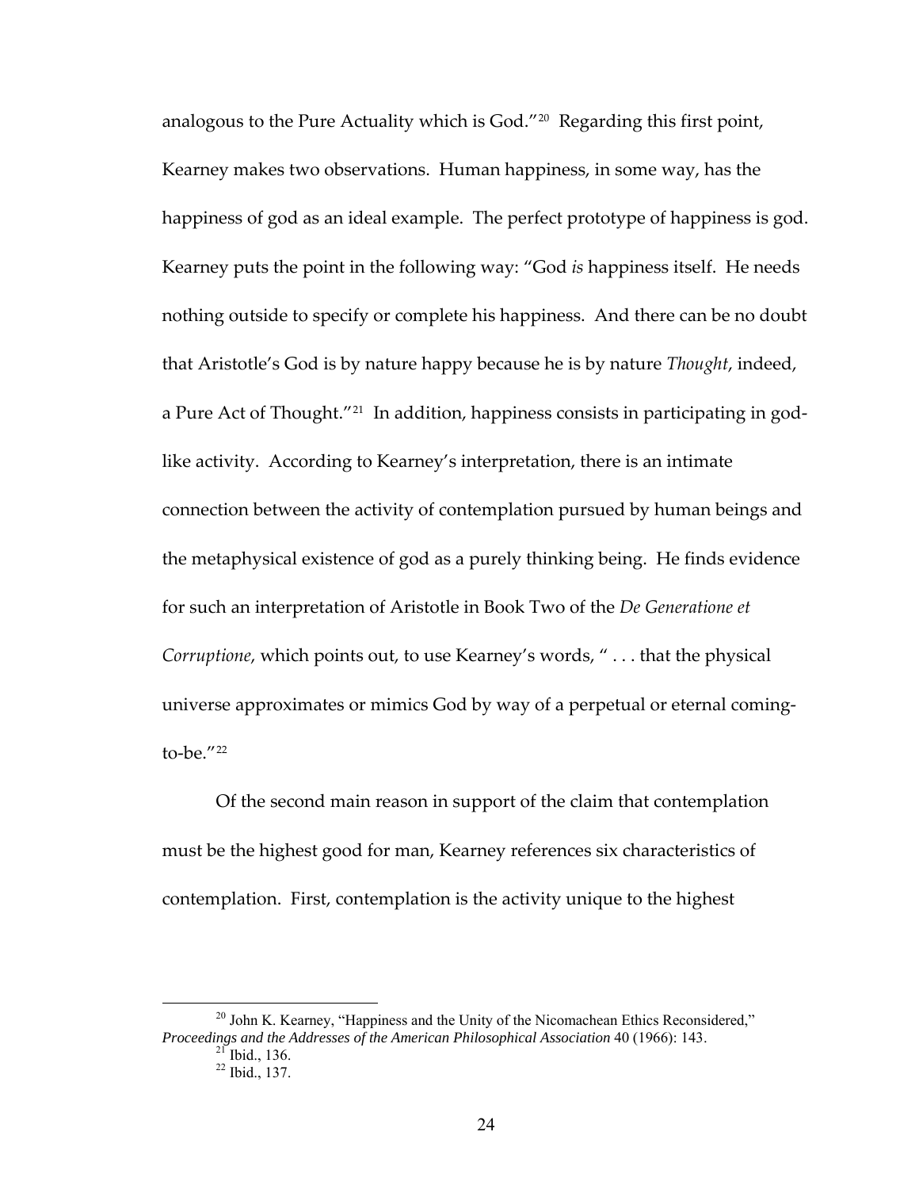analogous to the Pure Actuality which is God."[20] Regarding this first point, Kearney makes two observations. Human happiness, in some way, has the happiness of god as an ideal example. The perfect prototype of happiness is god. Kearney puts the point in the following way: "God *is* happiness itself. He needs nothing outside to specify or complete his happiness. And there can be no doubt that Aristotle's God is by nature happy because he is by nature *Thought*, indeed, a Pure Act of Thought."[21] In addition, happiness consists in participating in god-like activity. According to Kearney's interpretation, there is an intimate connection between the activity of contemplation pursued by human beings and the metaphysical existence of god as a purely thinking being. He finds evidence for such an interpretation of Aristotle in Book Two of the *De Generatione et Corruptione*, which points out, to use Kearney's words, " . . . that the physical universe approximates or mimics God by way of a perpetual or eternal coming-to-be."[22]

Of the second main reason in support of the claim that contemplation must be the highest good for man, Kearney references six characteristics of contemplation. First, contemplation is the activity unique to the highest

---

[20] John K. Kearney, "Happiness and the Unity of the Nicomachean Ethics Reconsidered," *Proceedings and the Addresses of the American Philosophical Association* 40 (1966): 143.

[21] Ibid., 136.

[22] Ibid., 137.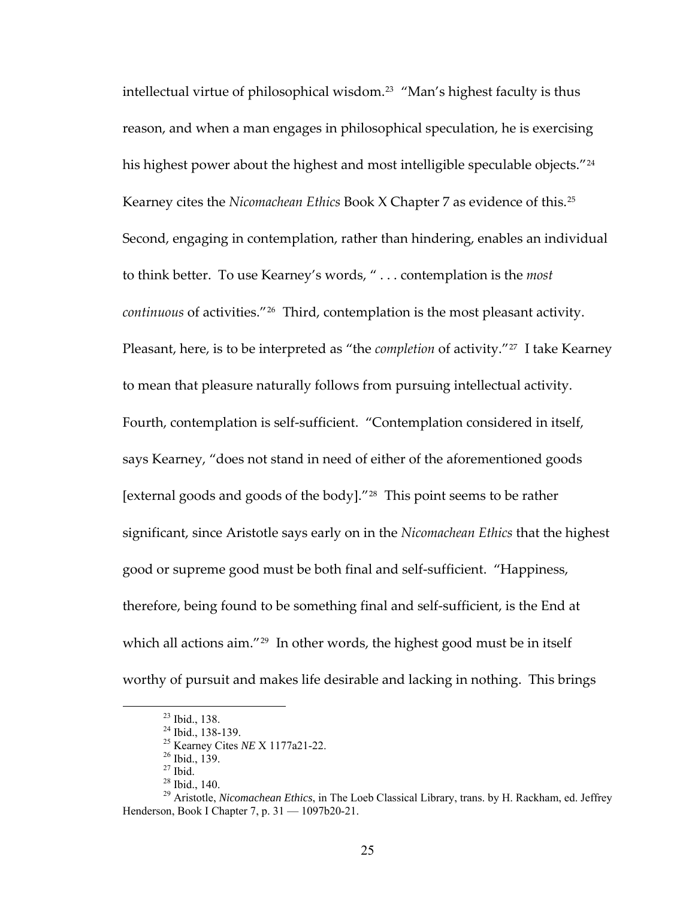intellectual virtue of philosophical wisdom.[23] "Man's highest faculty is thus reason, and when a man engages in philosophical speculation, he is exercising his highest power about the highest and most intelligible speculable objects."[24] Kearney cites the *Nicomachean Ethics* Book X Chapter 7 as evidence of this.[25] Second, engaging in contemplation, rather than hindering, enables an individual to think better. To use Kearney's words, " . . . contemplation is the *most continuous* of activities."[26] Third, contemplation is the most pleasant activity. Pleasant, here, is to be interpreted as "the *completion* of activity."[27] I take Kearney to mean that pleasure naturally follows from pursuing intellectual activity. Fourth, contemplation is self-sufficient. "Contemplation considered in itself, says Kearney, "does not stand in need of either of the aforementioned goods [external goods and goods of the body]."[28] This point seems to be rather significant, since Aristotle says early on in the *Nicomachean Ethics* that the highest good or supreme good must be both final and self-sufficient. "Happiness, therefore, being found to be something final and self-sufficient, is the End at which all actions aim."[29] In other words, the highest good must be in itself worthy of pursuit and makes life desirable and lacking in nothing. This brings

---

[23] Ibid., 138.

[24] Ibid., 138-139.

[25] Kearney Cites *NE* X 1177a21-22.

[26] Ibid., 139.

[27] Ibid.

[28] Ibid., 140.

[29] Aristotle, *Nicomachean Ethics*, in The Loeb Classical Library, trans. by H. Rackham, ed. Jeffrey Henderson, Book I Chapter 7, p. 31 — 1097b20-21.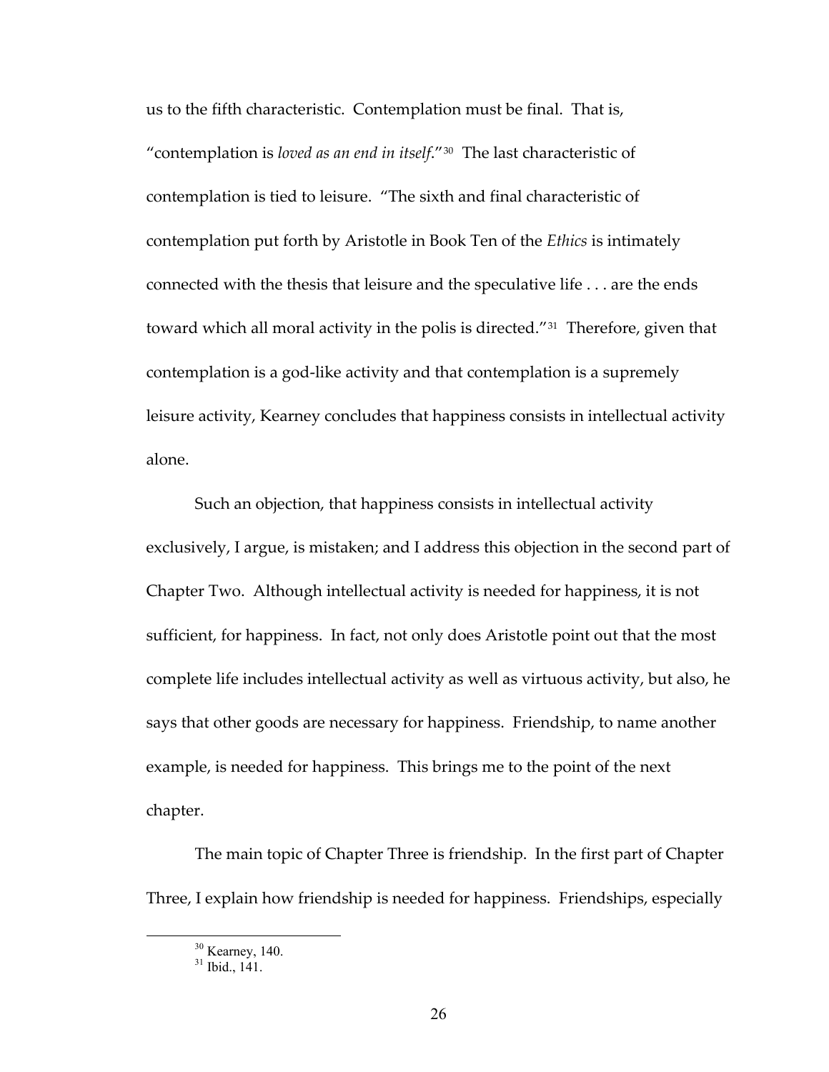us to the fifth characteristic. Contemplation must be final. That is, "contemplation is *loved as an end in itself*."[30] The last characteristic of contemplation is tied to leisure. "The sixth and final characteristic of contemplation put forth by Aristotle in Book Ten of the *Ethics* is intimately connected with the thesis that leisure and the speculative life . . . are the ends toward which all moral activity in the polis is directed."[31] Therefore, given that contemplation is a god-like activity and that contemplation is a supremely leisure activity, Kearney concludes that happiness consists in intellectual activity alone.

Such an objection, that happiness consists in intellectual activity exclusively, I argue, is mistaken; and I address this objection in the second part of Chapter Two. Although intellectual activity is needed for happiness, it is not sufficient, for happiness. In fact, not only does Aristotle point out that the most complete life includes intellectual activity as well as virtuous activity, but also, he says that other goods are necessary for happiness. Friendship, to name another example, is needed for happiness. This brings me to the point of the next chapter.

The main topic of Chapter Three is friendship. In the first part of Chapter Three, I explain how friendship is needed for happiness. Friendships, especially

[30] Kearney, 140.
[31] Ibid., 141.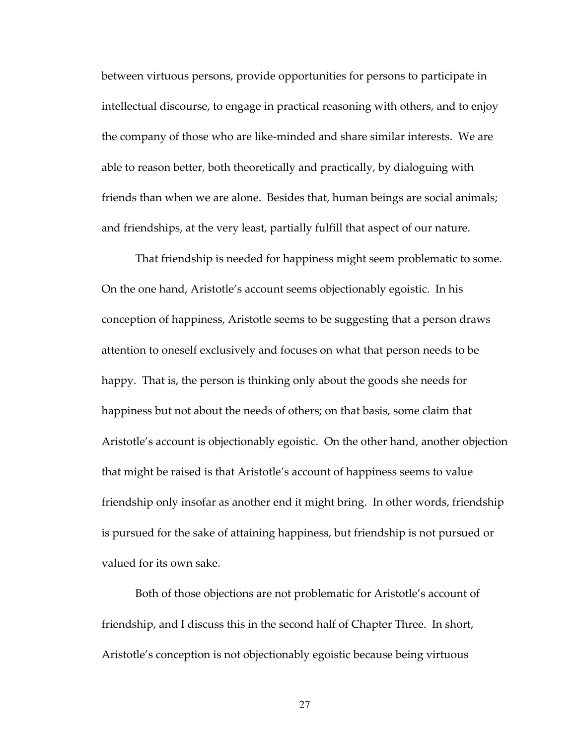between virtuous persons, provide opportunities for persons to participate in intellectual discourse, to engage in practical reasoning with others, and to enjoy the company of those who are like-minded and share similar interests. We are able to reason better, both theoretically and practically, by dialoguing with friends than when we are alone. Besides that, human beings are social animals; and friendships, at the very least, partially fulfill that aspect of our nature.

That friendship is needed for happiness might seem problematic to some. On the one hand, Aristotle's account seems objectionably egoistic. In his conception of happiness, Aristotle seems to be suggesting that a person draws attention to oneself exclusively and focuses on what that person needs to be happy. That is, the person is thinking only about the goods she needs for happiness but not about the needs of others; on that basis, some claim that Aristotle's account is objectionably egoistic. On the other hand, another objection that might be raised is that Aristotle's account of happiness seems to value friendship only insofar as another end it might bring. In other words, friendship is pursued for the sake of attaining happiness, but friendship is not pursued or valued for its own sake.

Both of those objections are not problematic for Aristotle's account of friendship, and I discuss this in the second half of Chapter Three. In short, Aristotle's conception is not objectionably egoistic because being virtuous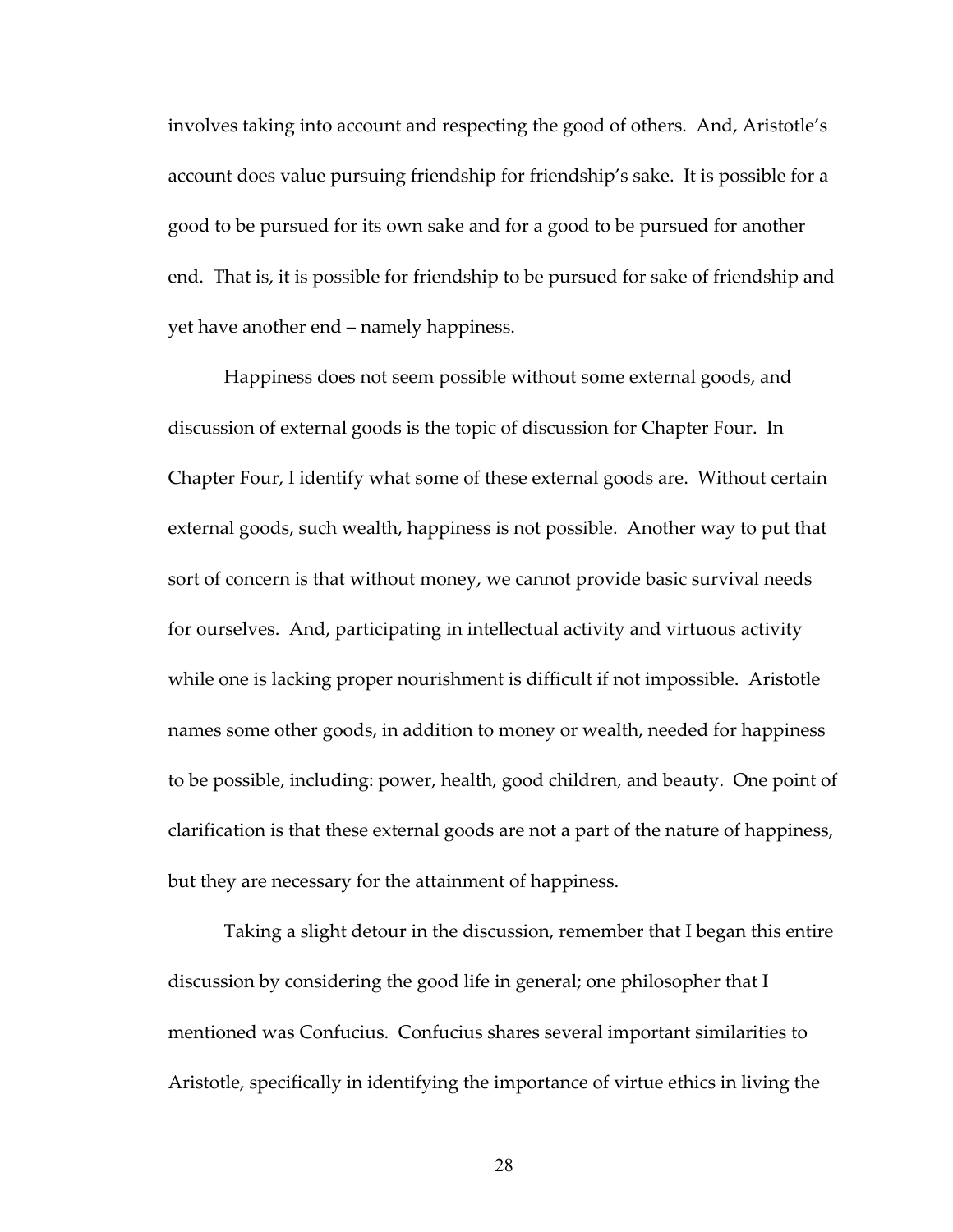involves taking into account and respecting the good of others. And, Aristotle's account does value pursuing friendship for friendship's sake. It is possible for a good to be pursued for its own sake and for a good to be pursued for another end. That is, it is possible for friendship to be pursued for sake of friendship and yet have another end – namely happiness.

Happiness does not seem possible without some external goods, and discussion of external goods is the topic of discussion for Chapter Four. In Chapter Four, I identify what some of these external goods are. Without certain external goods, such wealth, happiness is not possible. Another way to put that sort of concern is that without money, we cannot provide basic survival needs for ourselves. And, participating in intellectual activity and virtuous activity while one is lacking proper nourishment is difficult if not impossible. Aristotle names some other goods, in addition to money or wealth, needed for happiness to be possible, including: power, health, good children, and beauty. One point of clarification is that these external goods are not a part of the nature of happiness, but they are necessary for the attainment of happiness.

Taking a slight detour in the discussion, remember that I began this entire discussion by considering the good life in general; one philosopher that I mentioned was Confucius. Confucius shares several important similarities to Aristotle, specifically in identifying the importance of virtue ethics in living the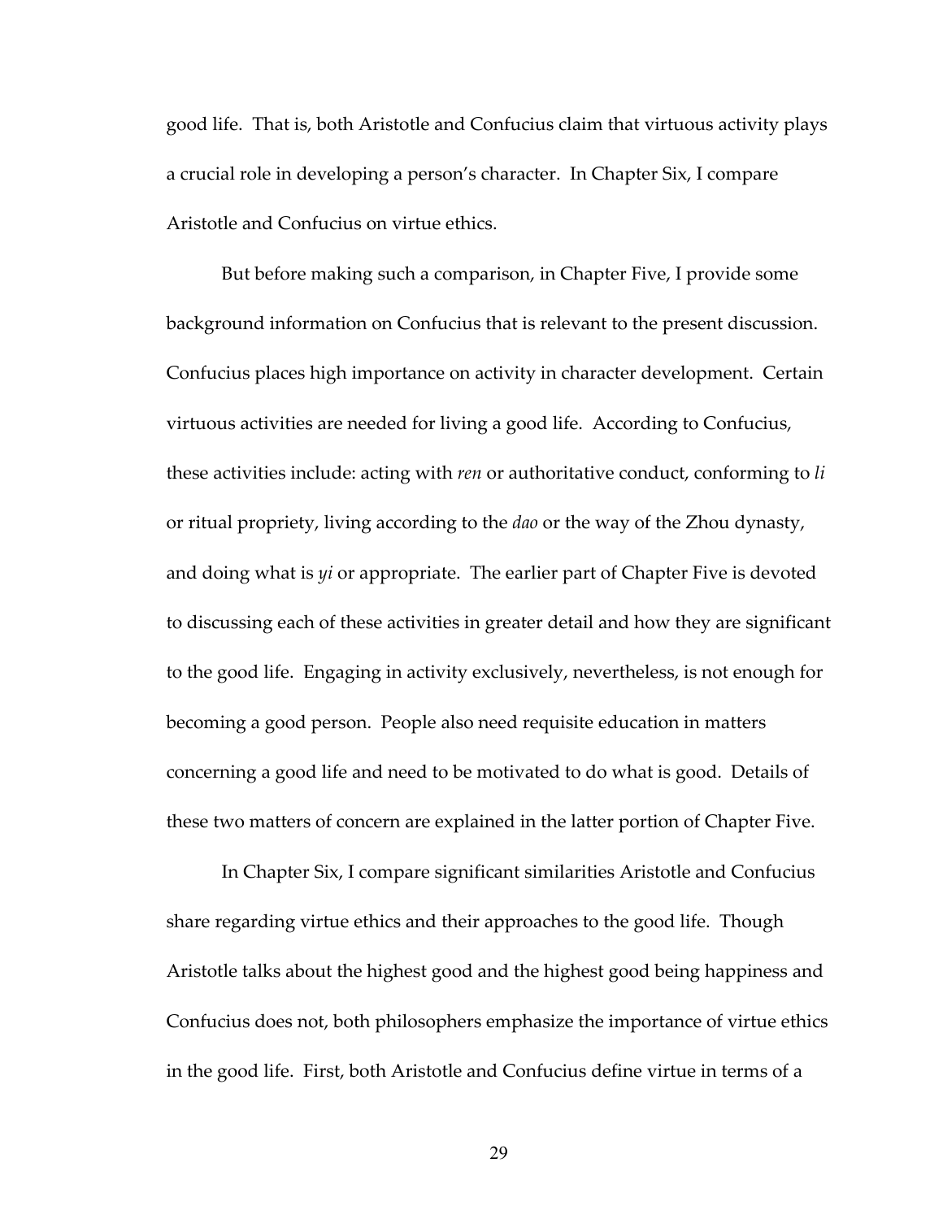good life. That is, both Aristotle and Confucius claim that virtuous activity plays a crucial role in developing a person's character. In Chapter Six, I compare Aristotle and Confucius on virtue ethics.

But before making such a comparison, in Chapter Five, I provide some background information on Confucius that is relevant to the present discussion. Confucius places high importance on activity in character development. Certain virtuous activities are needed for living a good life. According to Confucius, these activities include: acting with *ren* or authoritative conduct, conforming to *li* or ritual propriety, living according to the *dao* or the way of the Zhou dynasty, and doing what is *yi* or appropriate. The earlier part of Chapter Five is devoted to discussing each of these activities in greater detail and how they are significant to the good life. Engaging in activity exclusively, nevertheless, is not enough for becoming a good person. People also need requisite education in matters concerning a good life and need to be motivated to do what is good. Details of these two matters of concern are explained in the latter portion of Chapter Five.

In Chapter Six, I compare significant similarities Aristotle and Confucius share regarding virtue ethics and their approaches to the good life. Though Aristotle talks about the highest good and the highest good being happiness and Confucius does not, both philosophers emphasize the importance of virtue ethics in the good life. First, both Aristotle and Confucius define virtue in terms of a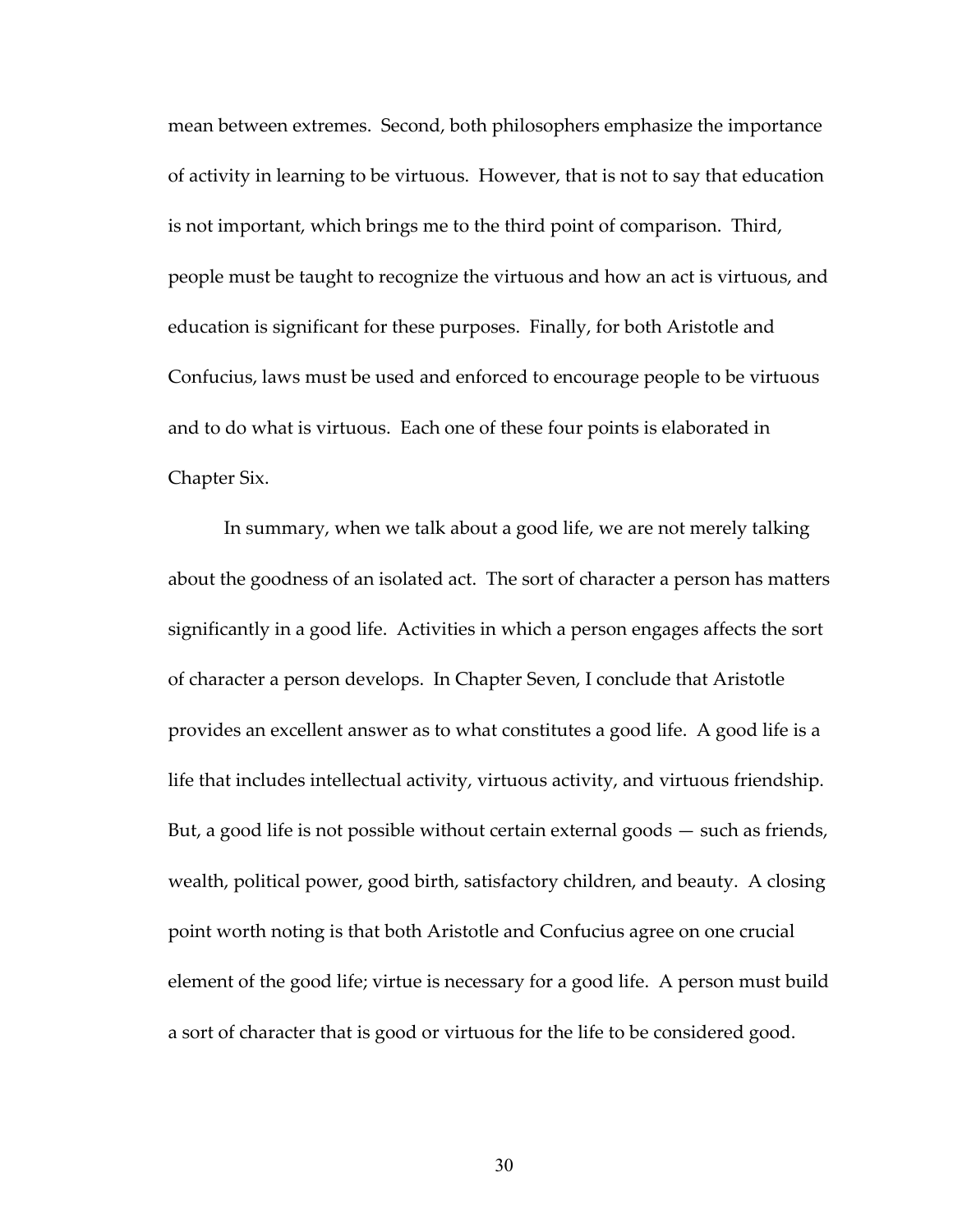mean between extremes. Second, both philosophers emphasize the importance of activity in learning to be virtuous. However, that is not to say that education is not important, which brings me to the third point of comparison. Third, people must be taught to recognize the virtuous and how an act is virtuous, and education is significant for these purposes. Finally, for both Aristotle and Confucius, laws must be used and enforced to encourage people to be virtuous and to do what is virtuous. Each one of these four points is elaborated in Chapter Six.

In summary, when we talk about a good life, we are not merely talking about the goodness of an isolated act. The sort of character a person has matters significantly in a good life. Activities in which a person engages affects the sort of character a person develops. In Chapter Seven, I conclude that Aristotle provides an excellent answer as to what constitutes a good life. A good life is a life that includes intellectual activity, virtuous activity, and virtuous friendship. But, a good life is not possible without certain external goods — such as friends, wealth, political power, good birth, satisfactory children, and beauty. A closing point worth noting is that both Aristotle and Confucius agree on one crucial element of the good life; virtue is necessary for a good life. A person must build a sort of character that is good or virtuous for the life to be considered good.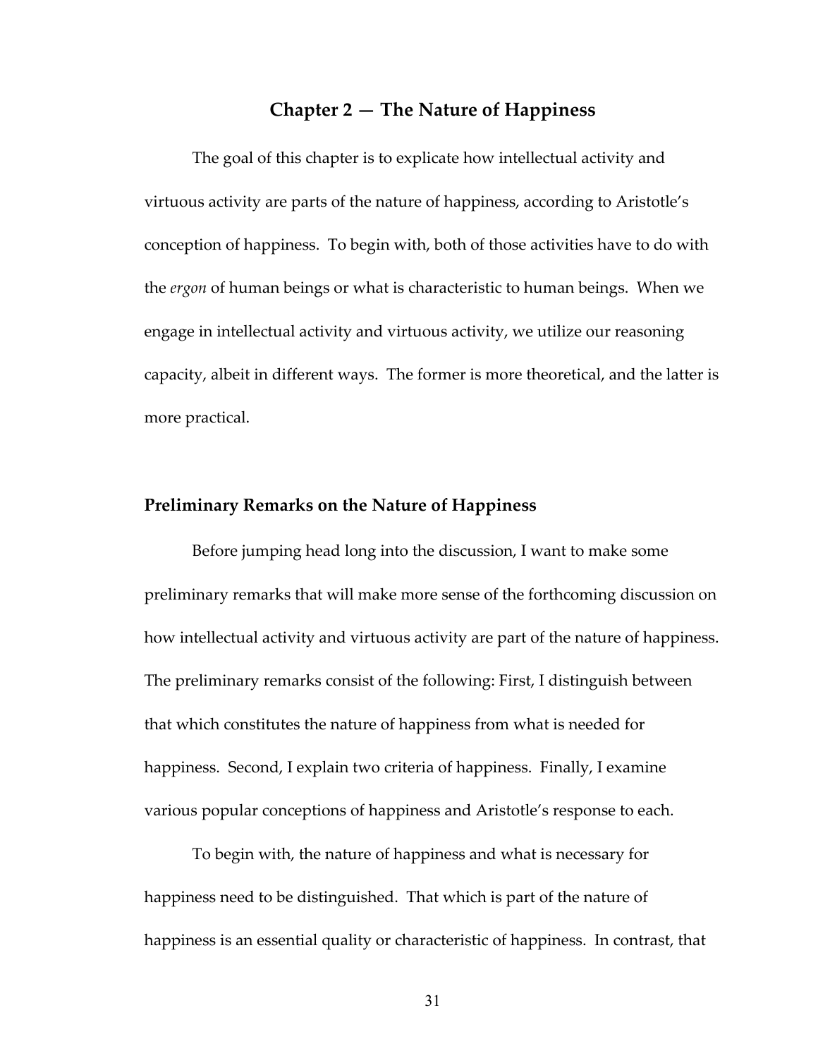## Chapter 2 — The Nature of Happiness

The goal of this chapter is to explicate how intellectual activity and virtuous activity are parts of the nature of happiness, according to Aristotle's conception of happiness. To begin with, both of those activities have to do with the *ergon* of human beings or what is characteristic to human beings. When we engage in intellectual activity and virtuous activity, we utilize our reasoning capacity, albeit in different ways. The former is more theoretical, and the latter is more practical.

### Preliminary Remarks on the Nature of Happiness

Before jumping head long into the discussion, I want to make some preliminary remarks that will make more sense of the forthcoming discussion on how intellectual activity and virtuous activity are part of the nature of happiness. The preliminary remarks consist of the following: First, I distinguish between that which constitutes the nature of happiness from what is needed for happiness. Second, I explain two criteria of happiness. Finally, I examine various popular conceptions of happiness and Aristotle's response to each.

To begin with, the nature of happiness and what is necessary for happiness need to be distinguished. That which is part of the nature of happiness is an essential quality or characteristic of happiness. In contrast, that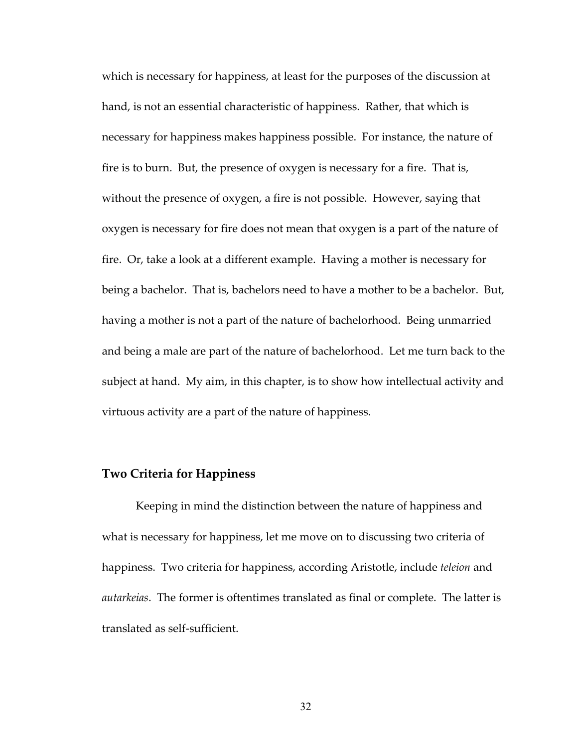which is necessary for happiness, at least for the purposes of the discussion at hand, is not an essential characteristic of happiness. Rather, that which is necessary for happiness makes happiness possible. For instance, the nature of fire is to burn. But, the presence of oxygen is necessary for a fire. That is, without the presence of oxygen, a fire is not possible. However, saying that oxygen is necessary for fire does not mean that oxygen is a part of the nature of fire. Or, take a look at a different example. Having a mother is necessary for being a bachelor. That is, bachelors need to have a mother to be a bachelor. But, having a mother is not a part of the nature of bachelorhood. Being unmarried and being a male are part of the nature of bachelorhood. Let me turn back to the subject at hand. My aim, in this chapter, is to show how intellectual activity and virtuous activity are a part of the nature of happiness.

## Two Criteria for Happiness

Keeping in mind the distinction between the nature of happiness and what is necessary for happiness, let me move on to discussing two criteria of happiness. Two criteria for happiness, according Aristotle, include *teleion* and *autarkeias*. The former is oftentimes translated as final or complete. The latter is translated as self-sufficient.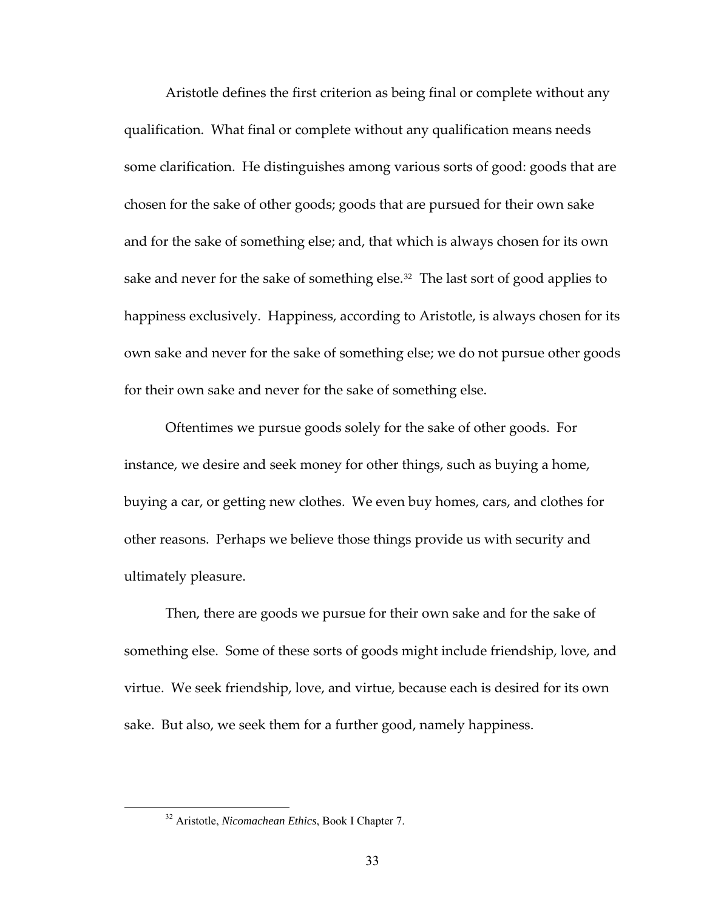Aristotle defines the first criterion as being final or complete without any qualification. What final or complete without any qualification means needs some clarification. He distinguishes among various sorts of good: goods that are chosen for the sake of other goods; goods that are pursued for their own sake and for the sake of something else; and, that which is always chosen for its own sake and never for the sake of something else.[32] The last sort of good applies to happiness exclusively. Happiness, according to Aristotle, is always chosen for its own sake and never for the sake of something else; we do not pursue other goods for their own sake and never for the sake of something else.

Oftentimes we pursue goods solely for the sake of other goods. For instance, we desire and seek money for other things, such as buying a home, buying a car, or getting new clothes. We even buy homes, cars, and clothes for other reasons. Perhaps we believe those things provide us with security and ultimately pleasure.

Then, there are goods we pursue for their own sake and for the sake of something else. Some of these sorts of goods might include friendship, love, and virtue. We seek friendship, love, and virtue, because each is desired for its own sake. But also, we seek them for a further good, namely happiness.

[32] Aristotle, *Nicomachean Ethics*, Book I Chapter 7.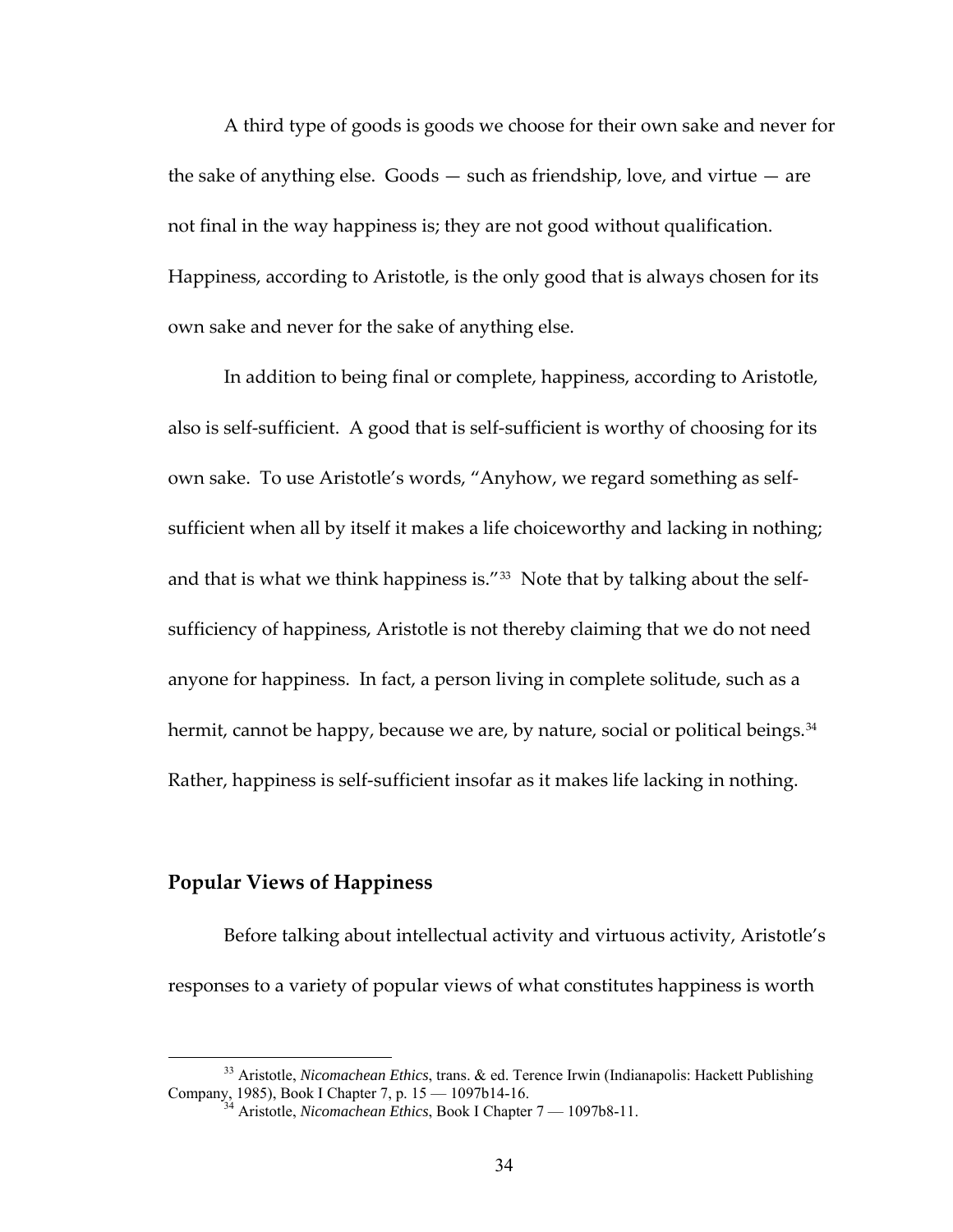A third type of goods is goods we choose for their own sake and never for the sake of anything else. Goods — such as friendship, love, and virtue — are not final in the way happiness is; they are not good without qualification. Happiness, according to Aristotle, is the only good that is always chosen for its own sake and never for the sake of anything else.

In addition to being final or complete, happiness, according to Aristotle, also is self-sufficient. A good that is self-sufficient is worthy of choosing for its own sake. To use Aristotle's words, "Anyhow, we regard something as self-sufficient when all by itself it makes a life choiceworthy and lacking in nothing; and that is what we think happiness is."[33] Note that by talking about the self-sufficiency of happiness, Aristotle is not thereby claiming that we do not need anyone for happiness. In fact, a person living in complete solitude, such as a hermit, cannot be happy, because we are, by nature, social or political beings.[34] Rather, happiness is self-sufficient insofar as it makes life lacking in nothing.

## Popular Views of Happiness

Before talking about intellectual activity and virtuous activity, Aristotle's responses to a variety of popular views of what constitutes happiness is worth

[33] Aristotle, *Nicomachean Ethics*, trans. & ed. Terence Irwin (Indianapolis: Hackett Publishing Company, 1985), Book I Chapter 7, p. 15 — 1097b14-16.

[34] Aristotle, *Nicomachean Ethics*, Book I Chapter 7 — 1097b8-11.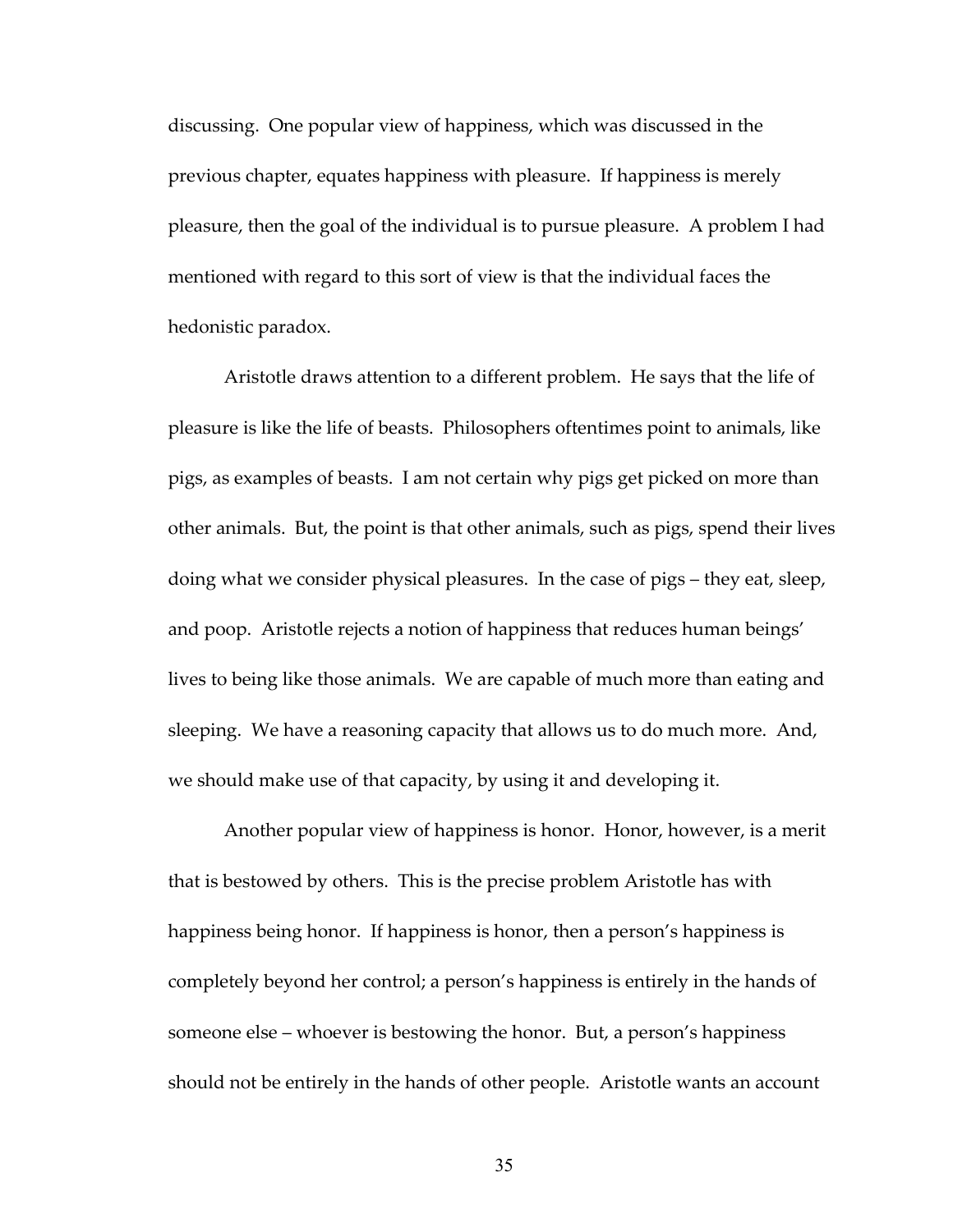discussing. One popular view of happiness, which was discussed in the previous chapter, equates happiness with pleasure. If happiness is merely pleasure, then the goal of the individual is to pursue pleasure. A problem I had mentioned with regard to this sort of view is that the individual faces the hedonistic paradox.

Aristotle draws attention to a different problem. He says that the life of pleasure is like the life of beasts. Philosophers oftentimes point to animals, like pigs, as examples of beasts. I am not certain why pigs get picked on more than other animals. But, the point is that other animals, such as pigs, spend their lives doing what we consider physical pleasures. In the case of pigs – they eat, sleep, and poop. Aristotle rejects a notion of happiness that reduces human beings' lives to being like those animals. We are capable of much more than eating and sleeping. We have a reasoning capacity that allows us to do much more. And, we should make use of that capacity, by using it and developing it.

Another popular view of happiness is honor. Honor, however, is a merit that is bestowed by others. This is the precise problem Aristotle has with happiness being honor. If happiness is honor, then a person's happiness is completely beyond her control; a person's happiness is entirely in the hands of someone else – whoever is bestowing the honor. But, a person's happiness should not be entirely in the hands of other people. Aristotle wants an account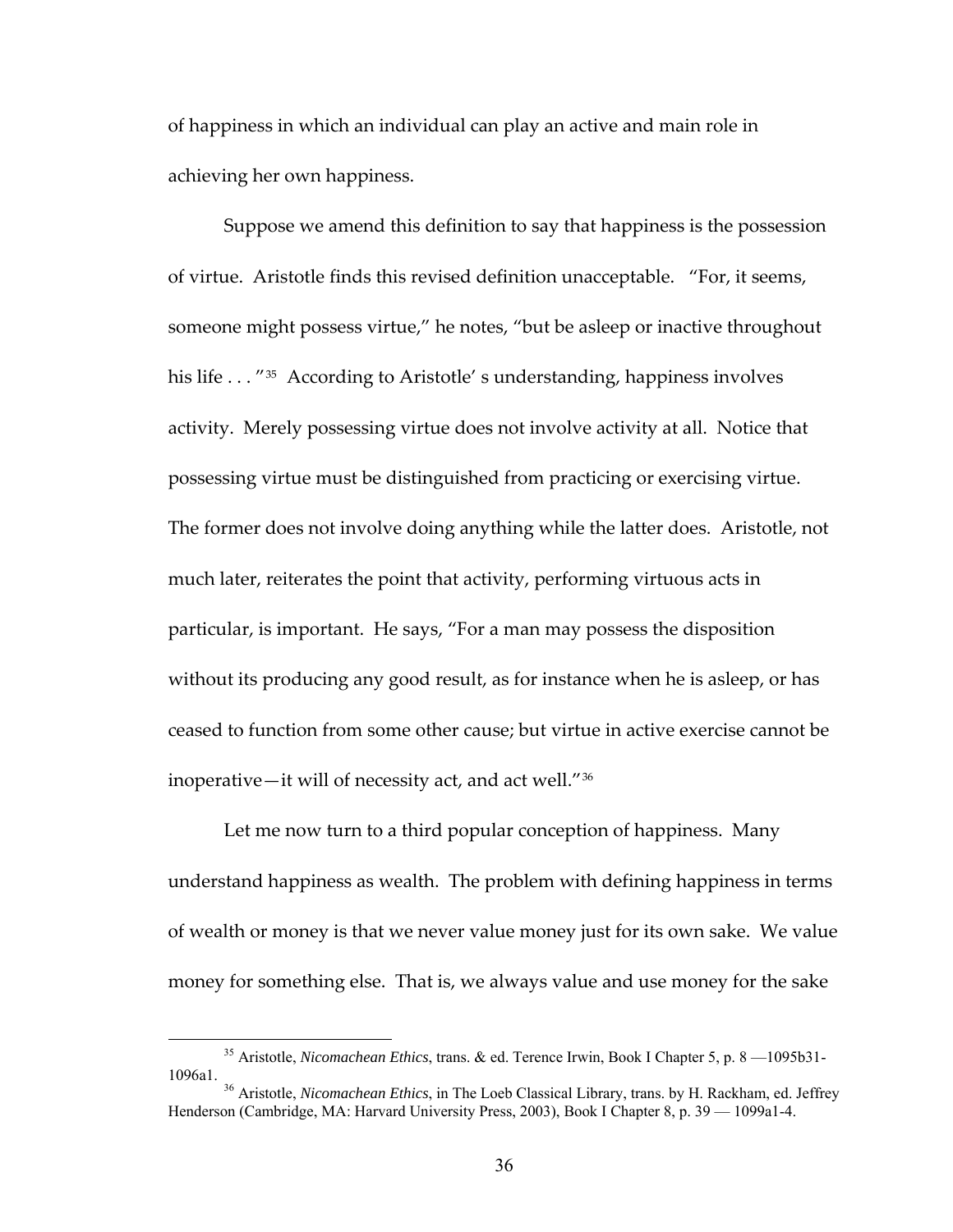of happiness in which an individual can play an active and main role in achieving her own happiness.

Suppose we amend this definition to say that happiness is the possession of virtue. Aristotle finds this revised definition unacceptable. "For, it seems, someone might possess virtue," he notes, "but be asleep or inactive throughout his life . . . "[35] According to Aristotle' s understanding, happiness involves activity. Merely possessing virtue does not involve activity at all. Notice that possessing virtue must be distinguished from practicing or exercising virtue. The former does not involve doing anything while the latter does. Aristotle, not much later, reiterates the point that activity, performing virtuous acts in particular, is important. He says, "For a man may possess the disposition without its producing any good result, as for instance when he is asleep, or has ceased to function from some other cause; but virtue in active exercise cannot be inoperative—it will of necessity act, and act well."[36]

Let me now turn to a third popular conception of happiness. Many understand happiness as wealth. The problem with defining happiness in terms of wealth or money is that we never value money just for its own sake. We value money for something else. That is, we always value and use money for the sake

---

[35] Aristotle, *Nicomachean Ethics*, trans. & ed. Terence Irwin, Book I Chapter 5, p. 8 —1095b31-1096a1.

[36] Aristotle, *Nicomachean Ethics*, in The Loeb Classical Library, trans. by H. Rackham, ed. Jeffrey Henderson (Cambridge, MA: Harvard University Press, 2003), Book I Chapter 8, p. 39 — 1099a1-4.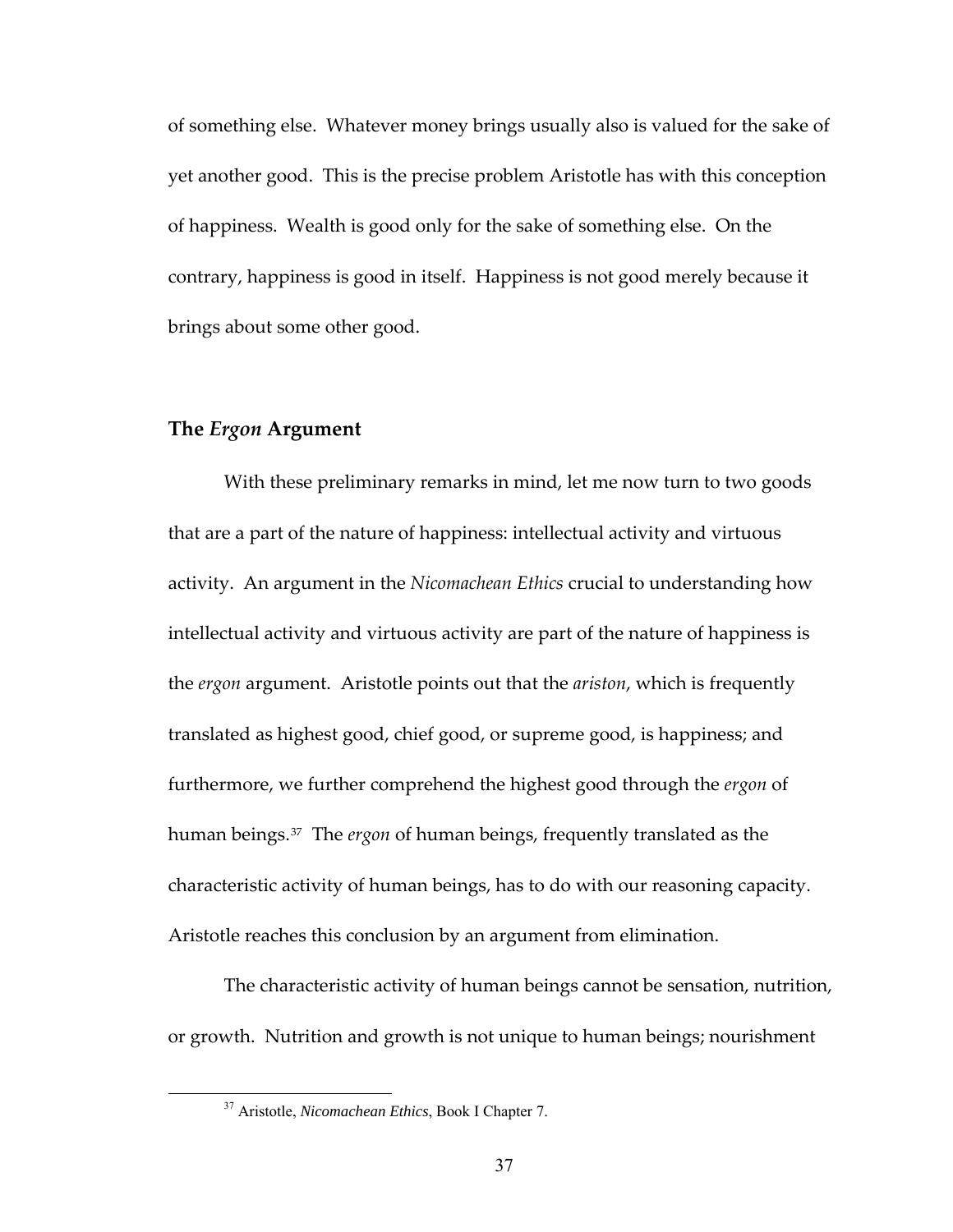of something else. Whatever money brings usually also is valued for the sake of yet another good. This is the precise problem Aristotle has with this conception of happiness. Wealth is good only for the sake of something else. On the contrary, happiness is good in itself. Happiness is not good merely because it brings about some other good.

## The *Ergon* Argument

With these preliminary remarks in mind, let me now turn to two goods that are a part of the nature of happiness: intellectual activity and virtuous activity. An argument in the *Nicomachean Ethics* crucial to understanding how intellectual activity and virtuous activity are part of the nature of happiness is the *ergon* argument. Aristotle points out that the *ariston*, which is frequently translated as highest good, chief good, or supreme good, is happiness; and furthermore, we further comprehend the highest good through the *ergon* of human beings.[37] The *ergon* of human beings, frequently translated as the characteristic activity of human beings, has to do with our reasoning capacity. Aristotle reaches this conclusion by an argument from elimination.

The characteristic activity of human beings cannot be sensation, nutrition, or growth. Nutrition and growth is not unique to human beings; nourishment

[37] Aristotle, *Nicomachean Ethics*, Book I Chapter 7.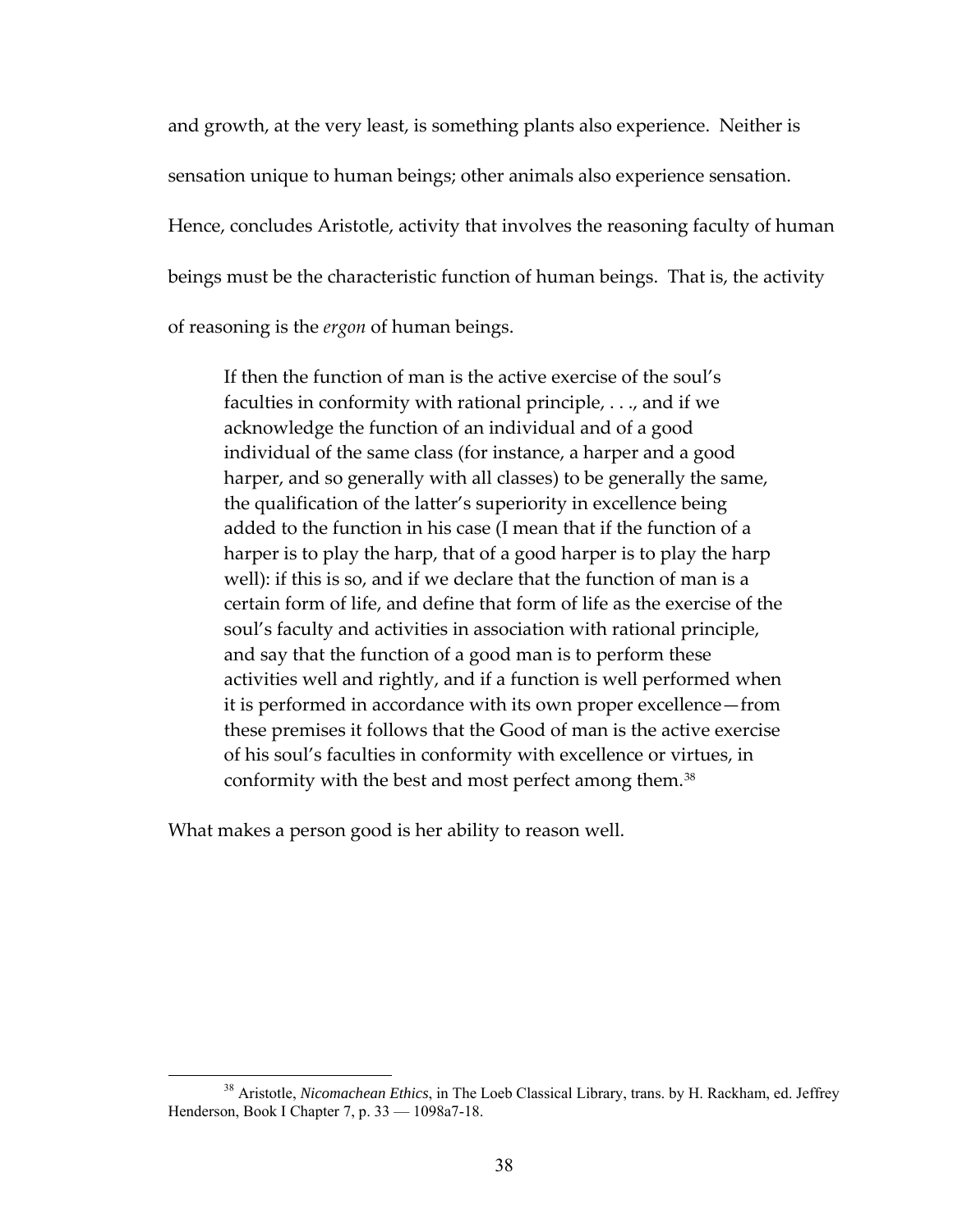and growth, at the very least, is something plants also experience. Neither is sensation unique to human beings; other animals also experience sensation. Hence, concludes Aristotle, activity that involves the reasoning faculty of human beings must be the characteristic function of human beings. That is, the activity of reasoning is the *ergon* of human beings.

> If then the function of man is the active exercise of the soul's faculties in conformity with rational principle, . . ., and if we acknowledge the function of an individual and of a good individual of the same class (for instance, a harper and a good harper, and so generally with all classes) to be generally the same, the qualification of the latter's superiority in excellence being added to the function in his case (I mean that if the function of a harper is to play the harp, that of a good harper is to play the harp well): if this is so, and if we declare that the function of man is a certain form of life, and define that form of life as the exercise of the soul's faculty and activities in association with rational principle, and say that the function of a good man is to perform these activities well and rightly, and if a function is well performed when it is performed in accordance with its own proper excellence—from these premises it follows that the Good of man is the active exercise of his soul's faculties in conformity with excellence or virtues, in conformity with the best and most perfect among them.[38]

What makes a person good is her ability to reason well.

[38] Aristotle, *Nicomachean Ethics*, in The Loeb Classical Library, trans. by H. Rackham, ed. Jeffrey Henderson, Book I Chapter 7, p. 33 — 1098a7-18.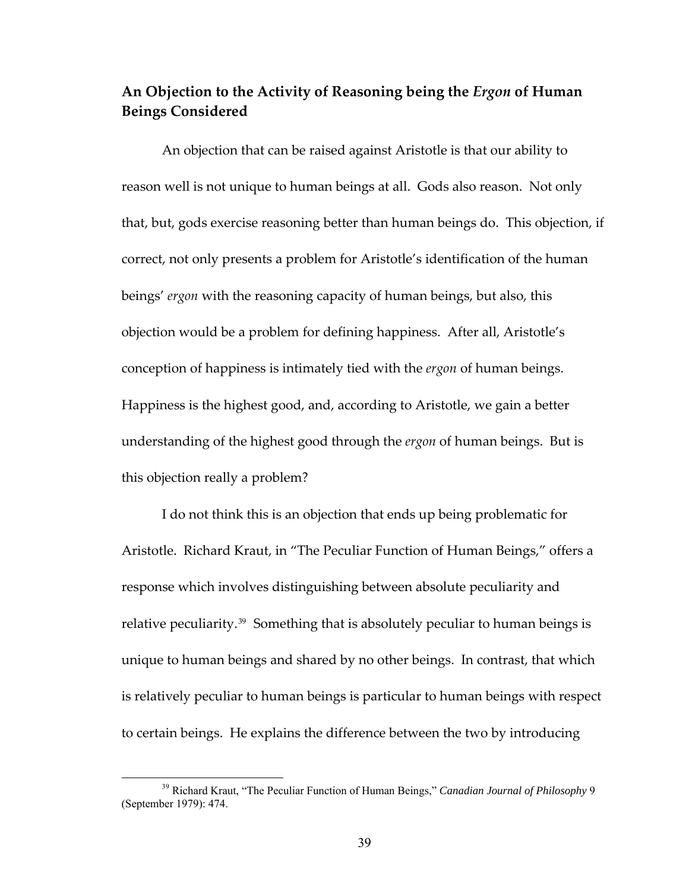## An Objection to the Activity of Reasoning being the *Ergon* of Human Beings Considered

An objection that can be raised against Aristotle is that our ability to reason well is not unique to human beings at all. Gods also reason. Not only that, but, gods exercise reasoning better than human beings do. This objection, if correct, not only presents a problem for Aristotle's identification of the human beings' *ergon* with the reasoning capacity of human beings, but also, this objection would be a problem for defining happiness. After all, Aristotle's conception of happiness is intimately tied with the *ergon* of human beings. Happiness is the highest good, and, according to Aristotle, we gain a better understanding of the highest good through the *ergon* of human beings. But is this objection really a problem?

I do not think this is an objection that ends up being problematic for Aristotle. Richard Kraut, in "The Peculiar Function of Human Beings," offers a response which involves distinguishing between absolute peculiarity and relative peculiarity.[39] Something that is absolutely peculiar to human beings is unique to human beings and shared by no other beings. In contrast, that which is relatively peculiar to human beings is particular to human beings with respect to certain beings. He explains the difference between the two by introducing

---

[39] Richard Kraut, "The Peculiar Function of Human Beings," *Canadian Journal of Philosophy* 9 (September 1979): 474.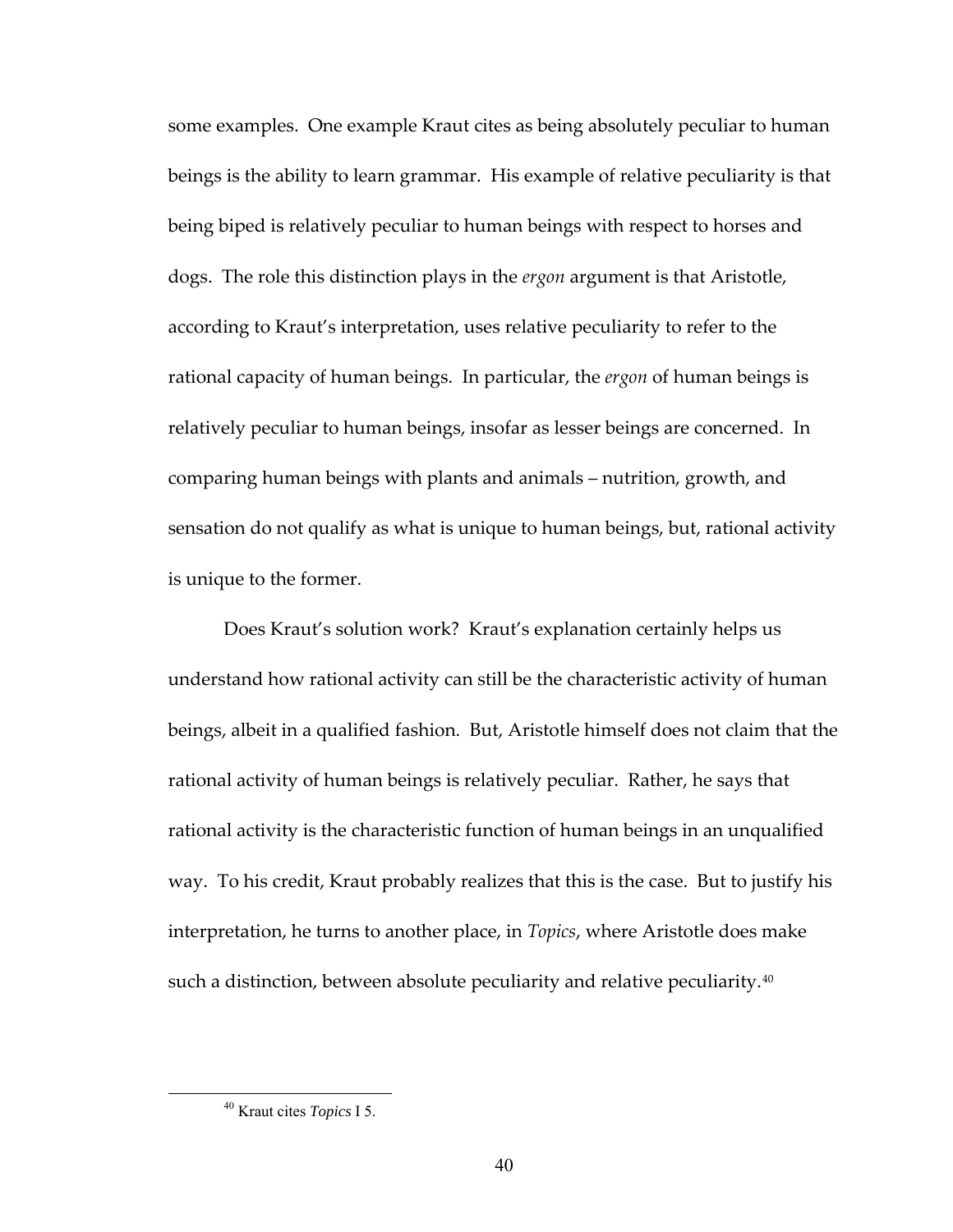some examples. One example Kraut cites as being absolutely peculiar to human beings is the ability to learn grammar. His example of relative peculiarity is that being biped is relatively peculiar to human beings with respect to horses and dogs. The role this distinction plays in the *ergon* argument is that Aristotle, according to Kraut's interpretation, uses relative peculiarity to refer to the rational capacity of human beings. In particular, the *ergon* of human beings is relatively peculiar to human beings, insofar as lesser beings are concerned. In comparing human beings with plants and animals – nutrition, growth, and sensation do not qualify as what is unique to human beings, but, rational activity is unique to the former.

Does Kraut's solution work? Kraut's explanation certainly helps us understand how rational activity can still be the characteristic activity of human beings, albeit in a qualified fashion. But, Aristotle himself does not claim that the rational activity of human beings is relatively peculiar. Rather, he says that rational activity is the characteristic function of human beings in an unqualified way. To his credit, Kraut probably realizes that this is the case. But to justify his interpretation, he turns to another place, in *Topics*, where Aristotle does make such a distinction, between absolute peculiarity and relative peculiarity.[40]

---

[40] Kraut cites *Topics* I 5.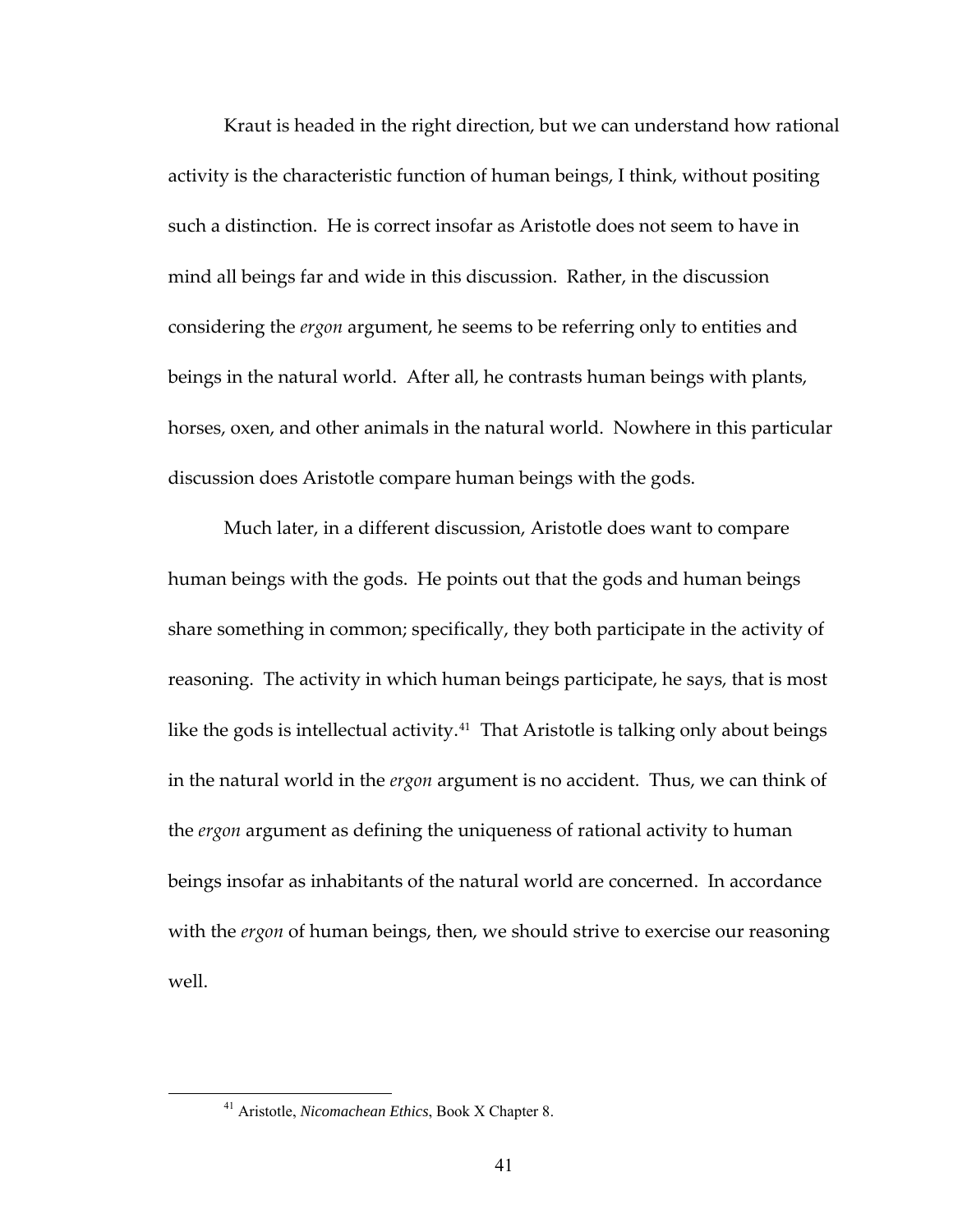Kraut is headed in the right direction, but we can understand how rational activity is the characteristic function of human beings, I think, without positing such a distinction. He is correct insofar as Aristotle does not seem to have in mind all beings far and wide in this discussion. Rather, in the discussion considering the *ergon* argument, he seems to be referring only to entities and beings in the natural world. After all, he contrasts human beings with plants, horses, oxen, and other animals in the natural world. Nowhere in this particular discussion does Aristotle compare human beings with the gods.

Much later, in a different discussion, Aristotle does want to compare human beings with the gods. He points out that the gods and human beings share something in common; specifically, they both participate in the activity of reasoning. The activity in which human beings participate, he says, that is most like the gods is intellectual activity.[41] That Aristotle is talking only about beings in the natural world in the *ergon* argument is no accident. Thus, we can think of the *ergon* argument as defining the uniqueness of rational activity to human beings insofar as inhabitants of the natural world are concerned. In accordance with the *ergon* of human beings, then, we should strive to exercise our reasoning well.

---

[41] Aristotle, *Nicomachean Ethics*, Book X Chapter 8.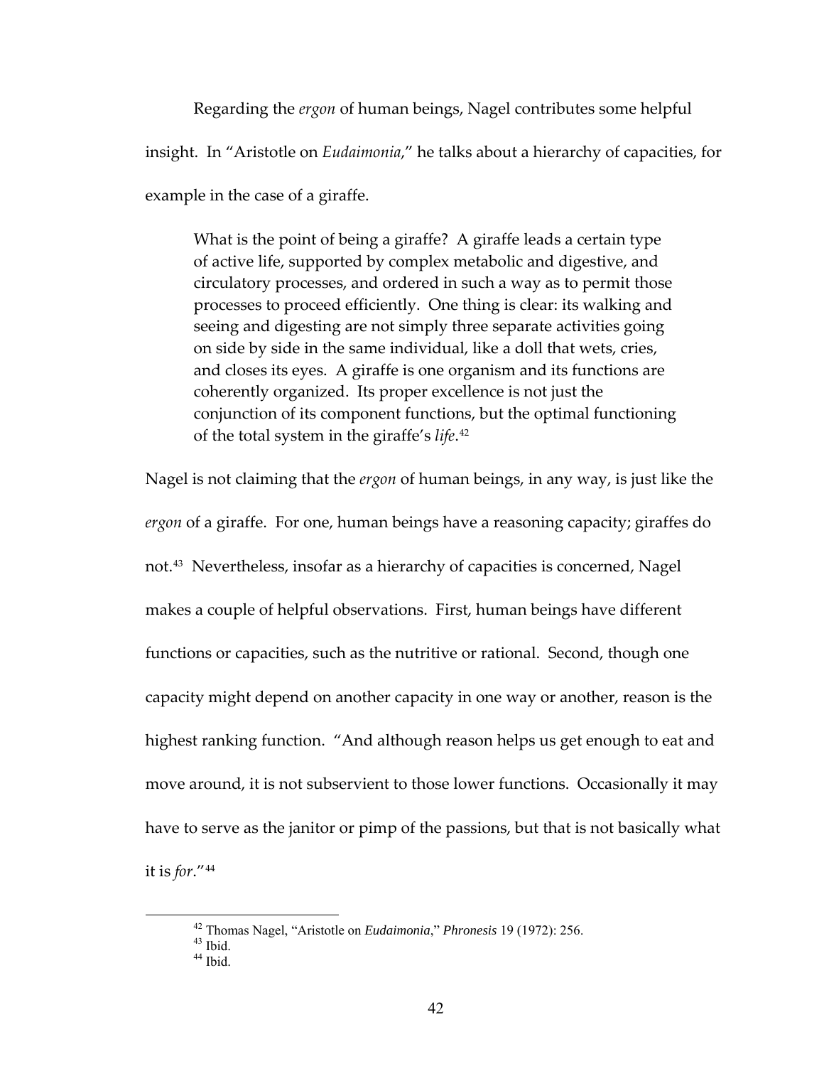Regarding the *ergon* of human beings, Nagel contributes some helpful insight. In "Aristotle on *Eudaimonia*," he talks about a hierarchy of capacities, for example in the case of a giraffe.

> What is the point of being a giraffe? A giraffe leads a certain type of active life, supported by complex metabolic and digestive, and circulatory processes, and ordered in such a way as to permit those processes to proceed efficiently. One thing is clear: its walking and seeing and digesting are not simply three separate activities going on side by side in the same individual, like a doll that wets, cries, and closes its eyes. A giraffe is one organism and its functions are coherently organized. Its proper excellence is not just the conjunction of its component functions, but the optimal functioning of the total system in the giraffe's *life*.[42]

Nagel is not claiming that the *ergon* of human beings, in any way, is just like the *ergon* of a giraffe. For one, human beings have a reasoning capacity; giraffes do not.[43] Nevertheless, insofar as a hierarchy of capacities is concerned, Nagel makes a couple of helpful observations. First, human beings have different functions or capacities, such as the nutritive or rational. Second, though one capacity might depend on another capacity in one way or another, reason is the highest ranking function. "And although reason helps us get enough to eat and move around, it is not subservient to those lower functions. Occasionally it may have to serve as the janitor or pimp of the passions, but that is not basically what it is *for*."[44]

---

[42] Thomas Nagel, "Aristotle on *Eudaimonia*," *Phronesis* 19 (1972): 256.

[43] Ibid.

[44] Ibid.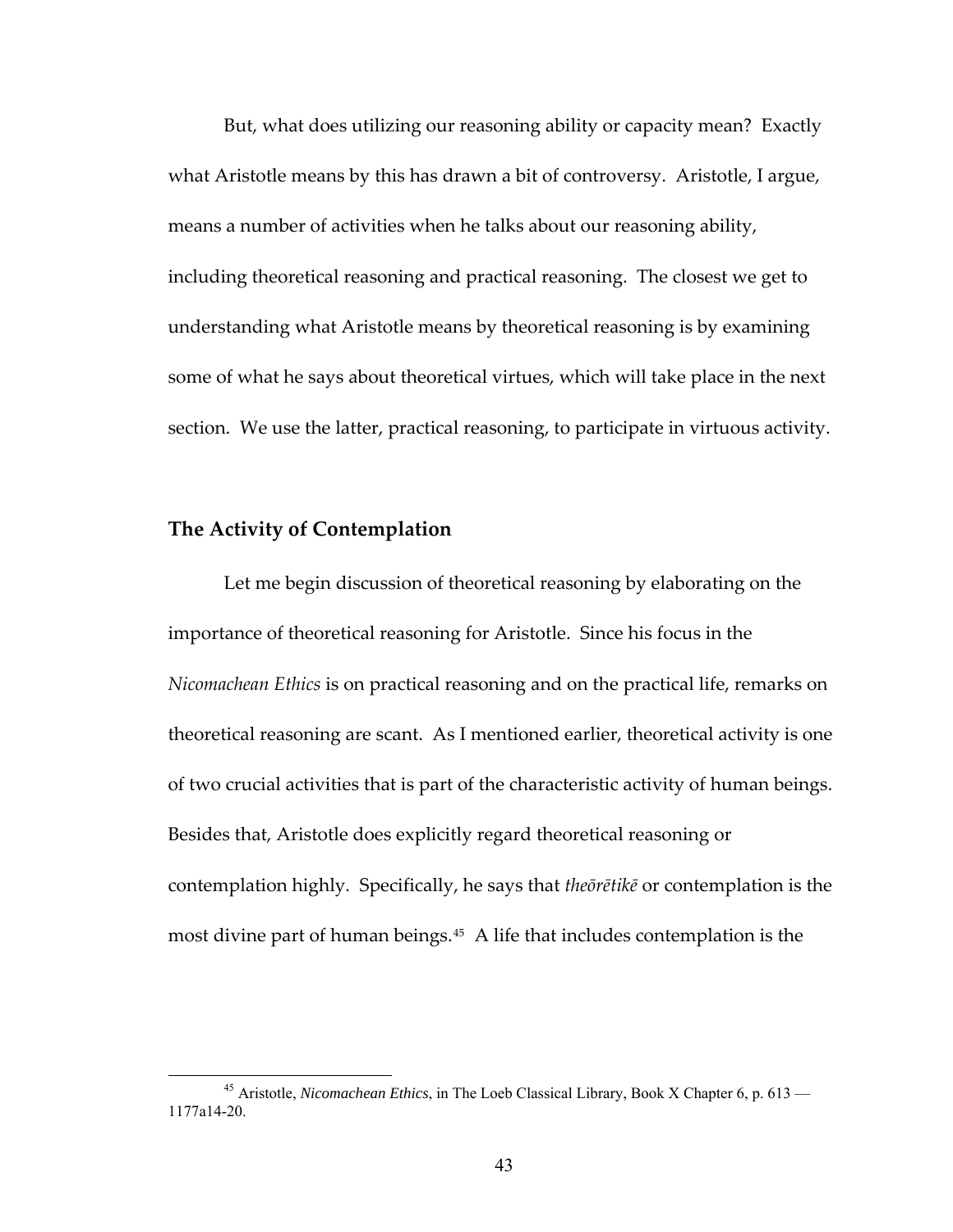But, what does utilizing our reasoning ability or capacity mean? Exactly what Aristotle means by this has drawn a bit of controversy. Aristotle, I argue, means a number of activities when he talks about our reasoning ability, including theoretical reasoning and practical reasoning. The closest we get to understanding what Aristotle means by theoretical reasoning is by examining some of what he says about theoretical virtues, which will take place in the next section. We use the latter, practical reasoning, to participate in virtuous activity.

## The Activity of Contemplation

Let me begin discussion of theoretical reasoning by elaborating on the importance of theoretical reasoning for Aristotle. Since his focus in the *Nicomachean Ethics* is on practical reasoning and on the practical life, remarks on theoretical reasoning are scant. As I mentioned earlier, theoretical activity is one of two crucial activities that is part of the characteristic activity of human beings. Besides that, Aristotle does explicitly regard theoretical reasoning or contemplation highly. Specifically, he says that *theōrētikē* or contemplation is the most divine part of human beings.[45] A life that includes contemplation is the

[45] Aristotle, *Nicomachean Ethics*, in The Loeb Classical Library, Book X Chapter 6, p. 613 — 1177a14-20.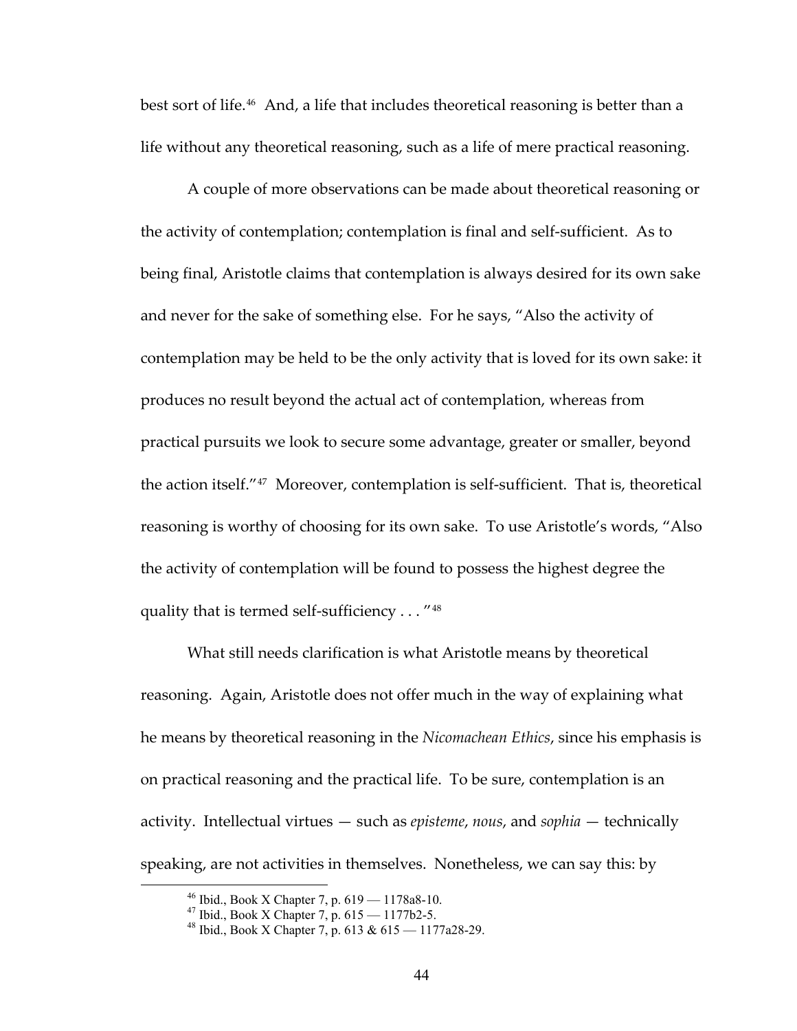best sort of life.[46] And, a life that includes theoretical reasoning is better than a life without any theoretical reasoning, such as a life of mere practical reasoning.

A couple of more observations can be made about theoretical reasoning or the activity of contemplation; contemplation is final and self-sufficient. As to being final, Aristotle claims that contemplation is always desired for its own sake and never for the sake of something else. For he says, "Also the activity of contemplation may be held to be the only activity that is loved for its own sake: it produces no result beyond the actual act of contemplation, whereas from practical pursuits we look to secure some advantage, greater or smaller, beyond the action itself."[47] Moreover, contemplation is self-sufficient. That is, theoretical reasoning is worthy of choosing for its own sake. To use Aristotle's words, "Also the activity of contemplation will be found to possess the highest degree the quality that is termed self-sufficiency . . . "[48]

What still needs clarification is what Aristotle means by theoretical reasoning. Again, Aristotle does not offer much in the way of explaining what he means by theoretical reasoning in the *Nicomachean Ethics*, since his emphasis is on practical reasoning and the practical life. To be sure, contemplation is an activity. Intellectual virtues — such as *episteme*, *nous*, and *sophia* — technically speaking, are not activities in themselves. Nonetheless, we can say this: by

[46] Ibid., Book X Chapter 7, p. 619 — 1178a8-10.

[47] Ibid., Book X Chapter 7, p. 615 — 1177b2-5.

[48] Ibid., Book X Chapter 7, p. 613 & 615 — 1177a28-29.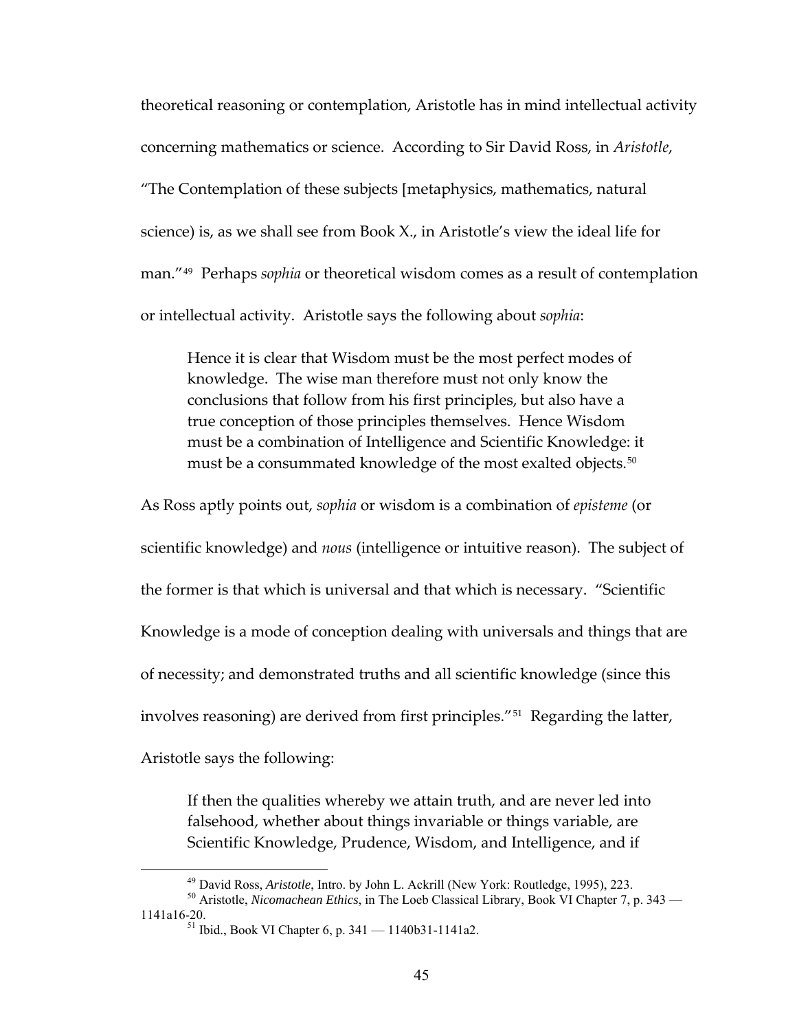theoretical reasoning or contemplation, Aristotle has in mind intellectual activity concerning mathematics or science. According to Sir David Ross, in *Aristotle*, "The Contemplation of these subjects [metaphysics, mathematics, natural science) is, as we shall see from Book X., in Aristotle's view the ideal life for man."[49] Perhaps *sophia* or theoretical wisdom comes as a result of contemplation or intellectual activity. Aristotle says the following about *sophia*:

> Hence it is clear that Wisdom must be the most perfect modes of knowledge. The wise man therefore must not only know the conclusions that follow from his first principles, but also have a true conception of those principles themselves. Hence Wisdom must be a combination of Intelligence and Scientific Knowledge: it must be a consummated knowledge of the most exalted objects.[50]

As Ross aptly points out, *sophia* or wisdom is a combination of *episteme* (or scientific knowledge) and *nous* (intelligence or intuitive reason). The subject of the former is that which is universal and that which is necessary. "Scientific Knowledge is a mode of conception dealing with universals and things that are of necessity; and demonstrated truths and all scientific knowledge (since this involves reasoning) are derived from first principles."[51] Regarding the latter, Aristotle says the following:

> If then the qualities whereby we attain truth, and are never led into falsehood, whether about things invariable or things variable, are Scientific Knowledge, Prudence, Wisdom, and Intelligence, and if

---

[49] David Ross, *Aristotle*, Intro. by John L. Ackrill (New York: Routledge, 1995), 223.

[50] Aristotle, *Nicomachean Ethics*, in The Loeb Classical Library, Book VI Chapter 7, p. 343 — 1141a16-20.

[51] Ibid., Book VI Chapter 6, p. 341 — 1140b31-1141a2.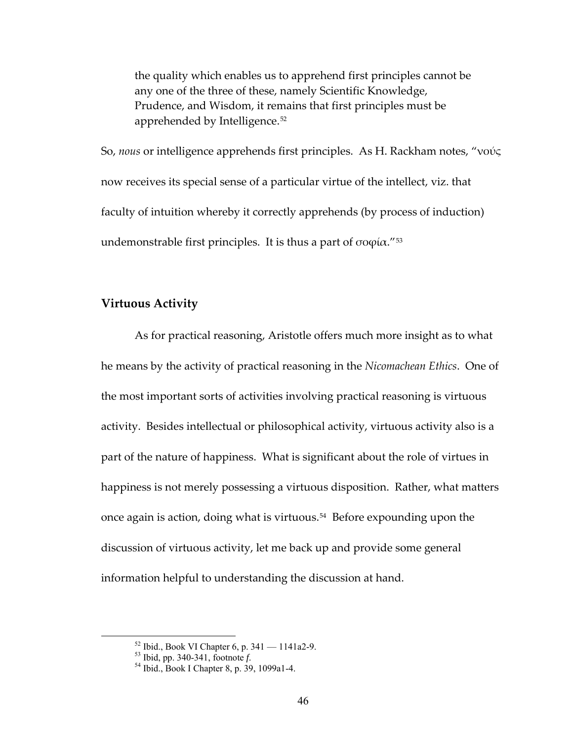> the quality which enables us to apprehend first principles cannot be any one of the three of these, namely Scientific Knowledge, Prudence, and Wisdom, it remains that first principles must be apprehended by Intelligence.[52]

So, *nous* or intelligence apprehends first principles. As H. Rackham notes, "νούς now receives its special sense of a particular virtue of the intellect, viz. that faculty of intuition whereby it correctly apprehends (by process of induction) undemonstrable first principles. It is thus a part of σοφία."[53]

## Virtuous Activity

As for practical reasoning, Aristotle offers much more insight as to what he means by the activity of practical reasoning in the *Nicomachean Ethics*. One of the most important sorts of activities involving practical reasoning is virtuous activity. Besides intellectual or philosophical activity, virtuous activity also is a part of the nature of happiness. What is significant about the role of virtues in happiness is not merely possessing a virtuous disposition. Rather, what matters once again is action, doing what is virtuous.[54] Before expounding upon the discussion of virtuous activity, let me back up and provide some general information helpful to understanding the discussion at hand.

---

[52] Ibid., Book VI Chapter 6, p. 341 — 1141a2-9.

[53] Ibid, pp. 340-341, footnote *f*.

[54] Ibid., Book I Chapter 8, p. 39, 1099a1-4.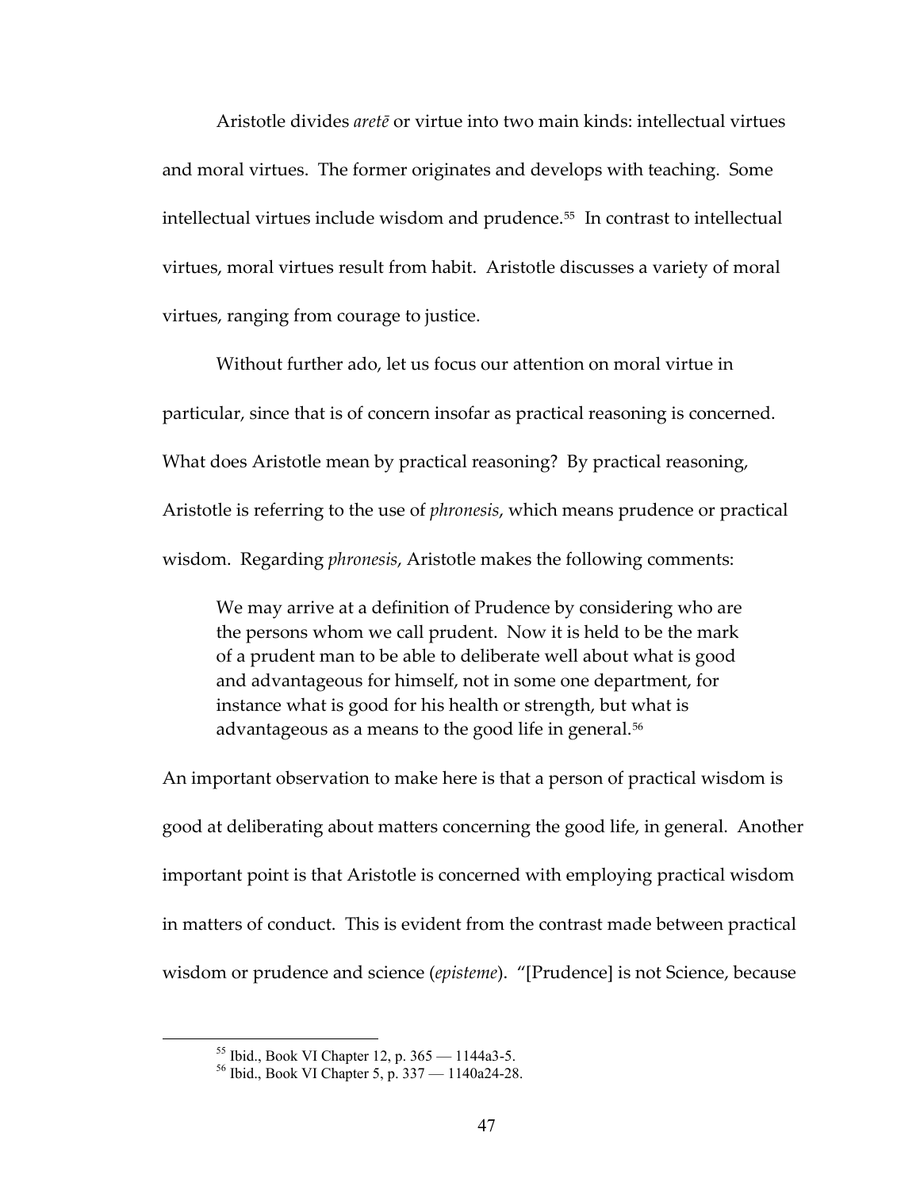Aristotle divides *aretē* or virtue into two main kinds: intellectual virtues and moral virtues. The former originates and develops with teaching. Some intellectual virtues include wisdom and prudence.[55] In contrast to intellectual virtues, moral virtues result from habit. Aristotle discusses a variety of moral virtues, ranging from courage to justice.

Without further ado, let us focus our attention on moral virtue in particular, since that is of concern insofar as practical reasoning is concerned. What does Aristotle mean by practical reasoning? By practical reasoning, Aristotle is referring to the use of *phronesis*, which means prudence or practical wisdom. Regarding *phronesis*, Aristotle makes the following comments:

> We may arrive at a definition of Prudence by considering who are the persons whom we call prudent. Now it is held to be the mark of a prudent man to be able to deliberate well about what is good and advantageous for himself, not in some one department, for instance what is good for his health or strength, but what is advantageous as a means to the good life in general.[56]

An important observation to make here is that a person of practical wisdom is good at deliberating about matters concerning the good life, in general. Another important point is that Aristotle is concerned with employing practical wisdom in matters of conduct. This is evident from the contrast made between practical wisdom or prudence and science (*episteme*). "[Prudence] is not Science, because

---

[55] Ibid., Book VI Chapter 12, p. 365 — 1144a3-5.

[56] Ibid., Book VI Chapter 5, p. 337 — 1140a24-28.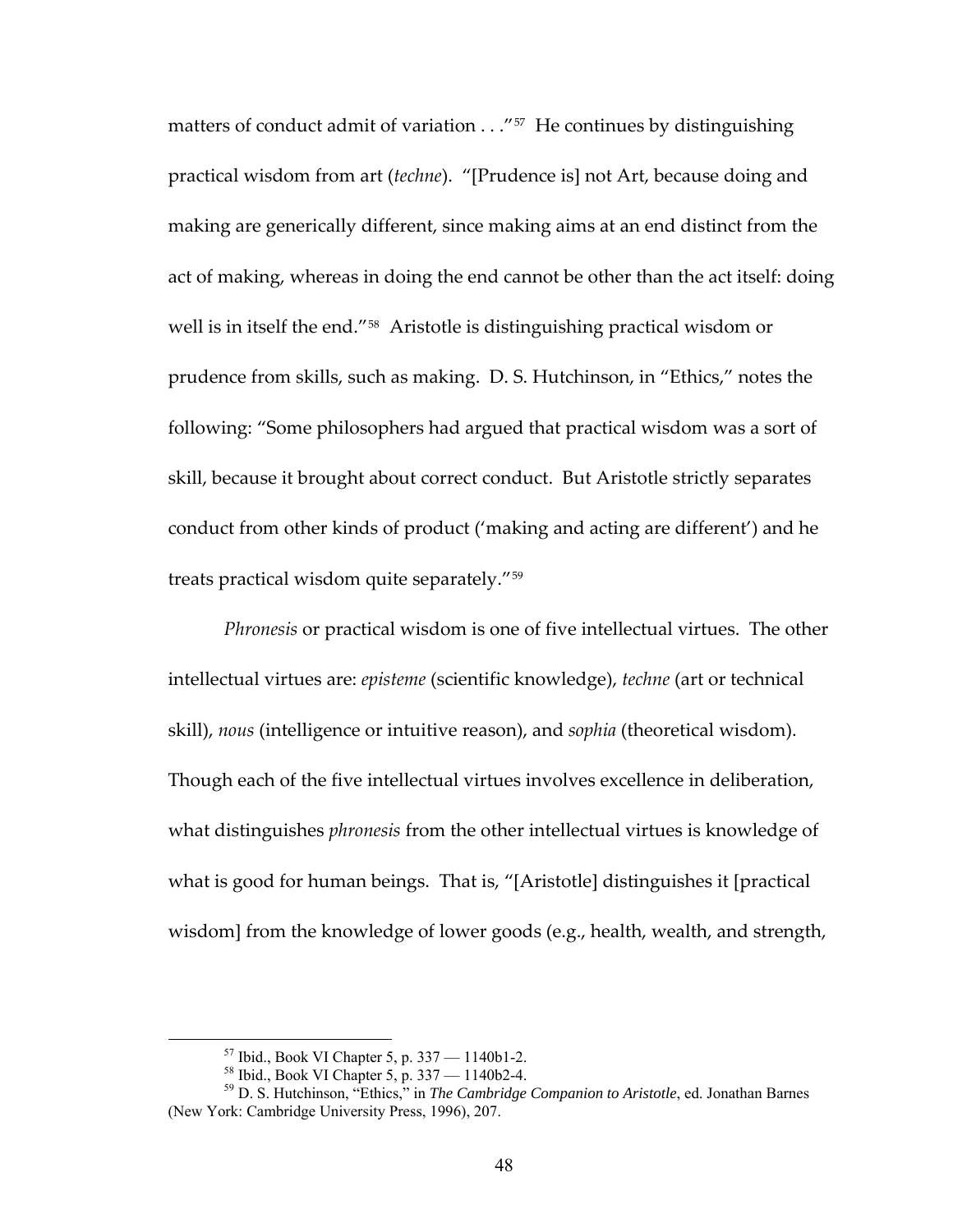matters of conduct admit of variation . . ."[57] He continues by distinguishing practical wisdom from art (*techne*). "[Prudence is] not Art, because doing and making are generically different, since making aims at an end distinct from the act of making, whereas in doing the end cannot be other than the act itself: doing well is in itself the end."[58] Aristotle is distinguishing practical wisdom or prudence from skills, such as making. D. S. Hutchinson, in "Ethics," notes the following: "Some philosophers had argued that practical wisdom was a sort of skill, because it brought about correct conduct. But Aristotle strictly separates conduct from other kinds of product ('making and acting are different') and he treats practical wisdom quite separately."[59]

*Phronesis* or practical wisdom is one of five intellectual virtues. The other intellectual virtues are: *episteme* (scientific knowledge), *techne* (art or technical skill), *nous* (intelligence or intuitive reason), and *sophia* (theoretical wisdom). Though each of the five intellectual virtues involves excellence in deliberation, what distinguishes *phronesis* from the other intellectual virtues is knowledge of what is good for human beings. That is, "[Aristotle] distinguishes it [practical wisdom] from the knowledge of lower goods (e.g., health, wealth, and strength,

---

[57] Ibid., Book VI Chapter 5, p. 337 — 1140b1-2.

[58] Ibid., Book VI Chapter 5, p. 337 — 1140b2-4.

[59] D. S. Hutchinson, "Ethics," in *The Cambridge Companion to Aristotle*, ed. Jonathan Barnes (New York: Cambridge University Press, 1996), 207.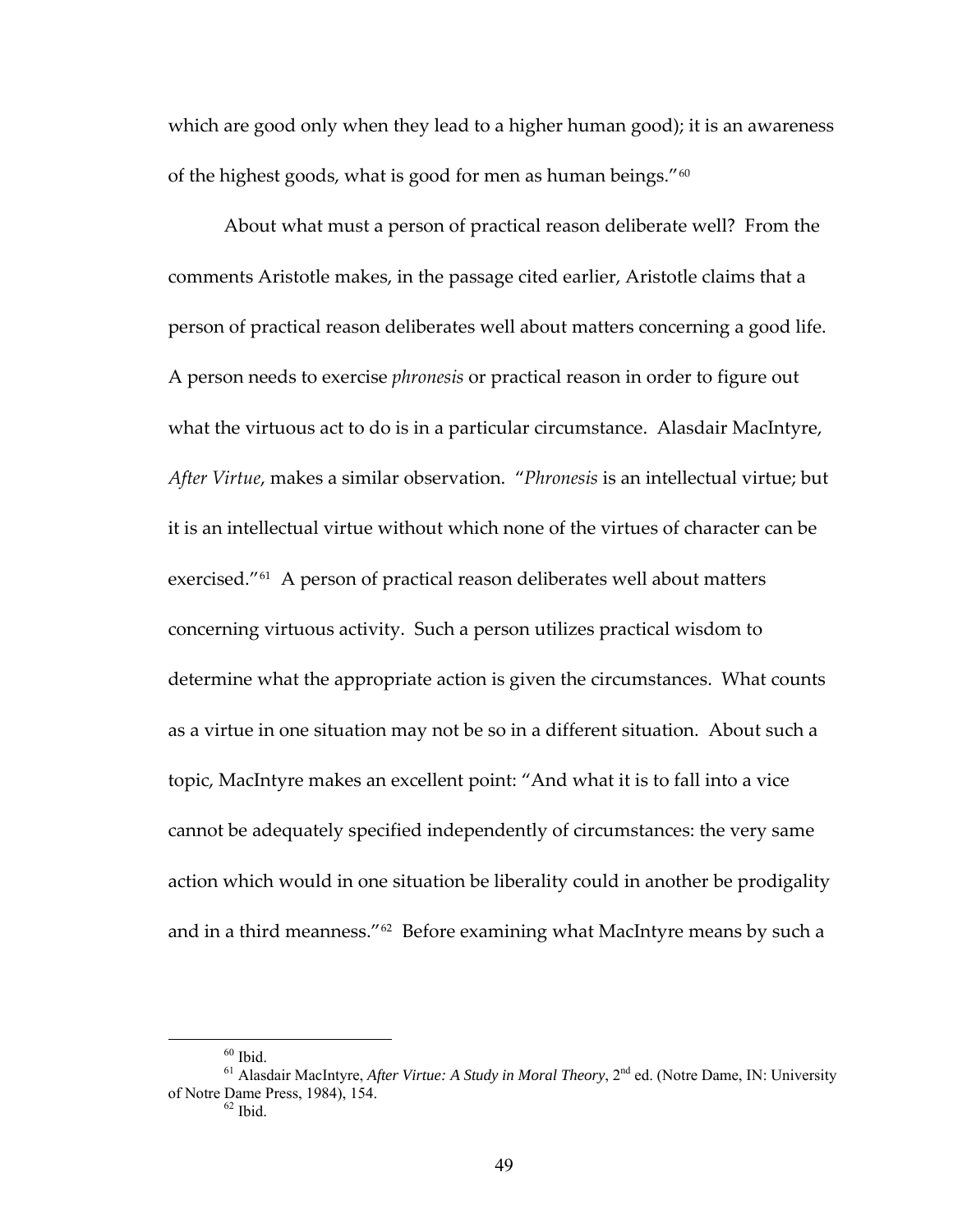which are good only when they lead to a higher human good); it is an awareness of the highest goods, what is good for men as human beings."[60]

About what must a person of practical reason deliberate well? From the comments Aristotle makes, in the passage cited earlier, Aristotle claims that a person of practical reason deliberates well about matters concerning a good life. A person needs to exercise *phronesis* or practical reason in order to figure out what the virtuous act to do is in a particular circumstance. Alasdair MacIntyre, *After Virtue*, makes a similar observation. "*Phronesis* is an intellectual virtue; but it is an intellectual virtue without which none of the virtues of character can be exercised."[61] A person of practical reason deliberates well about matters concerning virtuous activity. Such a person utilizes practical wisdom to determine what the appropriate action is given the circumstances. What counts as a virtue in one situation may not be so in a different situation. About such a topic, MacIntyre makes an excellent point: "And what it is to fall into a vice cannot be adequately specified independently of circumstances: the very same action which would in one situation be liberality could in another be prodigality and in a third meanness."[62] Before examining what MacIntyre means by such a

---

[60] Ibid.

[61] Alasdair MacIntyre, *After Virtue: A Study in Moral Theory*, 2nd ed. (Notre Dame, IN: University of Notre Dame Press, 1984), 154.

[62] Ibid.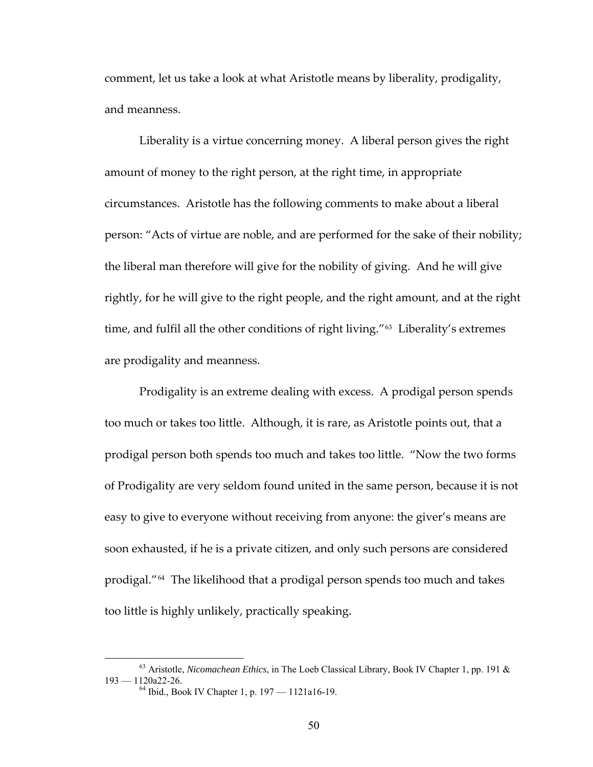comment, let us take a look at what Aristotle means by liberality, prodigality, and meanness.

Liberality is a virtue concerning money. A liberal person gives the right amount of money to the right person, at the right time, in appropriate circumstances. Aristotle has the following comments to make about a liberal person: "Acts of virtue are noble, and are performed for the sake of their nobility; the liberal man therefore will give for the nobility of giving. And he will give rightly, for he will give to the right people, and the right amount, and at the right time, and fulfil all the other conditions of right living."[63] Liberality's extremes are prodigality and meanness.

Prodigality is an extreme dealing with excess. A prodigal person spends too much or takes too little. Although, it is rare, as Aristotle points out, that a prodigal person both spends too much and takes too little. "Now the two forms of Prodigality are very seldom found united in the same person, because it is not easy to give to everyone without receiving from anyone: the giver's means are soon exhausted, if he is a private citizen, and only such persons are considered prodigal."[64] The likelihood that a prodigal person spends too much and takes too little is highly unlikely, practically speaking.

---

[63] Aristotle, *Nicomachean Ethics*, in The Loeb Classical Library, Book IV Chapter 1, pp. 191 & 193 — 1120a22-26.

[64] Ibid., Book IV Chapter 1, p. 197 — 1121a16-19.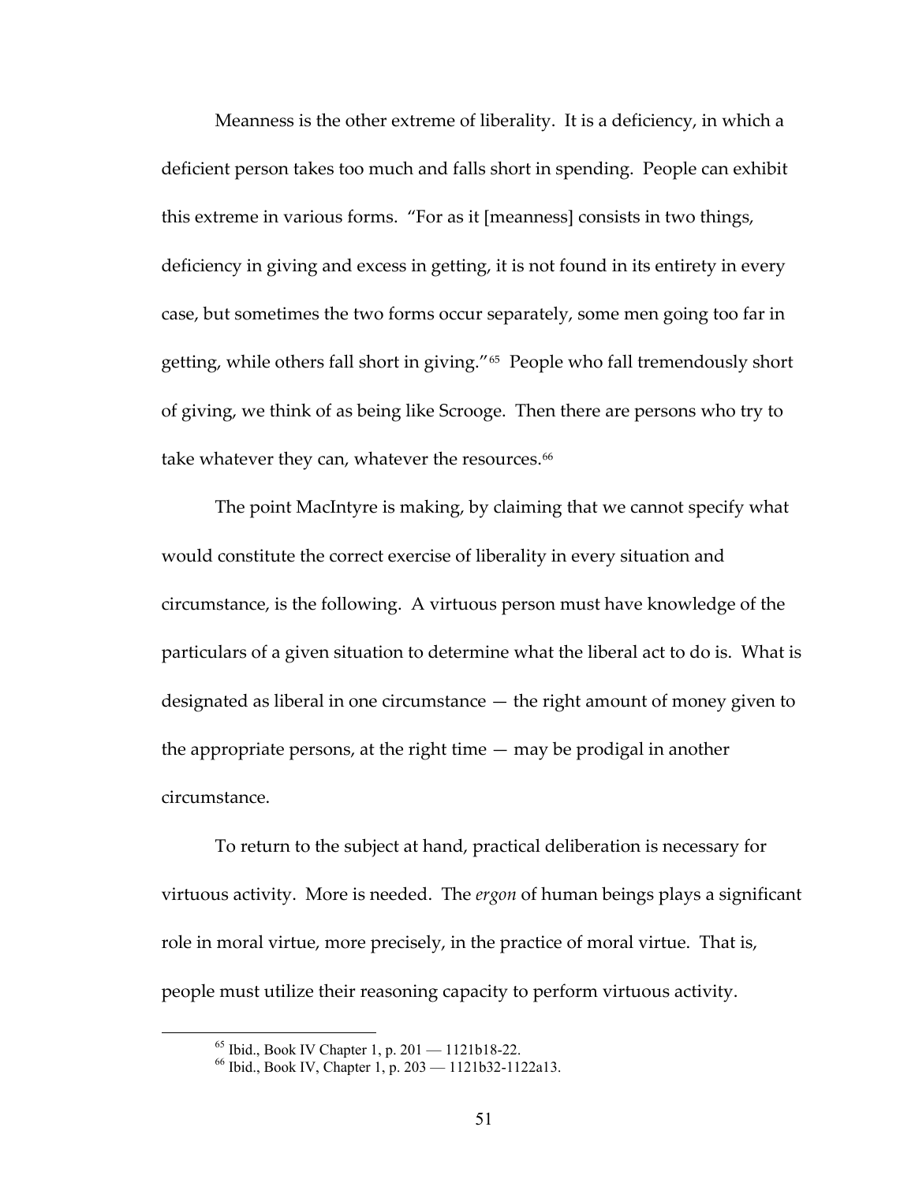Meanness is the other extreme of liberality. It is a deficiency, in which a deficient person takes too much and falls short in spending. People can exhibit this extreme in various forms. "For as it [meanness] consists in two things, deficiency in giving and excess in getting, it is not found in its entirety in every case, but sometimes the two forms occur separately, some men going too far in getting, while others fall short in giving."[65] People who fall tremendously short of giving, we think of as being like Scrooge. Then there are persons who try to take whatever they can, whatever the resources.[66]

The point MacIntyre is making, by claiming that we cannot specify what would constitute the correct exercise of liberality in every situation and circumstance, is the following. A virtuous person must have knowledge of the particulars of a given situation to determine what the liberal act to do is. What is designated as liberal in one circumstance — the right amount of money given to the appropriate persons, at the right time — may be prodigal in another circumstance.

To return to the subject at hand, practical deliberation is necessary for virtuous activity. More is needed. The *ergon* of human beings plays a significant role in moral virtue, more precisely, in the practice of moral virtue. That is, people must utilize their reasoning capacity to perform virtuous activity.

[65] Ibid., Book IV Chapter 1, p. 201 — 1121b18-22.

[66] Ibid., Book IV, Chapter 1, p. 203 — 1121b32-1122a13.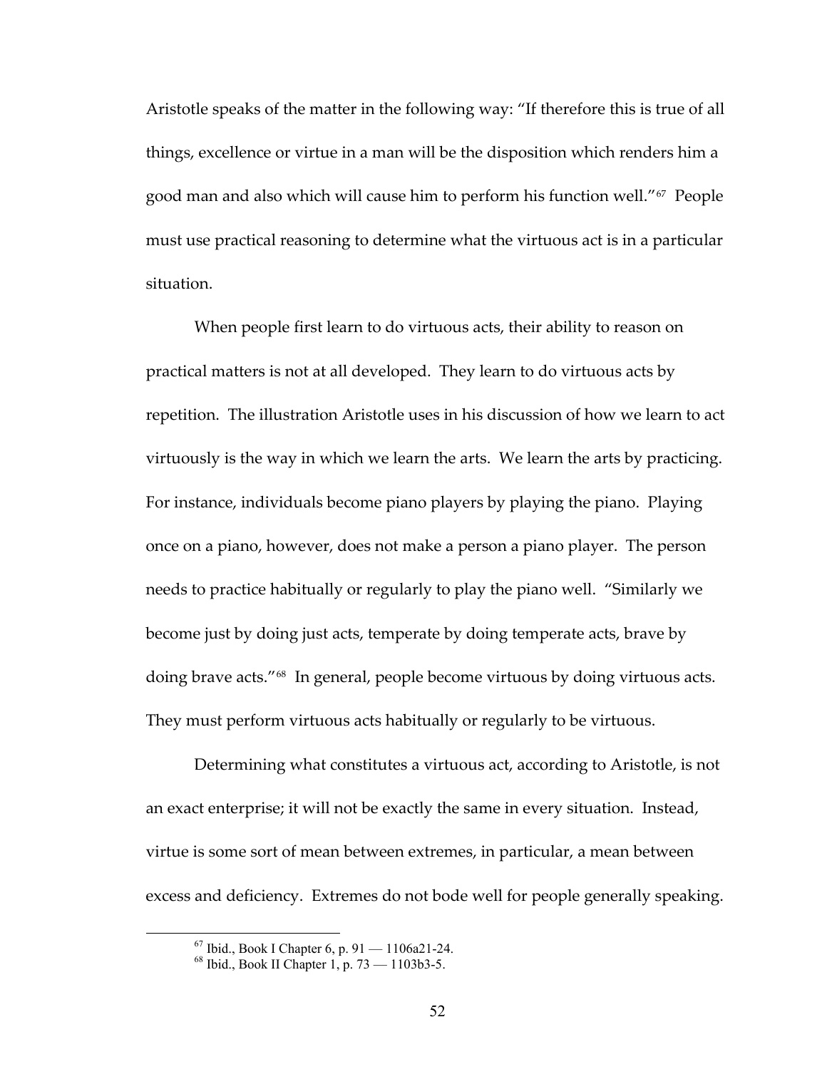Aristotle speaks of the matter in the following way: "If therefore this is true of all things, excellence or virtue in a man will be the disposition which renders him a good man and also which will cause him to perform his function well."[67] People must use practical reasoning to determine what the virtuous act is in a particular situation.

When people first learn to do virtuous acts, their ability to reason on practical matters is not at all developed. They learn to do virtuous acts by repetition. The illustration Aristotle uses in his discussion of how we learn to act virtuously is the way in which we learn the arts. We learn the arts by practicing. For instance, individuals become piano players by playing the piano. Playing once on a piano, however, does not make a person a piano player. The person needs to practice habitually or regularly to play the piano well. "Similarly we become just by doing just acts, temperate by doing temperate acts, brave by doing brave acts."[68] In general, people become virtuous by doing virtuous acts. They must perform virtuous acts habitually or regularly to be virtuous.

Determining what constitutes a virtuous act, according to Aristotle, is not an exact enterprise; it will not be exactly the same in every situation. Instead, virtue is some sort of mean between extremes, in particular, a mean between excess and deficiency. Extremes do not bode well for people generally speaking.

---

[67] Ibid., Book I Chapter 6, p. 91 — 1106a21-24.

[68] Ibid., Book II Chapter 1, p. 73 — 1103b3-5.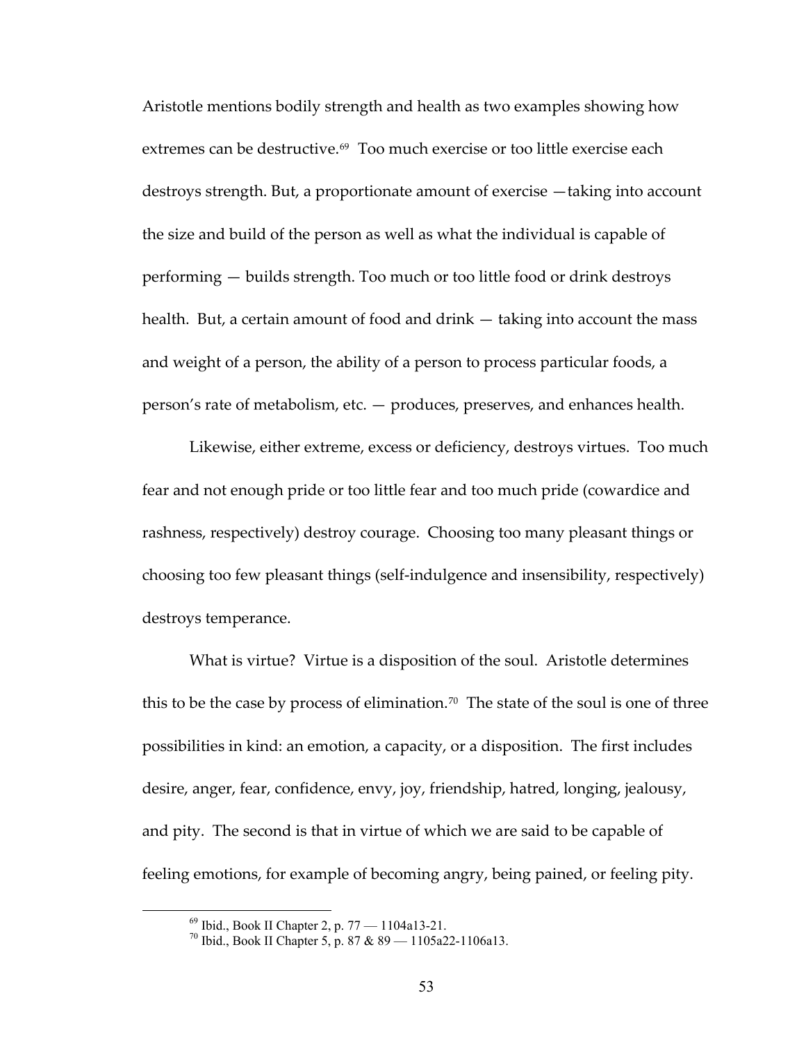Aristotle mentions bodily strength and health as two examples showing how extremes can be destructive.[69] Too much exercise or too little exercise each destroys strength. But, a proportionate amount of exercise —taking into account the size and build of the person as well as what the individual is capable of performing — builds strength. Too much or too little food or drink destroys health. But, a certain amount of food and drink — taking into account the mass and weight of a person, the ability of a person to process particular foods, a person's rate of metabolism, etc. — produces, preserves, and enhances health.

Likewise, either extreme, excess or deficiency, destroys virtues. Too much fear and not enough pride or too little fear and too much pride (cowardice and rashness, respectively) destroy courage. Choosing too many pleasant things or choosing too few pleasant things (self-indulgence and insensibility, respectively) destroys temperance.

What is virtue? Virtue is a disposition of the soul. Aristotle determines this to be the case by process of elimination.[70] The state of the soul is one of three possibilities in kind: an emotion, a capacity, or a disposition. The first includes desire, anger, fear, confidence, envy, joy, friendship, hatred, longing, jealousy, and pity. The second is that in virtue of which we are said to be capable of feeling emotions, for example of becoming angry, being pained, or feeling pity.

---

[69] Ibid., Book II Chapter 2, p. 77 — 1104a13-21.

[70] Ibid., Book II Chapter 5, p. 87 & 89 — 1105a22-1106a13.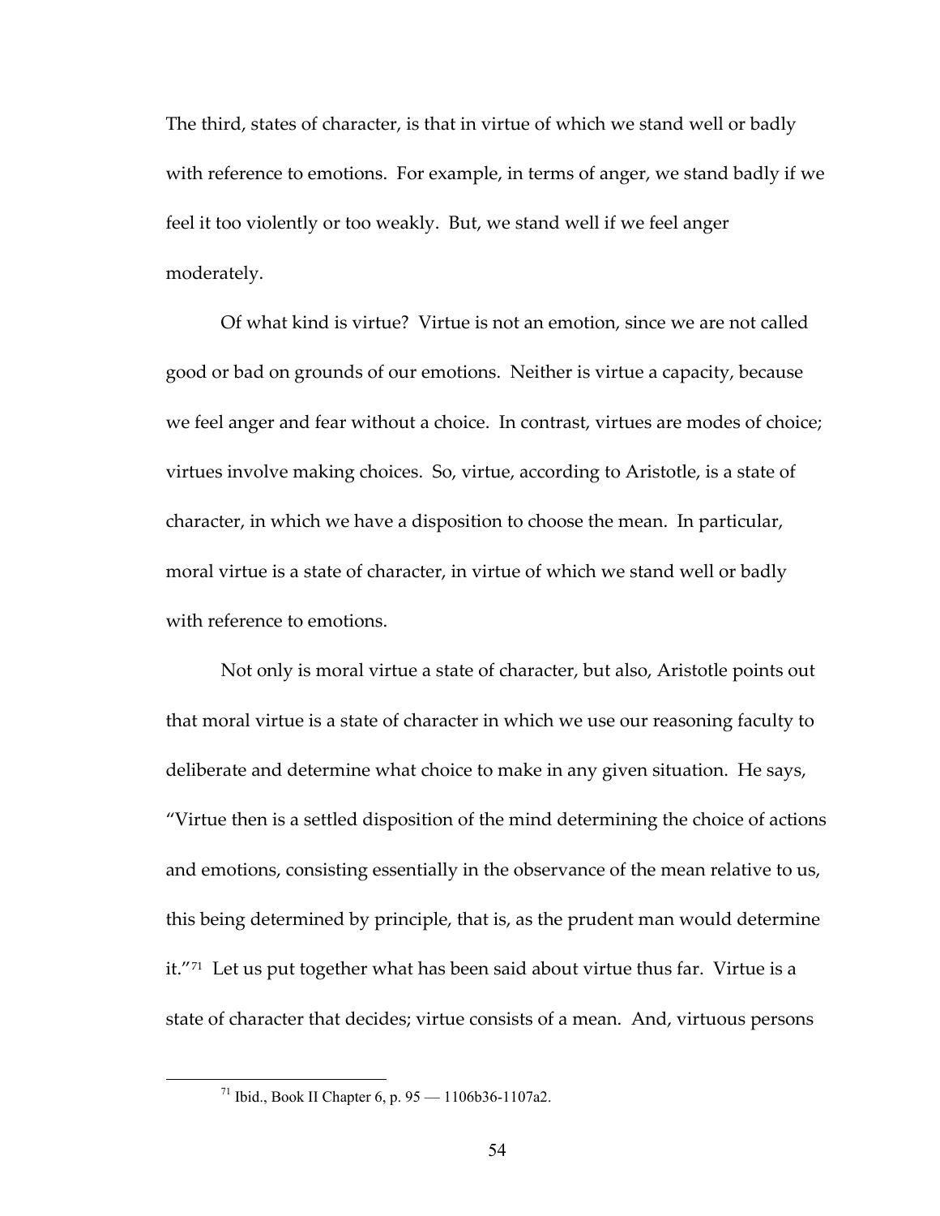The third, states of character, is that in virtue of which we stand well or badly with reference to emotions. For example, in terms of anger, we stand badly if we feel it too violently or too weakly. But, we stand well if we feel anger moderately.

Of what kind is virtue? Virtue is not an emotion, since we are not called good or bad on grounds of our emotions. Neither is virtue a capacity, because we feel anger and fear without a choice. In contrast, virtues are modes of choice; virtues involve making choices. So, virtue, according to Aristotle, is a state of character, in which we have a disposition to choose the mean. In particular, moral virtue is a state of character, in virtue of which we stand well or badly with reference to emotions.

Not only is moral virtue a state of character, but also, Aristotle points out that moral virtue is a state of character in which we use our reasoning faculty to deliberate and determine what choice to make in any given situation. He says, "Virtue then is a settled disposition of the mind determining the choice of actions and emotions, consisting essentially in the observance of the mean relative to us, this being determined by principle, that is, as the prudent man would determine it."[71] Let us put together what has been said about virtue thus far. Virtue is a state of character that decides; virtue consists of a mean. And, virtuous persons

---

[71] Ibid., Book II Chapter 6, p. 95 — 1106b36-1107a2.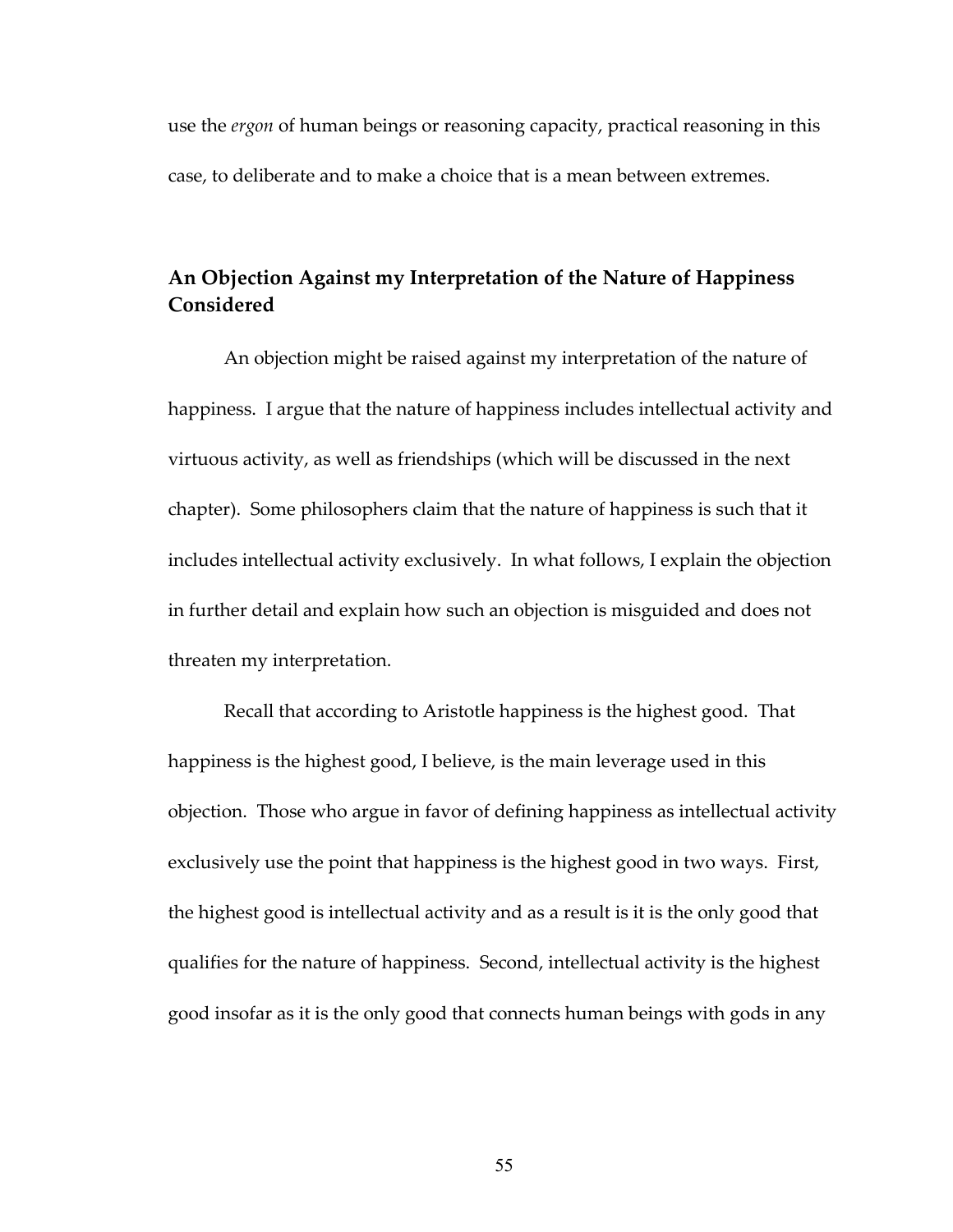use the *ergon* of human beings or reasoning capacity, practical reasoning in this case, to deliberate and to make a choice that is a mean between extremes.

## An Objection Against my Interpretation of the Nature of Happiness Considered

An objection might be raised against my interpretation of the nature of happiness. I argue that the nature of happiness includes intellectual activity and virtuous activity, as well as friendships (which will be discussed in the next chapter). Some philosophers claim that the nature of happiness is such that it includes intellectual activity exclusively. In what follows, I explain the objection in further detail and explain how such an objection is misguided and does not threaten my interpretation.

Recall that according to Aristotle happiness is the highest good. That happiness is the highest good, I believe, is the main leverage used in this objection. Those who argue in favor of defining happiness as intellectual activity exclusively use the point that happiness is the highest good in two ways. First, the highest good is intellectual activity and as a result is it is the only good that qualifies for the nature of happiness. Second, intellectual activity is the highest good insofar as it is the only good that connects human beings with gods in any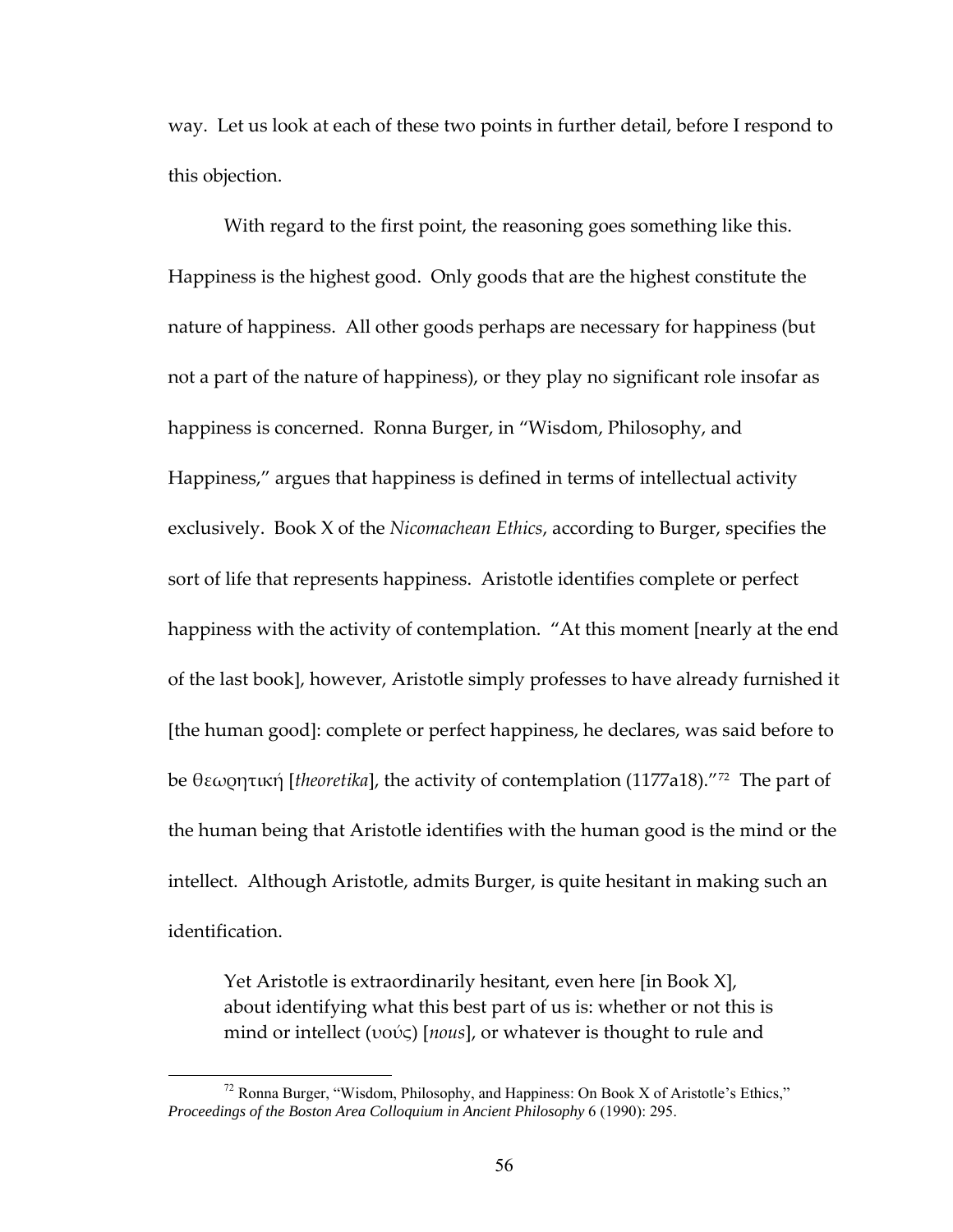way. Let us look at each of these two points in further detail, before I respond to this objection.

With regard to the first point, the reasoning goes something like this. Happiness is the highest good. Only goods that are the highest constitute the nature of happiness. All other goods perhaps are necessary for happiness (but not a part of the nature of happiness), or they play no significant role insofar as happiness is concerned. Ronna Burger, in "Wisdom, Philosophy, and Happiness," argues that happiness is defined in terms of intellectual activity exclusively. Book X of the *Nicomachean Ethics*, according to Burger, specifies the sort of life that represents happiness. Aristotle identifies complete or perfect happiness with the activity of contemplation. "At this moment [nearly at the end of the last book], however, Aristotle simply professes to have already furnished it [the human good]: complete or perfect happiness, he declares, was said before to be θεωρητική [*theoretika*], the activity of contemplation (1177a18)."[72] The part of the human being that Aristotle identifies with the human good is the mind or the intellect. Although Aristotle, admits Burger, is quite hesitant in making such an identification.

> Yet Aristotle is extraordinarily hesitant, even here [in Book X], about identifying what this best part of us is: whether or not this is mind or intellect (νούς) [*nous*], or whatever is thought to rule and

[72] Ronna Burger, "Wisdom, Philosophy, and Happiness: On Book X of Aristotle's Ethics," *Proceedings of the Boston Area Colloquium in Ancient Philosophy* 6 (1990): 295.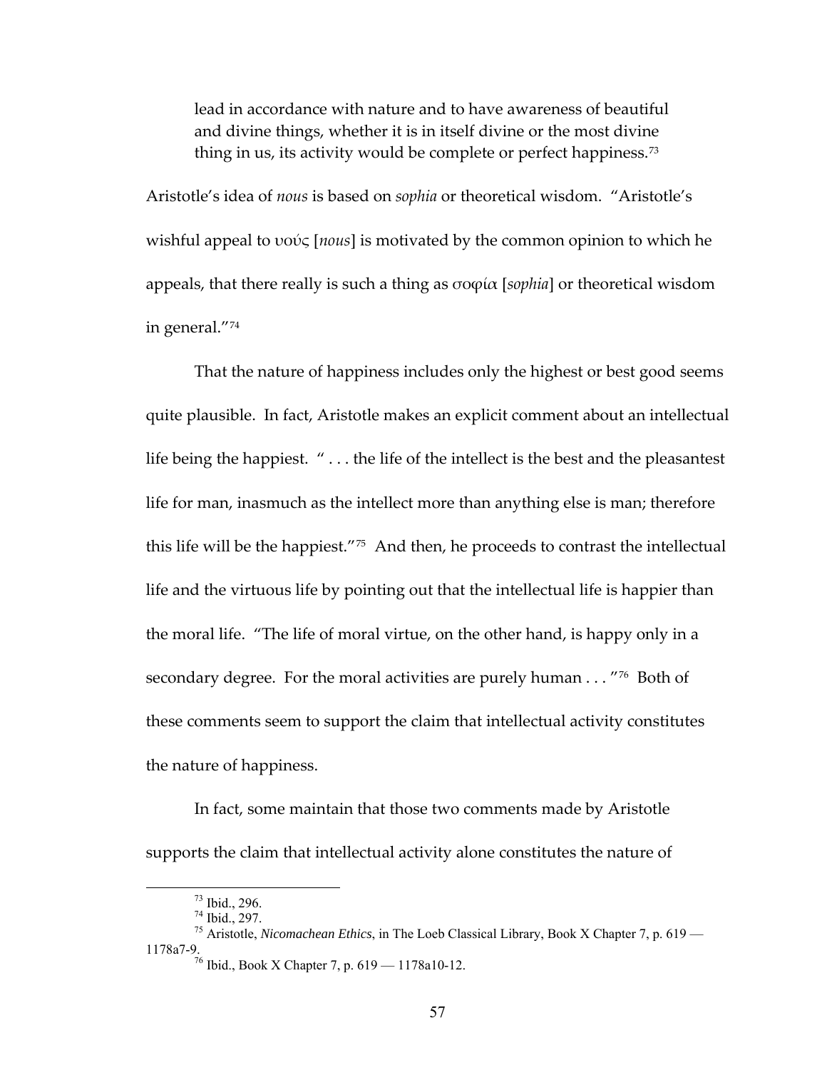> lead in accordance with nature and to have awareness of beautiful and divine things, whether it is in itself divine or the most divine thing in us, its activity would be complete or perfect happiness.[73]

Aristotle's idea of *nous* is based on *sophia* or theoretical wisdom. "Aristotle's wishful appeal to υούς [*nous*] is motivated by the common opinion to which he appeals, that there really is such a thing as σοφία [*sophia*] or theoretical wisdom in general."[74]

That the nature of happiness includes only the highest or best good seems quite plausible. In fact, Aristotle makes an explicit comment about an intellectual life being the happiest. " . . . the life of the intellect is the best and the pleasantest life for man, inasmuch as the intellect more than anything else is man; therefore this life will be the happiest."[75] And then, he proceeds to contrast the intellectual life and the virtuous life by pointing out that the intellectual life is happier than the moral life. "The life of moral virtue, on the other hand, is happy only in a secondary degree. For the moral activities are purely human . . . "[76] Both of these comments seem to support the claim that intellectual activity constitutes the nature of happiness.

In fact, some maintain that those two comments made by Aristotle supports the claim that intellectual activity alone constitutes the nature of

---

[73] Ibid., 296.

[74] Ibid., 297.

[75] Aristotle, *Nicomachean Ethics*, in The Loeb Classical Library, Book X Chapter 7, p. 619 — 1178a7-9.

[76] Ibid., Book X Chapter 7, p. 619 — 1178a10-12.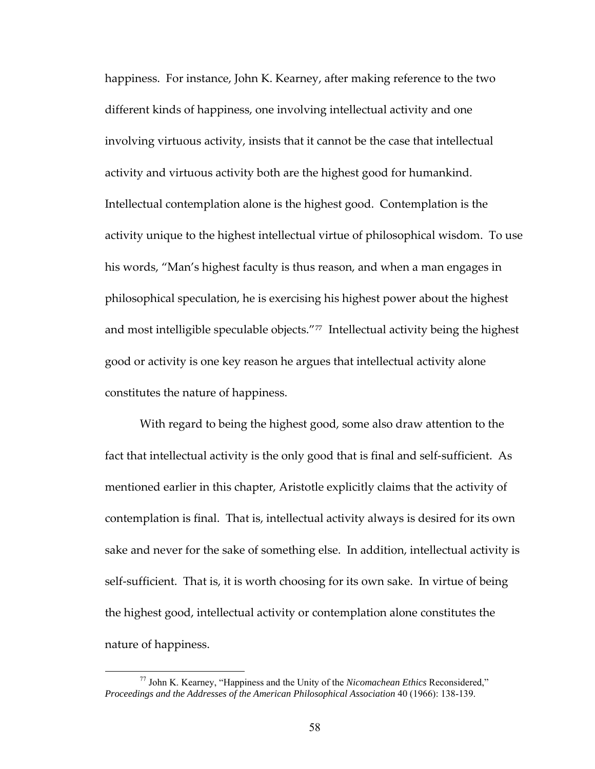happiness. For instance, John K. Kearney, after making reference to the two different kinds of happiness, one involving intellectual activity and one involving virtuous activity, insists that it cannot be the case that intellectual activity and virtuous activity both are the highest good for humankind. Intellectual contemplation alone is the highest good. Contemplation is the activity unique to the highest intellectual virtue of philosophical wisdom. To use his words, "Man's highest faculty is thus reason, and when a man engages in philosophical speculation, he is exercising his highest power about the highest and most intelligible speculable objects."[77] Intellectual activity being the highest good or activity is one key reason he argues that intellectual activity alone constitutes the nature of happiness.

With regard to being the highest good, some also draw attention to the fact that intellectual activity is the only good that is final and self-sufficient. As mentioned earlier in this chapter, Aristotle explicitly claims that the activity of contemplation is final. That is, intellectual activity always is desired for its own sake and never for the sake of something else. In addition, intellectual activity is self-sufficient. That is, it is worth choosing for its own sake. In virtue of being the highest good, intellectual activity or contemplation alone constitutes the nature of happiness.

[77] John K. Kearney, "Happiness and the Unity of the *Nicomachean Ethics* Reconsidered," *Proceedings and the Addresses of the American Philosophical Association* 40 (1966): 138-139.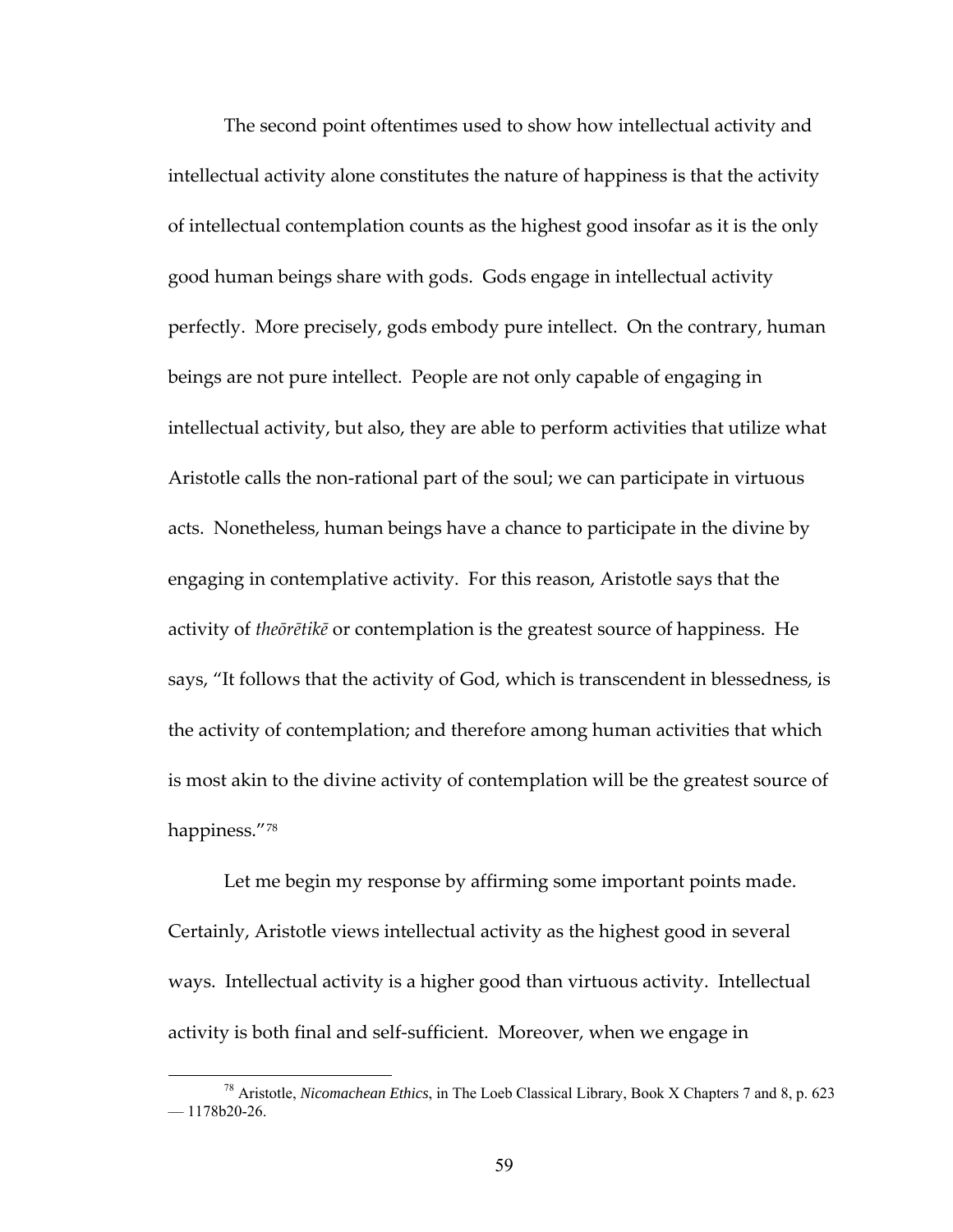The second point oftentimes used to show how intellectual activity and intellectual activity alone constitutes the nature of happiness is that the activity of intellectual contemplation counts as the highest good insofar as it is the only good human beings share with gods. Gods engage in intellectual activity perfectly. More precisely, gods embody pure intellect. On the contrary, human beings are not pure intellect. People are not only capable of engaging in intellectual activity, but also, they are able to perform activities that utilize what Aristotle calls the non-rational part of the soul; we can participate in virtuous acts. Nonetheless, human beings have a chance to participate in the divine by engaging in contemplative activity. For this reason, Aristotle says that the activity of *theōrētikē* or contemplation is the greatest source of happiness. He says, "It follows that the activity of God, which is transcendent in blessedness, is the activity of contemplation; and therefore among human activities that which is most akin to the divine activity of contemplation will be the greatest source of happiness."[78]

Let me begin my response by affirming some important points made. Certainly, Aristotle views intellectual activity as the highest good in several ways. Intellectual activity is a higher good than virtuous activity. Intellectual activity is both final and self-sufficient. Moreover, when we engage in

---

[78] Aristotle, *Nicomachean Ethics*, in The Loeb Classical Library, Book X Chapters 7 and 8, p. 623 — 1178b20-26.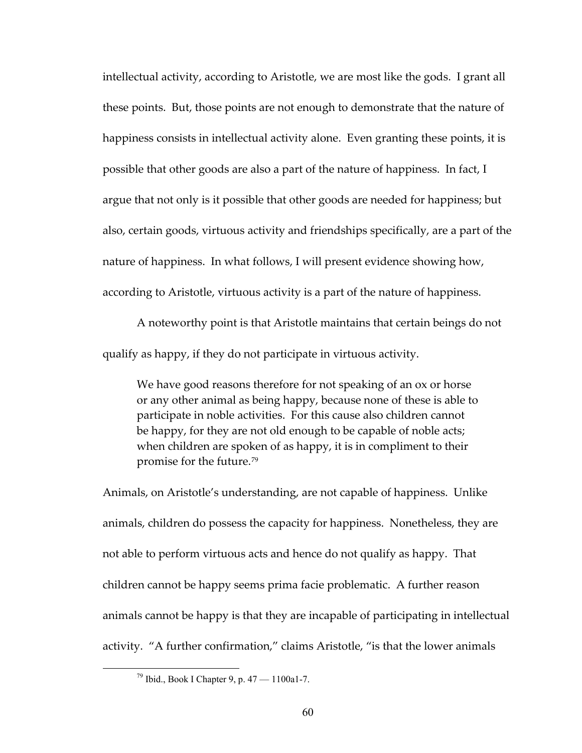intellectual activity, according to Aristotle, we are most like the gods. I grant all these points. But, those points are not enough to demonstrate that the nature of happiness consists in intellectual activity alone. Even granting these points, it is possible that other goods are also a part of the nature of happiness. In fact, I argue that not only is it possible that other goods are needed for happiness; but also, certain goods, virtuous activity and friendships specifically, are a part of the nature of happiness. In what follows, I will present evidence showing how, according to Aristotle, virtuous activity is a part of the nature of happiness.

A noteworthy point is that Aristotle maintains that certain beings do not qualify as happy, if they do not participate in virtuous activity.

> We have good reasons therefore for not speaking of an ox or horse or any other animal as being happy, because none of these is able to participate in noble activities. For this cause also children cannot be happy, for they are not old enough to be capable of noble acts; when children are spoken of as happy, it is in compliment to their promise for the future.[79]

Animals, on Aristotle's understanding, are not capable of happiness. Unlike animals, children do possess the capacity for happiness. Nonetheless, they are not able to perform virtuous acts and hence do not qualify as happy. That children cannot be happy seems prima facie problematic. A further reason animals cannot be happy is that they are incapable of participating in intellectual activity. "A further confirmation," claims Aristotle, "is that the lower animals

[79] Ibid., Book I Chapter 9, p. 47 — 1100a1-7.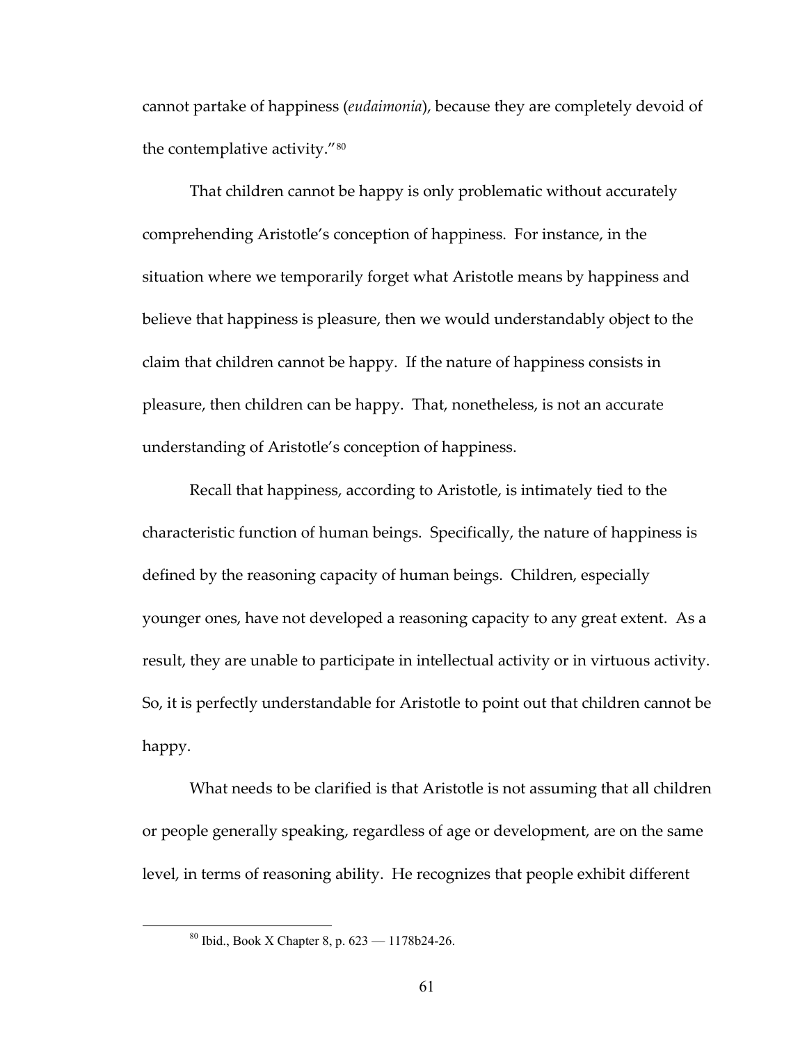cannot partake of happiness (*eudaimonia*), because they are completely devoid of the contemplative activity."[80]

That children cannot be happy is only problematic without accurately comprehending Aristotle's conception of happiness. For instance, in the situation where we temporarily forget what Aristotle means by happiness and believe that happiness is pleasure, then we would understandably object to the claim that children cannot be happy. If the nature of happiness consists in pleasure, then children can be happy. That, nonetheless, is not an accurate understanding of Aristotle's conception of happiness.

Recall that happiness, according to Aristotle, is intimately tied to the characteristic function of human beings. Specifically, the nature of happiness is defined by the reasoning capacity of human beings. Children, especially younger ones, have not developed a reasoning capacity to any great extent. As a result, they are unable to participate in intellectual activity or in virtuous activity. So, it is perfectly understandable for Aristotle to point out that children cannot be happy.

What needs to be clarified is that Aristotle is not assuming that all children or people generally speaking, regardless of age or development, are on the same level, in terms of reasoning ability. He recognizes that people exhibit different

---

[80] Ibid., Book X Chapter 8, p. 623 — 1178b24-26.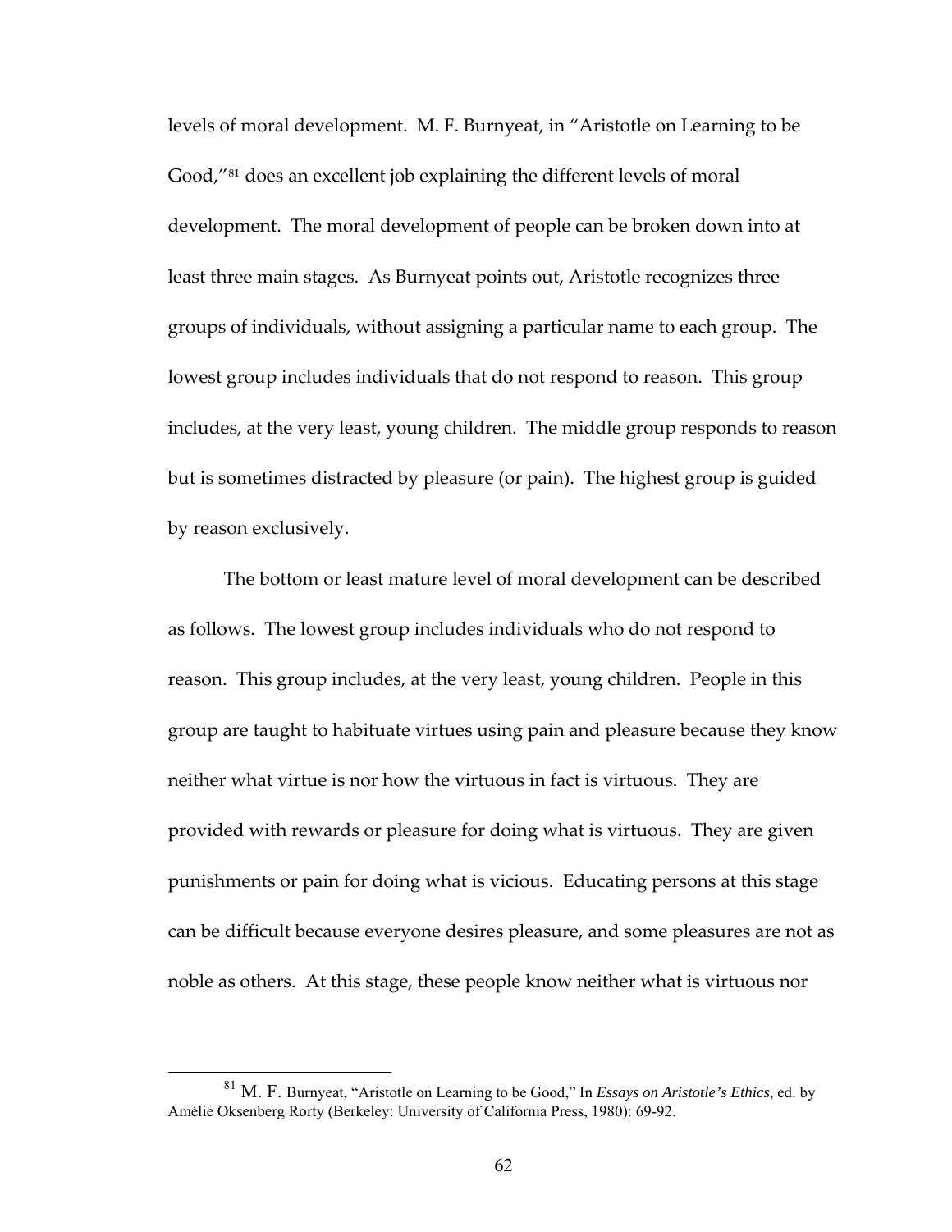levels of moral development. M. F. Burnyeat, in "Aristotle on Learning to be Good,"[81] does an excellent job explaining the different levels of moral development. The moral development of people can be broken down into at least three main stages. As Burnyeat points out, Aristotle recognizes three groups of individuals, without assigning a particular name to each group. The lowest group includes individuals that do not respond to reason. This group includes, at the very least, young children. The middle group responds to reason but is sometimes distracted by pleasure (or pain). The highest group is guided by reason exclusively.

The bottom or least mature level of moral development can be described as follows. The lowest group includes individuals who do not respond to reason. This group includes, at the very least, young children. People in this group are taught to habituate virtues using pain and pleasure because they know neither what virtue is nor how the virtuous in fact is virtuous. They are provided with rewards or pleasure for doing what is virtuous. They are given punishments or pain for doing what is vicious. Educating persons at this stage can be difficult because everyone desires pleasure, and some pleasures are not as noble as others. At this stage, these people know neither what is virtuous nor

---

[81] M. F. Burnyeat, "Aristotle on Learning to be Good," In *Essays on Aristotle's Ethics*, ed. by Amélie Oksenberg Rorty (Berkeley: University of California Press, 1980): 69-92.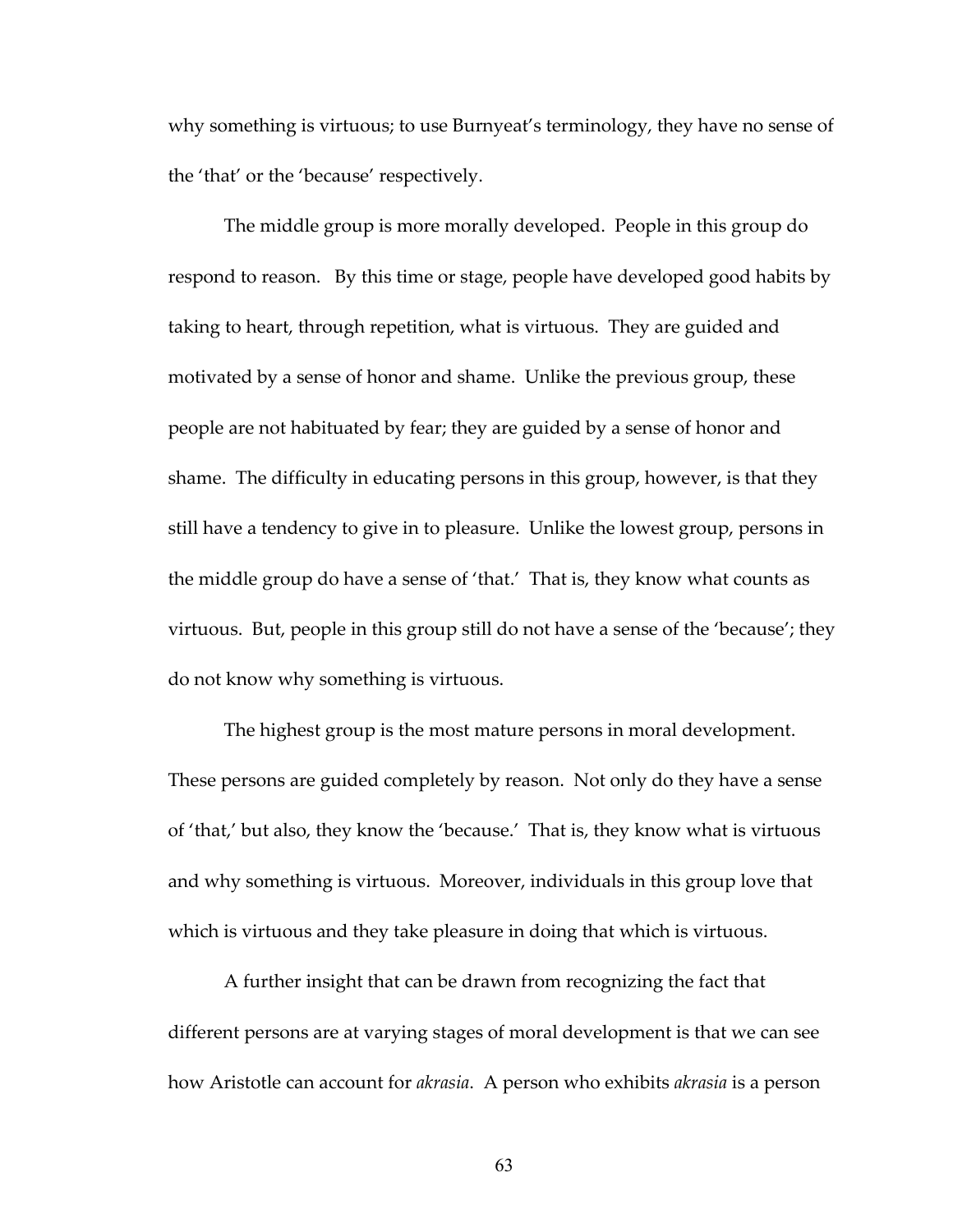why something is virtuous; to use Burnyeat's terminology, they have no sense of the 'that' or the 'because' respectively.

The middle group is more morally developed. People in this group do respond to reason. By this time or stage, people have developed good habits by taking to heart, through repetition, what is virtuous. They are guided and motivated by a sense of honor and shame. Unlike the previous group, these people are not habituated by fear; they are guided by a sense of honor and shame. The difficulty in educating persons in this group, however, is that they still have a tendency to give in to pleasure. Unlike the lowest group, persons in the middle group do have a sense of 'that.' That is, they know what counts as virtuous. But, people in this group still do not have a sense of the 'because'; they do not know why something is virtuous.

The highest group is the most mature persons in moral development. These persons are guided completely by reason. Not only do they have a sense of 'that,' but also, they know the 'because.' That is, they know what is virtuous and why something is virtuous. Moreover, individuals in this group love that which is virtuous and they take pleasure in doing that which is virtuous.

A further insight that can be drawn from recognizing the fact that different persons are at varying stages of moral development is that we can see how Aristotle can account for *akrasia*. A person who exhibits *akrasia* is a person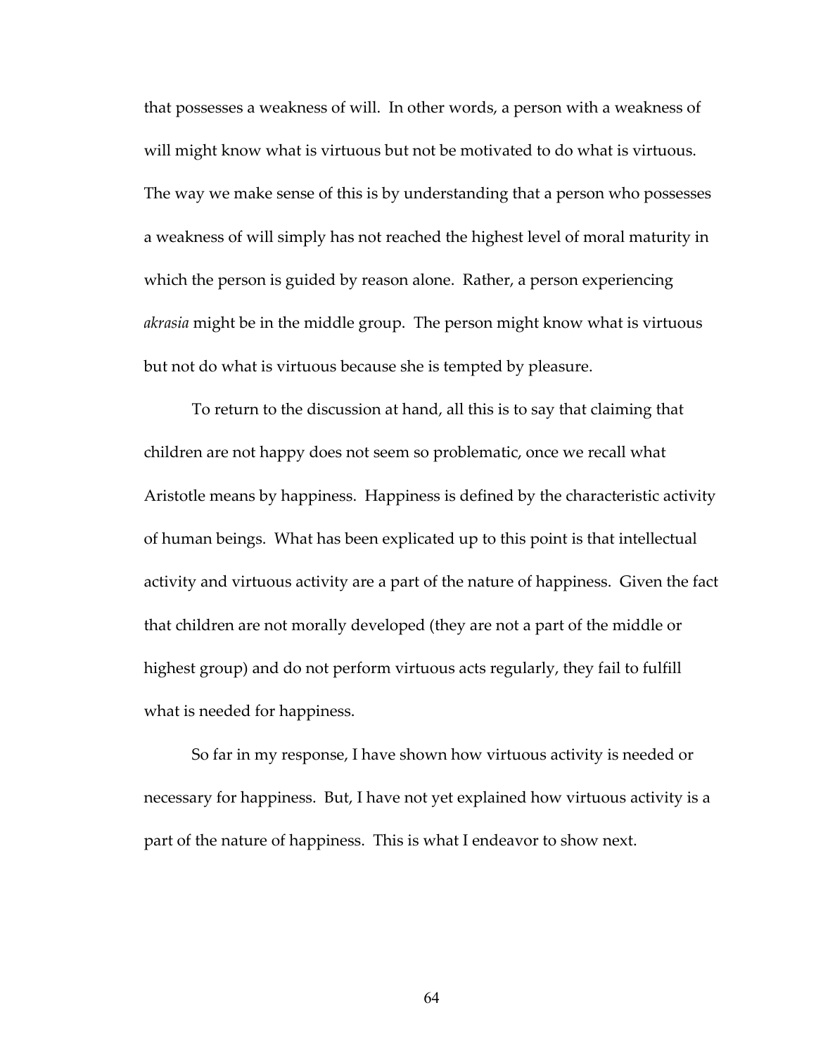that possesses a weakness of will. In other words, a person with a weakness of will might know what is virtuous but not be motivated to do what is virtuous. The way we make sense of this is by understanding that a person who possesses a weakness of will simply has not reached the highest level of moral maturity in which the person is guided by reason alone. Rather, a person experiencing *akrasia* might be in the middle group. The person might know what is virtuous but not do what is virtuous because she is tempted by pleasure.

To return to the discussion at hand, all this is to say that claiming that children are not happy does not seem so problematic, once we recall what Aristotle means by happiness. Happiness is defined by the characteristic activity of human beings. What has been explicated up to this point is that intellectual activity and virtuous activity are a part of the nature of happiness. Given the fact that children are not morally developed (they are not a part of the middle or highest group) and do not perform virtuous acts regularly, they fail to fulfill what is needed for happiness.

So far in my response, I have shown how virtuous activity is needed or necessary for happiness. But, I have not yet explained how virtuous activity is a part of the nature of happiness. This is what I endeavor to show next.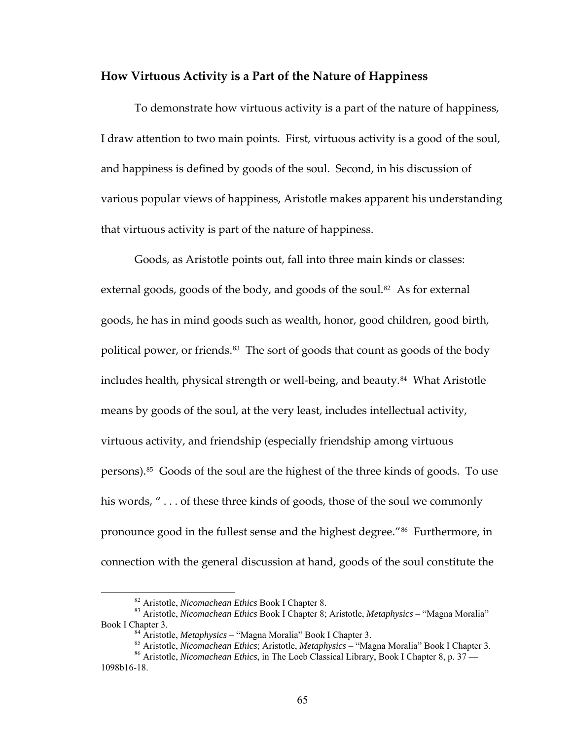## How Virtuous Activity is a Part of the Nature of Happiness

To demonstrate how virtuous activity is a part of the nature of happiness, I draw attention to two main points. First, virtuous activity is a good of the soul, and happiness is defined by goods of the soul. Second, in his discussion of various popular views of happiness, Aristotle makes apparent his understanding that virtuous activity is part of the nature of happiness.

Goods, as Aristotle points out, fall into three main kinds or classes: external goods, goods of the body, and goods of the soul.[82] As for external goods, he has in mind goods such as wealth, honor, good children, good birth, political power, or friends.[83] The sort of goods that count as goods of the body includes health, physical strength or well-being, and beauty.[84] What Aristotle means by goods of the soul, at the very least, includes intellectual activity, virtuous activity, and friendship (especially friendship among virtuous persons).[85] Goods of the soul are the highest of the three kinds of goods. To use his words, " . . . of these three kinds of goods, those of the soul we commonly pronounce good in the fullest sense and the highest degree."[86] Furthermore, in connection with the general discussion at hand, goods of the soul constitute the

---

[82] Aristotle, *Nicomachean Ethics* Book I Chapter 8.

[83] Aristotle, *Nicomachean Ethics* Book I Chapter 8; Aristotle, *Metaphysics* – "Magna Moralia" Book I Chapter 3.

[84] Aristotle, *Metaphysics* – "Magna Moralia" Book I Chapter 3.

[85] Aristotle, *Nicomachean Ethics*; Aristotle, *Metaphysics* – "Magna Moralia" Book I Chapter 3.

[86] Aristotle, *Nicomachean Ethics*, in The Loeb Classical Library, Book I Chapter 8, p. 37 — 1098b16-18.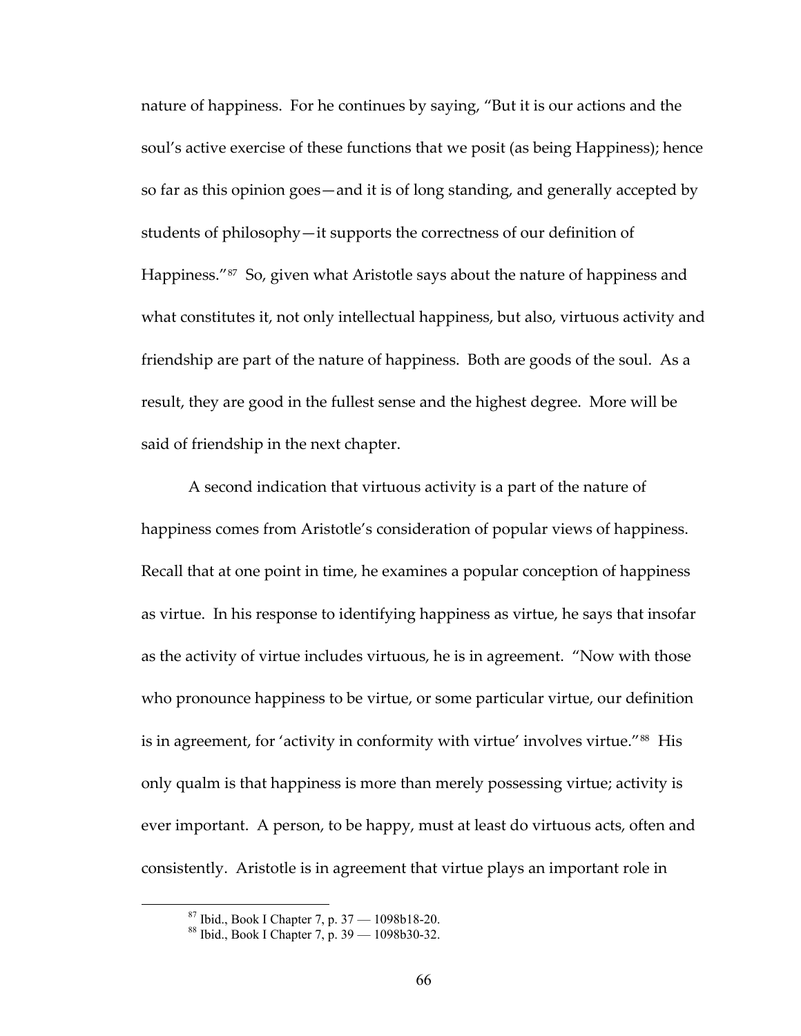nature of happiness. For he continues by saying, "But it is our actions and the soul's active exercise of these functions that we posit (as being Happiness); hence so far as this opinion goes—and it is of long standing, and generally accepted by students of philosophy—it supports the correctness of our definition of Happiness."[87] So, given what Aristotle says about the nature of happiness and what constitutes it, not only intellectual happiness, but also, virtuous activity and friendship are part of the nature of happiness. Both are goods of the soul. As a result, they are good in the fullest sense and the highest degree. More will be said of friendship in the next chapter.

A second indication that virtuous activity is a part of the nature of happiness comes from Aristotle's consideration of popular views of happiness. Recall that at one point in time, he examines a popular conception of happiness as virtue. In his response to identifying happiness as virtue, he says that insofar as the activity of virtue includes virtuous, he is in agreement. "Now with those who pronounce happiness to be virtue, or some particular virtue, our definition is in agreement, for 'activity in conformity with virtue' involves virtue."[88] His only qualm is that happiness is more than merely possessing virtue; activity is ever important. A person, to be happy, must at least do virtuous acts, often and consistently. Aristotle is in agreement that virtue plays an important role in

[87] Ibid., Book I Chapter 7, p. 37 — 1098b18-20.

[88] Ibid., Book I Chapter 7, p. 39 — 1098b30-32.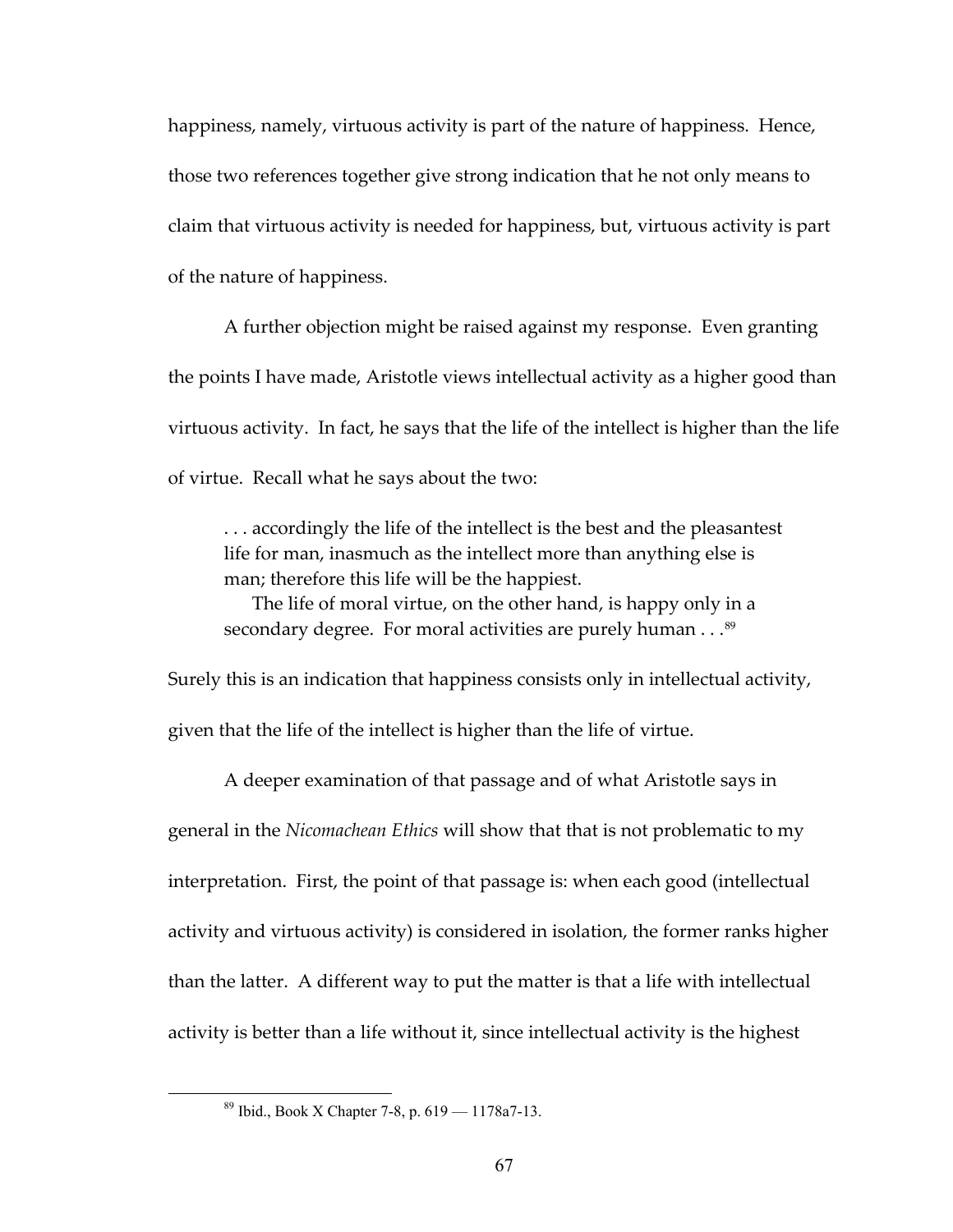happiness, namely, virtuous activity is part of the nature of happiness. Hence, those two references together give strong indication that he not only means to claim that virtuous activity is needed for happiness, but, virtuous activity is part of the nature of happiness.

A further objection might be raised against my response. Even granting the points I have made, Aristotle views intellectual activity as a higher good than virtuous activity. In fact, he says that the life of the intellect is higher than the life of virtue. Recall what he says about the two:

> . . . accordingly the life of the intellect is the best and the pleasantest life for man, inasmuch as the intellect more than anything else is man; therefore this life will be the happiest.
>
> The life of moral virtue, on the other hand, is happy only in a secondary degree. For moral activities are purely human . . .[89]

Surely this is an indication that happiness consists only in intellectual activity, given that the life of the intellect is higher than the life of virtue.

A deeper examination of that passage and of what Aristotle says in general in the *Nicomachean Ethics* will show that that is not problematic to my interpretation. First, the point of that passage is: when each good (intellectual activity and virtuous activity) is considered in isolation, the former ranks higher than the latter. A different way to put the matter is that a life with intellectual activity is better than a life without it, since intellectual activity is the highest

---

[89] Ibid., Book X Chapter 7-8, p. 619 — 1178a7-13.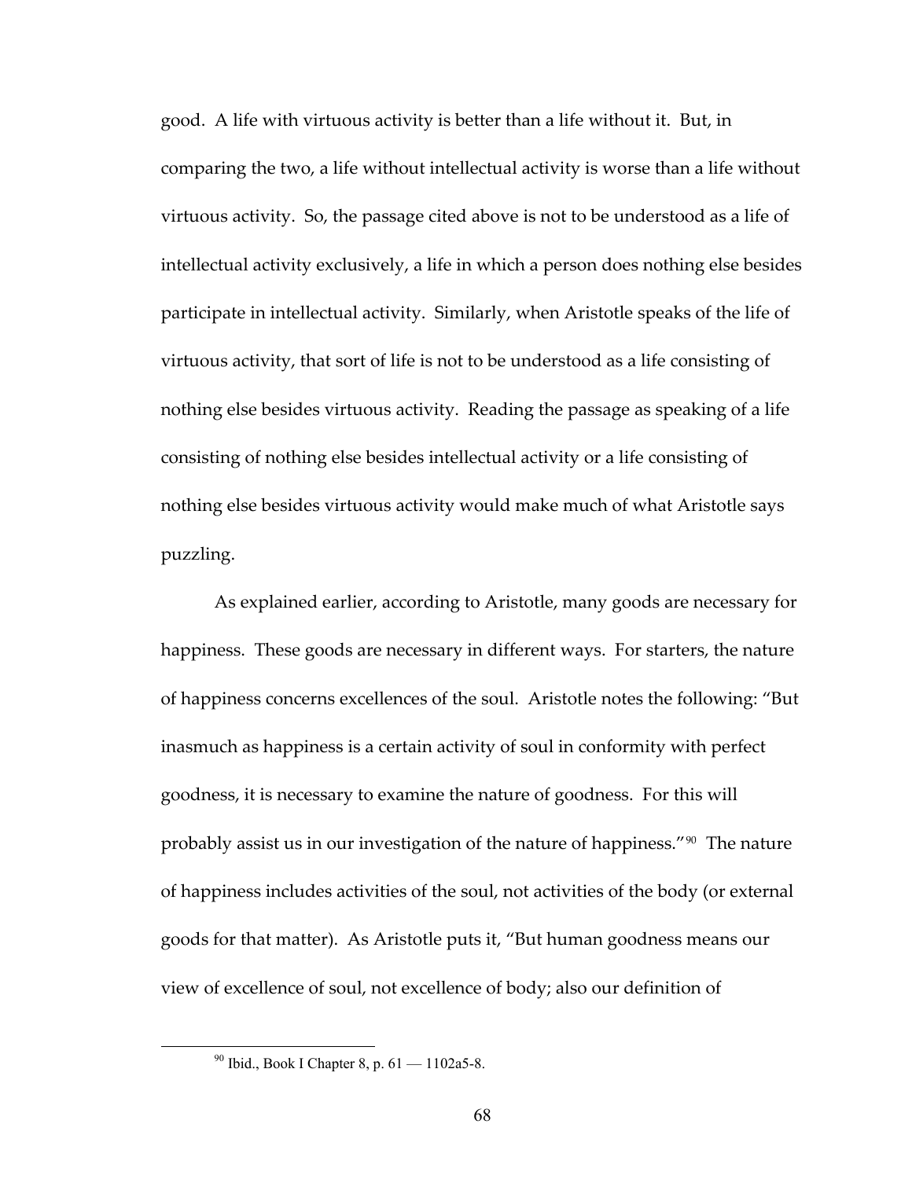good. A life with virtuous activity is better than a life without it. But, in comparing the two, a life without intellectual activity is worse than a life without virtuous activity. So, the passage cited above is not to be understood as a life of intellectual activity exclusively, a life in which a person does nothing else besides participate in intellectual activity. Similarly, when Aristotle speaks of the life of virtuous activity, that sort of life is not to be understood as a life consisting of nothing else besides virtuous activity. Reading the passage as speaking of a life consisting of nothing else besides intellectual activity or a life consisting of nothing else besides virtuous activity would make much of what Aristotle says puzzling.

As explained earlier, according to Aristotle, many goods are necessary for happiness. These goods are necessary in different ways. For starters, the nature of happiness concerns excellences of the soul. Aristotle notes the following: "But inasmuch as happiness is a certain activity of soul in conformity with perfect goodness, it is necessary to examine the nature of goodness. For this will probably assist us in our investigation of the nature of happiness."[90] The nature of happiness includes activities of the soul, not activities of the body (or external goods for that matter). As Aristotle puts it, "But human goodness means our view of excellence of soul, not excellence of body; also our definition of

[90] Ibid., Book I Chapter 8, p. 61 — 1102a5-8.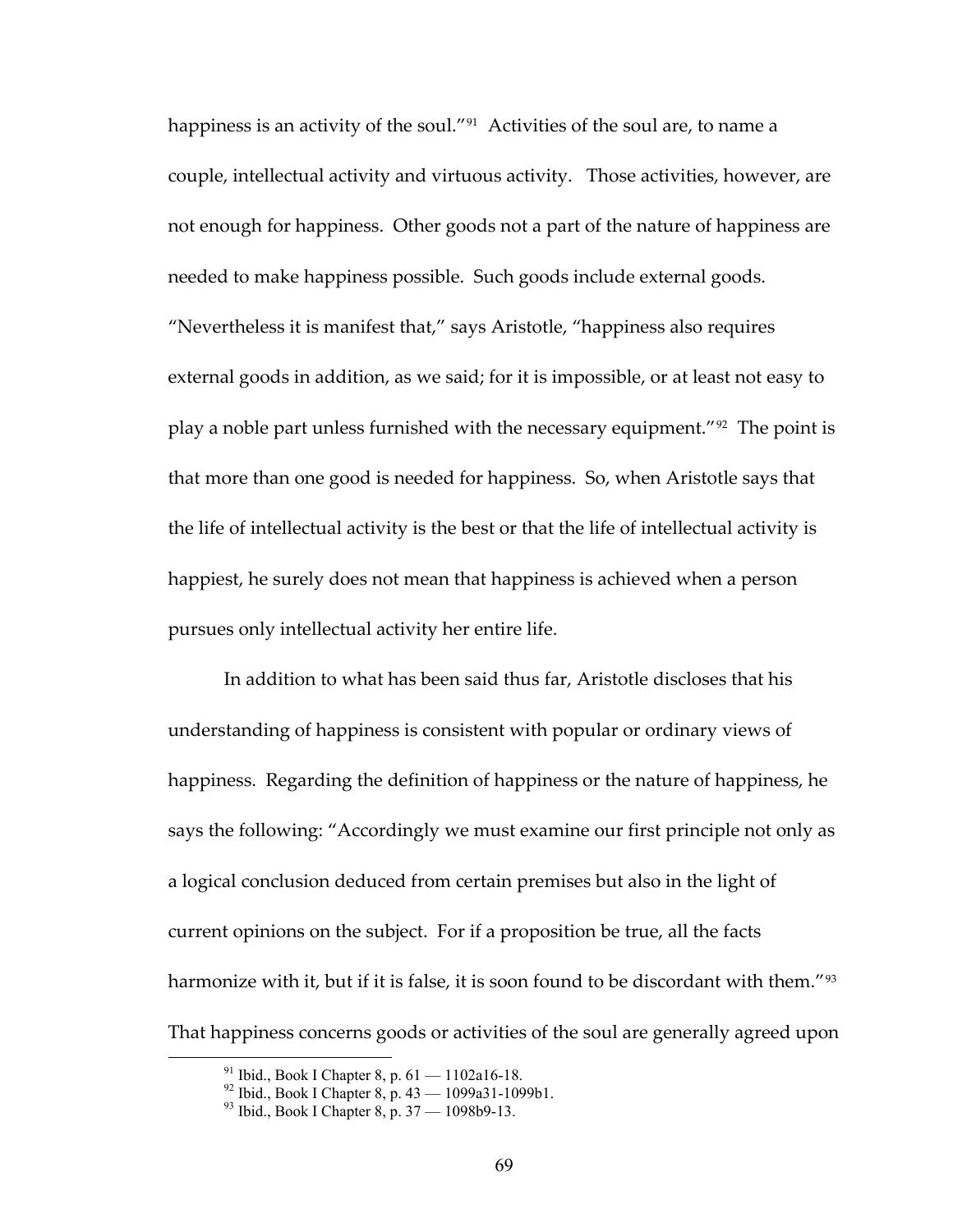happiness is an activity of the soul."[91] Activities of the soul are, to name a couple, intellectual activity and virtuous activity. Those activities, however, are not enough for happiness. Other goods not a part of the nature of happiness are needed to make happiness possible. Such goods include external goods. "Nevertheless it is manifest that," says Aristotle, "happiness also requires external goods in addition, as we said; for it is impossible, or at least not easy to play a noble part unless furnished with the necessary equipment."[92] The point is that more than one good is needed for happiness. So, when Aristotle says that the life of intellectual activity is the best or that the life of intellectual activity is happiest, he surely does not mean that happiness is achieved when a person pursues only intellectual activity her entire life.

In addition to what has been said thus far, Aristotle discloses that his understanding of happiness is consistent with popular or ordinary views of happiness. Regarding the definition of happiness or the nature of happiness, he says the following: "Accordingly we must examine our first principle not only as a logical conclusion deduced from certain premises but also in the light of current opinions on the subject. For if a proposition be true, all the facts harmonize with it, but if it is false, it is soon found to be discordant with them."[93] That happiness concerns goods or activities of the soul are generally agreed upon

[91] Ibid., Book I Chapter 8, p. 61 — 1102a16-18.

[92] Ibid., Book I Chapter 8, p. 43 — 1099a31-1099b1.

[93] Ibid., Book I Chapter 8, p. 37 — 1098b9-13.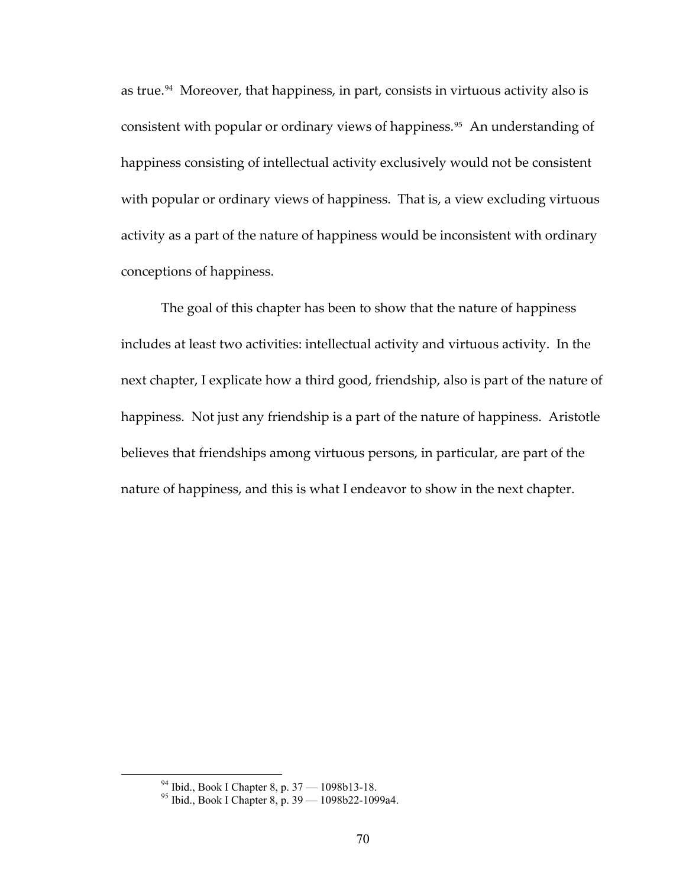as true.[94] Moreover, that happiness, in part, consists in virtuous activity also is consistent with popular or ordinary views of happiness.[95] An understanding of happiness consisting of intellectual activity exclusively would not be consistent with popular or ordinary views of happiness. That is, a view excluding virtuous activity as a part of the nature of happiness would be inconsistent with ordinary conceptions of happiness.

The goal of this chapter has been to show that the nature of happiness includes at least two activities: intellectual activity and virtuous activity. In the next chapter, I explicate how a third good, friendship, also is part of the nature of happiness. Not just any friendship is a part of the nature of happiness. Aristotle believes that friendships among virtuous persons, in particular, are part of the nature of happiness, and this is what I endeavor to show in the next chapter.

---

[94] Ibid., Book I Chapter 8, p. 37 — 1098b13-18.

[95] Ibid., Book I Chapter 8, p. 39 — 1098b22-1099a4.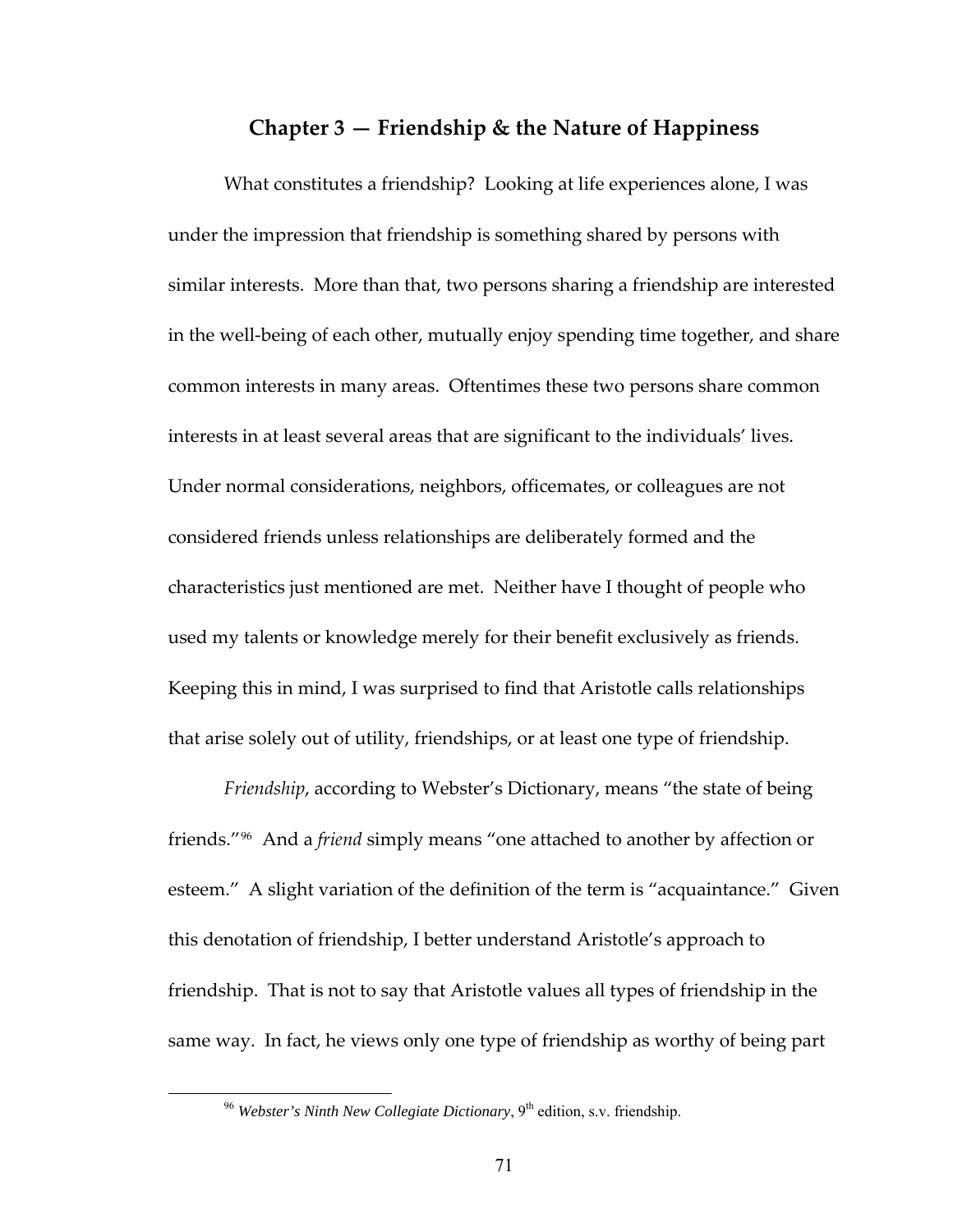## Chapter 3 — Friendship & the Nature of Happiness

What constitutes a friendship? Looking at life experiences alone, I was under the impression that friendship is something shared by persons with similar interests. More than that, two persons sharing a friendship are interested in the well-being of each other, mutually enjoy spending time together, and share common interests in many areas. Oftentimes these two persons share common interests in at least several areas that are significant to the individuals' lives. Under normal considerations, neighbors, officemates, or colleagues are not considered friends unless relationships are deliberately formed and the characteristics just mentioned are met. Neither have I thought of people who used my talents or knowledge merely for their benefit exclusively as friends. Keeping this in mind, I was surprised to find that Aristotle calls relationships that arise solely out of utility, friendships, or at least one type of friendship.

*Friendship*, according to Webster's Dictionary, means "the state of being friends."[96] And a *friend* simply means "one attached to another by affection or esteem." A slight variation of the definition of the term is "acquaintance." Given this denotation of friendship, I better understand Aristotle's approach to friendship. That is not to say that Aristotle values all types of friendship in the same way. In fact, he views only one type of friendship as worthy of being part

[96] *Webster's Ninth New Collegiate Dictionary*, 9th edition, s.v. friendship.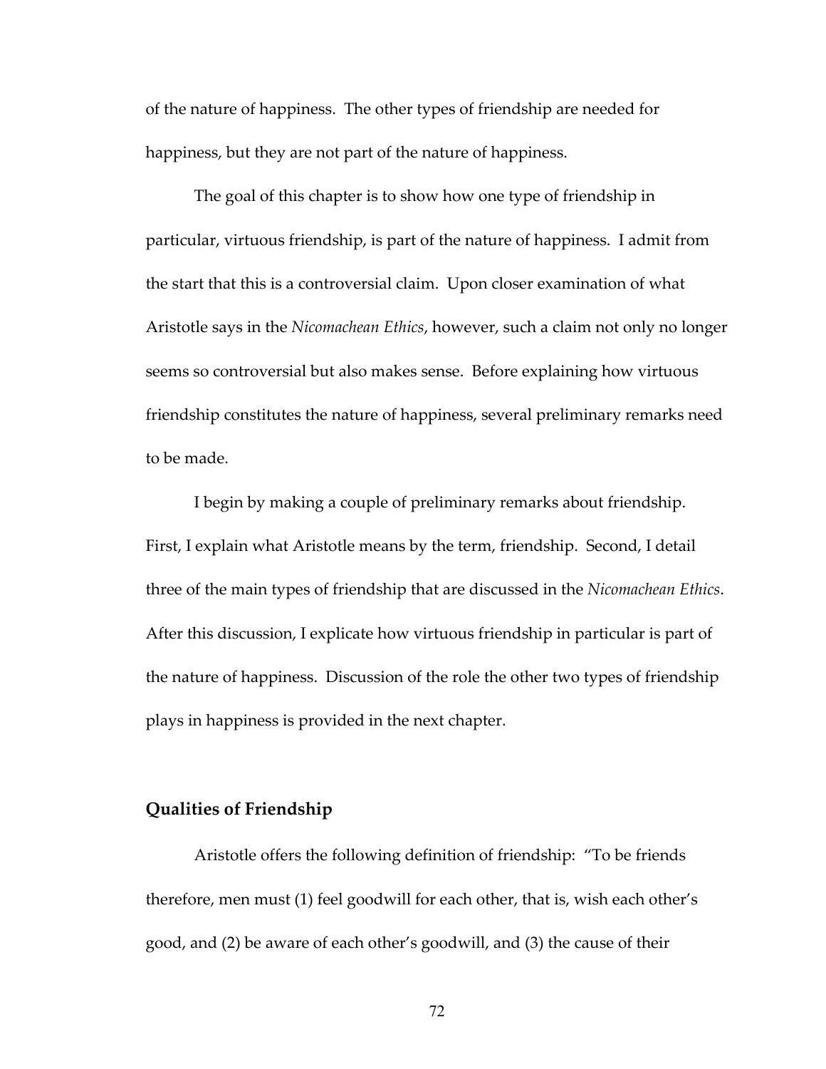of the nature of happiness. The other types of friendship are needed for happiness, but they are not part of the nature of happiness.

The goal of this chapter is to show how one type of friendship in particular, virtuous friendship, is part of the nature of happiness. I admit from the start that this is a controversial claim. Upon closer examination of what Aristotle says in the *Nicomachean Ethics*, however, such a claim not only no longer seems so controversial but also makes sense. Before explaining how virtuous friendship constitutes the nature of happiness, several preliminary remarks need to be made.

I begin by making a couple of preliminary remarks about friendship. First, I explain what Aristotle means by the term, friendship. Second, I detail three of the main types of friendship that are discussed in the *Nicomachean Ethics*. After this discussion, I explicate how virtuous friendship in particular is part of the nature of happiness. Discussion of the role the other two types of friendship plays in happiness is provided in the next chapter.

## Qualities of Friendship

Aristotle offers the following definition of friendship: "To be friends therefore, men must (1) feel goodwill for each other, that is, wish each other's good, and (2) be aware of each other's goodwill, and (3) the cause of their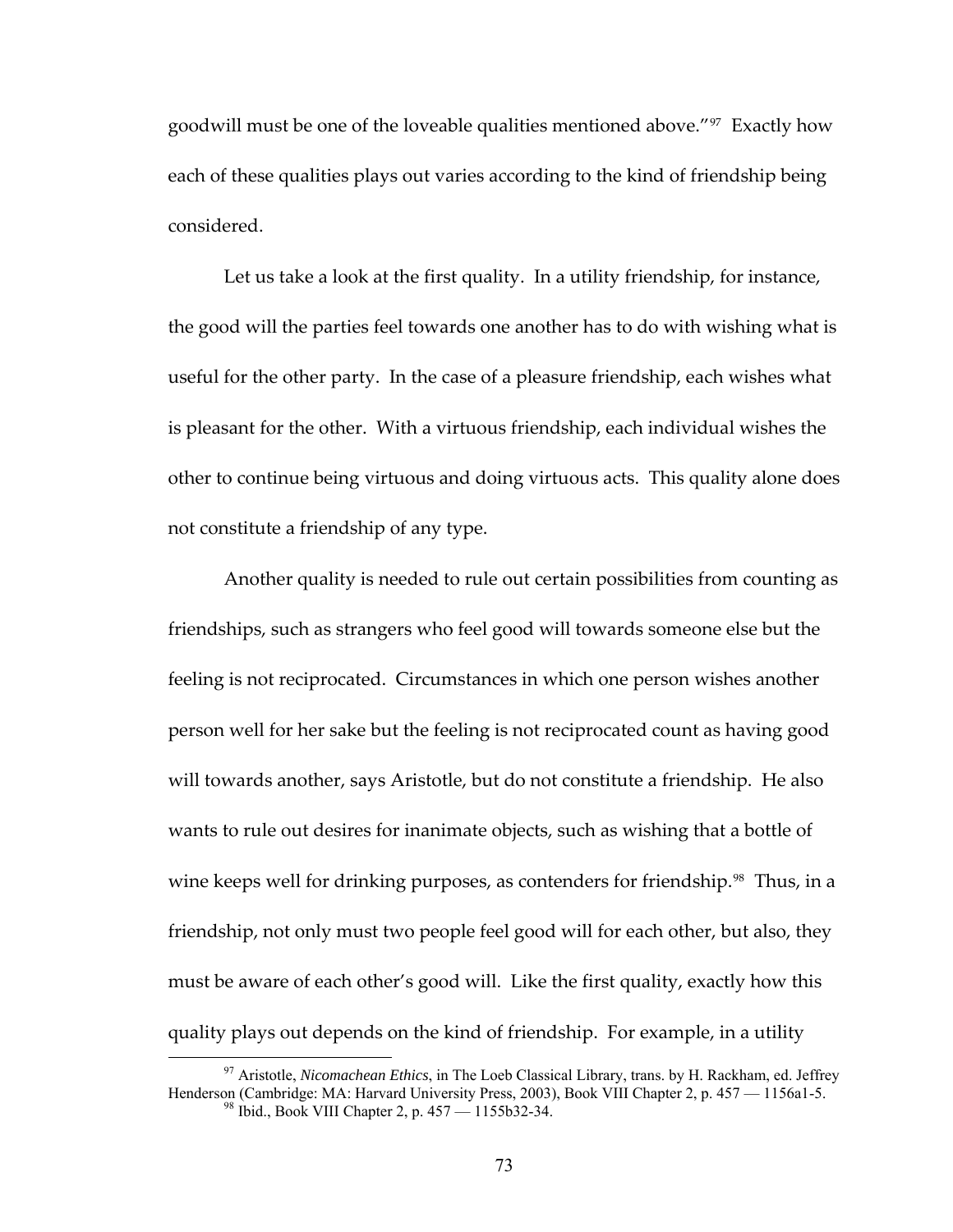goodwill must be one of the loveable qualities mentioned above."[97] Exactly how each of these qualities plays out varies according to the kind of friendship being considered.

Let us take a look at the first quality. In a utility friendship, for instance, the good will the parties feel towards one another has to do with wishing what is useful for the other party. In the case of a pleasure friendship, each wishes what is pleasant for the other. With a virtuous friendship, each individual wishes the other to continue being virtuous and doing virtuous acts. This quality alone does not constitute a friendship of any type.

Another quality is needed to rule out certain possibilities from counting as friendships, such as strangers who feel good will towards someone else but the feeling is not reciprocated. Circumstances in which one person wishes another person well for her sake but the feeling is not reciprocated count as having good will towards another, says Aristotle, but do not constitute a friendship. He also wants to rule out desires for inanimate objects, such as wishing that a bottle of wine keeps well for drinking purposes, as contenders for friendship.[98] Thus, in a friendship, not only must two people feel good will for each other, but also, they must be aware of each other's good will. Like the first quality, exactly how this quality plays out depends on the kind of friendship. For example, in a utility

---

[97] Aristotle, *Nicomachean Ethics*, in The Loeb Classical Library, trans. by H. Rackham, ed. Jeffrey Henderson (Cambridge: MA: Harvard University Press, 2003), Book VIII Chapter 2, p. 457 — 1156a1-5.

[98] Ibid., Book VIII Chapter 2, p. 457 — 1155b32-34.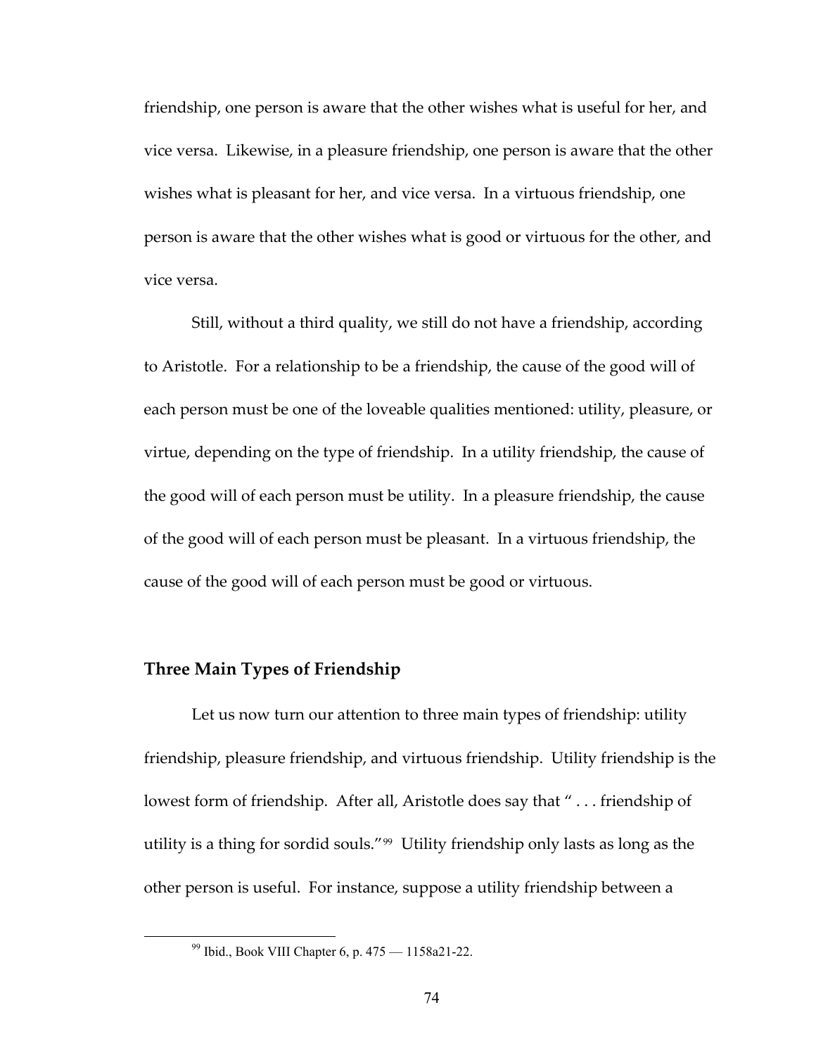friendship, one person is aware that the other wishes what is useful for her, and vice versa. Likewise, in a pleasure friendship, one person is aware that the other wishes what is pleasant for her, and vice versa. In a virtuous friendship, one person is aware that the other wishes what is good or virtuous for the other, and vice versa.

Still, without a third quality, we still do not have a friendship, according to Aristotle. For a relationship to be a friendship, the cause of the good will of each person must be one of the loveable qualities mentioned: utility, pleasure, or virtue, depending on the type of friendship. In a utility friendship, the cause of the good will of each person must be utility. In a pleasure friendship, the cause of the good will of each person must be pleasant. In a virtuous friendship, the cause of the good will of each person must be good or virtuous.

## Three Main Types of Friendship

Let us now turn our attention to three main types of friendship: utility friendship, pleasure friendship, and virtuous friendship. Utility friendship is the lowest form of friendship. After all, Aristotle does say that " . . . friendship of utility is a thing for sordid souls."[99] Utility friendship only lasts as long as the other person is useful. For instance, suppose a utility friendship between a

---

[99] Ibid., Book VIII Chapter 6, p. 475 — 1158a21-22.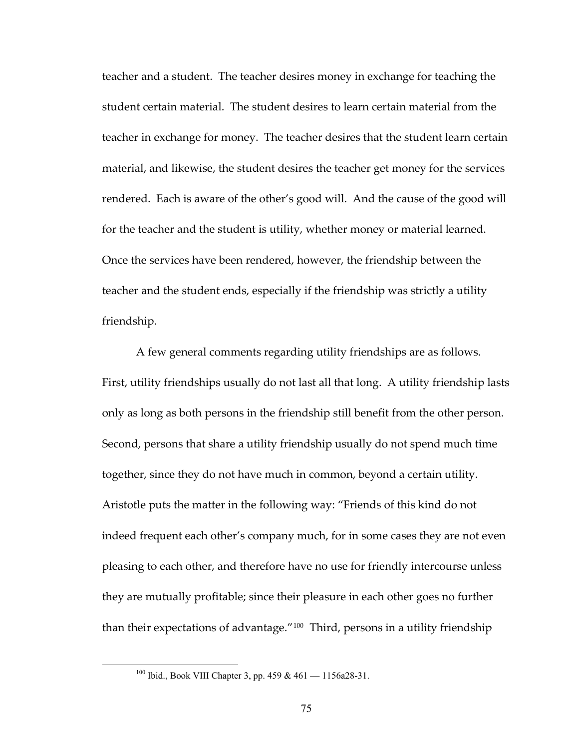teacher and a student. The teacher desires money in exchange for teaching the student certain material. The student desires to learn certain material from the teacher in exchange for money. The teacher desires that the student learn certain material, and likewise, the student desires the teacher get money for the services rendered. Each is aware of the other's good will. And the cause of the good will for the teacher and the student is utility, whether money or material learned. Once the services have been rendered, however, the friendship between the teacher and the student ends, especially if the friendship was strictly a utility friendship.

A few general comments regarding utility friendships are as follows. First, utility friendships usually do not last all that long. A utility friendship lasts only as long as both persons in the friendship still benefit from the other person. Second, persons that share a utility friendship usually do not spend much time together, since they do not have much in common, beyond a certain utility. Aristotle puts the matter in the following way: "Friends of this kind do not indeed frequent each other's company much, for in some cases they are not even pleasing to each other, and therefore have no use for friendly intercourse unless they are mutually profitable; since their pleasure in each other goes no further than their expectations of advantage."[100] Third, persons in a utility friendship

[100] Ibid., Book VIII Chapter 3, pp. 459 & 461 — 1156a28-31.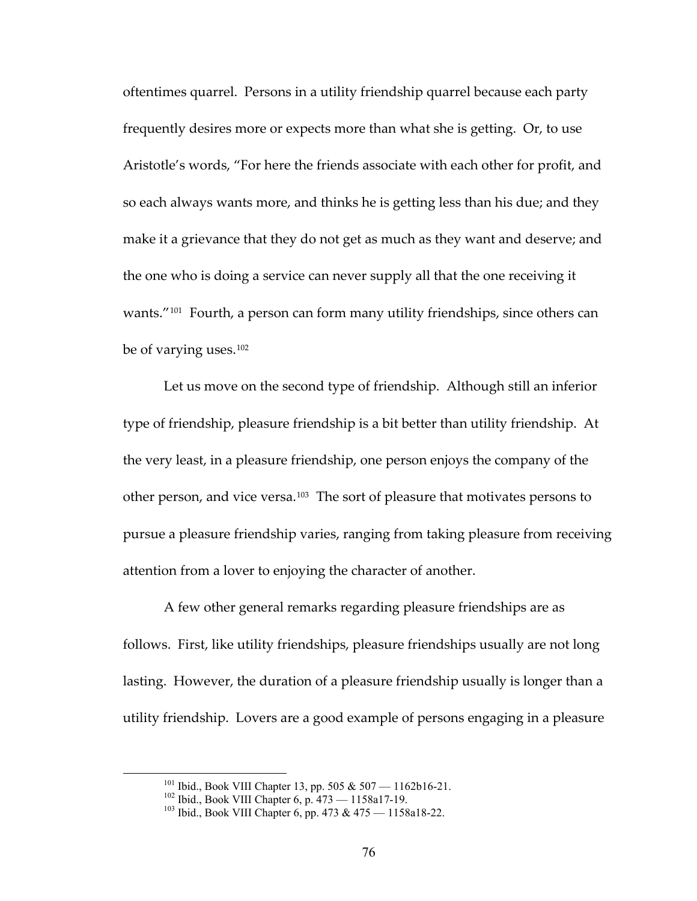oftentimes quarrel. Persons in a utility friendship quarrel because each party frequently desires more or expects more than what she is getting. Or, to use Aristotle's words, "For here the friends associate with each other for profit, and so each always wants more, and thinks he is getting less than his due; and they make it a grievance that they do not get as much as they want and deserve; and the one who is doing a service can never supply all that the one receiving it wants."[101] Fourth, a person can form many utility friendships, since others can be of varying uses.[102]

Let us move on the second type of friendship. Although still an inferior type of friendship, pleasure friendship is a bit better than utility friendship. At the very least, in a pleasure friendship, one person enjoys the company of the other person, and vice versa.[103] The sort of pleasure that motivates persons to pursue a pleasure friendship varies, ranging from taking pleasure from receiving attention from a lover to enjoying the character of another.

A few other general remarks regarding pleasure friendships are as follows. First, like utility friendships, pleasure friendships usually are not long lasting. However, the duration of a pleasure friendship usually is longer than a utility friendship. Lovers are a good example of persons engaging in a pleasure

---

[101] Ibid., Book VIII Chapter 13, pp. 505 & 507 — 1162b16-21.

[102] Ibid., Book VIII Chapter 6, p. 473 — 1158a17-19.

[103] Ibid., Book VIII Chapter 6, pp. 473 & 475 — 1158a18-22.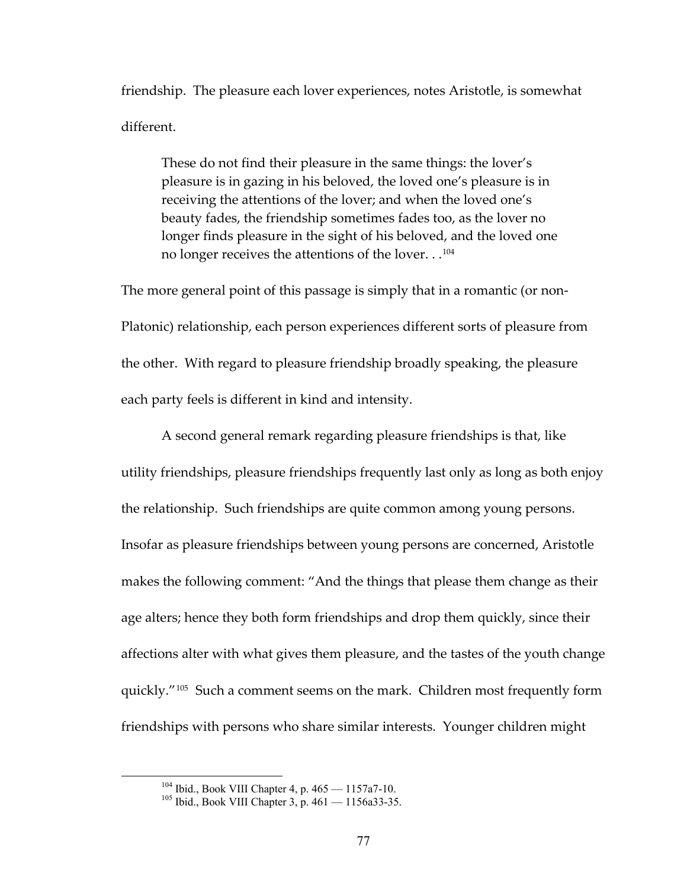friendship. The pleasure each lover experiences, notes Aristotle, is somewhat different.

> These do not find their pleasure in the same things: the lover's pleasure is in gazing in his beloved, the loved one's pleasure is in receiving the attentions of the lover; and when the loved one's beauty fades, the friendship sometimes fades too, as the lover no longer finds pleasure in the sight of his beloved, and the loved one no longer receives the attentions of the lover. . .[104]

The more general point of this passage is simply that in a romantic (or non-Platonic) relationship, each person experiences different sorts of pleasure from the other. With regard to pleasure friendship broadly speaking, the pleasure each party feels is different in kind and intensity.

A second general remark regarding pleasure friendships is that, like utility friendships, pleasure friendships frequently last only as long as both enjoy the relationship. Such friendships are quite common among young persons. Insofar as pleasure friendships between young persons are concerned, Aristotle makes the following comment: "And the things that please them change as their age alters; hence they both form friendships and drop them quickly, since their affections alter with what gives them pleasure, and the tastes of the youth change quickly."[105] Such a comment seems on the mark. Children most frequently form friendships with persons who share similar interests. Younger children might

[104] Ibid., Book VIII Chapter 4, p. 465 — 1157a7-10.

[105] Ibid., Book VIII Chapter 3, p. 461 — 1156a33-35.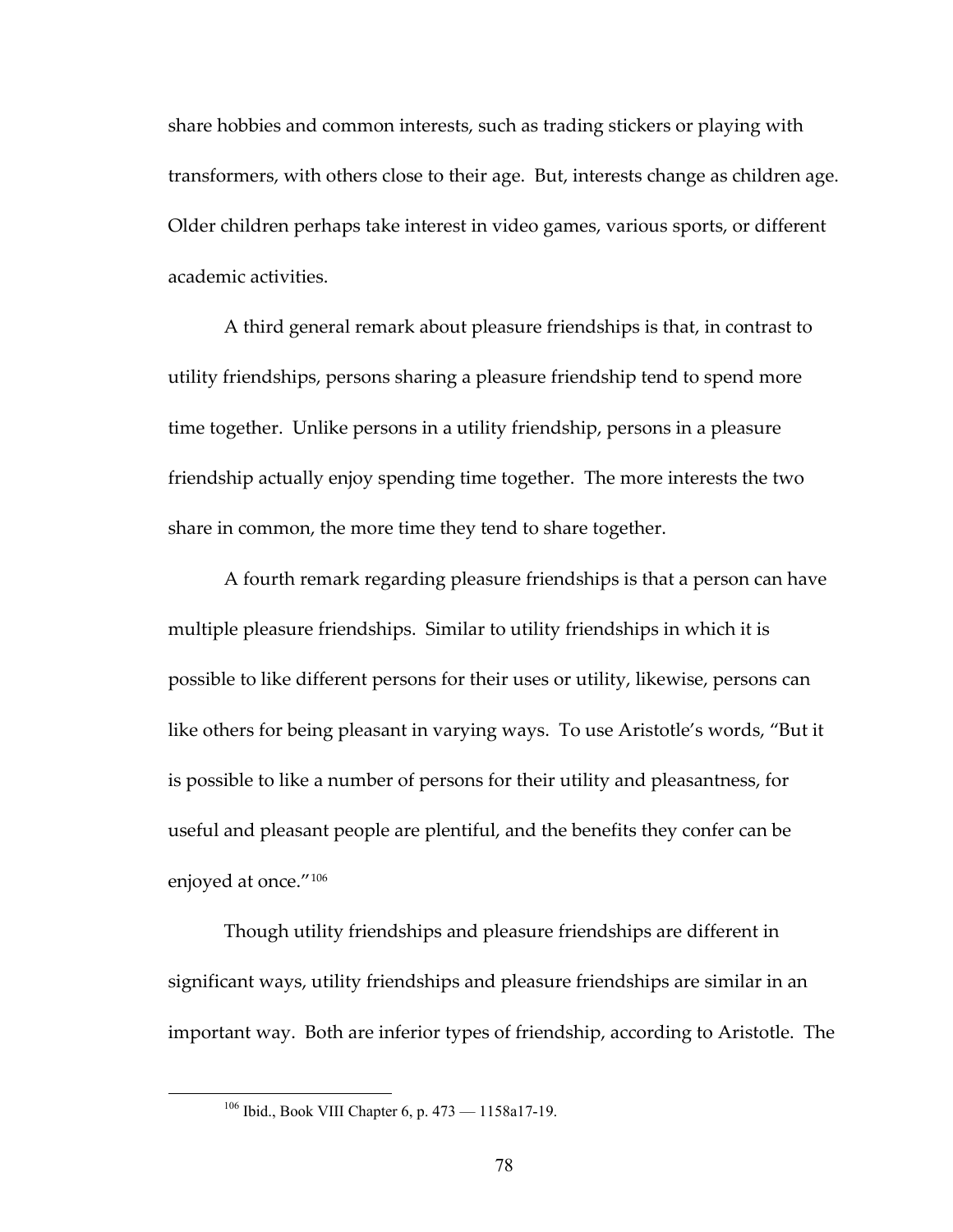share hobbies and common interests, such as trading stickers or playing with transformers, with others close to their age. But, interests change as children age. Older children perhaps take interest in video games, various sports, or different academic activities.

A third general remark about pleasure friendships is that, in contrast to utility friendships, persons sharing a pleasure friendship tend to spend more time together. Unlike persons in a utility friendship, persons in a pleasure friendship actually enjoy spending time together. The more interests the two share in common, the more time they tend to share together.

A fourth remark regarding pleasure friendships is that a person can have multiple pleasure friendships. Similar to utility friendships in which it is possible to like different persons for their uses or utility, likewise, persons can like others for being pleasant in varying ways. To use Aristotle's words, "But it is possible to like a number of persons for their utility and pleasantness, for useful and pleasant people are plentiful, and the benefits they confer can be enjoyed at once."[106]

Though utility friendships and pleasure friendships are different in significant ways, utility friendships and pleasure friendships are similar in an important way. Both are inferior types of friendship, according to Aristotle. The

---

[106] Ibid., Book VIII Chapter 6, p. 473 — 1158a17-19.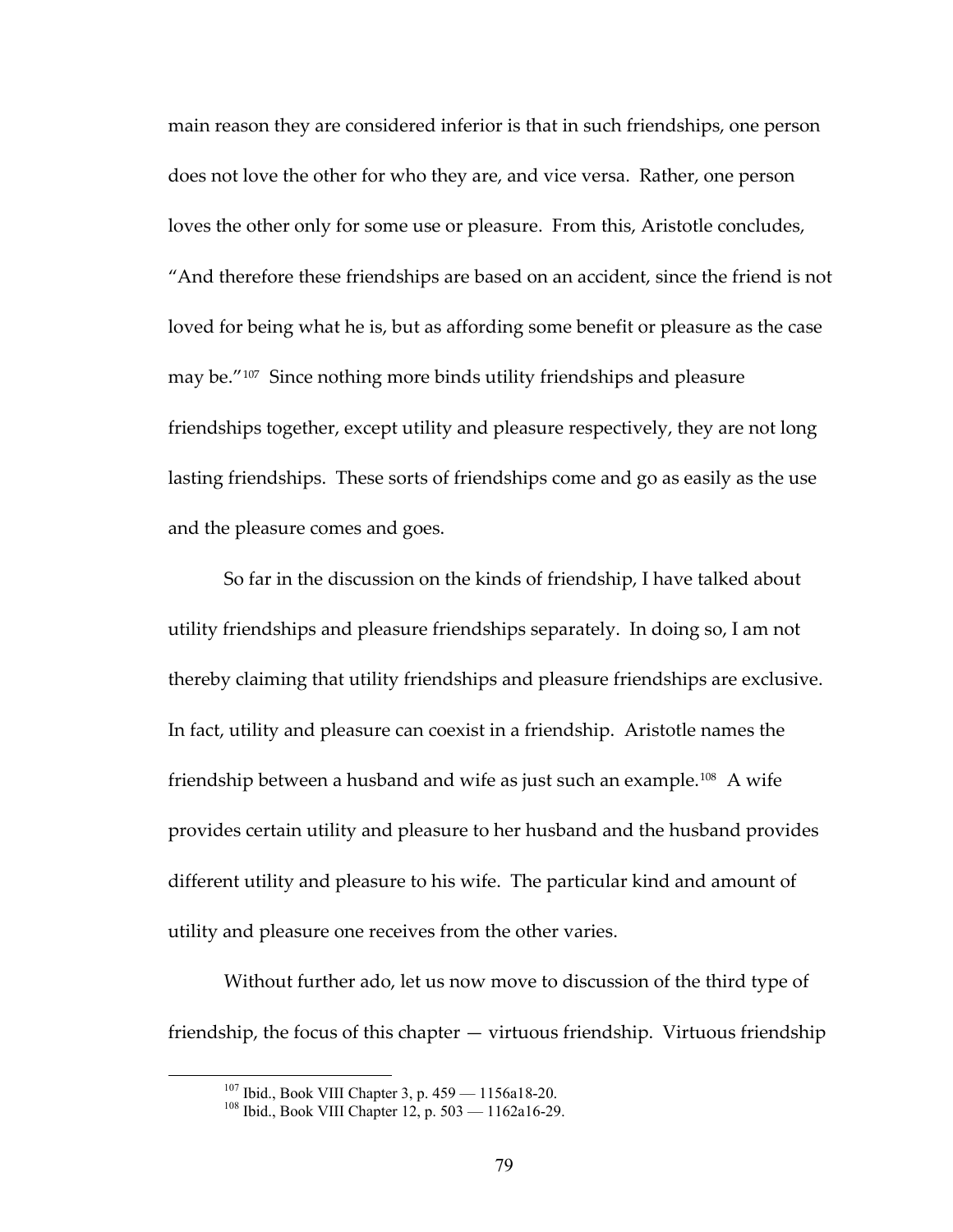main reason they are considered inferior is that in such friendships, one person does not love the other for who they are, and vice versa. Rather, one person loves the other only for some use or pleasure. From this, Aristotle concludes, "And therefore these friendships are based on an accident, since the friend is not loved for being what he is, but as affording some benefit or pleasure as the case may be."[107] Since nothing more binds utility friendships and pleasure friendships together, except utility and pleasure respectively, they are not long lasting friendships. These sorts of friendships come and go as easily as the use and the pleasure comes and goes.

So far in the discussion on the kinds of friendship, I have talked about utility friendships and pleasure friendships separately. In doing so, I am not thereby claiming that utility friendships and pleasure friendships are exclusive. In fact, utility and pleasure can coexist in a friendship. Aristotle names the friendship between a husband and wife as just such an example.[108] A wife provides certain utility and pleasure to her husband and the husband provides different utility and pleasure to his wife. The particular kind and amount of utility and pleasure one receives from the other varies.

Without further ado, let us now move to discussion of the third type of friendship, the focus of this chapter — virtuous friendship. Virtuous friendship

[107] Ibid., Book VIII Chapter 3, p. 459 — 1156a18-20.

[108] Ibid., Book VIII Chapter 12, p. 503 — 1162a16-29.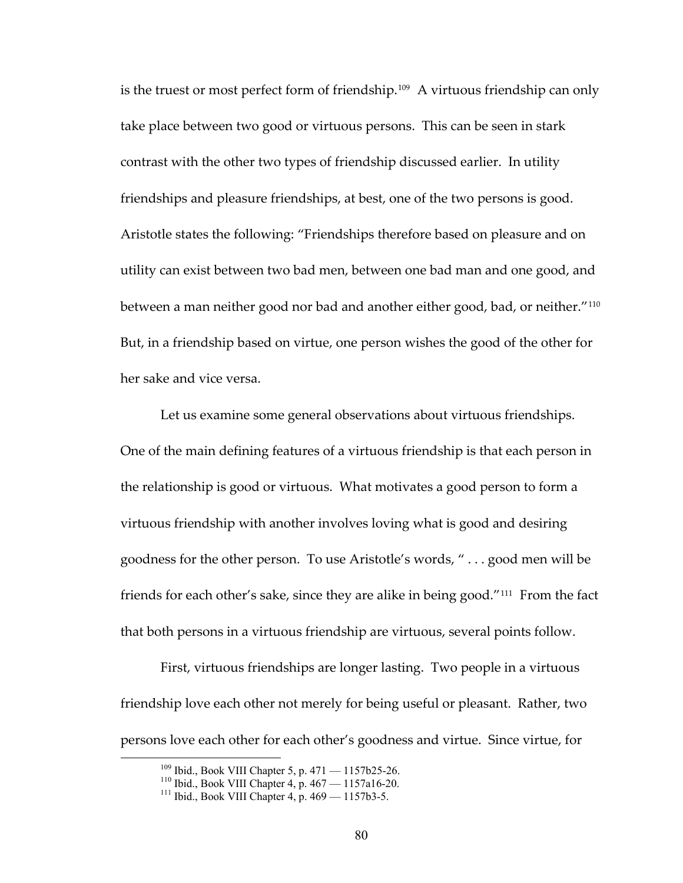is the truest or most perfect form of friendship.[109] A virtuous friendship can only take place between two good or virtuous persons. This can be seen in stark contrast with the other two types of friendship discussed earlier. In utility friendships and pleasure friendships, at best, one of the two persons is good. Aristotle states the following: "Friendships therefore based on pleasure and on utility can exist between two bad men, between one bad man and one good, and between a man neither good nor bad and another either good, bad, or neither."[110] But, in a friendship based on virtue, one person wishes the good of the other for her sake and vice versa.

Let us examine some general observations about virtuous friendships. One of the main defining features of a virtuous friendship is that each person in the relationship is good or virtuous. What motivates a good person to form a virtuous friendship with another involves loving what is good and desiring goodness for the other person. To use Aristotle's words, " . . . good men will be friends for each other's sake, since they are alike in being good."[111] From the fact that both persons in a virtuous friendship are virtuous, several points follow.

First, virtuous friendships are longer lasting. Two people in a virtuous friendship love each other not merely for being useful or pleasant. Rather, two persons love each other for each other's goodness and virtue. Since virtue, for

[109] Ibid., Book VIII Chapter 5, p. 471 — 1157b25-26.
[110] Ibid., Book VIII Chapter 4, p. 467 — 1157a16-20.
[111] Ibid., Book VIII Chapter 4, p. 469 — 1157b3-5.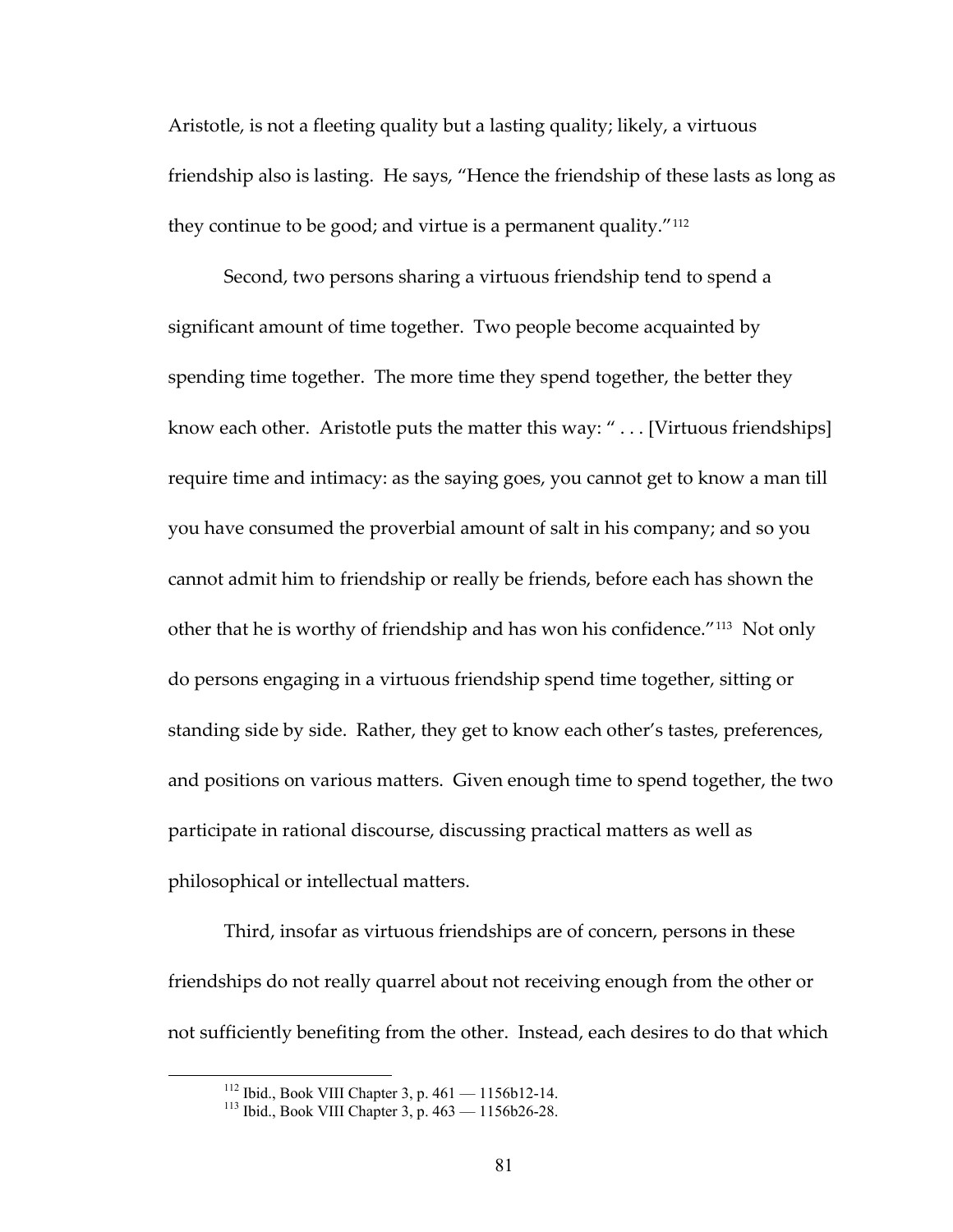Aristotle, is not a fleeting quality but a lasting quality; likely, a virtuous friendship also is lasting. He says, "Hence the friendship of these lasts as long as they continue to be good; and virtue is a permanent quality."[112]

Second, two persons sharing a virtuous friendship tend to spend a significant amount of time together. Two people become acquainted by spending time together. The more time they spend together, the better they know each other. Aristotle puts the matter this way: " . . . [Virtuous friendships] require time and intimacy: as the saying goes, you cannot get to know a man till you have consumed the proverbial amount of salt in his company; and so you cannot admit him to friendship or really be friends, before each has shown the other that he is worthy of friendship and has won his confidence."[113] Not only do persons engaging in a virtuous friendship spend time together, sitting or standing side by side. Rather, they get to know each other's tastes, preferences, and positions on various matters. Given enough time to spend together, the two participate in rational discourse, discussing practical matters as well as philosophical or intellectual matters.

Third, insofar as virtuous friendships are of concern, persons in these friendships do not really quarrel about not receiving enough from the other or not sufficiently benefiting from the other. Instead, each desires to do that which

---

[112] Ibid., Book VIII Chapter 3, p. 461 — 1156b12-14.

[113] Ibid., Book VIII Chapter 3, p. 463 — 1156b26-28.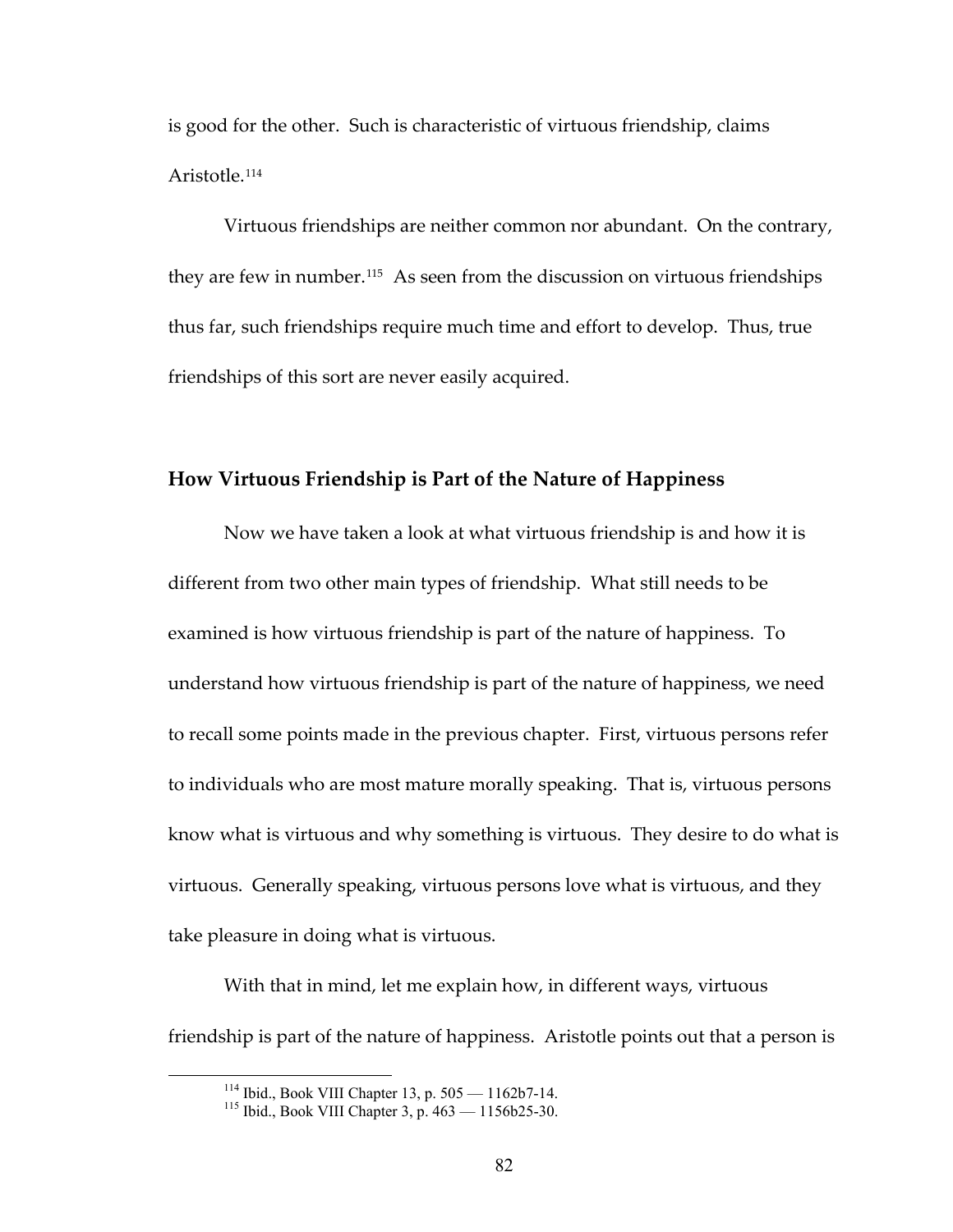is good for the other. Such is characteristic of virtuous friendship, claims Aristotle.[114]

Virtuous friendships are neither common nor abundant. On the contrary, they are few in number.[115] As seen from the discussion on virtuous friendships thus far, such friendships require much time and effort to develop. Thus, true friendships of this sort are never easily acquired.

## How Virtuous Friendship is Part of the Nature of Happiness

Now we have taken a look at what virtuous friendship is and how it is different from two other main types of friendship. What still needs to be examined is how virtuous friendship is part of the nature of happiness. To understand how virtuous friendship is part of the nature of happiness, we need to recall some points made in the previous chapter. First, virtuous persons refer to individuals who are most mature morally speaking. That is, virtuous persons know what is virtuous and why something is virtuous. They desire to do what is virtuous. Generally speaking, virtuous persons love what is virtuous, and they take pleasure in doing what is virtuous.

With that in mind, let me explain how, in different ways, virtuous friendship is part of the nature of happiness. Aristotle points out that a person is

---

[114] Ibid., Book VIII Chapter 13, p. 505 — 1162b7-14.

[115] Ibid., Book VIII Chapter 3, p. 463 — 1156b25-30.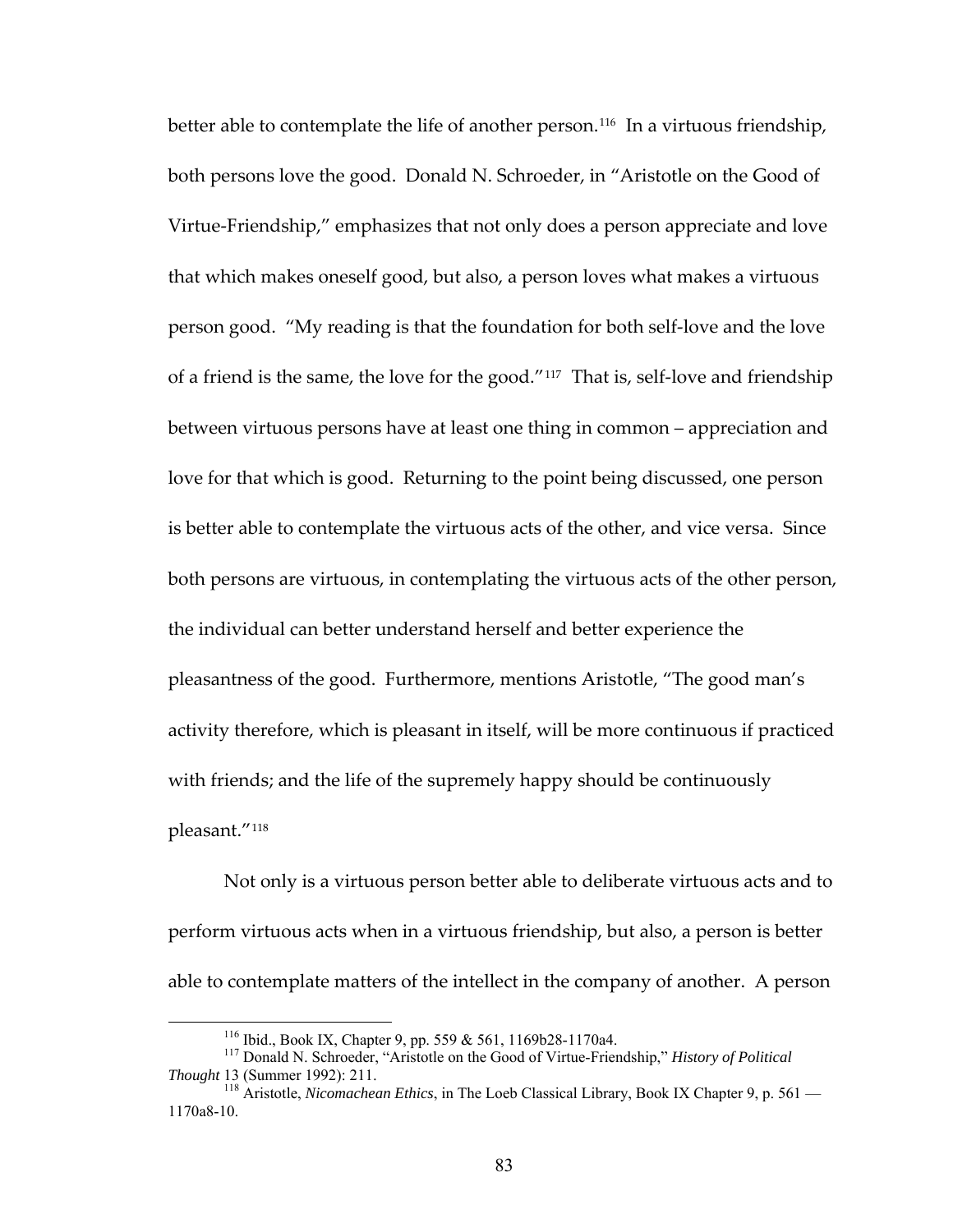better able to contemplate the life of another person.[116] In a virtuous friendship, both persons love the good. Donald N. Schroeder, in "Aristotle on the Good of Virtue-Friendship," emphasizes that not only does a person appreciate and love that which makes oneself good, but also, a person loves what makes a virtuous person good. "My reading is that the foundation for both self-love and the love of a friend is the same, the love for the good."[117] That is, self-love and friendship between virtuous persons have at least one thing in common – appreciation and love for that which is good. Returning to the point being discussed, one person is better able to contemplate the virtuous acts of the other, and vice versa. Since both persons are virtuous, in contemplating the virtuous acts of the other person, the individual can better understand herself and better experience the pleasantness of the good. Furthermore, mentions Aristotle, "The good man's activity therefore, which is pleasant in itself, will be more continuous if practiced with friends; and the life of the supremely happy should be continuously pleasant."[118]

Not only is a virtuous person better able to deliberate virtuous acts and to perform virtuous acts when in a virtuous friendship, but also, a person is better able to contemplate matters of the intellect in the company of another. A person

[116] Ibid., Book IX, Chapter 9, pp. 559 & 561, 1169b28-1170a4.

[117] Donald N. Schroeder, "Aristotle on the Good of Virtue-Friendship," *History of Political Thought* 13 (Summer 1992): 211.

[118] Aristotle, *Nicomachean Ethics*, in The Loeb Classical Library, Book IX Chapter 9, p. 561 — 1170a8-10.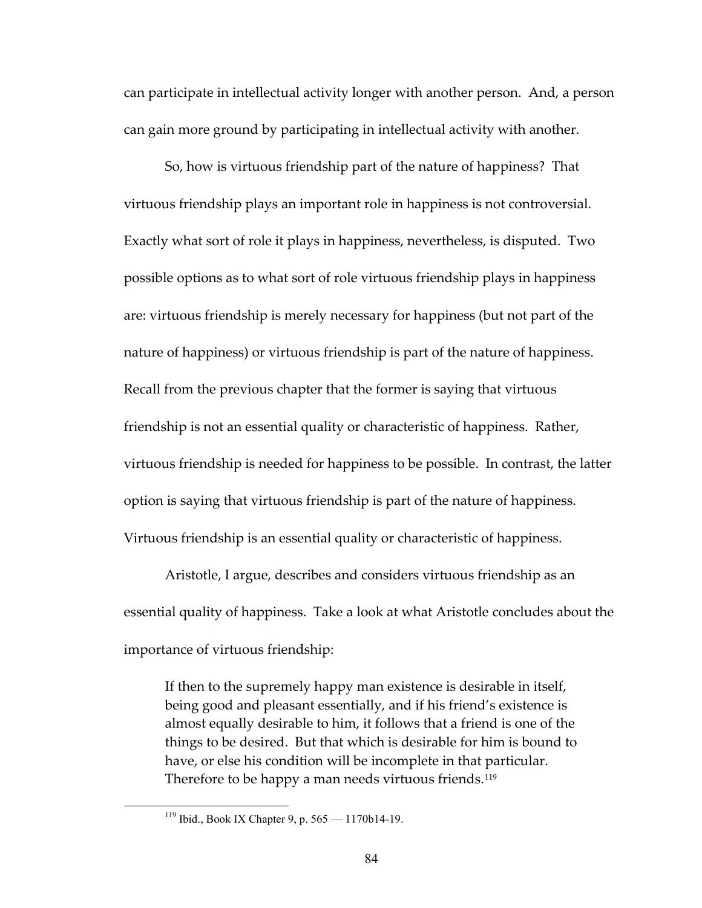can participate in intellectual activity longer with another person. And, a person can gain more ground by participating in intellectual activity with another.

So, how is virtuous friendship part of the nature of happiness? That virtuous friendship plays an important role in happiness is not controversial. Exactly what sort of role it plays in happiness, nevertheless, is disputed. Two possible options as to what sort of role virtuous friendship plays in happiness are: virtuous friendship is merely necessary for happiness (but not part of the nature of happiness) or virtuous friendship is part of the nature of happiness. Recall from the previous chapter that the former is saying that virtuous friendship is not an essential quality or characteristic of happiness. Rather, virtuous friendship is needed for happiness to be possible. In contrast, the latter option is saying that virtuous friendship is part of the nature of happiness. Virtuous friendship is an essential quality or characteristic of happiness.

Aristotle, I argue, describes and considers virtuous friendship as an essential quality of happiness. Take a look at what Aristotle concludes about the importance of virtuous friendship:

> If then to the supremely happy man existence is desirable in itself, being good and pleasant essentially, and if his friend's existence is almost equally desirable to him, it follows that a friend is one of the things to be desired. But that which is desirable for him is bound to have, or else his condition will be incomplete in that particular. Therefore to be happy a man needs virtuous friends.[119]

---

[119] Ibid., Book IX Chapter 9, p. 565 — 1170b14-19.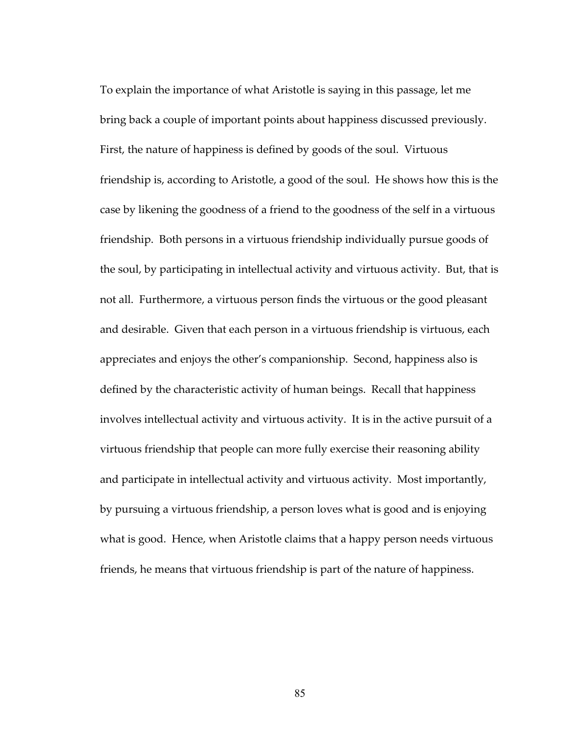To explain the importance of what Aristotle is saying in this passage, let me bring back a couple of important points about happiness discussed previously. First, the nature of happiness is defined by goods of the soul. Virtuous friendship is, according to Aristotle, a good of the soul. He shows how this is the case by likening the goodness of a friend to the goodness of the self in a virtuous friendship. Both persons in a virtuous friendship individually pursue goods of the soul, by participating in intellectual activity and virtuous activity. But, that is not all. Furthermore, a virtuous person finds the virtuous or the good pleasant and desirable. Given that each person in a virtuous friendship is virtuous, each appreciates and enjoys the other's companionship. Second, happiness also is defined by the characteristic activity of human beings. Recall that happiness involves intellectual activity and virtuous activity. It is in the active pursuit of a virtuous friendship that people can more fully exercise their reasoning ability and participate in intellectual activity and virtuous activity. Most importantly, by pursuing a virtuous friendship, a person loves what is good and is enjoying what is good. Hence, when Aristotle claims that a happy person needs virtuous friends, he means that virtuous friendship is part of the nature of happiness.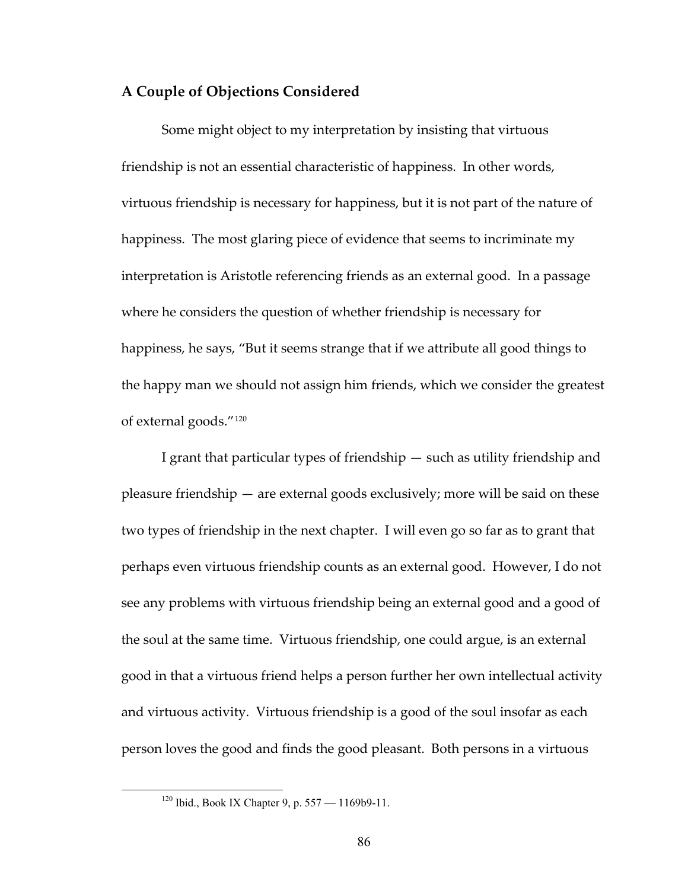## A Couple of Objections Considered

Some might object to my interpretation by insisting that virtuous friendship is not an essential characteristic of happiness. In other words, virtuous friendship is necessary for happiness, but it is not part of the nature of happiness. The most glaring piece of evidence that seems to incriminate my interpretation is Aristotle referencing friends as an external good. In a passage where he considers the question of whether friendship is necessary for happiness, he says, "But it seems strange that if we attribute all good things to the happy man we should not assign him friends, which we consider the greatest of external goods."[120]

I grant that particular types of friendship — such as utility friendship and pleasure friendship — are external goods exclusively; more will be said on these two types of friendship in the next chapter. I will even go so far as to grant that perhaps even virtuous friendship counts as an external good. However, I do not see any problems with virtuous friendship being an external good and a good of the soul at the same time. Virtuous friendship, one could argue, is an external good in that a virtuous friend helps a person further her own intellectual activity and virtuous activity. Virtuous friendship is a good of the soul insofar as each person loves the good and finds the good pleasant. Both persons in a virtuous

---

[120] Ibid., Book IX Chapter 9, p. 557 — 1169b9-11.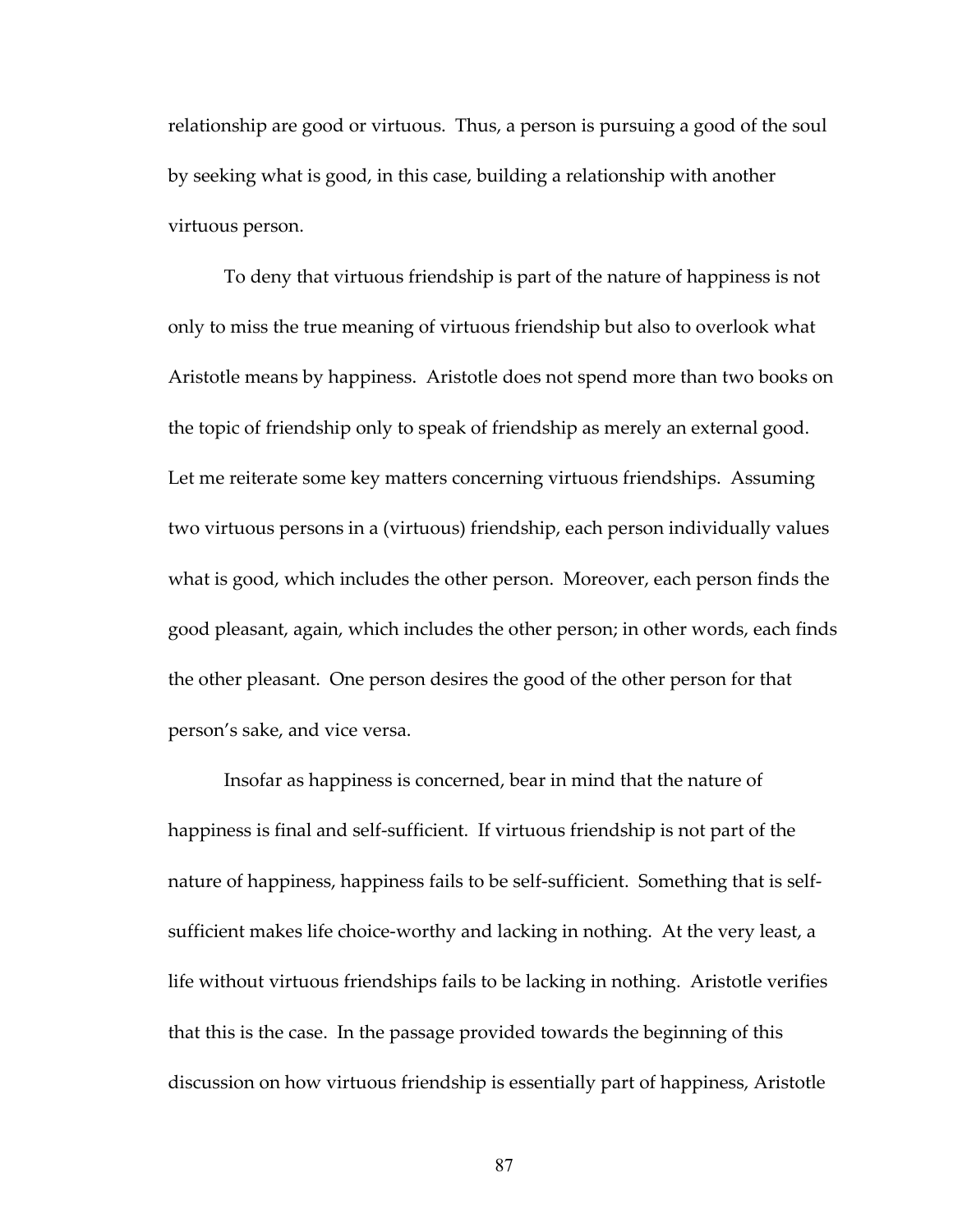relationship are good or virtuous. Thus, a person is pursuing a good of the soul by seeking what is good, in this case, building a relationship with another virtuous person.

To deny that virtuous friendship is part of the nature of happiness is not only to miss the true meaning of virtuous friendship but also to overlook what Aristotle means by happiness. Aristotle does not spend more than two books on the topic of friendship only to speak of friendship as merely an external good. Let me reiterate some key matters concerning virtuous friendships. Assuming two virtuous persons in a (virtuous) friendship, each person individually values what is good, which includes the other person. Moreover, each person finds the good pleasant, again, which includes the other person; in other words, each finds the other pleasant. One person desires the good of the other person for that person's sake, and vice versa.

Insofar as happiness is concerned, bear in mind that the nature of happiness is final and self-sufficient. If virtuous friendship is not part of the nature of happiness, happiness fails to be self-sufficient. Something that is self-sufficient makes life choice-worthy and lacking in nothing. At the very least, a life without virtuous friendships fails to be lacking in nothing. Aristotle verifies that this is the case. In the passage provided towards the beginning of this discussion on how virtuous friendship is essentially part of happiness, Aristotle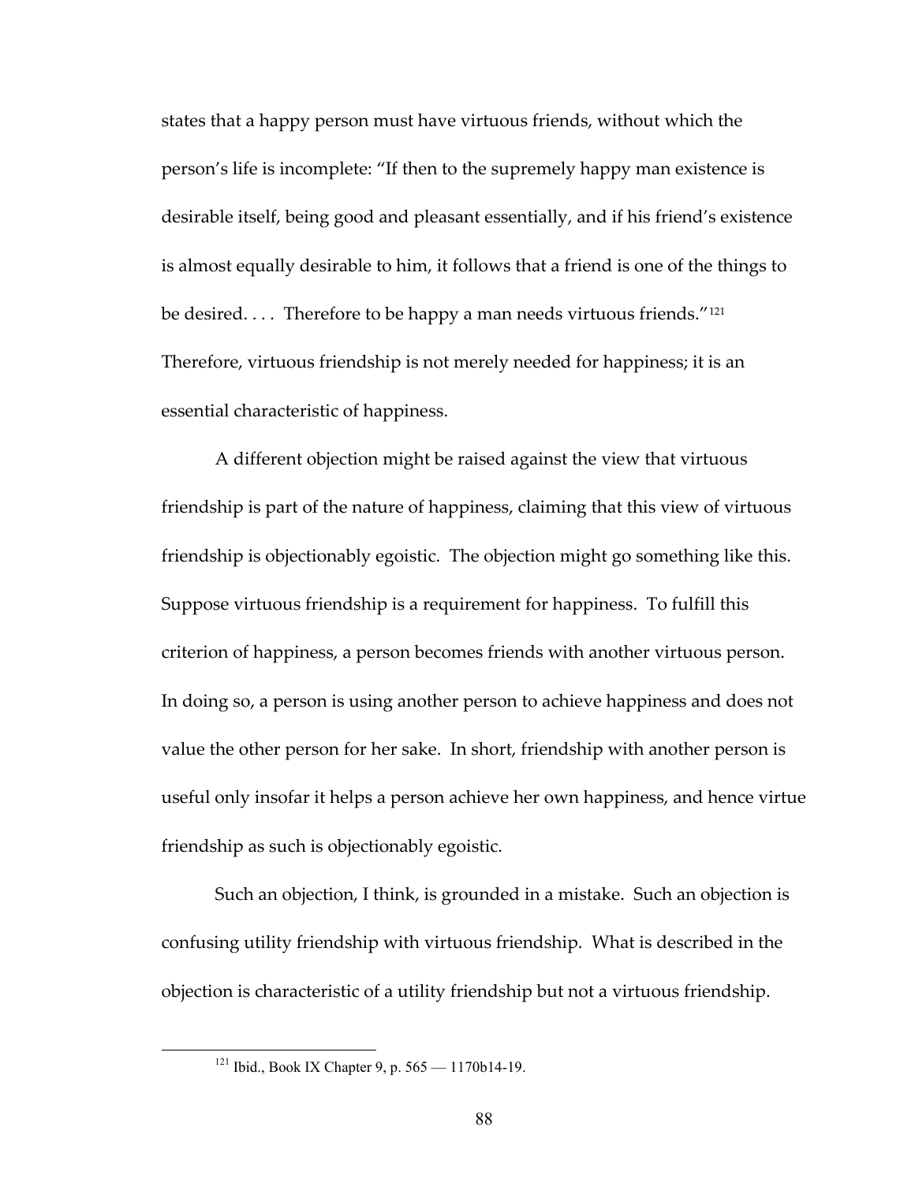states that a happy person must have virtuous friends, without which the person's life is incomplete: "If then to the supremely happy man existence is desirable itself, being good and pleasant essentially, and if his friend's existence is almost equally desirable to him, it follows that a friend is one of the things to be desired. . . . Therefore to be happy a man needs virtuous friends."[121] Therefore, virtuous friendship is not merely needed for happiness; it is an essential characteristic of happiness.

A different objection might be raised against the view that virtuous friendship is part of the nature of happiness, claiming that this view of virtuous friendship is objectionably egoistic. The objection might go something like this. Suppose virtuous friendship is a requirement for happiness. To fulfill this criterion of happiness, a person becomes friends with another virtuous person. In doing so, a person is using another person to achieve happiness and does not value the other person for her sake. In short, friendship with another person is useful only insofar it helps a person achieve her own happiness, and hence virtue friendship as such is objectionably egoistic.

Such an objection, I think, is grounded in a mistake. Such an objection is confusing utility friendship with virtuous friendship. What is described in the objection is characteristic of a utility friendship but not a virtuous friendship.

---

[121] Ibid., Book IX Chapter 9, p. 565 — 1170b14-19.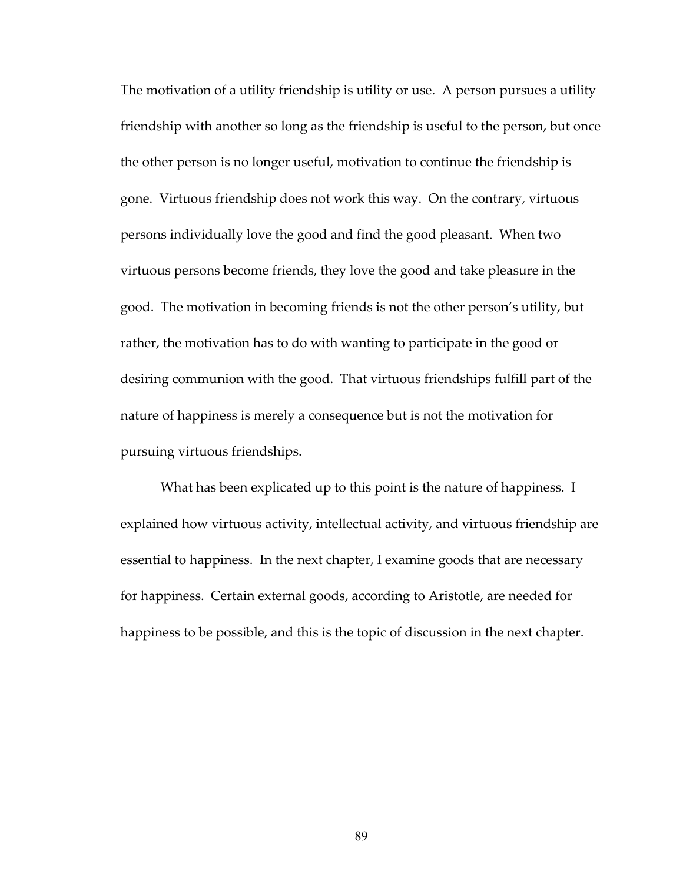The motivation of a utility friendship is utility or use. A person pursues a utility friendship with another so long as the friendship is useful to the person, but once the other person is no longer useful, motivation to continue the friendship is gone. Virtuous friendship does not work this way. On the contrary, virtuous persons individually love the good and find the good pleasant. When two virtuous persons become friends, they love the good and take pleasure in the good. The motivation in becoming friends is not the other person's utility, but rather, the motivation has to do with wanting to participate in the good or desiring communion with the good. That virtuous friendships fulfill part of the nature of happiness is merely a consequence but is not the motivation for pursuing virtuous friendships.

What has been explicated up to this point is the nature of happiness. I explained how virtuous activity, intellectual activity, and virtuous friendship are essential to happiness. In the next chapter, I examine goods that are necessary for happiness. Certain external goods, according to Aristotle, are needed for happiness to be possible, and this is the topic of discussion in the next chapter.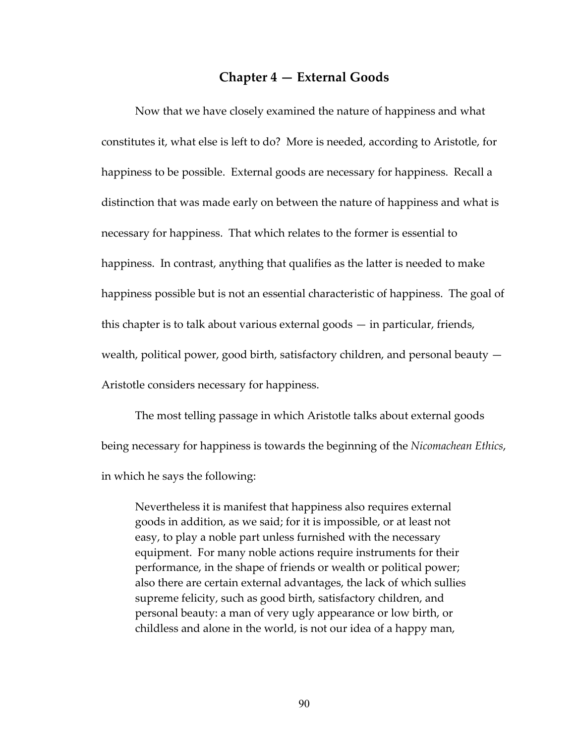## Chapter 4 — External Goods

Now that we have closely examined the nature of happiness and what constitutes it, what else is left to do? More is needed, according to Aristotle, for happiness to be possible. External goods are necessary for happiness. Recall a distinction that was made early on between the nature of happiness and what is necessary for happiness. That which relates to the former is essential to happiness. In contrast, anything that qualifies as the latter is needed to make happiness possible but is not an essential characteristic of happiness. The goal of this chapter is to talk about various external goods — in particular, friends, wealth, political power, good birth, satisfactory children, and personal beauty — Aristotle considers necessary for happiness.

The most telling passage in which Aristotle talks about external goods being necessary for happiness is towards the beginning of the *Nicomachean Ethics*, in which he says the following:

> Nevertheless it is manifest that happiness also requires external goods in addition, as we said; for it is impossible, or at least not easy, to play a noble part unless furnished with the necessary equipment. For many noble actions require instruments for their performance, in the shape of friends or wealth or political power; also there are certain external advantages, the lack of which sullies supreme felicity, such as good birth, satisfactory children, and personal beauty: a man of very ugly appearance or low birth, or childless and alone in the world, is not our idea of a happy man,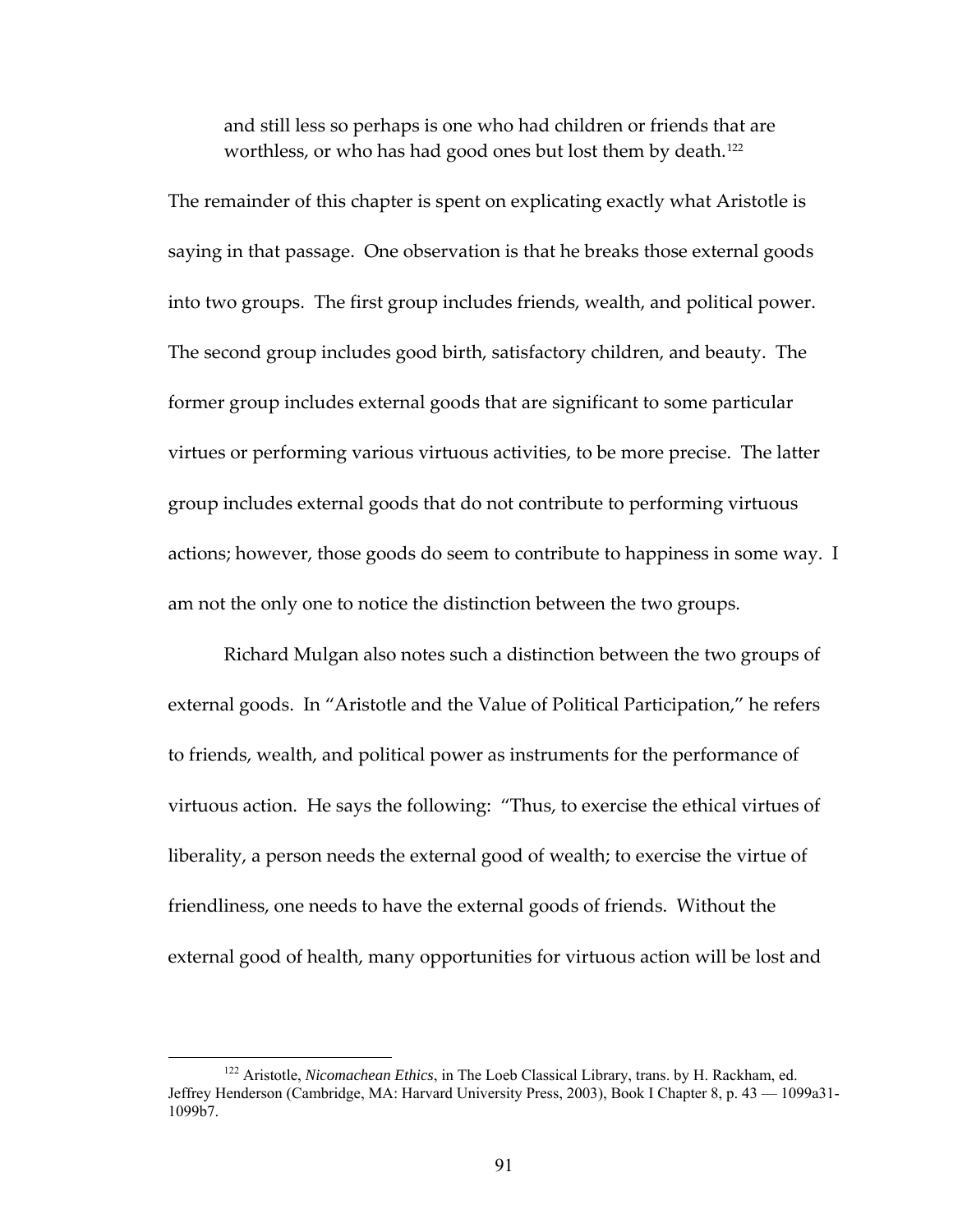> and still less so perhaps is one who had children or friends that are worthless, or who has had good ones but lost them by death.[122]

The remainder of this chapter is spent on explicating exactly what Aristotle is saying in that passage. One observation is that he breaks those external goods into two groups. The first group includes friends, wealth, and political power. The second group includes good birth, satisfactory children, and beauty. The former group includes external goods that are significant to some particular virtues or performing various virtuous activities, to be more precise. The latter group includes external goods that do not contribute to performing virtuous actions; however, those goods do seem to contribute to happiness in some way. I am not the only one to notice the distinction between the two groups.

Richard Mulgan also notes such a distinction between the two groups of external goods. In "Aristotle and the Value of Political Participation," he refers to friends, wealth, and political power as instruments for the performance of virtuous action. He says the following: "Thus, to exercise the ethical virtues of liberality, a person needs the external good of wealth; to exercise the virtue of friendliness, one needs to have the external goods of friends. Without the external good of health, many opportunities for virtuous action will be lost and

---

[122] Aristotle, *Nicomachean Ethics*, in The Loeb Classical Library, trans. by H. Rackham, ed. Jeffrey Henderson (Cambridge, MA: Harvard University Press, 2003), Book I Chapter 8, p. 43 — 1099a31-1099b7.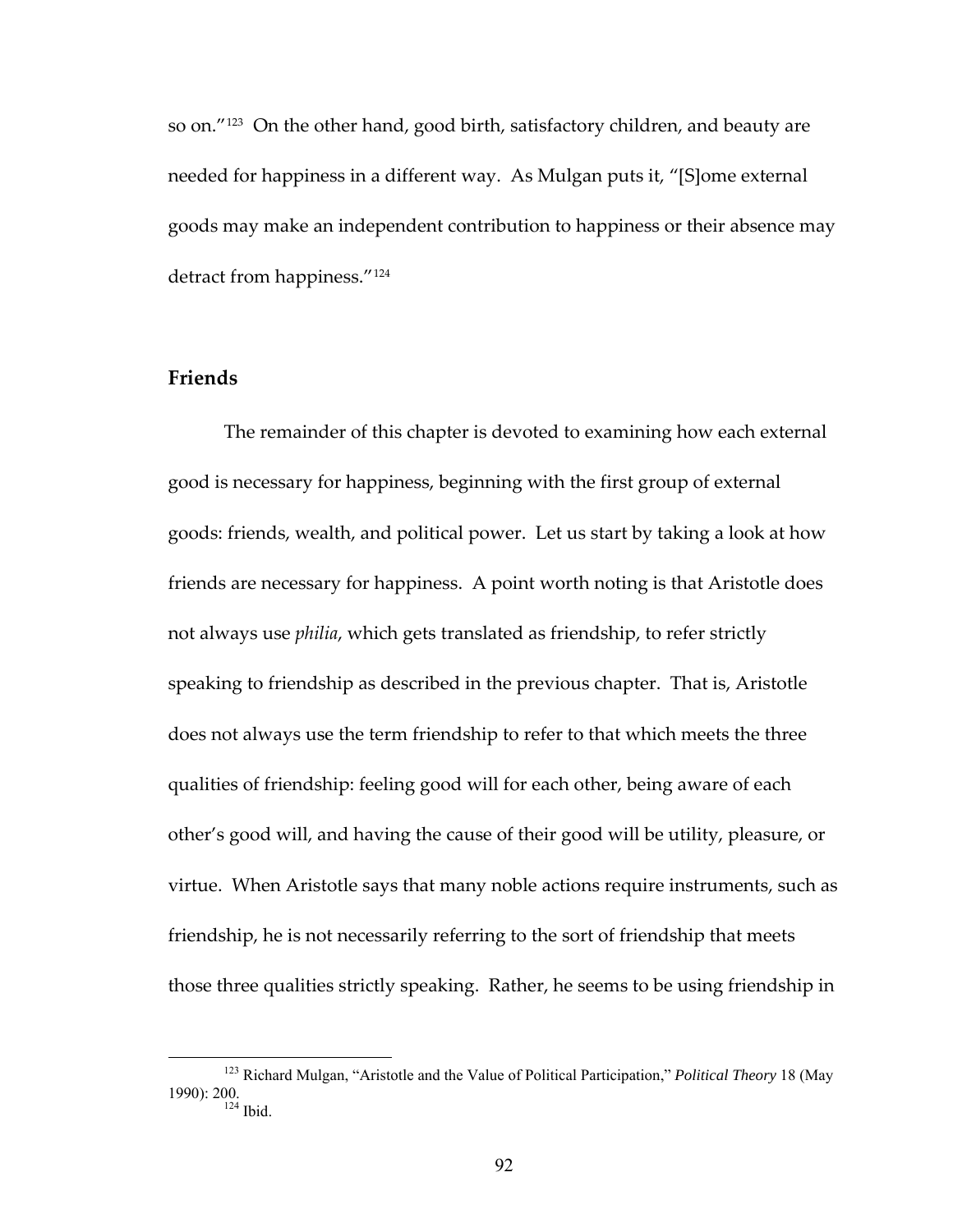so on."[123] On the other hand, good birth, satisfactory children, and beauty are needed for happiness in a different way. As Mulgan puts it, "[S]ome external goods may make an independent contribution to happiness or their absence may detract from happiness."[124]

## Friends

The remainder of this chapter is devoted to examining how each external good is necessary for happiness, beginning with the first group of external goods: friends, wealth, and political power. Let us start by taking a look at how friends are necessary for happiness. A point worth noting is that Aristotle does not always use *philia*, which gets translated as friendship, to refer strictly speaking to friendship as described in the previous chapter. That is, Aristotle does not always use the term friendship to refer to that which meets the three qualities of friendship: feeling good will for each other, being aware of each other's good will, and having the cause of their good will be utility, pleasure, or virtue. When Aristotle says that many noble actions require instruments, such as friendship, he is not necessarily referring to the sort of friendship that meets those three qualities strictly speaking. Rather, he seems to be using friendship in

---

[123] Richard Mulgan, "Aristotle and the Value of Political Participation," *Political Theory* 18 (May 1990): 200.

[124] Ibid.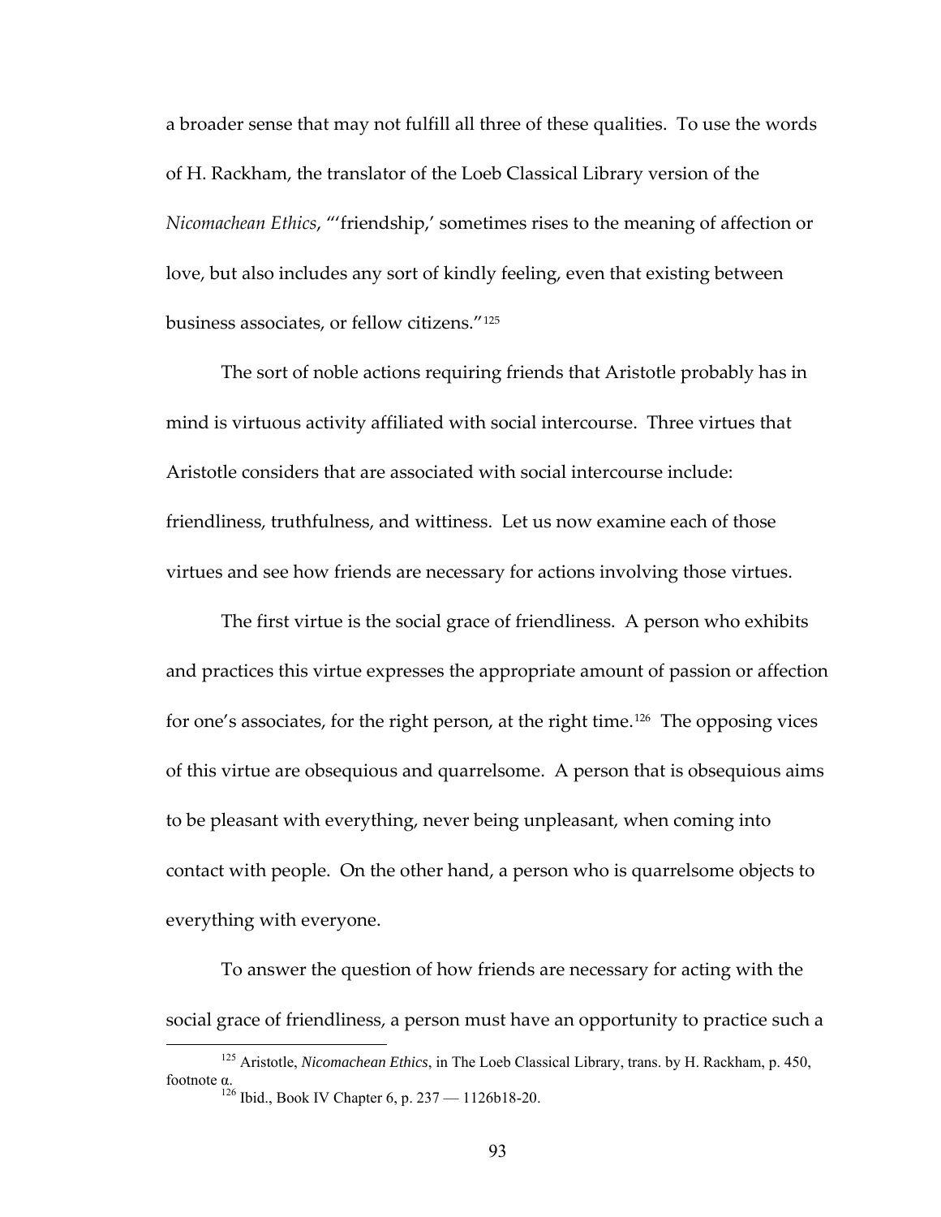a broader sense that may not fulfill all three of these qualities. To use the words of H. Rackham, the translator of the Loeb Classical Library version of the *Nicomachean Ethics*, "'friendship,' sometimes rises to the meaning of affection or love, but also includes any sort of kindly feeling, even that existing between business associates, or fellow citizens."[125]

The sort of noble actions requiring friends that Aristotle probably has in mind is virtuous activity affiliated with social intercourse. Three virtues that Aristotle considers that are associated with social intercourse include: friendliness, truthfulness, and wittiness. Let us now examine each of those virtues and see how friends are necessary for actions involving those virtues.

The first virtue is the social grace of friendliness. A person who exhibits and practices this virtue expresses the appropriate amount of passion or affection for one's associates, for the right person, at the right time.[126] The opposing vices of this virtue are obsequious and quarrelsome. A person that is obsequious aims to be pleasant with everything, never being unpleasant, when coming into contact with people. On the other hand, a person who is quarrelsome objects to everything with everyone.

To answer the question of how friends are necessary for acting with the social grace of friendliness, a person must have an opportunity to practice such a

---

[125] Aristotle, *Nicomachean Ethics*, in The Loeb Classical Library, trans. by H. Rackham, p. 450, footnote α.

[126] Ibid., Book IV Chapter 6, p. 237 — 1126b18-20.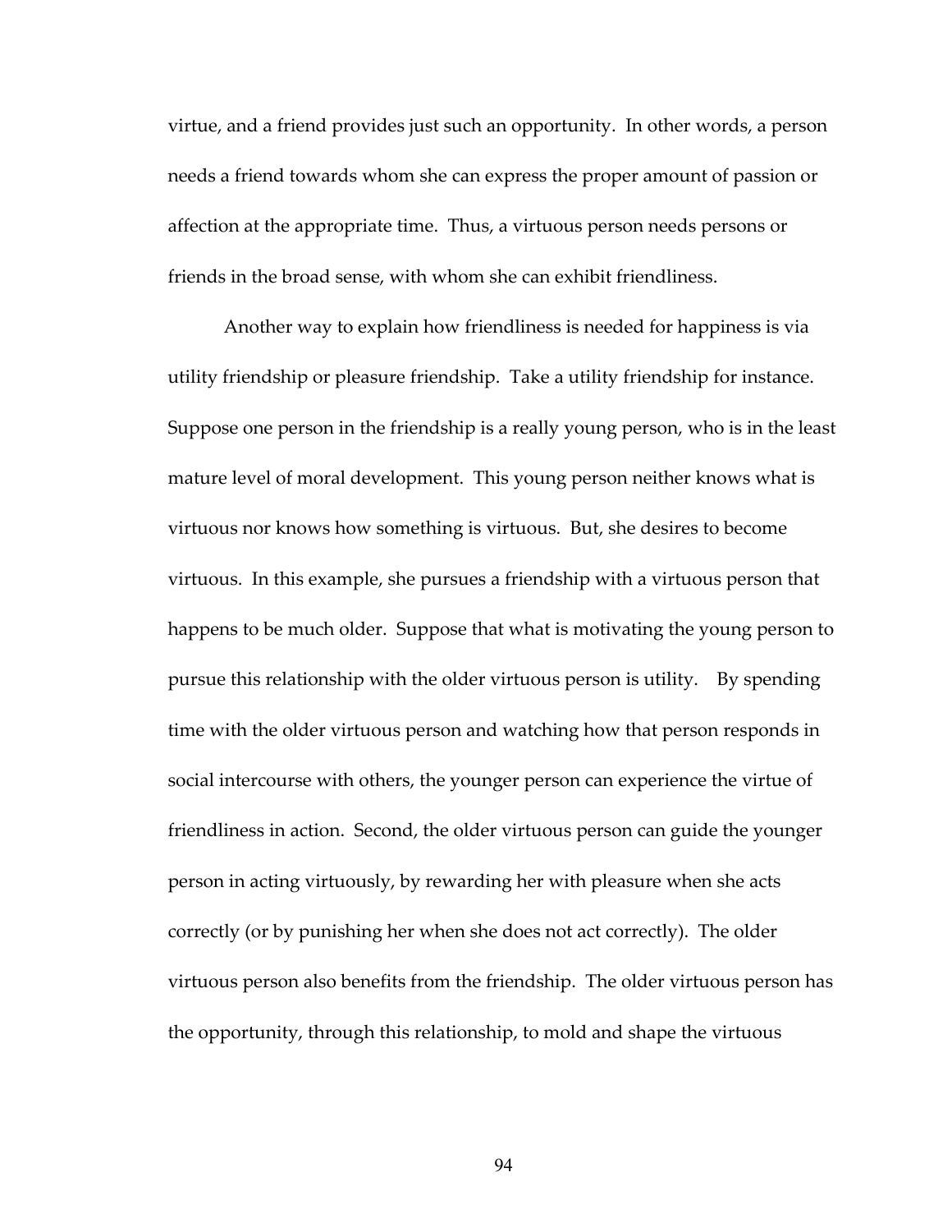virtue, and a friend provides just such an opportunity. In other words, a person needs a friend towards whom she can express the proper amount of passion or affection at the appropriate time. Thus, a virtuous person needs persons or friends in the broad sense, with whom she can exhibit friendliness.

Another way to explain how friendliness is needed for happiness is via utility friendship or pleasure friendship. Take a utility friendship for instance. Suppose one person in the friendship is a really young person, who is in the least mature level of moral development. This young person neither knows what is virtuous nor knows how something is virtuous. But, she desires to become virtuous. In this example, she pursues a friendship with a virtuous person that happens to be much older. Suppose that what is motivating the young person to pursue this relationship with the older virtuous person is utility. By spending time with the older virtuous person and watching how that person responds in social intercourse with others, the younger person can experience the virtue of friendliness in action. Second, the older virtuous person can guide the younger person in acting virtuously, by rewarding her with pleasure when she acts correctly (or by punishing her when she does not act correctly). The older virtuous person also benefits from the friendship. The older virtuous person has the opportunity, through this relationship, to mold and shape the virtuous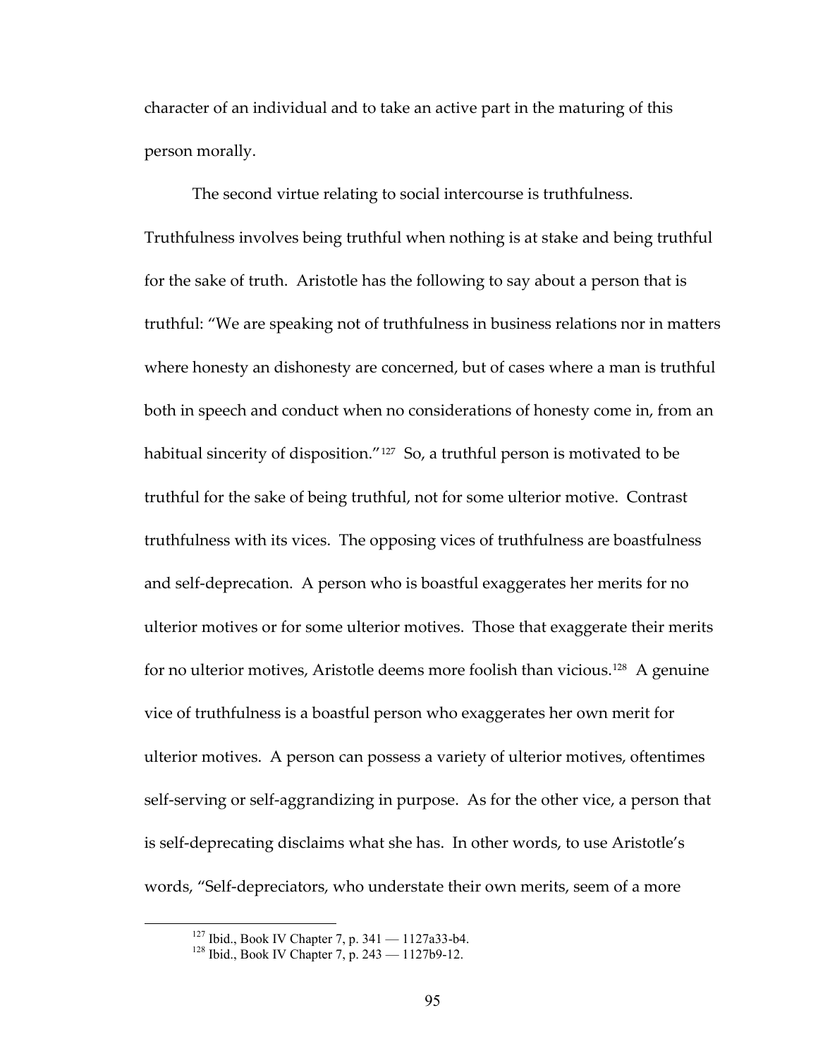character of an individual and to take an active part in the maturing of this person morally.

The second virtue relating to social intercourse is truthfulness. Truthfulness involves being truthful when nothing is at stake and being truthful for the sake of truth. Aristotle has the following to say about a person that is truthful: "We are speaking not of truthfulness in business relations nor in matters where honesty an dishonesty are concerned, but of cases where a man is truthful both in speech and conduct when no considerations of honesty come in, from an habitual sincerity of disposition."[127] So, a truthful person is motivated to be truthful for the sake of being truthful, not for some ulterior motive. Contrast truthfulness with its vices. The opposing vices of truthfulness are boastfulness and self-deprecation. A person who is boastful exaggerates her merits for no ulterior motives or for some ulterior motives. Those that exaggerate their merits for no ulterior motives, Aristotle deems more foolish than vicious.[128] A genuine vice of truthfulness is a boastful person who exaggerates her own merit for ulterior motives. A person can possess a variety of ulterior motives, oftentimes self-serving or self-aggrandizing in purpose. As for the other vice, a person that is self-deprecating disclaims what she has. In other words, to use Aristotle's words, "Self-depreciators, who understate their own merits, seem of a more

[127] Ibid., Book IV Chapter 7, p. 341 — 1127a33-b4.

[128] Ibid., Book IV Chapter 7, p. 243 — 1127b9-12.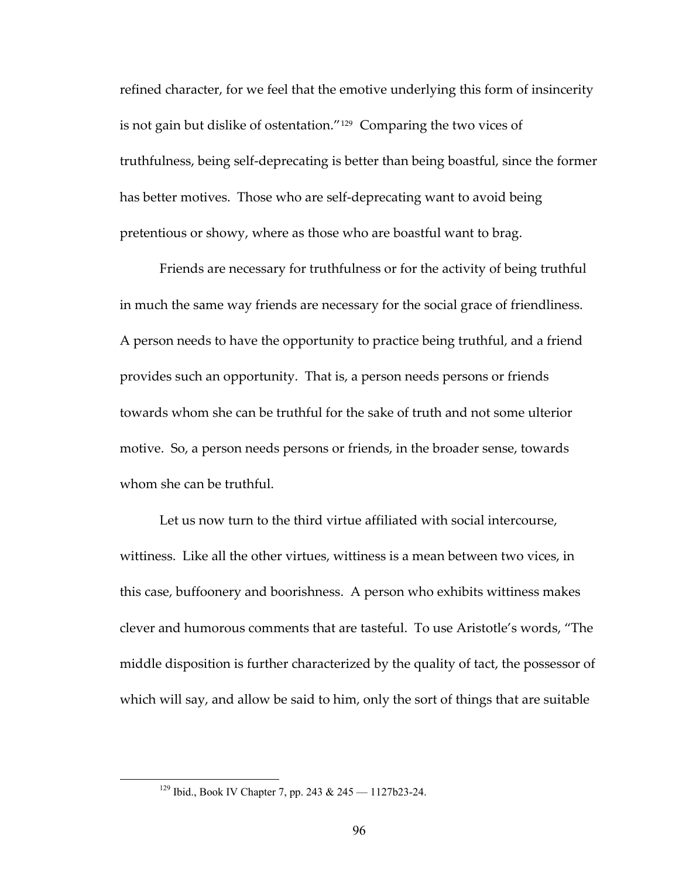refined character, for we feel that the emotive underlying this form of insincerity is not gain but dislike of ostentation."[129] Comparing the two vices of truthfulness, being self-deprecating is better than being boastful, since the former has better motives. Those who are self-deprecating want to avoid being pretentious or showy, where as those who are boastful want to brag.

Friends are necessary for truthfulness or for the activity of being truthful in much the same way friends are necessary for the social grace of friendliness. A person needs to have the opportunity to practice being truthful, and a friend provides such an opportunity. That is, a person needs persons or friends towards whom she can be truthful for the sake of truth and not some ulterior motive. So, a person needs persons or friends, in the broader sense, towards whom she can be truthful.

Let us now turn to the third virtue affiliated with social intercourse, wittiness. Like all the other virtues, wittiness is a mean between two vices, in this case, buffoonery and boorishness. A person who exhibits wittiness makes clever and humorous comments that are tasteful. To use Aristotle's words, "The middle disposition is further characterized by the quality of tact, the possessor of which will say, and allow be said to him, only the sort of things that are suitable

---

[129] Ibid., Book IV Chapter 7, pp. 243 & 245 — 1127b23-24.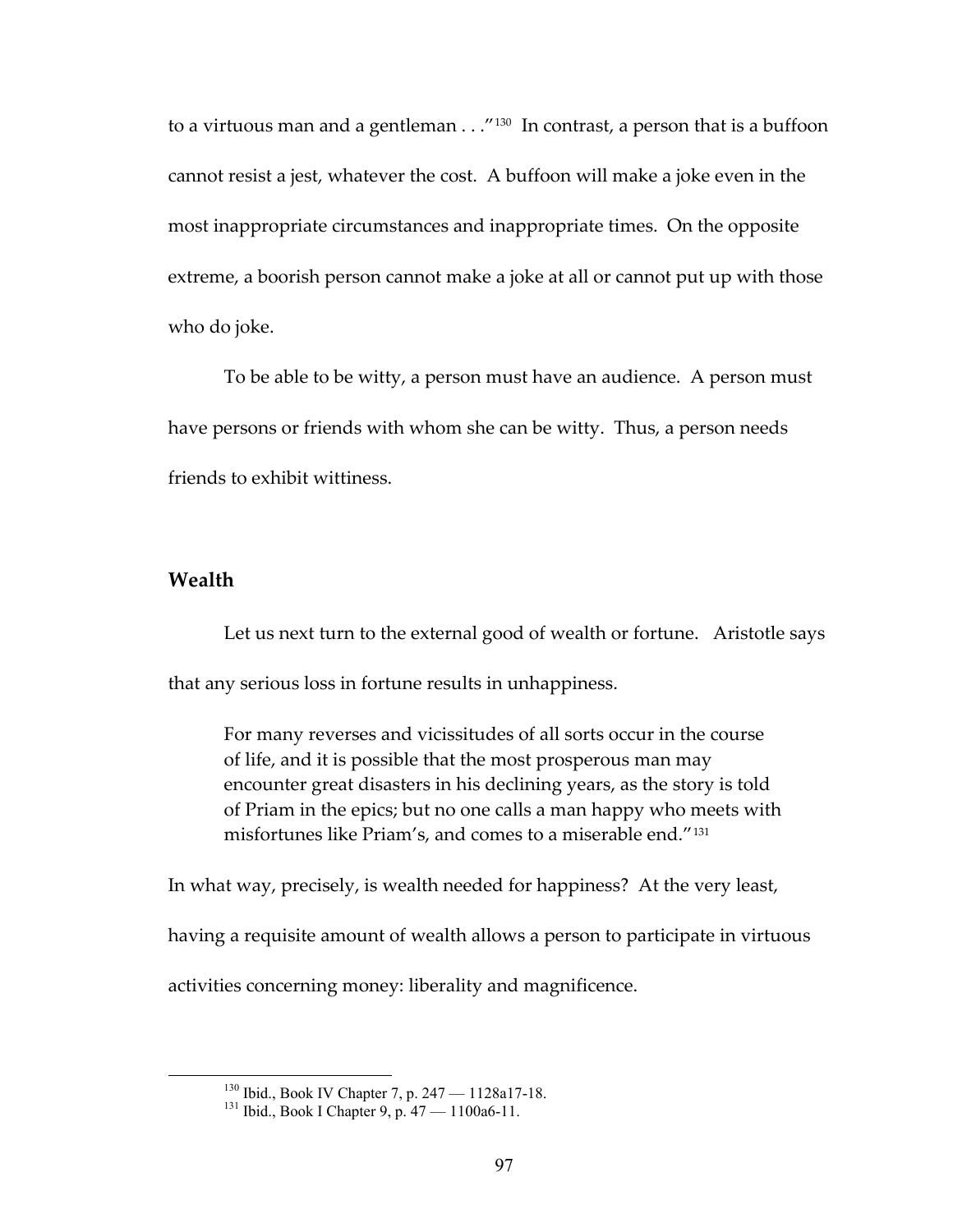to a virtuous man and a gentleman . . ."[130] In contrast, a person that is a buffoon cannot resist a jest, whatever the cost. A buffoon will make a joke even in the most inappropriate circumstances and inappropriate times. On the opposite extreme, a boorish person cannot make a joke at all or cannot put up with those who do joke.

To be able to be witty, a person must have an audience. A person must have persons or friends with whom she can be witty. Thus, a person needs friends to exhibit wittiness.

## Wealth

Let us next turn to the external good of wealth or fortune. Aristotle says that any serious loss in fortune results in unhappiness.

> For many reverses and vicissitudes of all sorts occur in the course of life, and it is possible that the most prosperous man may encounter great disasters in his declining years, as the story is told of Priam in the epics; but no one calls a man happy who meets with misfortunes like Priam's, and comes to a miserable end."[131]

In what way, precisely, is wealth needed for happiness? At the very least, having a requisite amount of wealth allows a person to participate in virtuous activities concerning money: liberality and magnificence.

---

[130] Ibid., Book IV Chapter 7, p. 247 — 1128a17-18.

[131] Ibid., Book I Chapter 9, p. 47 — 1100a6-11.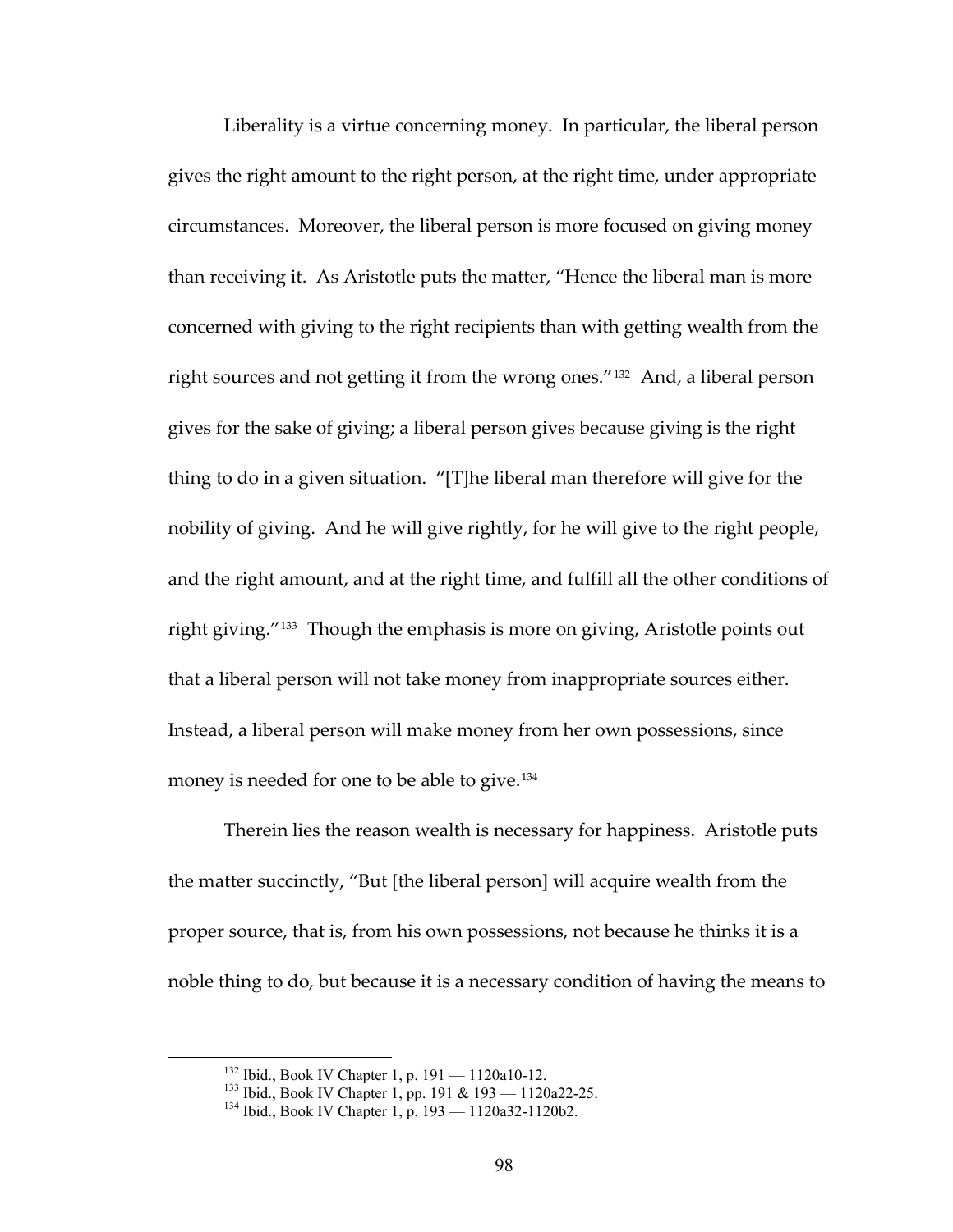Liberality is a virtue concerning money. In particular, the liberal person gives the right amount to the right person, at the right time, under appropriate circumstances. Moreover, the liberal person is more focused on giving money than receiving it. As Aristotle puts the matter, "Hence the liberal man is more concerned with giving to the right recipients than with getting wealth from the right sources and not getting it from the wrong ones."[132] And, a liberal person gives for the sake of giving; a liberal person gives because giving is the right thing to do in a given situation. "[T]he liberal man therefore will give for the nobility of giving. And he will give rightly, for he will give to the right people, and the right amount, and at the right time, and fulfill all the other conditions of right giving."[133] Though the emphasis is more on giving, Aristotle points out that a liberal person will not take money from inappropriate sources either. Instead, a liberal person will make money from her own possessions, since money is needed for one to be able to give.[134]

Therein lies the reason wealth is necessary for happiness. Aristotle puts the matter succinctly, "But [the liberal person] will acquire wealth from the proper source, that is, from his own possessions, not because he thinks it is a noble thing to do, but because it is a necessary condition of having the means to

[132] Ibid., Book IV Chapter 1, p. 191 — 1120a10-12.

[133] Ibid., Book IV Chapter 1, pp. 191 & 193 — 1120a22-25.

[134] Ibid., Book IV Chapter 1, p. 193 — 1120a32-1120b2.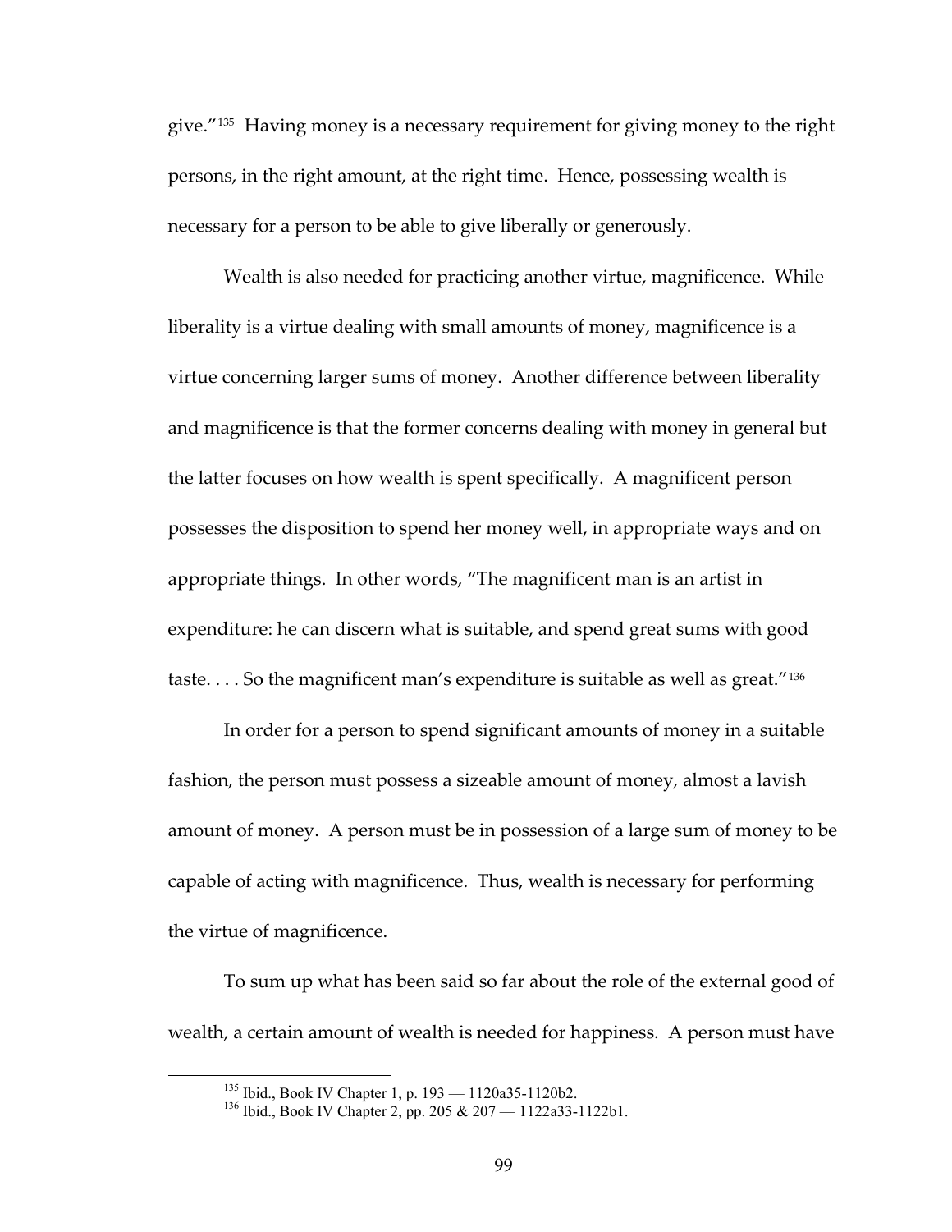give."[135] Having money is a necessary requirement for giving money to the right persons, in the right amount, at the right time. Hence, possessing wealth is necessary for a person to be able to give liberally or generously.

Wealth is also needed for practicing another virtue, magnificence. While liberality is a virtue dealing with small amounts of money, magnificence is a virtue concerning larger sums of money. Another difference between liberality and magnificence is that the former concerns dealing with money in general but the latter focuses on how wealth is spent specifically. A magnificent person possesses the disposition to spend her money well, in appropriate ways and on appropriate things. In other words, "The magnificent man is an artist in expenditure: he can discern what is suitable, and spend great sums with good taste. . . . So the magnificent man's expenditure is suitable as well as great."[136]

In order for a person to spend significant amounts of money in a suitable fashion, the person must possess a sizeable amount of money, almost a lavish amount of money. A person must be in possession of a large sum of money to be capable of acting with magnificence. Thus, wealth is necessary for performing the virtue of magnificence.

To sum up what has been said so far about the role of the external good of wealth, a certain amount of wealth is needed for happiness. A person must have

[135] Ibid., Book IV Chapter 1, p. 193 — 1120a35-1120b2.

[136] Ibid., Book IV Chapter 2, pp. 205 & 207 — 1122a33-1122b1.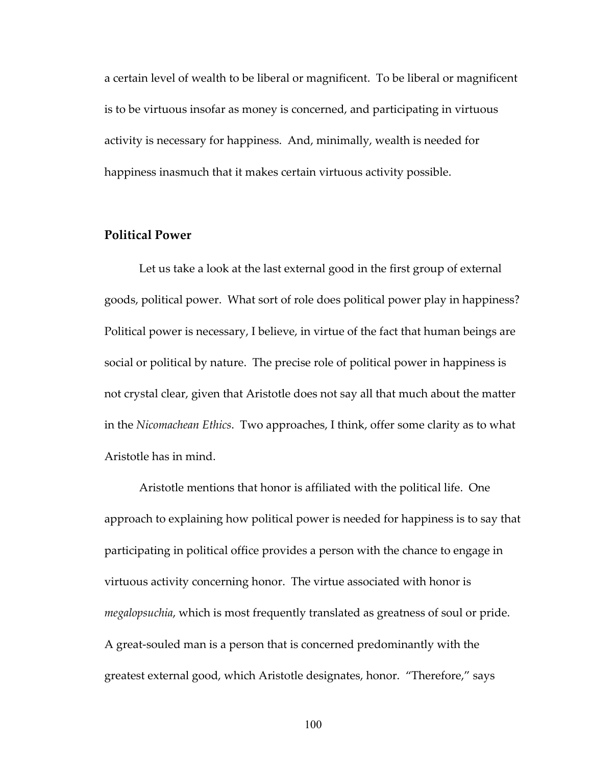a certain level of wealth to be liberal or magnificent. To be liberal or magnificent is to be virtuous insofar as money is concerned, and participating in virtuous activity is necessary for happiness. And, minimally, wealth is needed for happiness inasmuch that it makes certain virtuous activity possible.

## Political Power

Let us take a look at the last external good in the first group of external goods, political power. What sort of role does political power play in happiness? Political power is necessary, I believe, in virtue of the fact that human beings are social or political by nature. The precise role of political power in happiness is not crystal clear, given that Aristotle does not say all that much about the matter in the *Nicomachean Ethics*. Two approaches, I think, offer some clarity as to what Aristotle has in mind.

Aristotle mentions that honor is affiliated with the political life. One approach to explaining how political power is needed for happiness is to say that participating in political office provides a person with the chance to engage in virtuous activity concerning honor. The virtue associated with honor is *megalopsuchia*, which is most frequently translated as greatness of soul or pride. A great-souled man is a person that is concerned predominantly with the greatest external good, which Aristotle designates, honor. "Therefore," says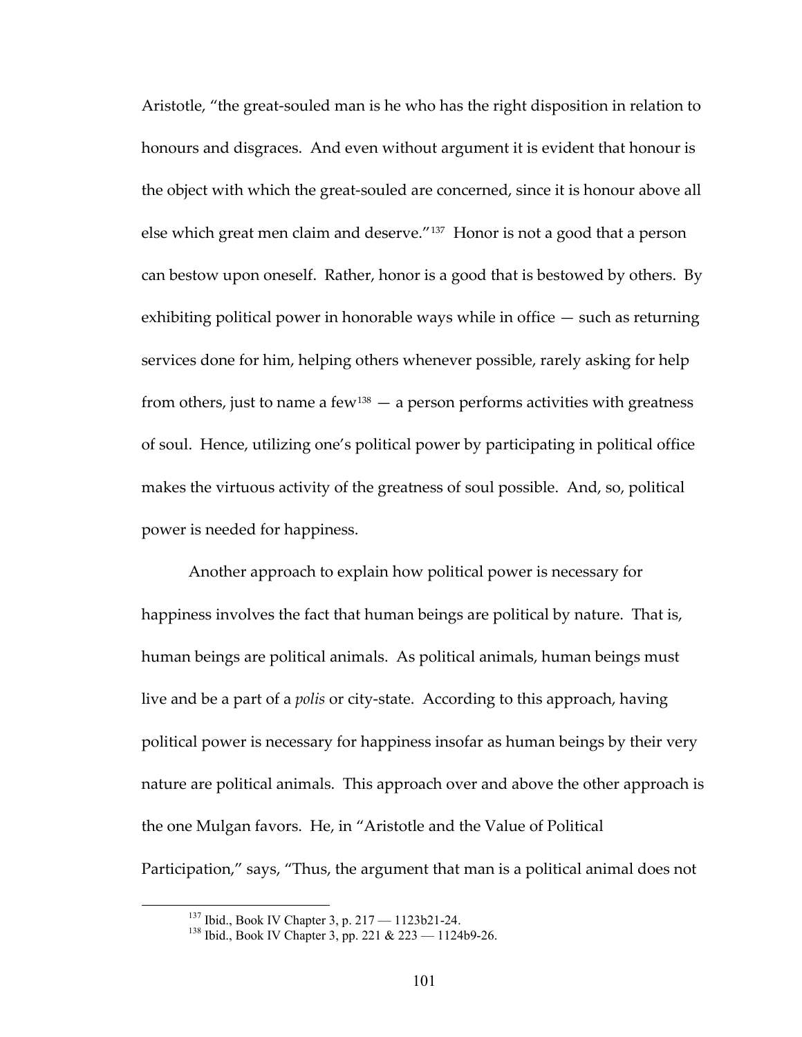Aristotle, "the great-souled man is he who has the right disposition in relation to honours and disgraces. And even without argument it is evident that honour is the object with which the great-souled are concerned, since it is honour above all else which great men claim and deserve."[137] Honor is not a good that a person can bestow upon oneself. Rather, honor is a good that is bestowed by others. By exhibiting political power in honorable ways while in office — such as returning services done for him, helping others whenever possible, rarely asking for help from others, just to name a few[138] — a person performs activities with greatness of soul. Hence, utilizing one's political power by participating in political office makes the virtuous activity of the greatness of soul possible. And, so, political power is needed for happiness.

Another approach to explain how political power is necessary for happiness involves the fact that human beings are political by nature. That is, human beings are political animals. As political animals, human beings must live and be a part of a *polis* or city-state. According to this approach, having political power is necessary for happiness insofar as human beings by their very nature are political animals. This approach over and above the other approach is the one Mulgan favors. He, in "Aristotle and the Value of Political Participation," says, "Thus, the argument that man is a political animal does not

[137] Ibid., Book IV Chapter 3, p. 217 — 1123b21-24.

[138] Ibid., Book IV Chapter 3, pp. 221 & 223 — 1124b9-26.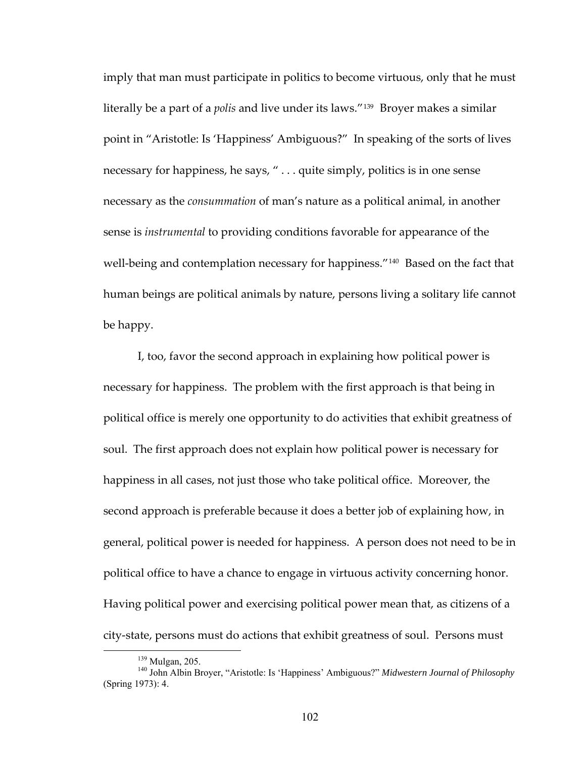imply that man must participate in politics to become virtuous, only that he must literally be a part of a *polis* and live under its laws."[139] Broyer makes a similar point in "Aristotle: Is 'Happiness' Ambiguous?" In speaking of the sorts of lives necessary for happiness, he says, " . . . quite simply, politics is in one sense necessary as the *consummation* of man's nature as a political animal, in another sense is *instrumental* to providing conditions favorable for appearance of the well-being and contemplation necessary for happiness."[140] Based on the fact that human beings are political animals by nature, persons living a solitary life cannot be happy.

I, too, favor the second approach in explaining how political power is necessary for happiness. The problem with the first approach is that being in political office is merely one opportunity to do activities that exhibit greatness of soul. The first approach does not explain how political power is necessary for happiness in all cases, not just those who take political office. Moreover, the second approach is preferable because it does a better job of explaining how, in general, political power is needed for happiness. A person does not need to be in political office to have a chance to engage in virtuous activity concerning honor. Having political power and exercising political power mean that, as citizens of a city-state, persons must do actions that exhibit greatness of soul. Persons must

---

[139] Mulgan, 205.

[140] John Albin Broyer, "Aristotle: Is 'Happiness' Ambiguous?" *Midwestern Journal of Philosophy* (Spring 1973): 4.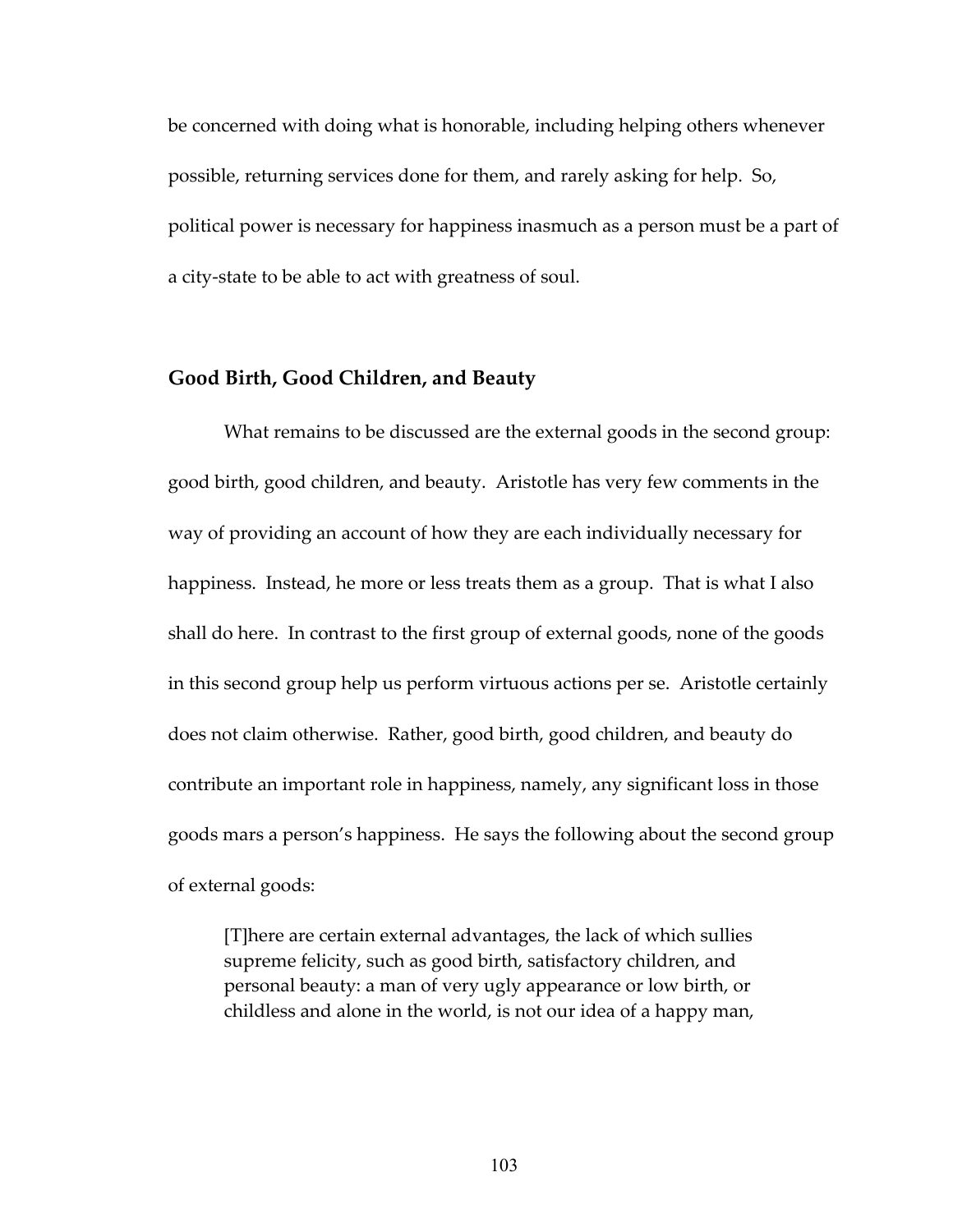be concerned with doing what is honorable, including helping others whenever possible, returning services done for them, and rarely asking for help. So, political power is necessary for happiness inasmuch as a person must be a part of a city-state to be able to act with greatness of soul.

## Good Birth, Good Children, and Beauty

What remains to be discussed are the external goods in the second group: good birth, good children, and beauty. Aristotle has very few comments in the way of providing an account of how they are each individually necessary for happiness. Instead, he more or less treats them as a group. That is what I also shall do here. In contrast to the first group of external goods, none of the goods in this second group help us perform virtuous actions per se. Aristotle certainly does not claim otherwise. Rather, good birth, good children, and beauty do contribute an important role in happiness, namely, any significant loss in those goods mars a person's happiness. He says the following about the second group of external goods:

> [T]here are certain external advantages, the lack of which sullies supreme felicity, such as good birth, satisfactory children, and personal beauty: a man of very ugly appearance or low birth, or childless and alone in the world, is not our idea of a happy man,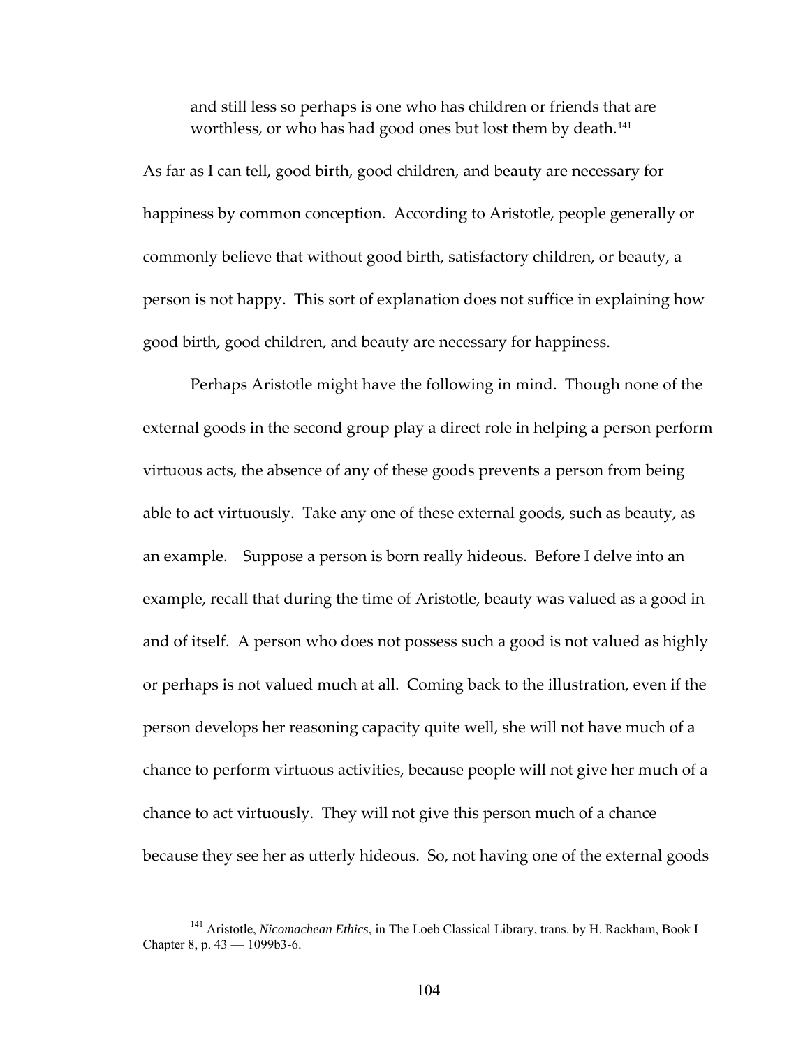> and still less so perhaps is one who has children or friends that are worthless, or who has had good ones but lost them by death.[141]

As far as I can tell, good birth, good children, and beauty are necessary for happiness by common conception. According to Aristotle, people generally or commonly believe that without good birth, satisfactory children, or beauty, a person is not happy. This sort of explanation does not suffice in explaining how good birth, good children, and beauty are necessary for happiness.

Perhaps Aristotle might have the following in mind. Though none of the external goods in the second group play a direct role in helping a person perform virtuous acts, the absence of any of these goods prevents a person from being able to act virtuously. Take any one of these external goods, such as beauty, as an example. Suppose a person is born really hideous. Before I delve into an example, recall that during the time of Aristotle, beauty was valued as a good in and of itself. A person who does not possess such a good is not valued as highly or perhaps is not valued much at all. Coming back to the illustration, even if the person develops her reasoning capacity quite well, she will not have much of a chance to perform virtuous activities, because people will not give her much of a chance to act virtuously. They will not give this person much of a chance because they see her as utterly hideous. So, not having one of the external goods

[141] Aristotle, *Nicomachean Ethics*, in The Loeb Classical Library, trans. by H. Rackham, Book I Chapter 8, p. 43 — 1099b3-6.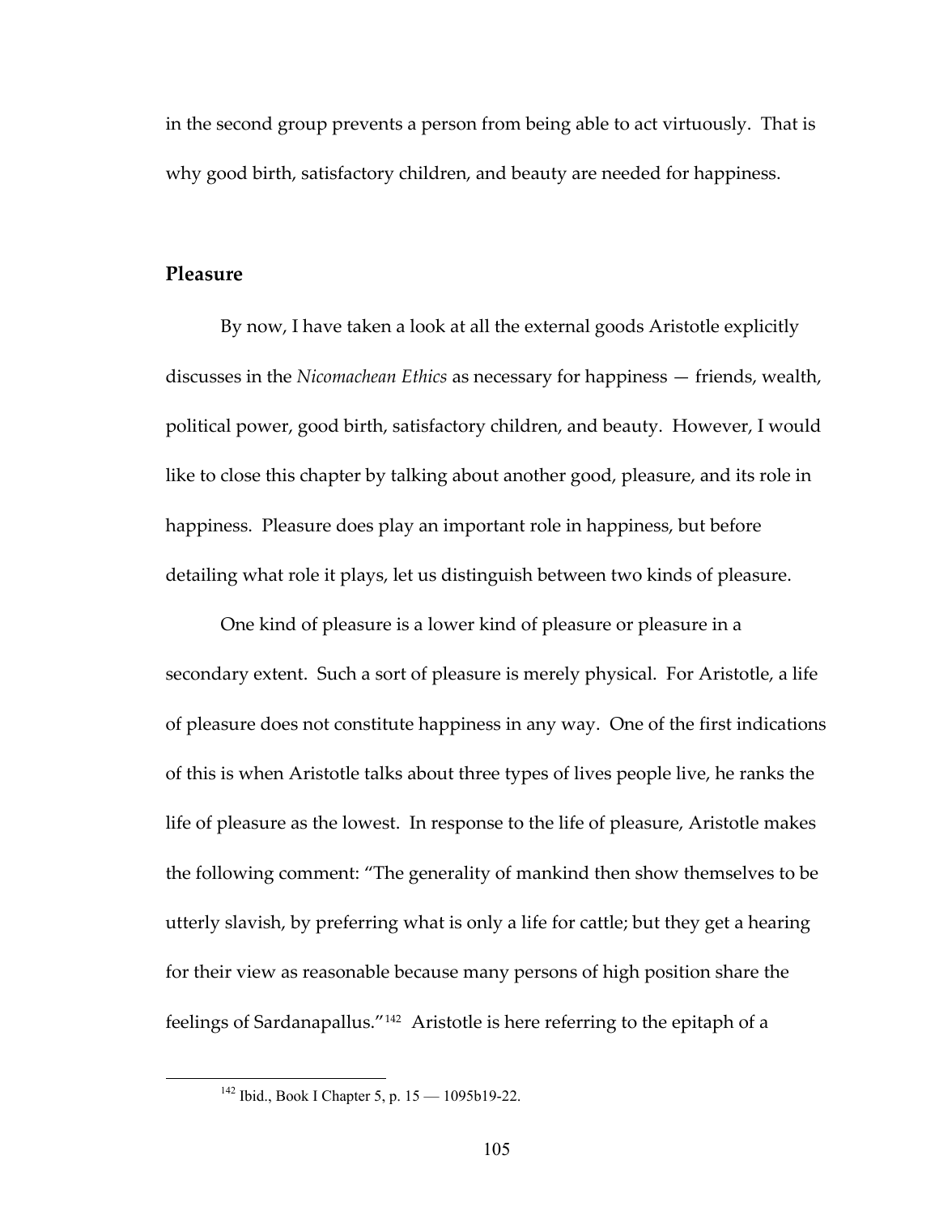in the second group prevents a person from being able to act virtuously. That is why good birth, satisfactory children, and beauty are needed for happiness.

## Pleasure

By now, I have taken a look at all the external goods Aristotle explicitly discusses in the *Nicomachean Ethics* as necessary for happiness — friends, wealth, political power, good birth, satisfactory children, and beauty. However, I would like to close this chapter by talking about another good, pleasure, and its role in happiness. Pleasure does play an important role in happiness, but before detailing what role it plays, let us distinguish between two kinds of pleasure.

One kind of pleasure is a lower kind of pleasure or pleasure in a secondary extent. Such a sort of pleasure is merely physical. For Aristotle, a life of pleasure does not constitute happiness in any way. One of the first indications of this is when Aristotle talks about three types of lives people live, he ranks the life of pleasure as the lowest. In response to the life of pleasure, Aristotle makes the following comment: "The generality of mankind then show themselves to be utterly slavish, by preferring what is only a life for cattle; but they get a hearing for their view as reasonable because many persons of high position share the feelings of Sardanapallus."[142] Aristotle is here referring to the epitaph of a

[142] Ibid., Book I Chapter 5, p. 15 — 1095b19-22.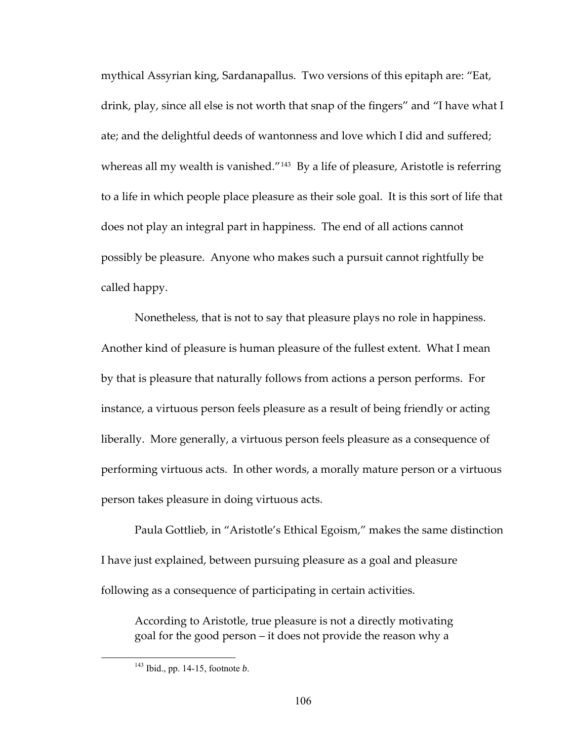mythical Assyrian king, Sardanapallus. Two versions of this epitaph are: "Eat, drink, play, since all else is not worth that snap of the fingers" and "I have what I ate; and the delightful deeds of wantonness and love which I did and suffered; whereas all my wealth is vanished."[143] By a life of pleasure, Aristotle is referring to a life in which people place pleasure as their sole goal. It is this sort of life that does not play an integral part in happiness. The end of all actions cannot possibly be pleasure. Anyone who makes such a pursuit cannot rightfully be called happy.

Nonetheless, that is not to say that pleasure plays no role in happiness. Another kind of pleasure is human pleasure of the fullest extent. What I mean by that is pleasure that naturally follows from actions a person performs. For instance, a virtuous person feels pleasure as a result of being friendly or acting liberally. More generally, a virtuous person feels pleasure as a consequence of performing virtuous acts. In other words, a morally mature person or a virtuous person takes pleasure in doing virtuous acts.

Paula Gottlieb, in "Aristotle's Ethical Egoism," makes the same distinction I have just explained, between pursuing pleasure as a goal and pleasure following as a consequence of participating in certain activities.

> According to Aristotle, true pleasure is not a directly motivating goal for the good person – it does not provide the reason why a

[143] Ibid., pp. 14-15, footnote *b*.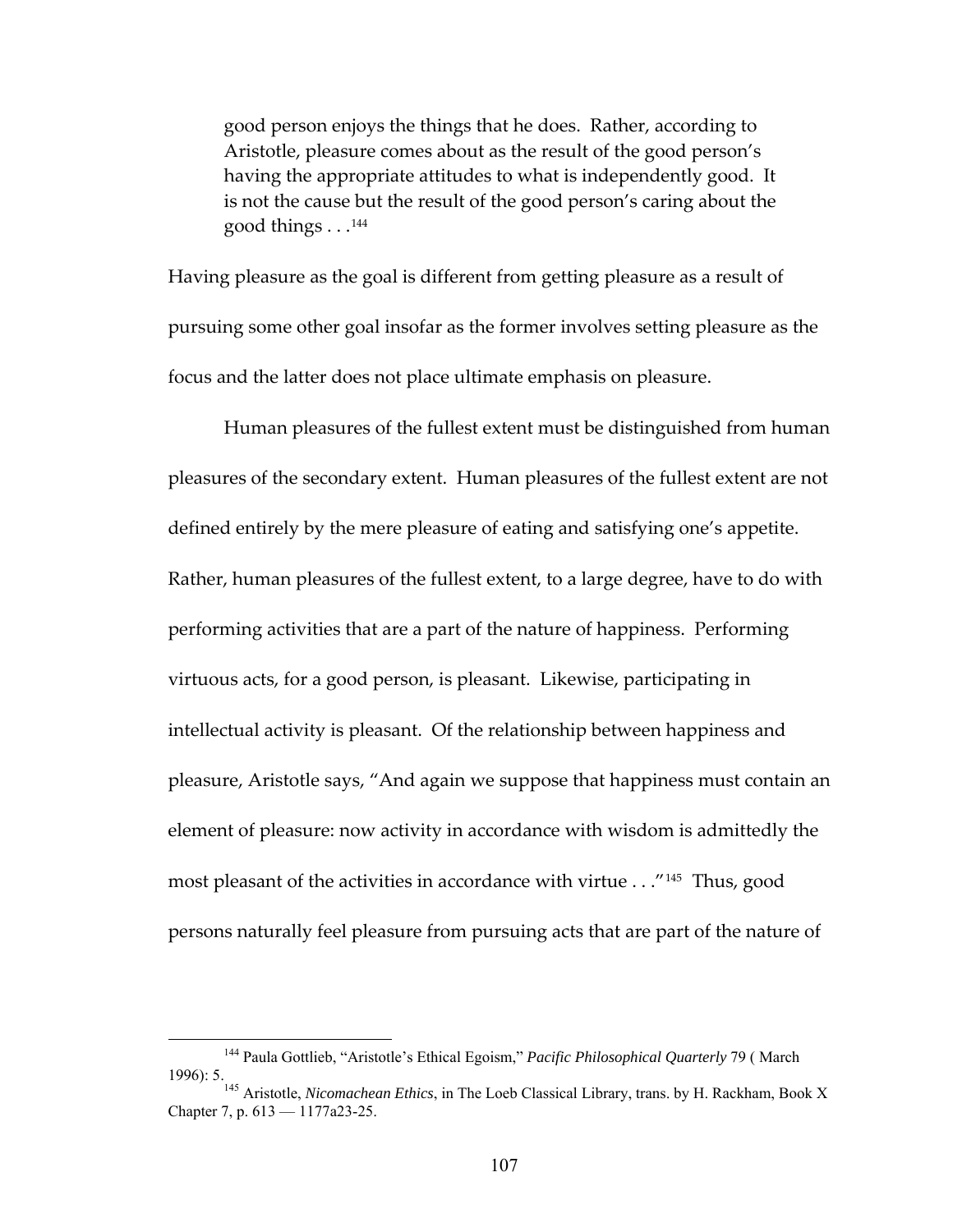> good person enjoys the things that he does. Rather, according to Aristotle, pleasure comes about as the result of the good person's having the appropriate attitudes to what is independently good. It is not the cause but the result of the good person's caring about the good things . . .[144]

Having pleasure as the goal is different from getting pleasure as a result of pursuing some other goal insofar as the former involves setting pleasure as the focus and the latter does not place ultimate emphasis on pleasure.

Human pleasures of the fullest extent must be distinguished from human pleasures of the secondary extent. Human pleasures of the fullest extent are not defined entirely by the mere pleasure of eating and satisfying one's appetite. Rather, human pleasures of the fullest extent, to a large degree, have to do with performing activities that are a part of the nature of happiness. Performing virtuous acts, for a good person, is pleasant. Likewise, participating in intellectual activity is pleasant. Of the relationship between happiness and pleasure, Aristotle says, "And again we suppose that happiness must contain an element of pleasure: now activity in accordance with wisdom is admittedly the most pleasant of the activities in accordance with virtue . . ."[145] Thus, good persons naturally feel pleasure from pursuing acts that are part of the nature of

---

[144] Paula Gottlieb, "Aristotle's Ethical Egoism," *Pacific Philosophical Quarterly* 79 ( March 1996): 5.

[145] Aristotle, *Nicomachean Ethics*, in The Loeb Classical Library, trans. by H. Rackham, Book X Chapter 7, p. 613 — 1177a23-25.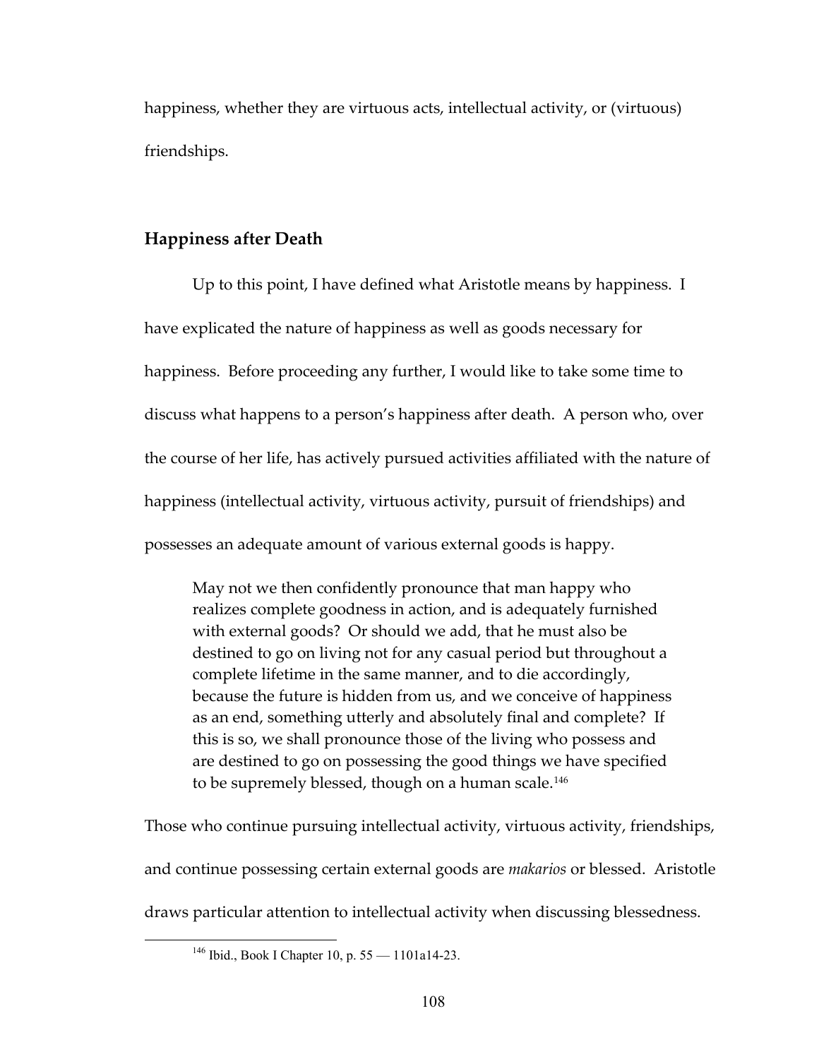happiness, whether they are virtuous acts, intellectual activity, or (virtuous) friendships.

## Happiness after Death

Up to this point, I have defined what Aristotle means by happiness. I have explicated the nature of happiness as well as goods necessary for happiness. Before proceeding any further, I would like to take some time to discuss what happens to a person's happiness after death. A person who, over the course of her life, has actively pursued activities affiliated with the nature of happiness (intellectual activity, virtuous activity, pursuit of friendships) and possesses an adequate amount of various external goods is happy.

> May not we then confidently pronounce that man happy who realizes complete goodness in action, and is adequately furnished with external goods? Or should we add, that he must also be destined to go on living not for any casual period but throughout a complete lifetime in the same manner, and to die accordingly, because the future is hidden from us, and we conceive of happiness as an end, something utterly and absolutely final and complete? If this is so, we shall pronounce those of the living who possess and are destined to go on possessing the good things we have specified to be supremely blessed, though on a human scale.[146]

Those who continue pursuing intellectual activity, virtuous activity, friendships, and continue possessing certain external goods are *makarios* or blessed. Aristotle draws particular attention to intellectual activity when discussing blessedness.

---

[146] Ibid., Book I Chapter 10, p. 55 — 1101a14-23.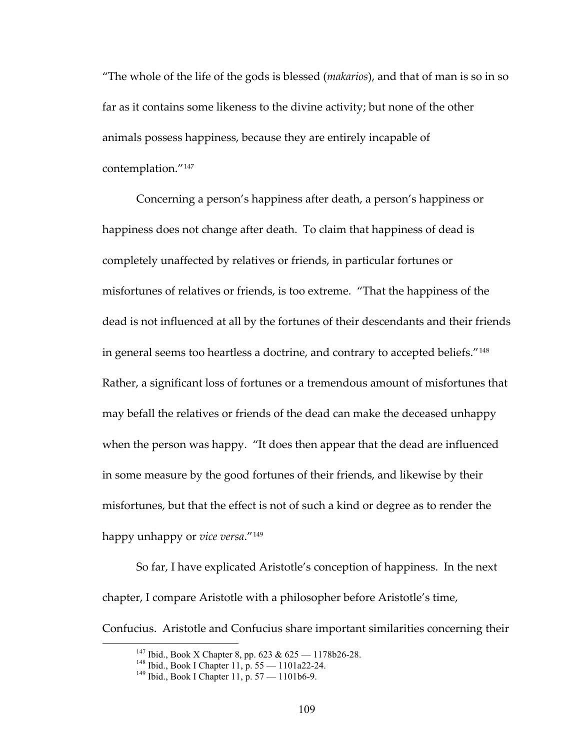"The whole of the life of the gods is blessed (*makarios*), and that of man is so in so far as it contains some likeness to the divine activity; but none of the other animals possess happiness, because they are entirely incapable of contemplation."[147]

Concerning a person's happiness after death, a person's happiness or happiness does not change after death. To claim that happiness of dead is completely unaffected by relatives or friends, in particular fortunes or misfortunes of relatives or friends, is too extreme. "That the happiness of the dead is not influenced at all by the fortunes of their descendants and their friends in general seems too heartless a doctrine, and contrary to accepted beliefs."[148] Rather, a significant loss of fortunes or a tremendous amount of misfortunes that may befall the relatives or friends of the dead can make the deceased unhappy when the person was happy. "It does then appear that the dead are influenced in some measure by the good fortunes of their friends, and likewise by their misfortunes, but that the effect is not of such a kind or degree as to render the happy unhappy or *vice versa*."[149]

So far, I have explicated Aristotle's conception of happiness. In the next chapter, I compare Aristotle with a philosopher before Aristotle's time, Confucius. Aristotle and Confucius share important similarities concerning their

[147] Ibid., Book X Chapter 8, pp. 623 & 625 — 1178b26-28.

[148] Ibid., Book I Chapter 11, p. 55 — 1101a22-24.

[149] Ibid., Book I Chapter 11, p. 57 — 1101b6-9.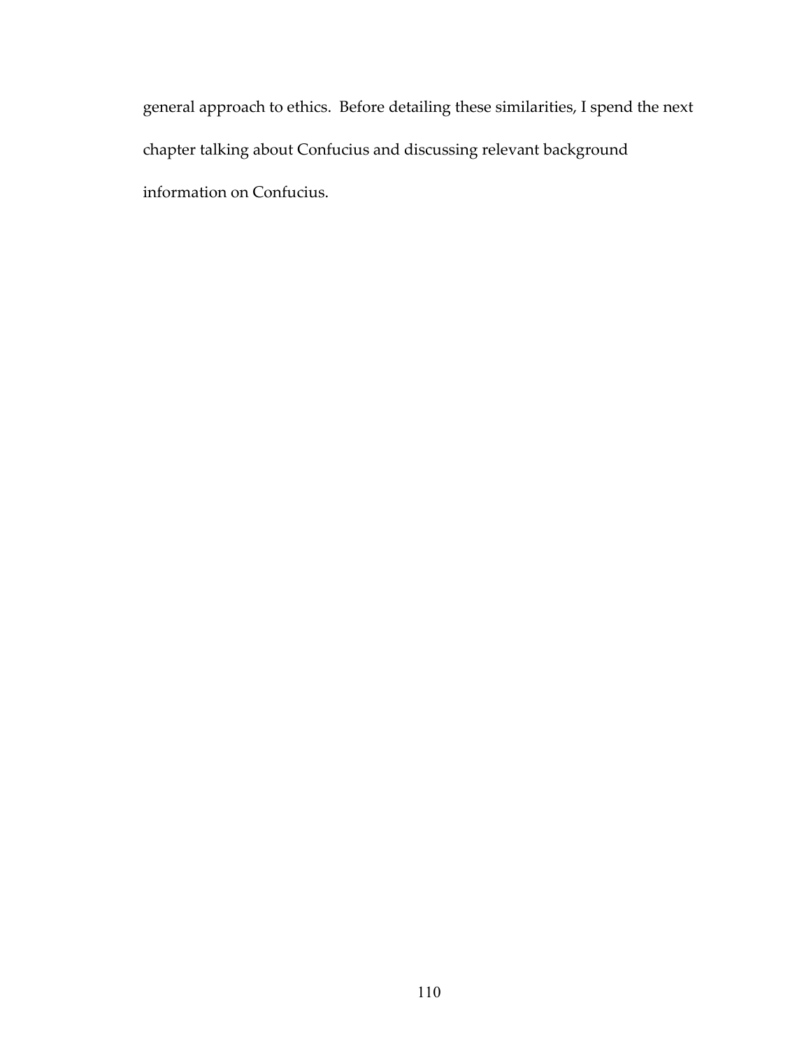general approach to ethics. Before detailing these similarities, I spend the next chapter talking about Confucius and discussing relevant background information on Confucius.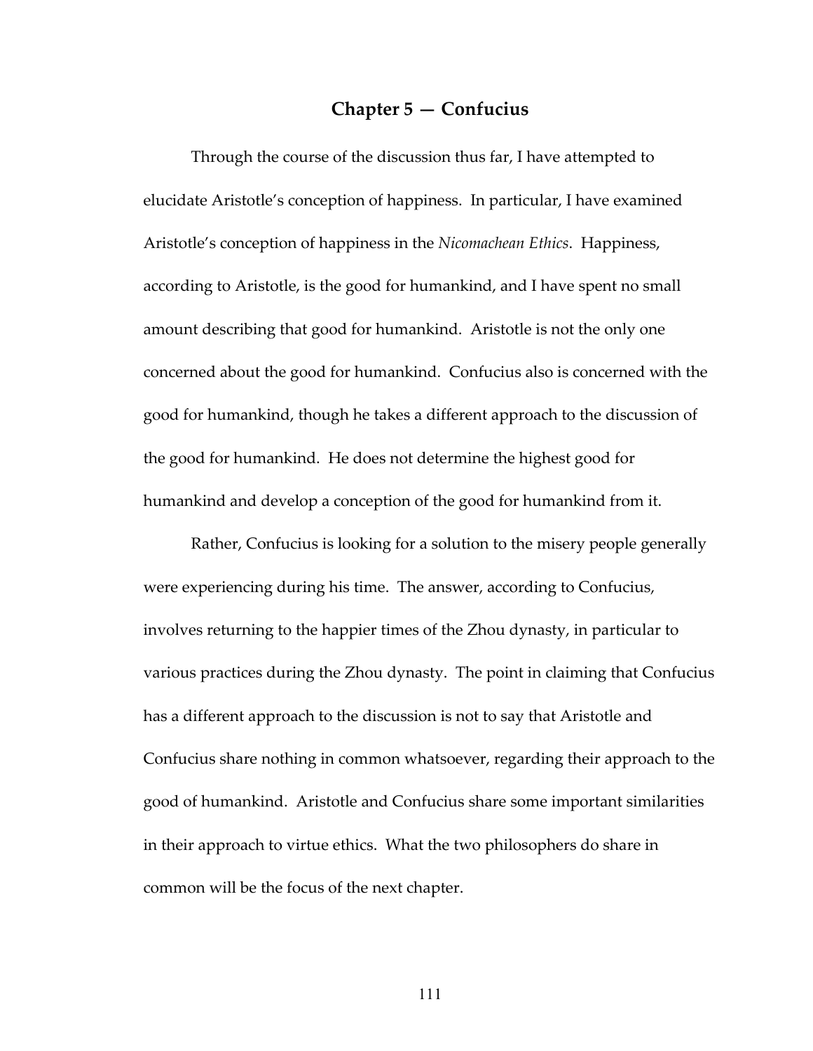# Chapter 5 — Confucius

Through the course of the discussion thus far, I have attempted to elucidate Aristotle's conception of happiness. In particular, I have examined Aristotle's conception of happiness in the *Nicomachean Ethics*. Happiness, according to Aristotle, is the good for humankind, and I have spent no small amount describing that good for humankind. Aristotle is not the only one concerned about the good for humankind. Confucius also is concerned with the good for humankind, though he takes a different approach to the discussion of the good for humankind. He does not determine the highest good for humankind and develop a conception of the good for humankind from it.

Rather, Confucius is looking for a solution to the misery people generally were experiencing during his time. The answer, according to Confucius, involves returning to the happier times of the Zhou dynasty, in particular to various practices during the Zhou dynasty. The point in claiming that Confucius has a different approach to the discussion is not to say that Aristotle and Confucius share nothing in common whatsoever, regarding their approach to the good of humankind. Aristotle and Confucius share some important similarities in their approach to virtue ethics. What the two philosophers do share in common will be the focus of the next chapter.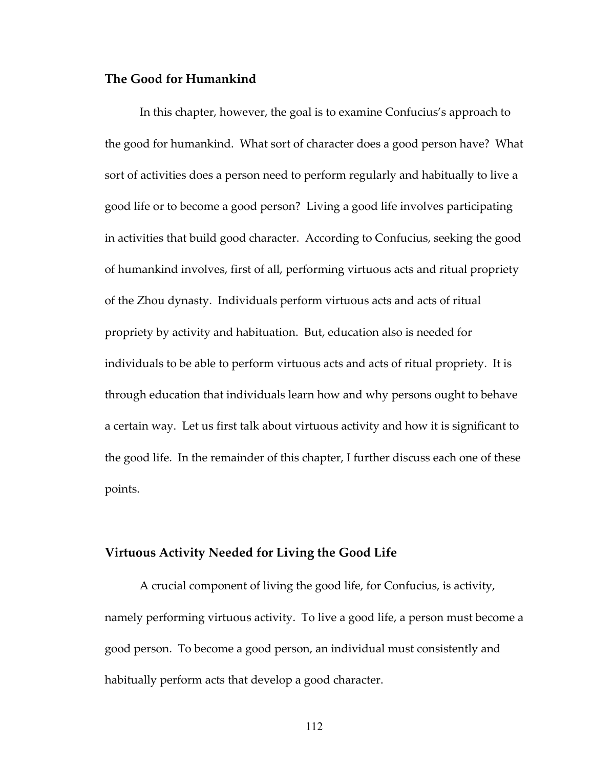## The Good for Humankind

In this chapter, however, the goal is to examine Confucius's approach to the good for humankind. What sort of character does a good person have? What sort of activities does a person need to perform regularly and habitually to live a good life or to become a good person? Living a good life involves participating in activities that build good character. According to Confucius, seeking the good of humankind involves, first of all, performing virtuous acts and ritual propriety of the Zhou dynasty. Individuals perform virtuous acts and acts of ritual propriety by activity and habituation. But, education also is needed for individuals to be able to perform virtuous acts and acts of ritual propriety. It is through education that individuals learn how and why persons ought to behave a certain way. Let us first talk about virtuous activity and how it is significant to the good life. In the remainder of this chapter, I further discuss each one of these points.

## Virtuous Activity Needed for Living the Good Life

A crucial component of living the good life, for Confucius, is activity, namely performing virtuous activity. To live a good life, a person must become a good person. To become a good person, an individual must consistently and habitually perform acts that develop a good character.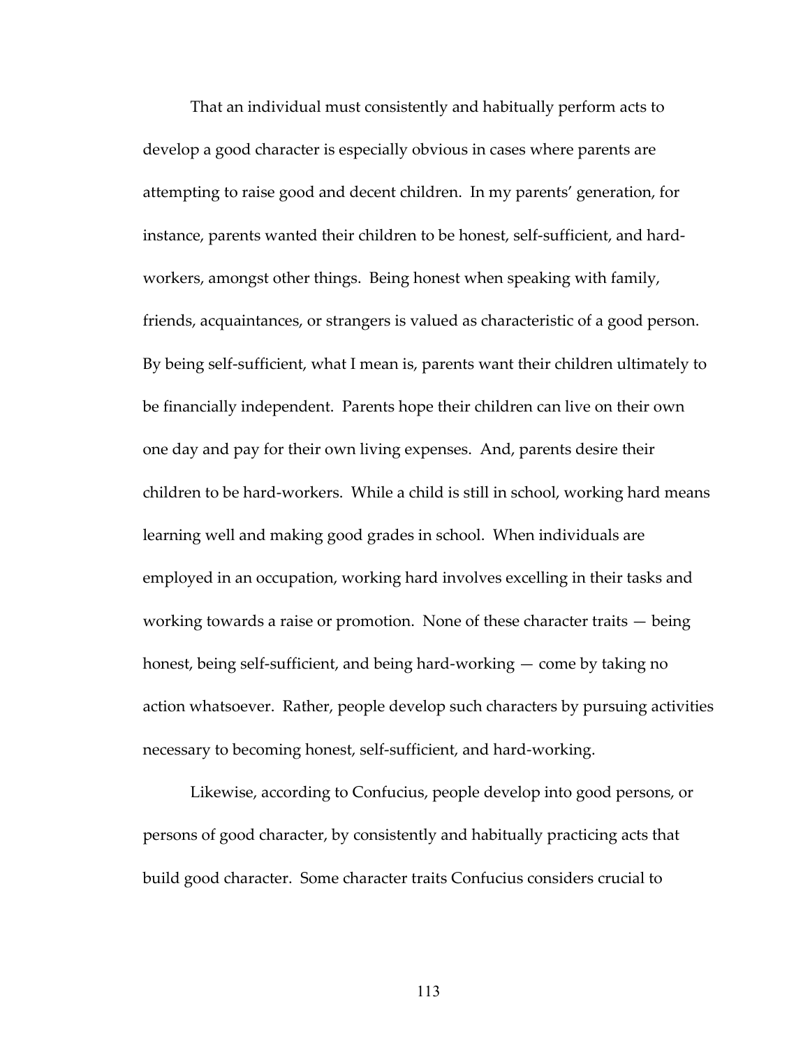That an individual must consistently and habitually perform acts to develop a good character is especially obvious in cases where parents are attempting to raise good and decent children. In my parents' generation, for instance, parents wanted their children to be honest, self-sufficient, and hard-workers, amongst other things. Being honest when speaking with family, friends, acquaintances, or strangers is valued as characteristic of a good person. By being self-sufficient, what I mean is, parents want their children ultimately to be financially independent. Parents hope their children can live on their own one day and pay for their own living expenses. And, parents desire their children to be hard-workers. While a child is still in school, working hard means learning well and making good grades in school. When individuals are employed in an occupation, working hard involves excelling in their tasks and working towards a raise or promotion. None of these character traits — being honest, being self-sufficient, and being hard-working — come by taking no action whatsoever. Rather, people develop such characters by pursuing activities necessary to becoming honest, self-sufficient, and hard-working.

Likewise, according to Confucius, people develop into good persons, or persons of good character, by consistently and habitually practicing acts that build good character. Some character traits Confucius considers crucial to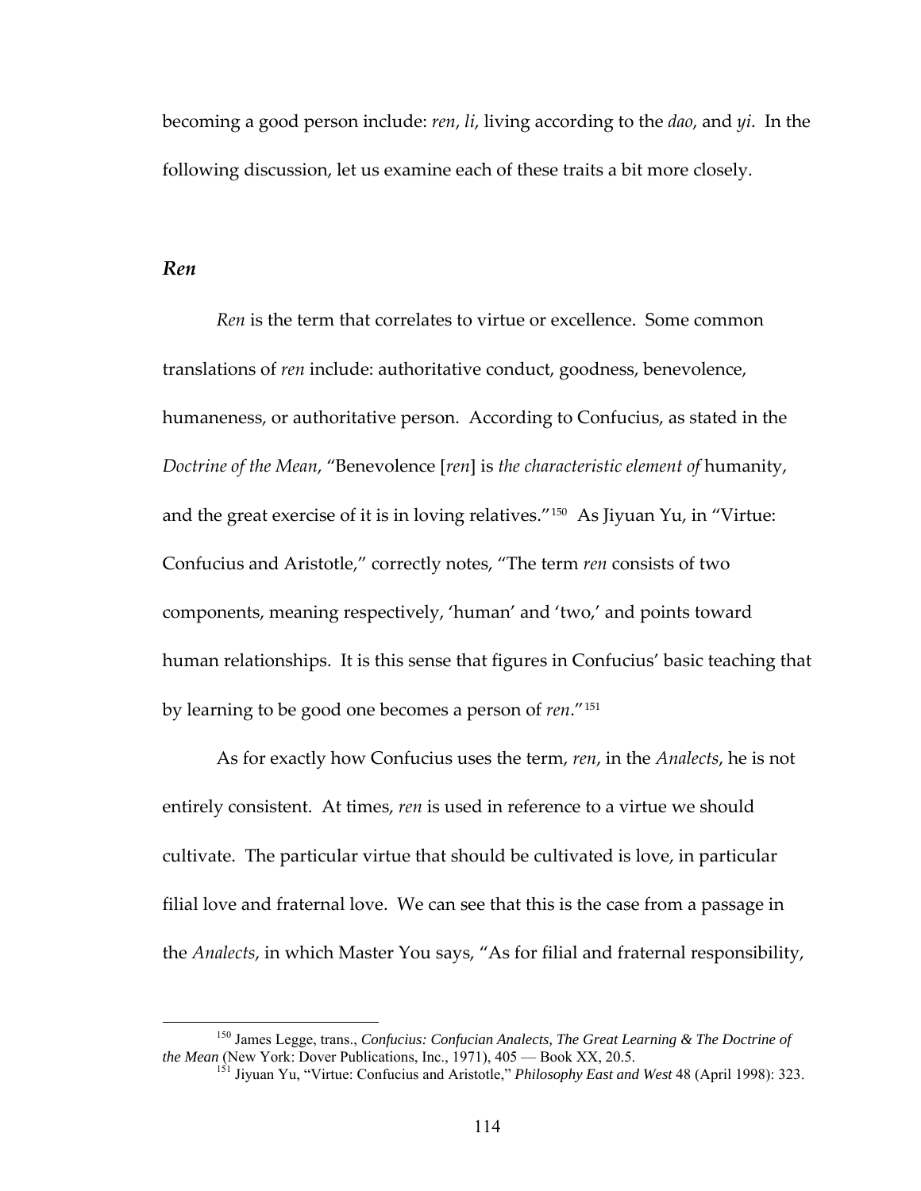becoming a good person include: *ren*, *li*, living according to the *dao*, and *yi*. In the following discussion, let us examine each of these traits a bit more closely.

### *Ren*

*Ren* is the term that correlates to virtue or excellence. Some common translations of *ren* include: authoritative conduct, goodness, benevolence, humaneness, or authoritative person. According to Confucius, as stated in the *Doctrine of the Mean*, "Benevolence [*ren*] is *the characteristic element of* humanity, and the great exercise of it is in loving relatives."[150] As Jiyuan Yu, in "Virtue: Confucius and Aristotle," correctly notes, "The term *ren* consists of two components, meaning respectively, 'human' and 'two,' and points toward human relationships. It is this sense that figures in Confucius' basic teaching that by learning to be good one becomes a person of *ren*."[151]

As for exactly how Confucius uses the term, *ren*, in the *Analects*, he is not entirely consistent. At times, *ren* is used in reference to a virtue we should cultivate. The particular virtue that should be cultivated is love, in particular filial love and fraternal love. We can see that this is the case from a passage in the *Analects*, in which Master You says, "As for filial and fraternal responsibility,

---

[150] James Legge, trans., *Confucius: Confucian Analects, The Great Learning & The Doctrine of the Mean* (New York: Dover Publications, Inc., 1971), 405 — Book XX, 20.5.

[151] Jiyuan Yu, "Virtue: Confucius and Aristotle," *Philosophy East and West* 48 (April 1998): 323.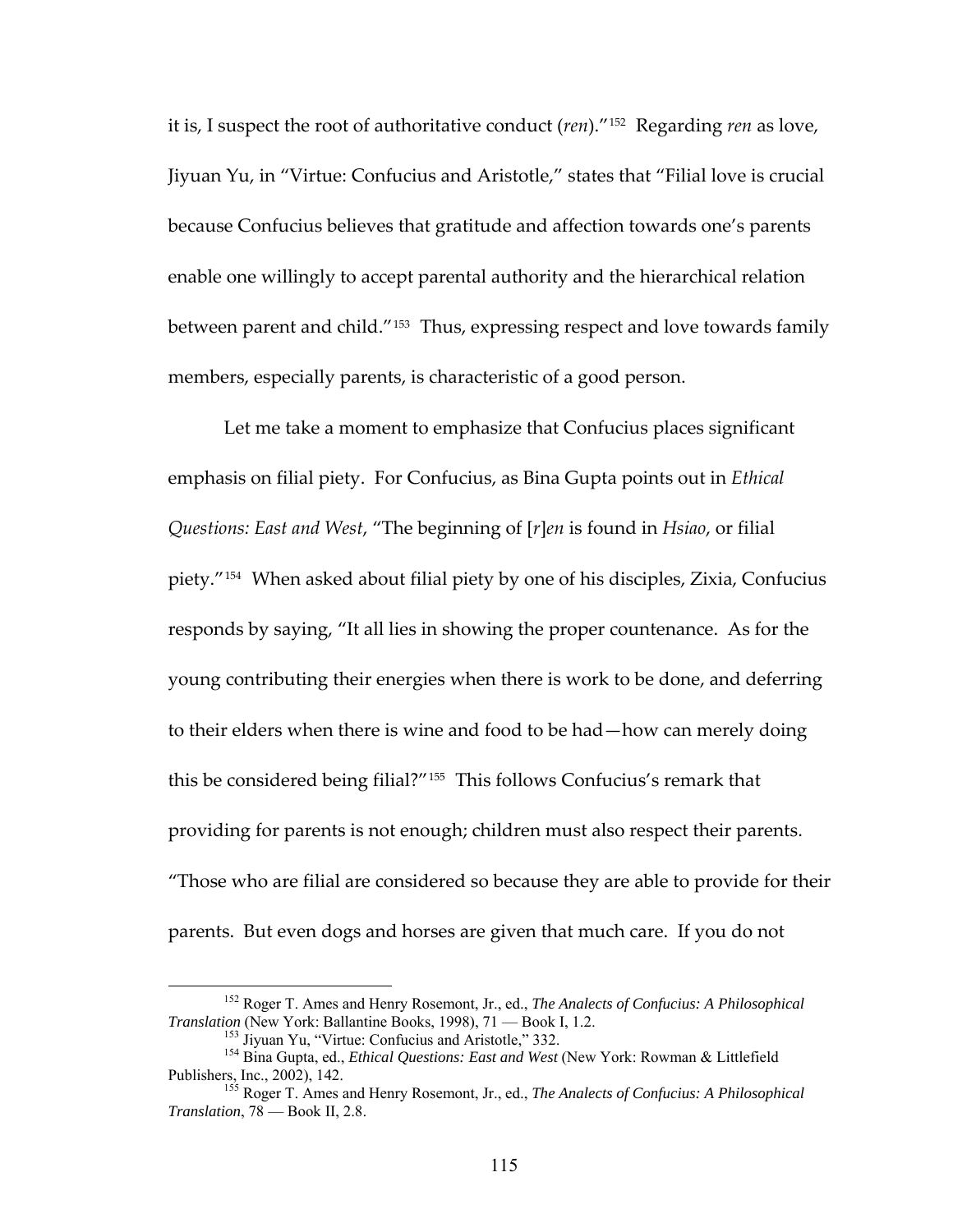it is, I suspect the root of authoritative conduct (*ren*)."[152] Regarding *ren* as love, Jiyuan Yu, in "Virtue: Confucius and Aristotle," states that "Filial love is crucial because Confucius believes that gratitude and affection towards one's parents enable one willingly to accept parental authority and the hierarchical relation between parent and child."[153] Thus, expressing respect and love towards family members, especially parents, is characteristic of a good person.

Let me take a moment to emphasize that Confucius places significant emphasis on filial piety. For Confucius, as Bina Gupta points out in *Ethical Questions: East and West*, "The beginning of [*r*]*en* is found in *Hsiao*, or filial piety."[154] When asked about filial piety by one of his disciples, Zixia, Confucius responds by saying, "It all lies in showing the proper countenance. As for the young contributing their energies when there is work to be done, and deferring to their elders when there is wine and food to be had—how can merely doing this be considered being filial?"[155] This follows Confucius's remark that providing for parents is not enough; children must also respect their parents. "Those who are filial are considered so because they are able to provide for their parents. But even dogs and horses are given that much care. If you do not

---

[152] Roger T. Ames and Henry Rosemont, Jr., ed., *The Analects of Confucius: A Philosophical Translation* (New York: Ballantine Books, 1998), 71 — Book I, 1.2.

[153] Jiyuan Yu, "Virtue: Confucius and Aristotle," 332.

[154] Bina Gupta, ed., *Ethical Questions: East and West* (New York: Rowman & Littlefield Publishers, Inc., 2002), 142.

[155] Roger T. Ames and Henry Rosemont, Jr., ed., *The Analects of Confucius: A Philosophical Translation*, 78 — Book II, 2.8.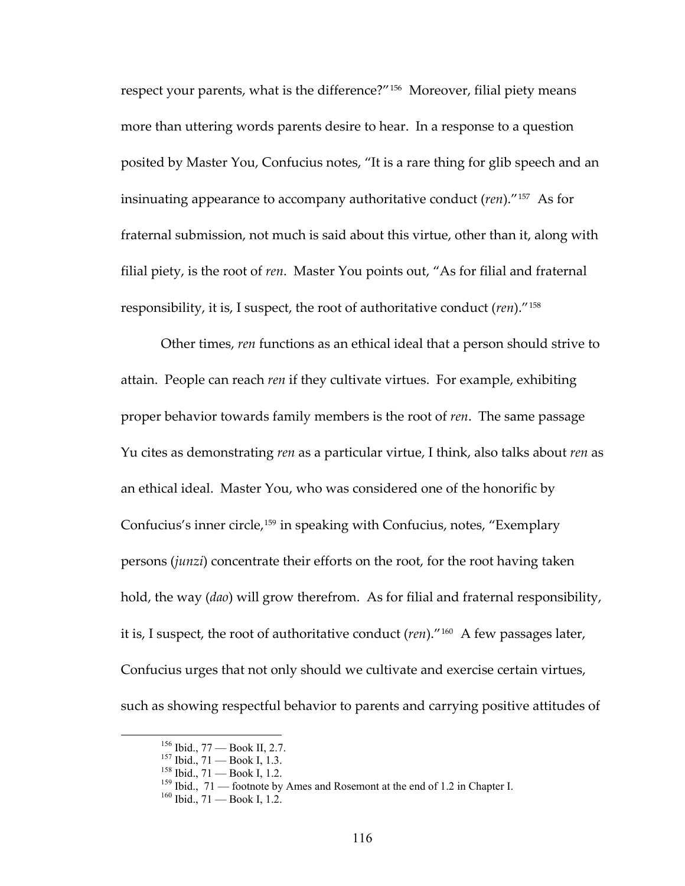respect your parents, what is the difference?"[156] Moreover, filial piety means more than uttering words parents desire to hear. In a response to a question posited by Master You, Confucius notes, "It is a rare thing for glib speech and an insinuating appearance to accompany authoritative conduct (*ren*)."[157] As for fraternal submission, not much is said about this virtue, other than it, along with filial piety, is the root of *ren*. Master You points out, "As for filial and fraternal responsibility, it is, I suspect, the root of authoritative conduct (*ren*)."[158]

Other times, *ren* functions as an ethical ideal that a person should strive to attain. People can reach *ren* if they cultivate virtues. For example, exhibiting proper behavior towards family members is the root of *ren*. The same passage Yu cites as demonstrating *ren* as a particular virtue, I think, also talks about *ren* as an ethical ideal. Master You, who was considered one of the honorific by Confucius's inner circle,[159] in speaking with Confucius, notes, "Exemplary persons (*junzi*) concentrate their efforts on the root, for the root having taken hold, the way (*dao*) will grow therefrom. As for filial and fraternal responsibility, it is, I suspect, the root of authoritative conduct (*ren*)."[160] A few passages later, Confucius urges that not only should we cultivate and exercise certain virtues, such as showing respectful behavior to parents and carrying positive attitudes of

[156] Ibid., 77 — Book II, 2.7.
[157] Ibid., 71 — Book I, 1.3.
[158] Ibid., 71 — Book I, 1.2.
[159] Ibid., 71 — footnote by Ames and Rosemont at the end of 1.2 in Chapter I.
[160] Ibid., 71 — Book I, 1.2.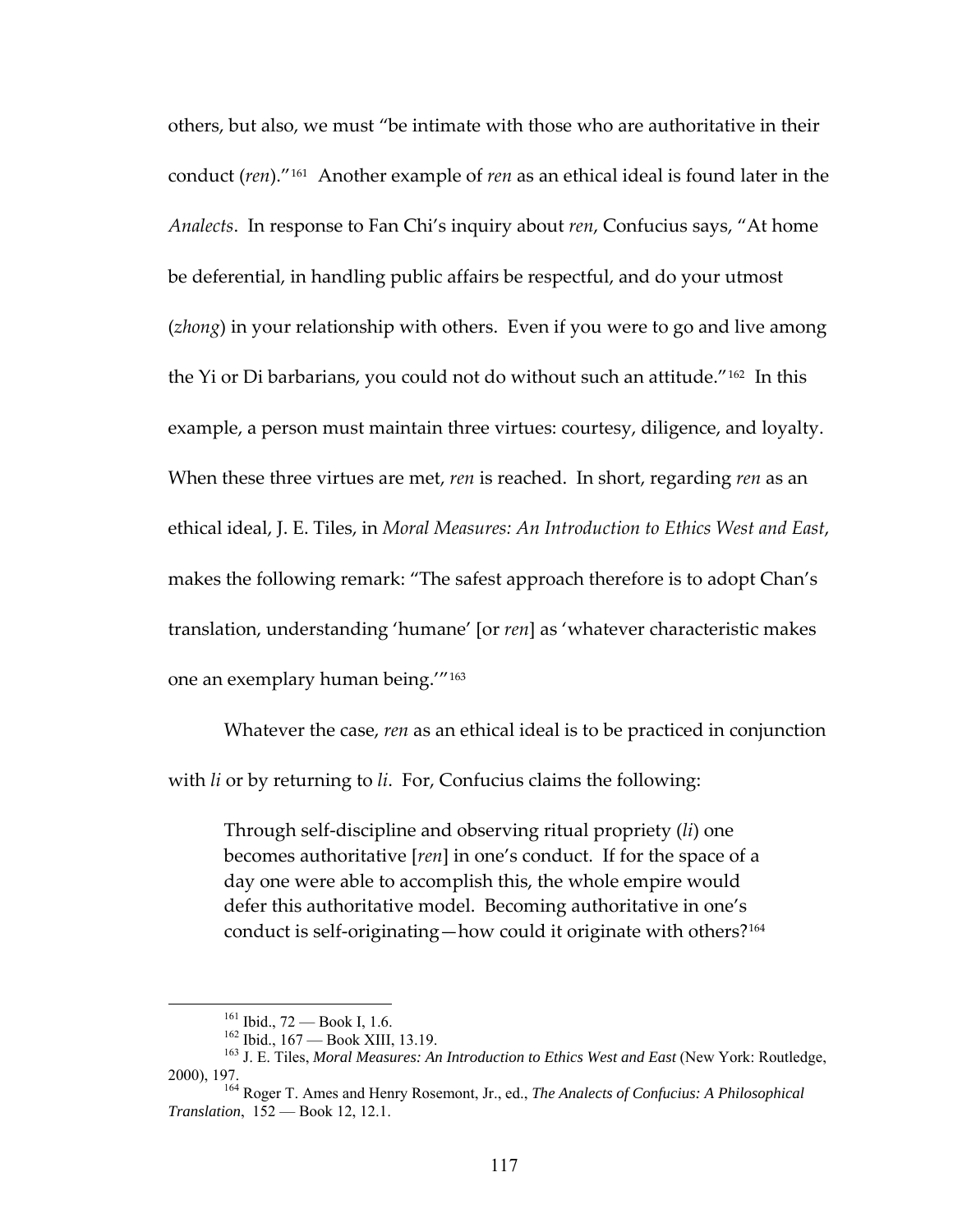others, but also, we must "be intimate with those who are authoritative in their conduct (*ren*)."[161] Another example of *ren* as an ethical ideal is found later in the *Analects*. In response to Fan Chi's inquiry about *ren*, Confucius says, "At home be deferential, in handling public affairs be respectful, and do your utmost (*zhong*) in your relationship with others. Even if you were to go and live among the Yi or Di barbarians, you could not do without such an attitude."[162] In this example, a person must maintain three virtues: courtesy, diligence, and loyalty. When these three virtues are met, *ren* is reached. In short, regarding *ren* as an ethical ideal, J. E. Tiles, in *Moral Measures: An Introduction to Ethics West and East*, makes the following remark: "The safest approach therefore is to adopt Chan's translation, understanding 'humane' [or *ren*] as 'whatever characteristic makes one an exemplary human being.'"[163]

Whatever the case, *ren* as an ethical ideal is to be practiced in conjunction with *li* or by returning to *li*. For, Confucius claims the following:

> Through self-discipline and observing ritual propriety (*li*) one becomes authoritative [*ren*] in one's conduct. If for the space of a day one were able to accomplish this, the whole empire would defer this authoritative model. Becoming authoritative in one's conduct is self-originating—how could it originate with others?[164]

---

[161] Ibid., 72 — Book I, 1.6.

[162] Ibid., 167 — Book XIII, 13.19.

[163] J. E. Tiles, *Moral Measures: An Introduction to Ethics West and East* (New York: Routledge, 2000), 197.

[164] Roger T. Ames and Henry Rosemont, Jr., ed., *The Analects of Confucius: A Philosophical Translation*, 152 — Book 12, 12.1.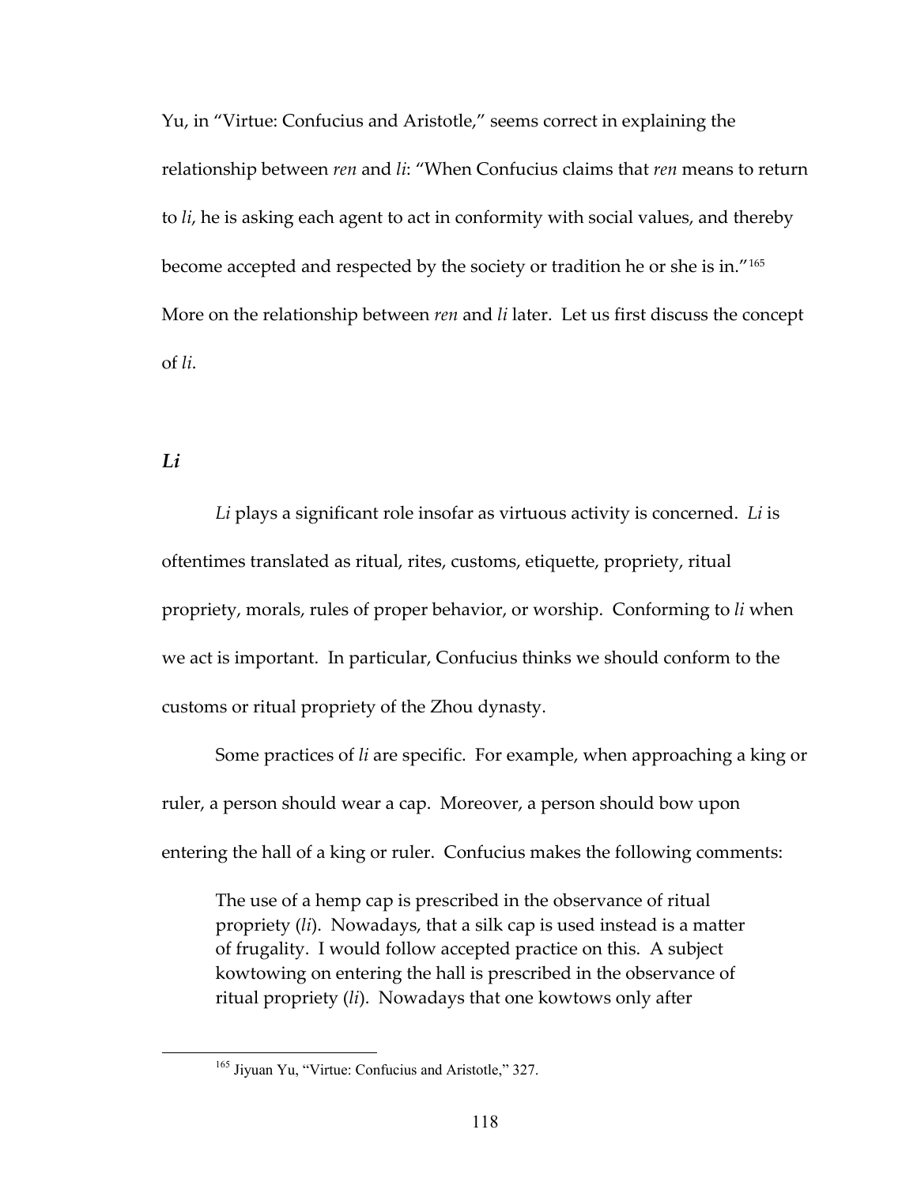Yu, in "Virtue: Confucius and Aristotle," seems correct in explaining the relationship between *ren* and *li*: "When Confucius claims that *ren* means to return to *li*, he is asking each agent to act in conformity with social values, and thereby become accepted and respected by the society or tradition he or she is in."[165] More on the relationship between *ren* and *li* later. Let us first discuss the concept of *li*.

### *Li*

*Li* plays a significant role insofar as virtuous activity is concerned. *Li* is oftentimes translated as ritual, rites, customs, etiquette, propriety, ritual propriety, morals, rules of proper behavior, or worship. Conforming to *li* when we act is important. In particular, Confucius thinks we should conform to the customs or ritual propriety of the Zhou dynasty.

Some practices of *li* are specific. For example, when approaching a king or ruler, a person should wear a cap. Moreover, a person should bow upon entering the hall of a king or ruler. Confucius makes the following comments:

> The use of a hemp cap is prescribed in the observance of ritual propriety (*li*). Nowadays, that a silk cap is used instead is a matter of frugality. I would follow accepted practice on this. A subject kowtowing on entering the hall is prescribed in the observance of ritual propriety (*li*). Nowadays that one kowtows only after

[165] Jiyuan Yu, "Virtue: Confucius and Aristotle," 327.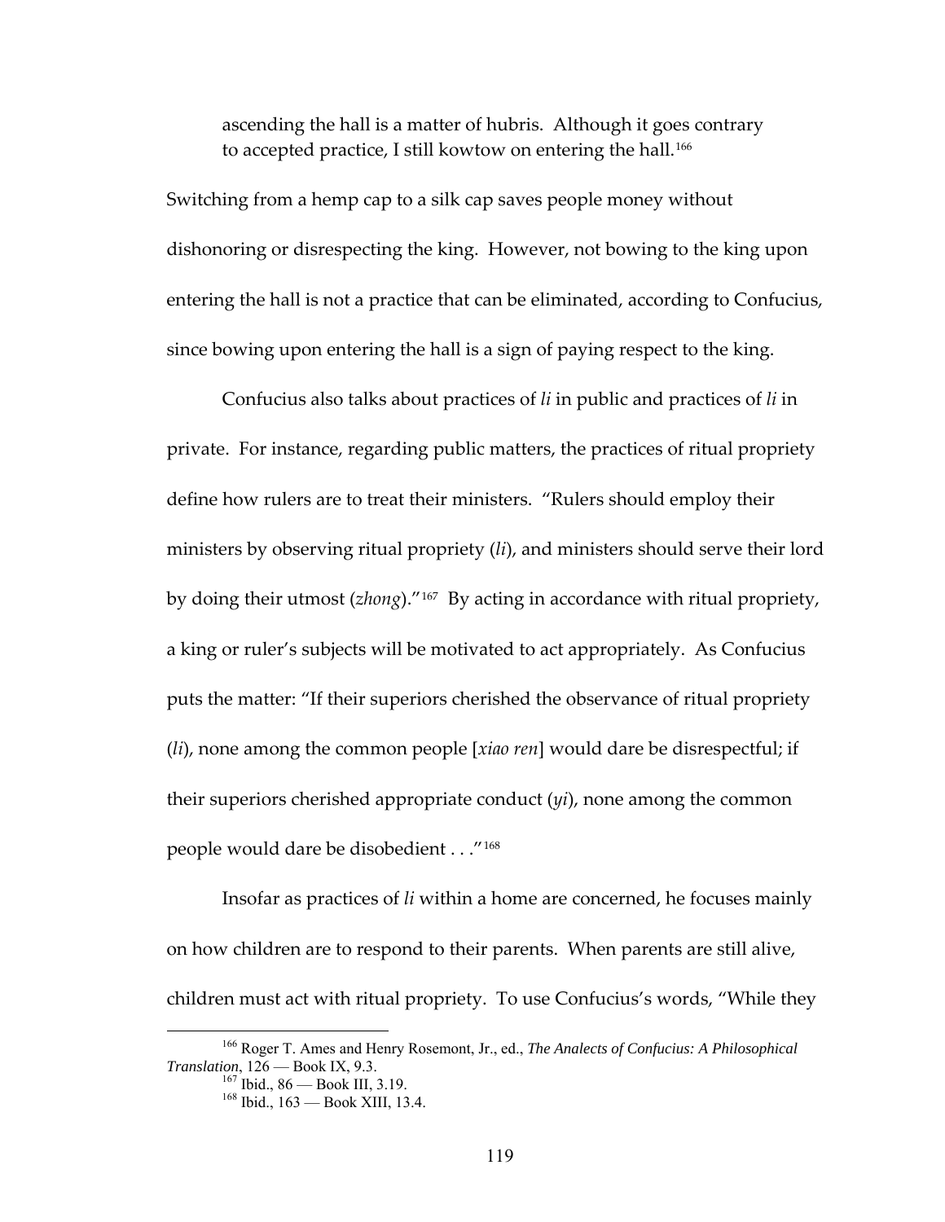> ascending the hall is a matter of hubris. Although it goes contrary to accepted practice, I still kowtow on entering the hall.[166]

Switching from a hemp cap to a silk cap saves people money without dishonoring or disrespecting the king. However, not bowing to the king upon entering the hall is not a practice that can be eliminated, according to Confucius, since bowing upon entering the hall is a sign of paying respect to the king.

Confucius also talks about practices of *li* in public and practices of *li* in private. For instance, regarding public matters, the practices of ritual propriety define how rulers are to treat their ministers. "Rulers should employ their ministers by observing ritual propriety (*li*), and ministers should serve their lord by doing their utmost (*zhong*)."[167] By acting in accordance with ritual propriety, a king or ruler's subjects will be motivated to act appropriately. As Confucius puts the matter: "If their superiors cherished the observance of ritual propriety (*li*), none among the common people [*xiao ren*] would dare be disrespectful; if their superiors cherished appropriate conduct (*yi*), none among the common people would dare be disobedient . . ."[168]

Insofar as practices of *li* within a home are concerned, he focuses mainly on how children are to respond to their parents. When parents are still alive, children must act with ritual propriety. To use Confucius's words, "While they

---

[166] Roger T. Ames and Henry Rosemont, Jr., ed., *The Analects of Confucius: A Philosophical Translation*, 126 — Book IX, 9.3.

[167] Ibid., 86 — Book III, 3.19.

[168] Ibid., 163 — Book XIII, 13.4.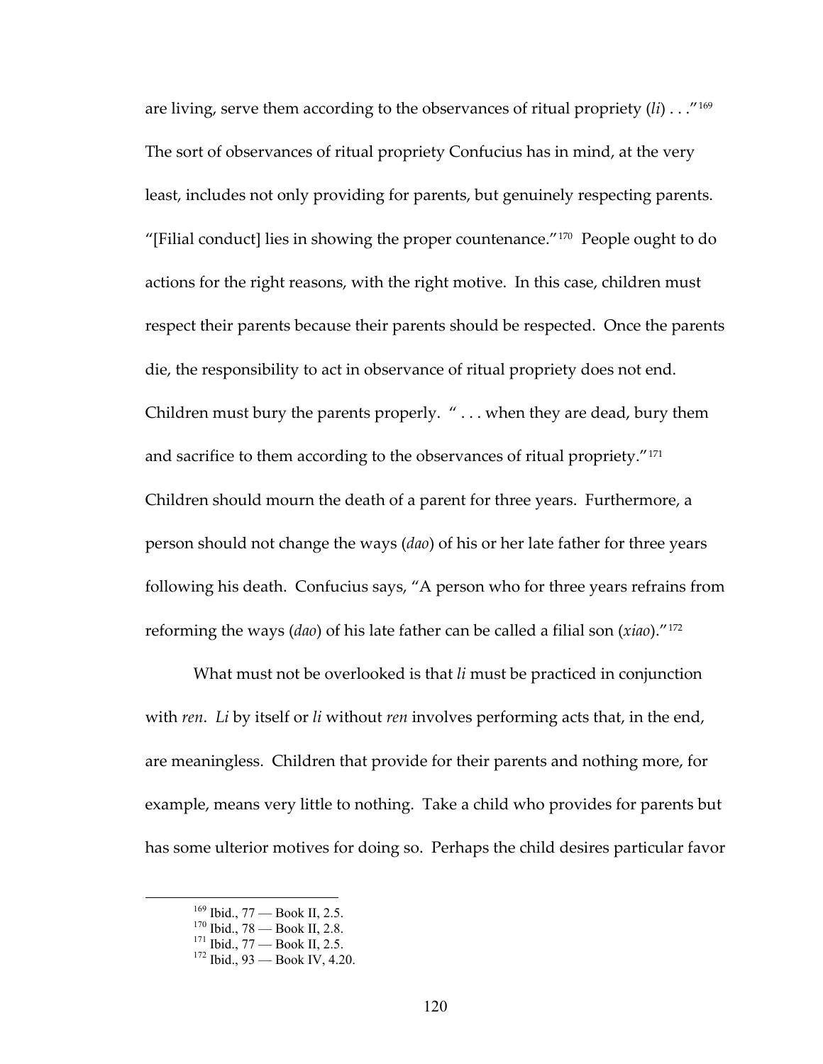are living, serve them according to the observances of ritual propriety (*li*) . . ."[169] The sort of observances of ritual propriety Confucius has in mind, at the very least, includes not only providing for parents, but genuinely respecting parents. "[Filial conduct] lies in showing the proper countenance."[170] People ought to do actions for the right reasons, with the right motive. In this case, children must respect their parents because their parents should be respected. Once the parents die, the responsibility to act in observance of ritual propriety does not end. Children must bury the parents properly. " . . . when they are dead, bury them and sacrifice to them according to the observances of ritual propriety."[171] Children should mourn the death of a parent for three years. Furthermore, a person should not change the ways (*dao*) of his or her late father for three years following his death. Confucius says, "A person who for three years refrains from reforming the ways (*dao*) of his late father can be called a filial son (*xiao*)."[172]

What must not be overlooked is that *li* must be practiced in conjunction with *ren*. *Li* by itself or *li* without *ren* involves performing acts that, in the end, are meaningless. Children that provide for their parents and nothing more, for example, means very little to nothing. Take a child who provides for parents but has some ulterior motives for doing so. Perhaps the child desires particular favor

---

[169] Ibid., 77 — Book II, 2.5.

[170] Ibid., 78 — Book II, 2.8.

[171] Ibid., 77 — Book II, 2.5.

[172] Ibid., 93 — Book IV, 4.20.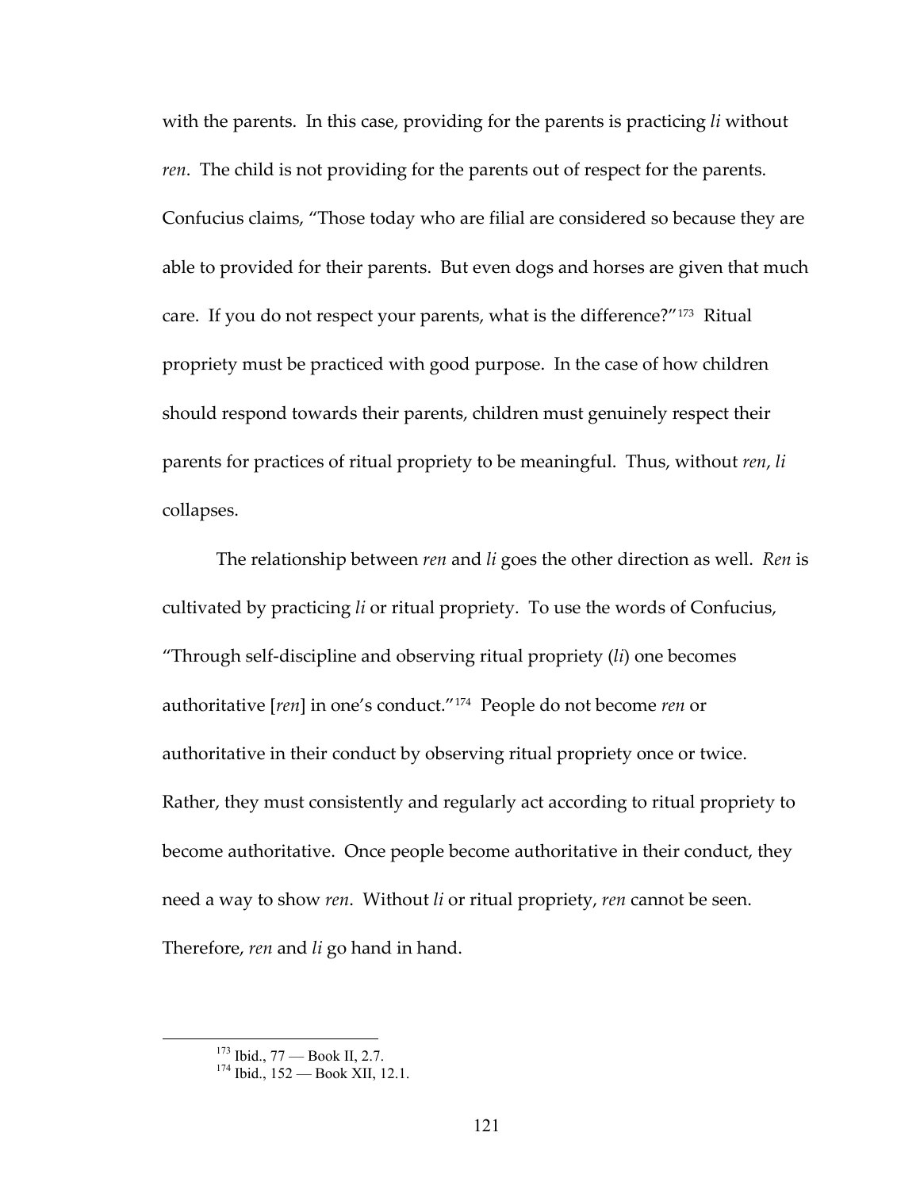with the parents. In this case, providing for the parents is practicing *li* without *ren*. The child is not providing for the parents out of respect for the parents. Confucius claims, "Those today who are filial are considered so because they are able to provided for their parents. But even dogs and horses are given that much care. If you do not respect your parents, what is the difference?"[173] Ritual propriety must be practiced with good purpose. In the case of how children should respond towards their parents, children must genuinely respect their parents for practices of ritual propriety to be meaningful. Thus, without *ren*, *li* collapses.

The relationship between *ren* and *li* goes the other direction as well. *Ren* is cultivated by practicing *li* or ritual propriety. To use the words of Confucius, "Through self-discipline and observing ritual propriety (*li*) one becomes authoritative [*ren*] in one's conduct."[174] People do not become *ren* or authoritative in their conduct by observing ritual propriety once or twice. Rather, they must consistently and regularly act according to ritual propriety to become authoritative. Once people become authoritative in their conduct, they need a way to show *ren*. Without *li* or ritual propriety, *ren* cannot be seen. Therefore, *ren* and *li* go hand in hand.

---

[173] Ibid., 77 — Book II, 2.7.

[174] Ibid., 152 — Book XII, 12.1.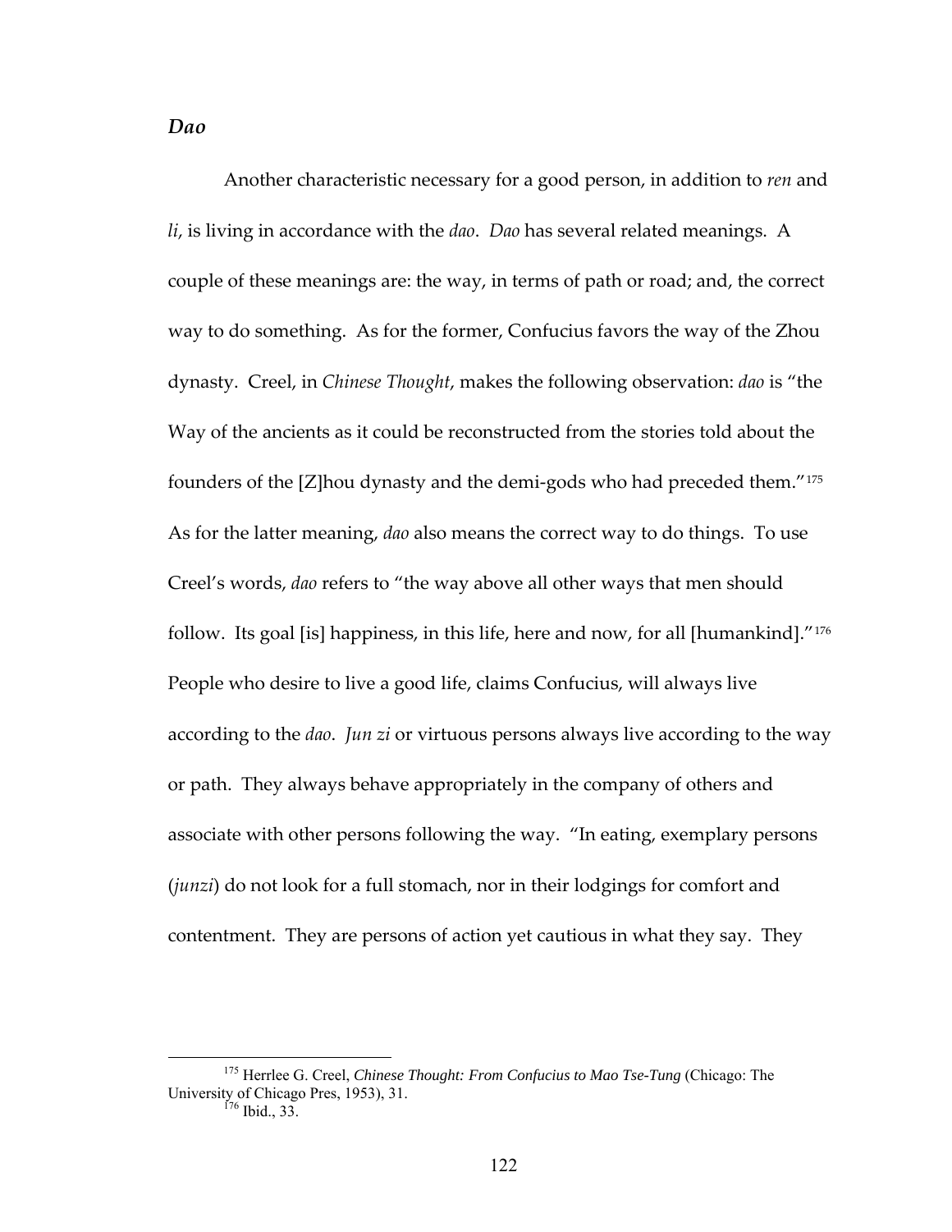### *Dao*

Another characteristic necessary for a good person, in addition to *ren* and *li*, is living in accordance with the *dao*. *Dao* has several related meanings. A couple of these meanings are: the way, in terms of path or road; and, the correct way to do something. As for the former, Confucius favors the way of the Zhou dynasty. Creel, in *Chinese Thought*, makes the following observation: *dao* is "the Way of the ancients as it could be reconstructed from the stories told about the founders of the [Z]hou dynasty and the demi-gods who had preceded them."[175] As for the latter meaning, *dao* also means the correct way to do things. To use Creel's words, *dao* refers to "the way above all other ways that men should follow. Its goal [is] happiness, in this life, here and now, for all [humankind]."[176] People who desire to live a good life, claims Confucius, will always live according to the *dao*. *Jun zi* or virtuous persons always live according to the way or path. They always behave appropriately in the company of others and associate with other persons following the way. "In eating, exemplary persons (*junzi*) do not look for a full stomach, nor in their lodgings for comfort and contentment. They are persons of action yet cautious in what they say. They

---

[175] Herrlee G. Creel, *Chinese Thought: From Confucius to Mao Tse-Tung* (Chicago: The University of Chicago Pres, 1953), 31.

[176] Ibid., 33.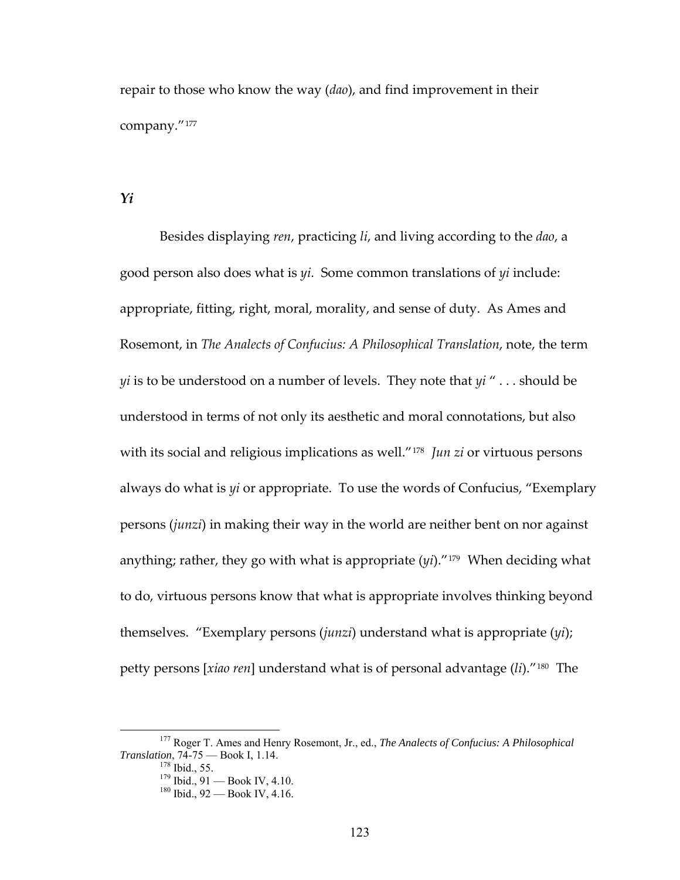repair to those who know the way (*dao*), and find improvement in their company."[177]

### *Yi*

Besides displaying *ren*, practicing *li*, and living according to the *dao*, a good person also does what is *yi*. Some common translations of *yi* include: appropriate, fitting, right, moral, morality, and sense of duty. As Ames and Rosemont, in *The Analects of Confucius: A Philosophical Translation*, note, the term *yi* is to be understood on a number of levels. They note that *yi* " . . . should be understood in terms of not only its aesthetic and moral connotations, but also with its social and religious implications as well."[178] *Jun zi* or virtuous persons always do what is *yi* or appropriate. To use the words of Confucius, "Exemplary persons (*junzi*) in making their way in the world are neither bent on nor against anything; rather, they go with what is appropriate (*yi*)."[179] When deciding what to do, virtuous persons know that what is appropriate involves thinking beyond themselves. "Exemplary persons (*junzi*) understand what is appropriate (*yi*); petty persons [*xiao ren*] understand what is of personal advantage (*li*)."[180] The

[177] Roger T. Ames and Henry Rosemont, Jr., ed., *The Analects of Confucius: A Philosophical Translation*, 74-75 — Book I, 1.14.

[178] Ibid., 55.

[179] Ibid., 91 — Book IV, 4.10.

[180] Ibid., 92 — Book IV, 4.16.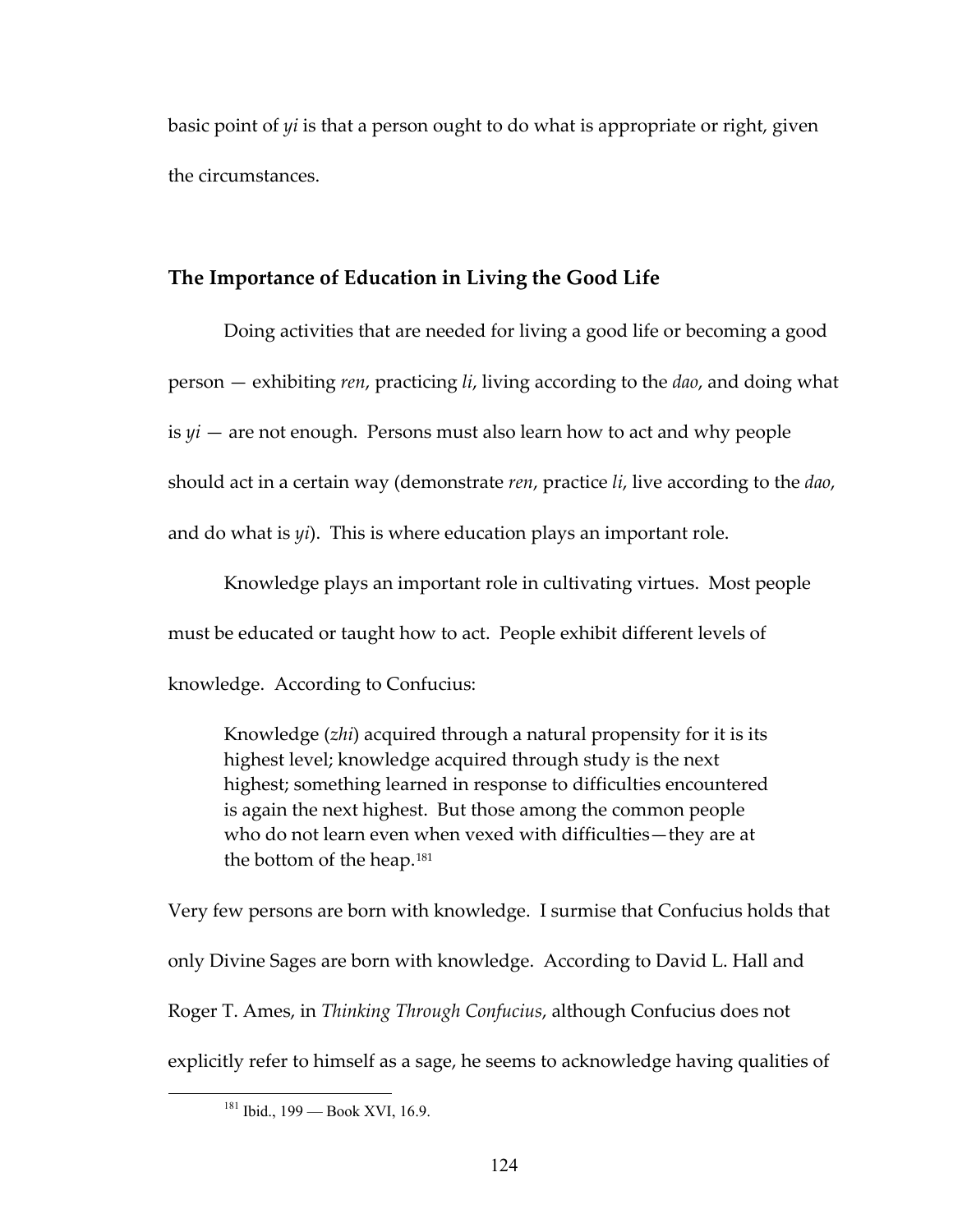basic point of *yi* is that a person ought to do what is appropriate or right, given the circumstances.

## The Importance of Education in Living the Good Life

Doing activities that are needed for living a good life or becoming a good person — exhibiting *ren*, practicing *li*, living according to the *dao*, and doing what is *yi* — are not enough. Persons must also learn how to act and why people should act in a certain way (demonstrate *ren*, practice *li*, live according to the *dao*, and do what is *yi*). This is where education plays an important role.

Knowledge plays an important role in cultivating virtues. Most people must be educated or taught how to act. People exhibit different levels of knowledge. According to Confucius:

> Knowledge (*zhi*) acquired through a natural propensity for it is its highest level; knowledge acquired through study is the next highest; something learned in response to difficulties encountered is again the next highest. But those among the common people who do not learn even when vexed with difficulties—they are at the bottom of the heap.[181]

Very few persons are born with knowledge. I surmise that Confucius holds that only Divine Sages are born with knowledge. According to David L. Hall and Roger T. Ames, in *Thinking Through Confucius*, although Confucius does not explicitly refer to himself as a sage, he seems to acknowledge having qualities of

[181] Ibid., 199 — Book XVI, 16.9.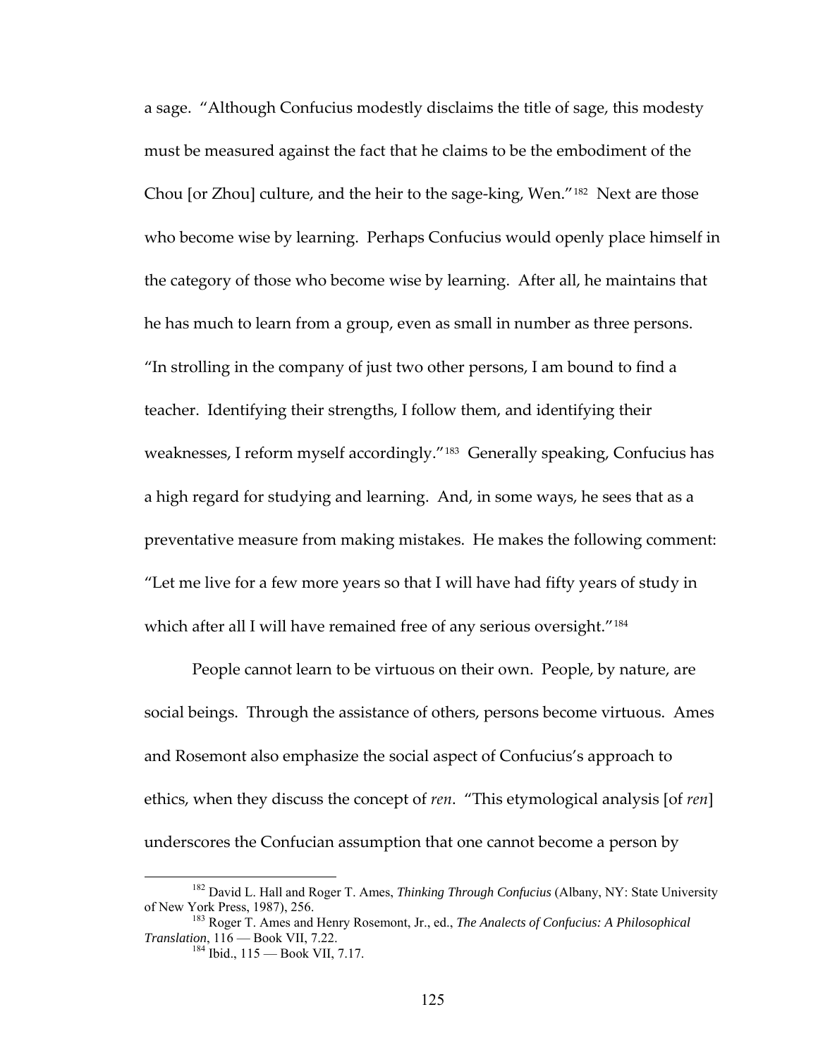a sage. "Although Confucius modestly disclaims the title of sage, this modesty must be measured against the fact that he claims to be the embodiment of the Chou [or Zhou] culture, and the heir to the sage-king, Wen."[182] Next are those who become wise by learning. Perhaps Confucius would openly place himself in the category of those who become wise by learning. After all, he maintains that he has much to learn from a group, even as small in number as three persons. "In strolling in the company of just two other persons, I am bound to find a teacher. Identifying their strengths, I follow them, and identifying their weaknesses, I reform myself accordingly."[183] Generally speaking, Confucius has a high regard for studying and learning. And, in some ways, he sees that as a preventative measure from making mistakes. He makes the following comment: "Let me live for a few more years so that I will have had fifty years of study in which after all I will have remained free of any serious oversight."[184]

People cannot learn to be virtuous on their own. People, by nature, are social beings. Through the assistance of others, persons become virtuous. Ames and Rosemont also emphasize the social aspect of Confucius's approach to ethics, when they discuss the concept of *ren*. "This etymological analysis [of *ren*] underscores the Confucian assumption that one cannot become a person by

---

[182] David L. Hall and Roger T. Ames, *Thinking Through Confucius* (Albany, NY: State University of New York Press, 1987), 256.

[183] Roger T. Ames and Henry Rosemont, Jr., ed., *The Analects of Confucius: A Philosophical Translation*, 116 — Book VII, 7.22.

[184] Ibid., 115 — Book VII, 7.17.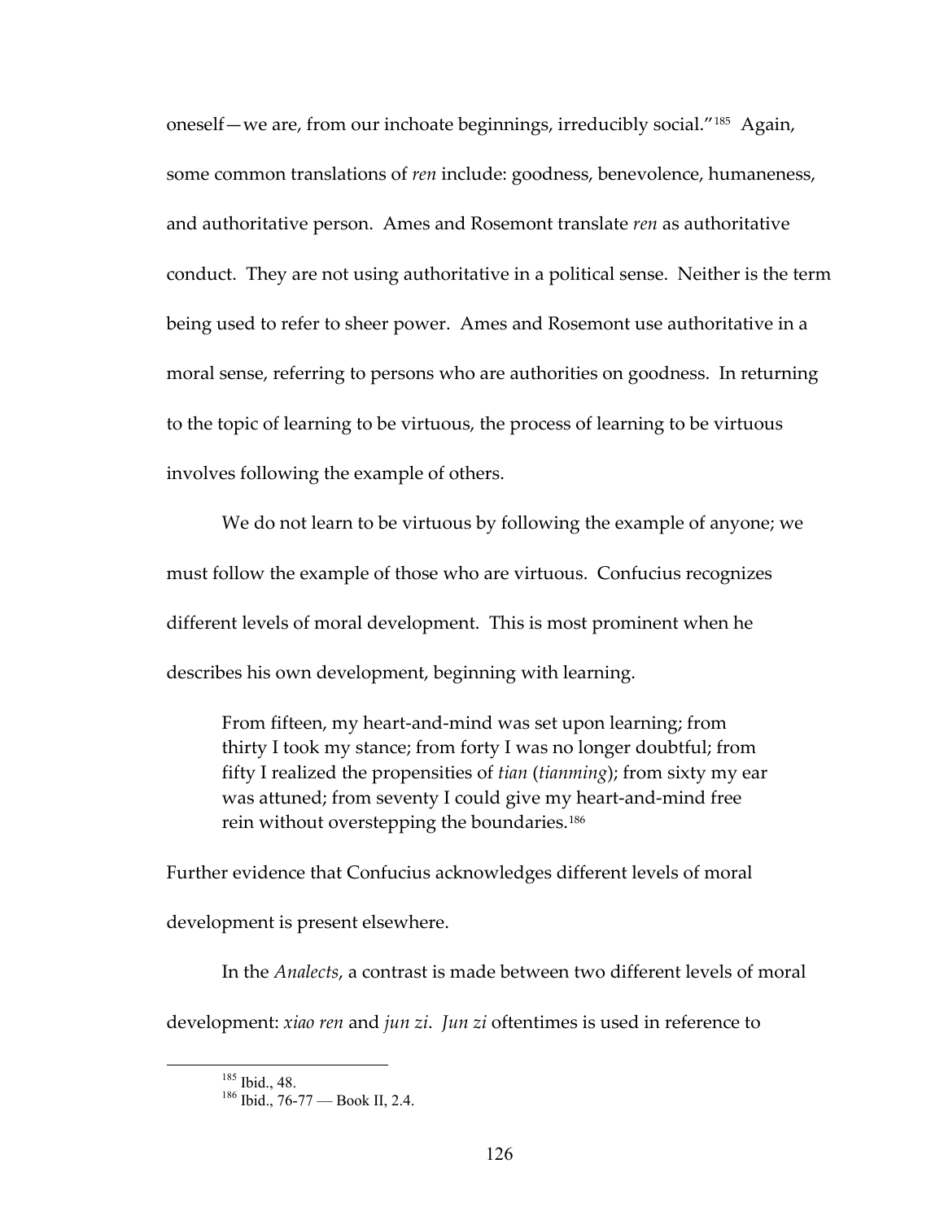oneself—we are, from our inchoate beginnings, irreducibly social."[185] Again, some common translations of *ren* include: goodness, benevolence, humaneness, and authoritative person. Ames and Rosemont translate *ren* as authoritative conduct. They are not using authoritative in a political sense. Neither is the term being used to refer to sheer power. Ames and Rosemont use authoritative in a moral sense, referring to persons who are authorities on goodness. In returning to the topic of learning to be virtuous, the process of learning to be virtuous involves following the example of others.

We do not learn to be virtuous by following the example of anyone; we must follow the example of those who are virtuous. Confucius recognizes different levels of moral development. This is most prominent when he describes his own development, beginning with learning.

> From fifteen, my heart-and-mind was set upon learning; from thirty I took my stance; from forty I was no longer doubtful; from fifty I realized the propensities of *tian* (*tianming*); from sixty my ear was attuned; from seventy I could give my heart-and-mind free rein without overstepping the boundaries.[186]

Further evidence that Confucius acknowledges different levels of moral development is present elsewhere.

In the *Analects*, a contrast is made between two different levels of moral development: *xiao ren* and *jun zi*. *Jun zi* oftentimes is used in reference to

---

[185] Ibid., 48.

[186] Ibid., 76-77 — Book II, 2.4.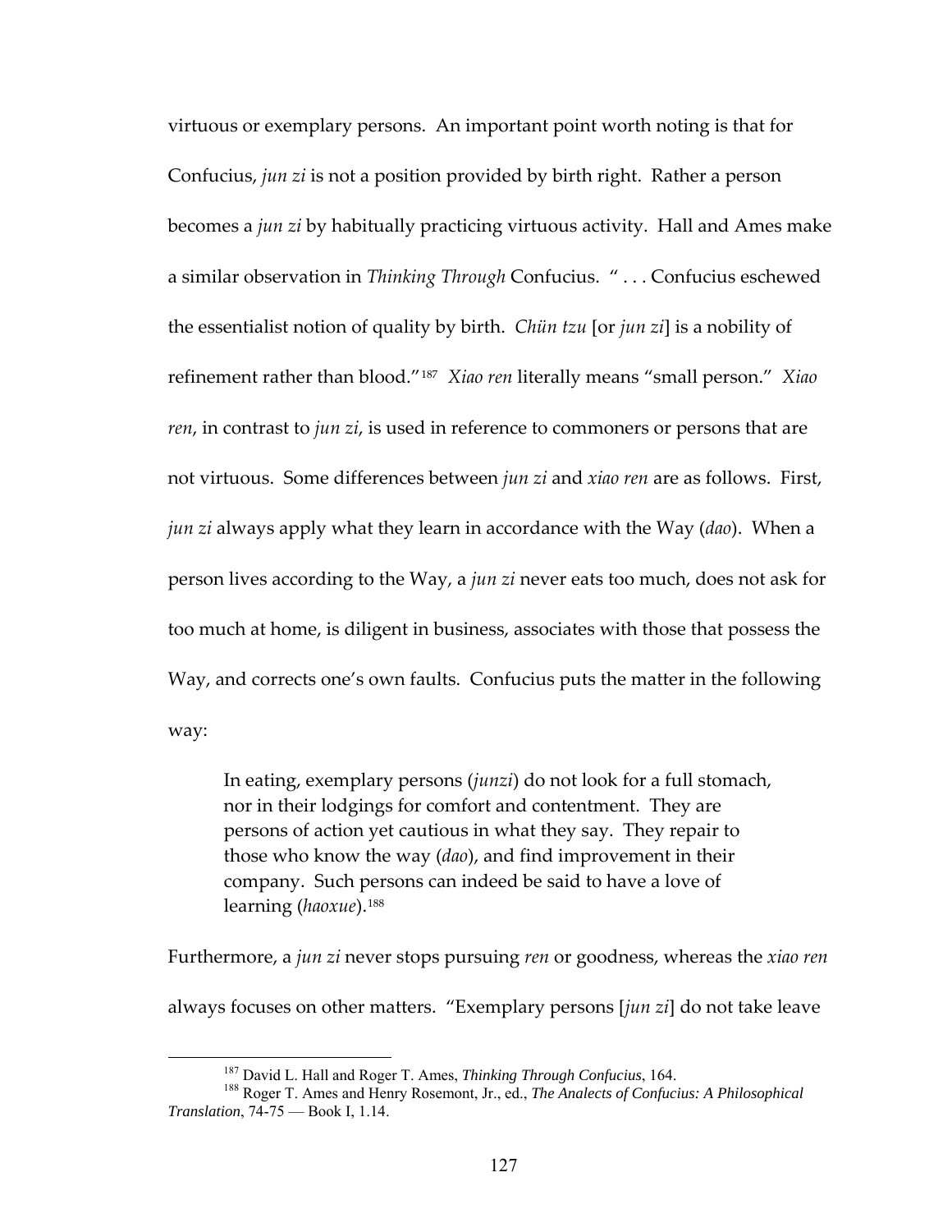virtuous or exemplary persons. An important point worth noting is that for Confucius, *jun zi* is not a position provided by birth right. Rather a person becomes a *jun zi* by habitually practicing virtuous activity. Hall and Ames make a similar observation in *Thinking Through* Confucius. " . . . Confucius eschewed the essentialist notion of quality by birth. *Chün tzu* [or *jun zi*] is a nobility of refinement rather than blood."[187] *Xiao ren* literally means "small person." *Xiao ren*, in contrast to *jun zi*, is used in reference to commoners or persons that are not virtuous. Some differences between *jun zi* and *xiao ren* are as follows. First, *jun zi* always apply what they learn in accordance with the Way (*dao*). When a person lives according to the Way, a *jun zi* never eats too much, does not ask for too much at home, is diligent in business, associates with those that possess the Way, and corrects one's own faults. Confucius puts the matter in the following way:

> In eating, exemplary persons (*junzi*) do not look for a full stomach, nor in their lodgings for comfort and contentment. They are persons of action yet cautious in what they say. They repair to those who know the way (*dao*), and find improvement in their company. Such persons can indeed be said to have a love of learning (*haoxue*).[188]

Furthermore, a *jun zi* never stops pursuing *ren* or goodness, whereas the *xiao ren* always focuses on other matters. "Exemplary persons [*jun zi*] do not take leave

---

[187] David L. Hall and Roger T. Ames, *Thinking Through Confucius*, 164.

[188] Roger T. Ames and Henry Rosemont, Jr., ed., *The Analects of Confucius: A Philosophical Translation*, 74-75 — Book I, 1.14.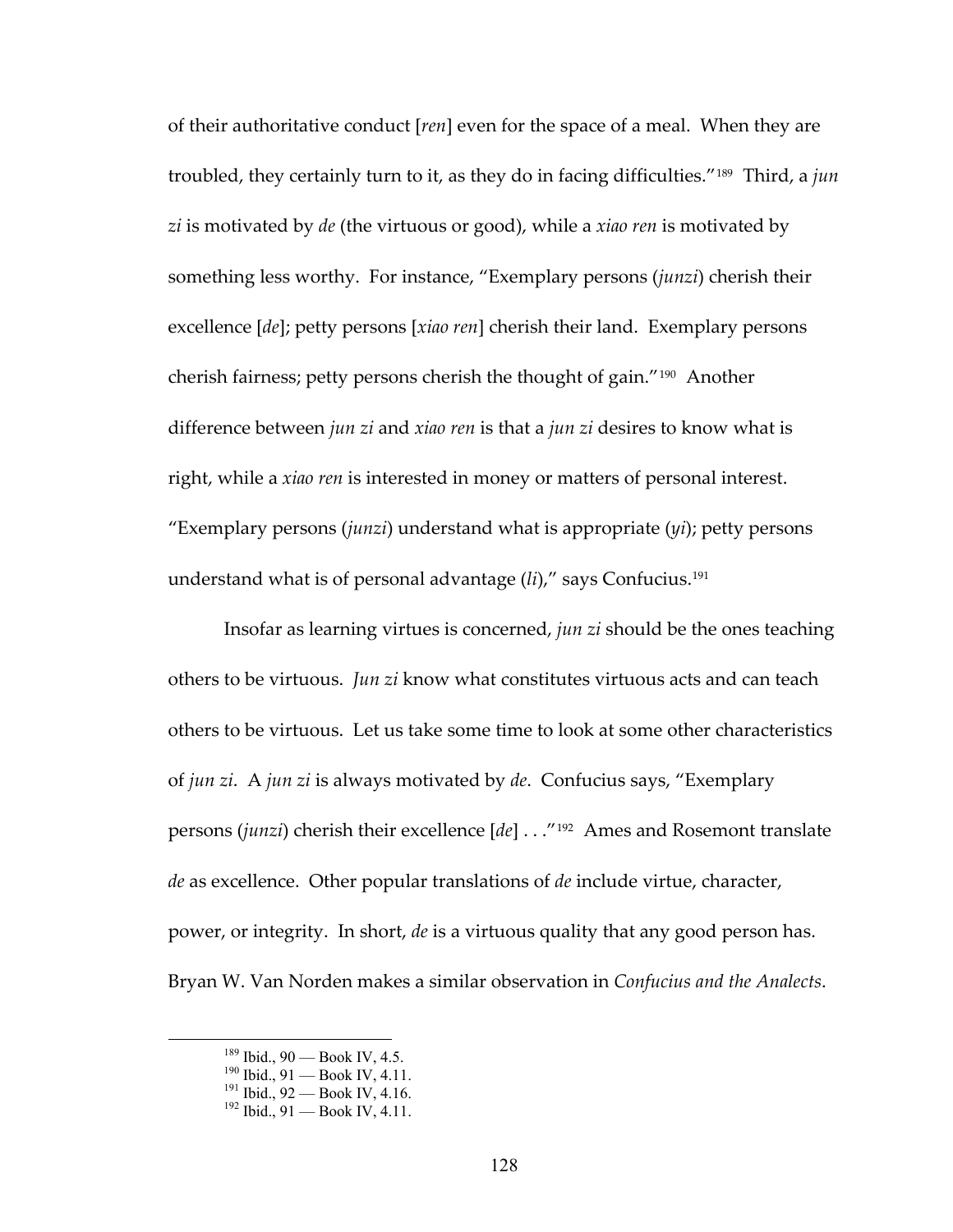of their authoritative conduct [*ren*] even for the space of a meal. When they are troubled, they certainly turn to it, as they do in facing difficulties."[189] Third, a *jun zi* is motivated by *de* (the virtuous or good), while a *xiao ren* is motivated by something less worthy. For instance, "Exemplary persons (*junzi*) cherish their excellence [*de*]; petty persons [*xiao ren*] cherish their land. Exemplary persons cherish fairness; petty persons cherish the thought of gain."[190] Another difference between *jun zi* and *xiao ren* is that a *jun zi* desires to know what is right, while a *xiao ren* is interested in money or matters of personal interest. "Exemplary persons (*junzi*) understand what is appropriate (*yi*); petty persons understand what is of personal advantage (*li*)," says Confucius.[191]

Insofar as learning virtues is concerned, *jun zi* should be the ones teaching others to be virtuous. *Jun zi* know what constitutes virtuous acts and can teach others to be virtuous. Let us take some time to look at some other characteristics of *jun zi*. A *jun zi* is always motivated by *de*. Confucius says, "Exemplary persons (*junzi*) cherish their excellence [*de*] . . ."[192] Ames and Rosemont translate *de* as excellence. Other popular translations of *de* include virtue, character, power, or integrity. In short, *de* is a virtuous quality that any good person has. Bryan W. Van Norden makes a similar observation in *Confucius and the Analects*.

---

[189] Ibid., 90 — Book IV, 4.5.

[190] Ibid., 91 — Book IV, 4.11.

[191] Ibid., 92 — Book IV, 4.16.

[192] Ibid., 91 — Book IV, 4.11.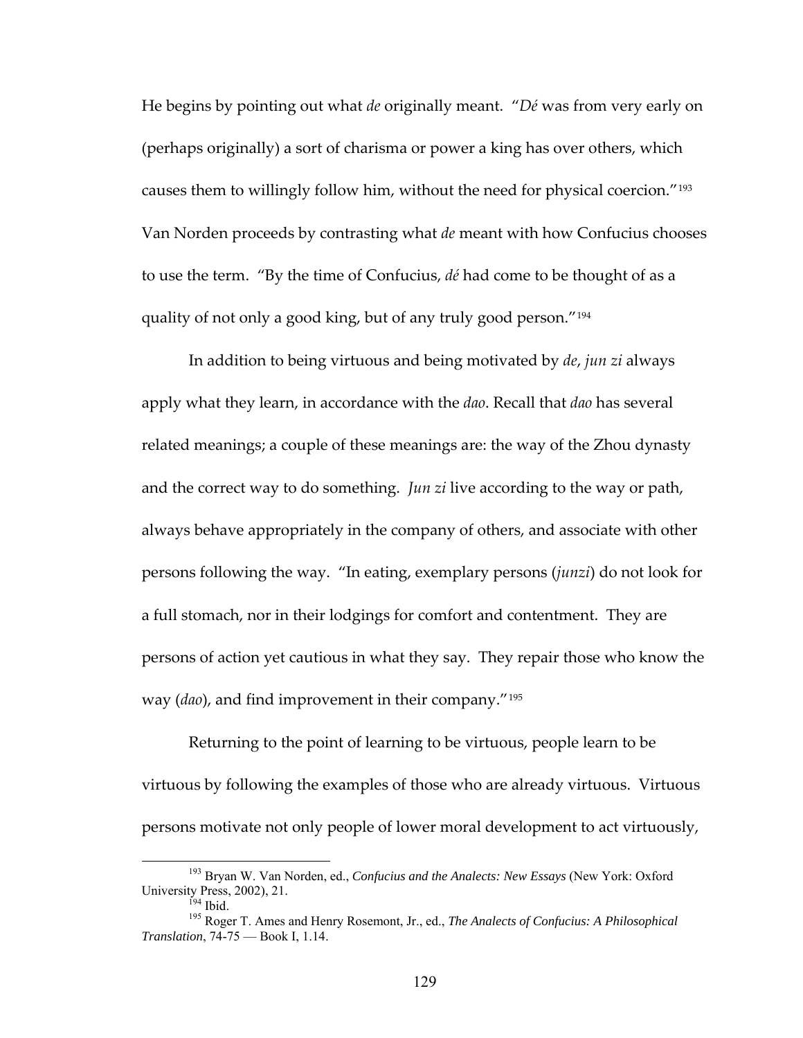He begins by pointing out what *de* originally meant. "*Dé* was from very early on (perhaps originally) a sort of charisma or power a king has over others, which causes them to willingly follow him, without the need for physical coercion."[193] Van Norden proceeds by contrasting what *de* meant with how Confucius chooses to use the term. "By the time of Confucius, *dé* had come to be thought of as a quality of not only a good king, but of any truly good person."[194]

In addition to being virtuous and being motivated by *de*, *jun zi* always apply what they learn, in accordance with the *dao*. Recall that *dao* has several related meanings; a couple of these meanings are: the way of the Zhou dynasty and the correct way to do something. *Jun zi* live according to the way or path, always behave appropriately in the company of others, and associate with other persons following the way. "In eating, exemplary persons (*junzi*) do not look for a full stomach, nor in their lodgings for comfort and contentment. They are persons of action yet cautious in what they say. They repair those who know the way (*dao*), and find improvement in their company."[195]

Returning to the point of learning to be virtuous, people learn to be virtuous by following the examples of those who are already virtuous. Virtuous persons motivate not only people of lower moral development to act virtuously,

---

[193] Bryan W. Van Norden, ed., *Confucius and the Analects: New Essays* (New York: Oxford University Press, 2002), 21.

[194] Ibid.

[195] Roger T. Ames and Henry Rosemont, Jr., ed., *The Analects of Confucius: A Philosophical Translation*, 74-75 — Book I, 1.14.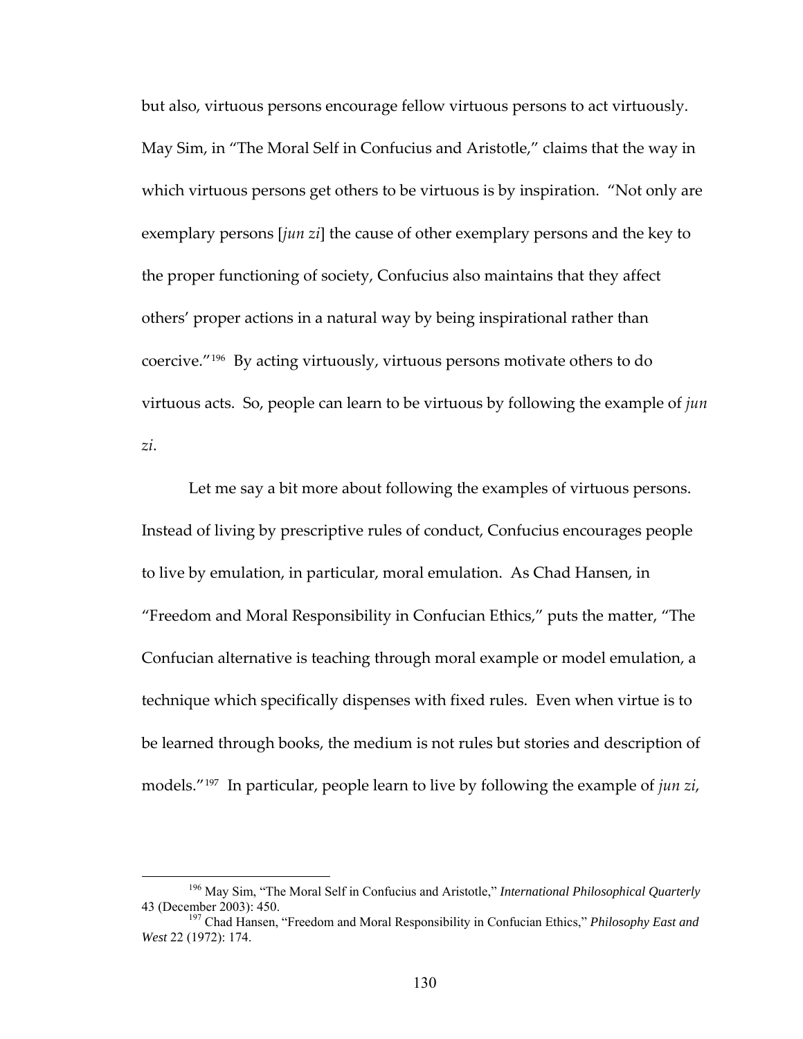but also, virtuous persons encourage fellow virtuous persons to act virtuously. May Sim, in "The Moral Self in Confucius and Aristotle," claims that the way in which virtuous persons get others to be virtuous is by inspiration. "Not only are exemplary persons [*jun zi*] the cause of other exemplary persons and the key to the proper functioning of society, Confucius also maintains that they affect others' proper actions in a natural way by being inspirational rather than coercive."[196] By acting virtuously, virtuous persons motivate others to do virtuous acts. So, people can learn to be virtuous by following the example of *jun zi*.

Let me say a bit more about following the examples of virtuous persons. Instead of living by prescriptive rules of conduct, Confucius encourages people to live by emulation, in particular, moral emulation. As Chad Hansen, in "Freedom and Moral Responsibility in Confucian Ethics," puts the matter, "The Confucian alternative is teaching through moral example or model emulation, a technique which specifically dispenses with fixed rules. Even when virtue is to be learned through books, the medium is not rules but stories and description of models."[197] In particular, people learn to live by following the example of *jun zi*,

---

[196] May Sim, "The Moral Self in Confucius and Aristotle," *International Philosophical Quarterly* 43 (December 2003): 450.

[197] Chad Hansen, "Freedom and Moral Responsibility in Confucian Ethics," *Philosophy East and West* 22 (1972): 174.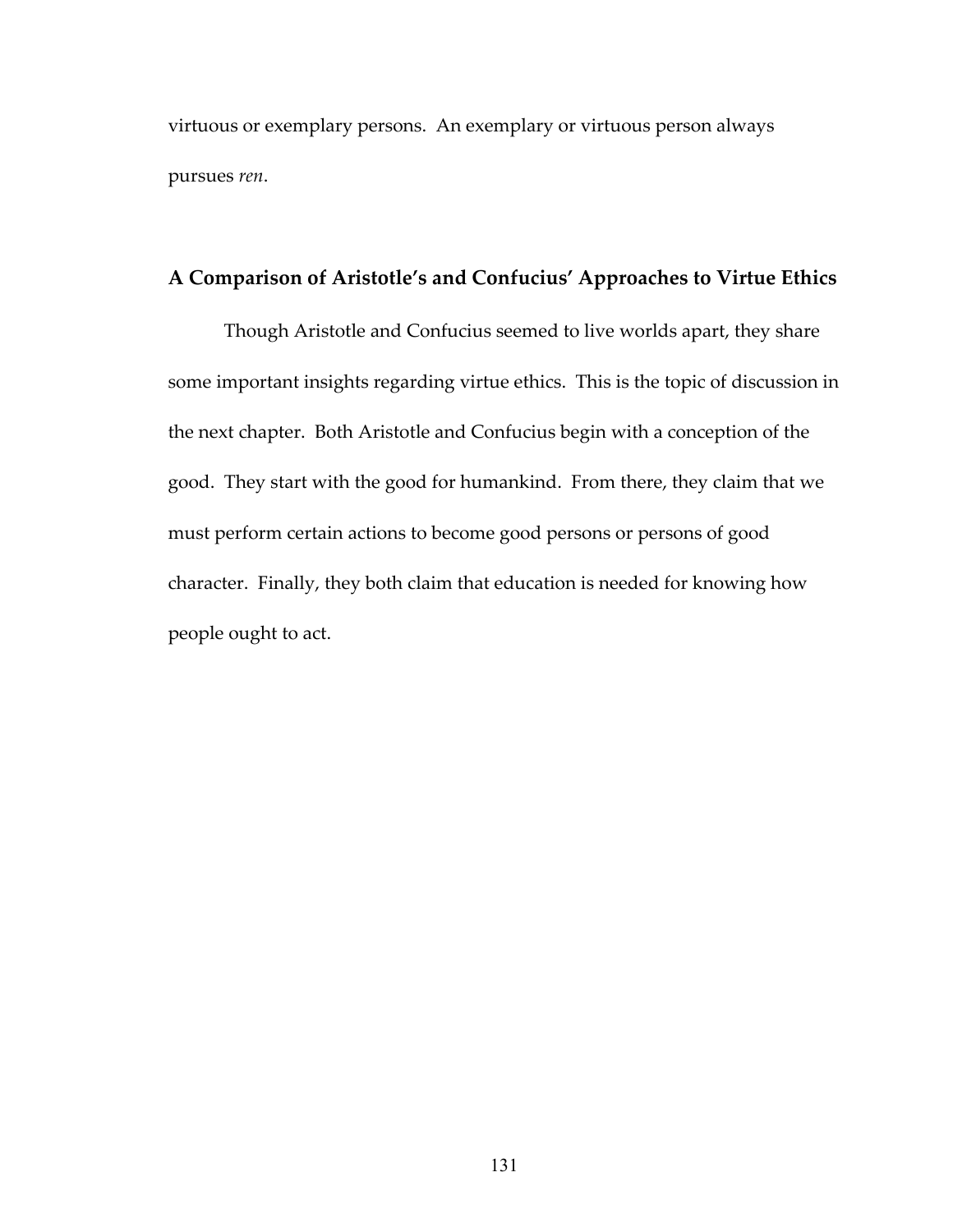virtuous or exemplary persons. An exemplary or virtuous person always pursues *ren*.

## A Comparison of Aristotle's and Confucius' Approaches to Virtue Ethics

Though Aristotle and Confucius seemed to live worlds apart, they share some important insights regarding virtue ethics. This is the topic of discussion in the next chapter. Both Aristotle and Confucius begin with a conception of the good. They start with the good for humankind. From there, they claim that we must perform certain actions to become good persons or persons of good character. Finally, they both claim that education is needed for knowing how people ought to act.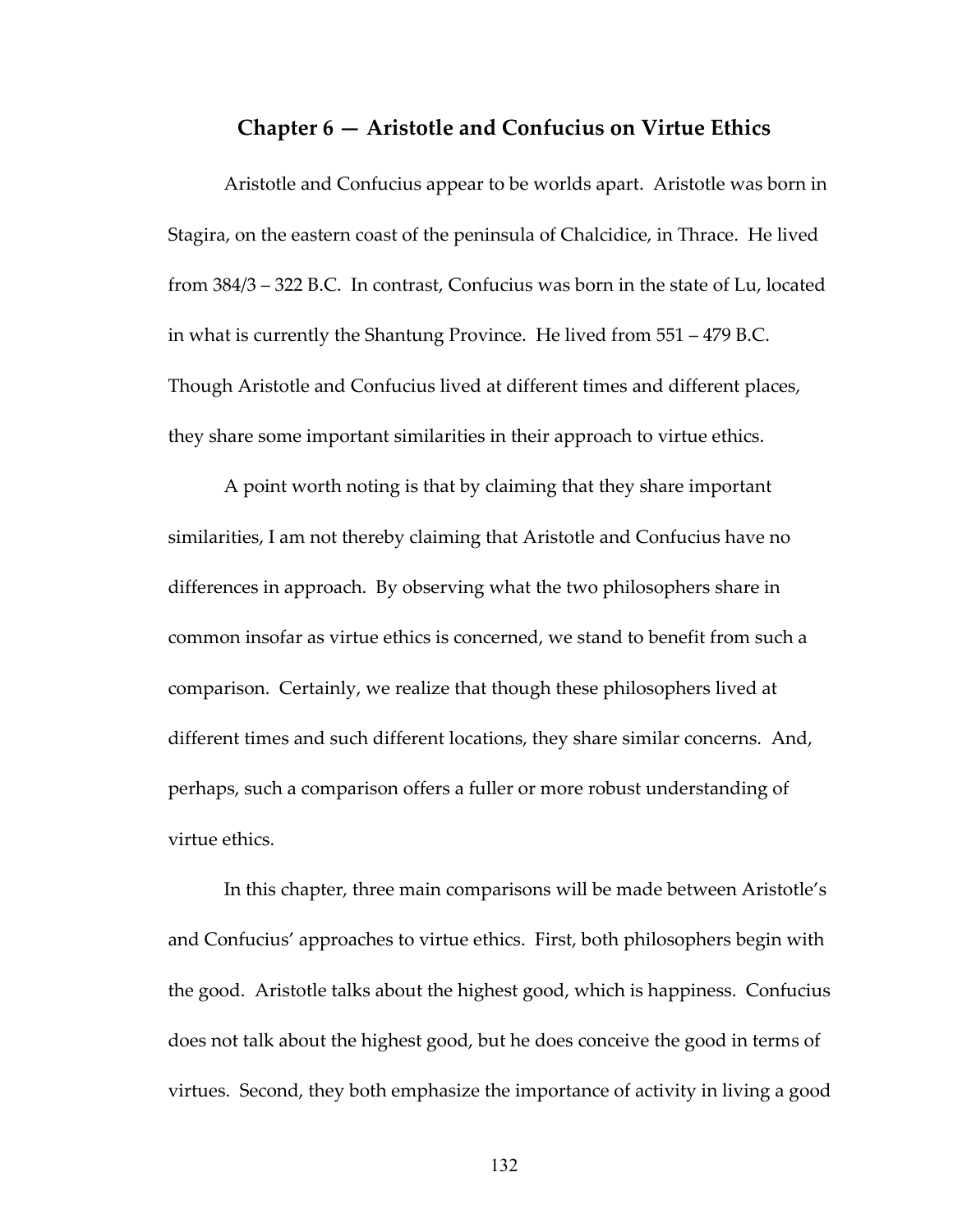## Chapter 6 — Aristotle and Confucius on Virtue Ethics

Aristotle and Confucius appear to be worlds apart. Aristotle was born in Stagira, on the eastern coast of the peninsula of Chalcidice, in Thrace. He lived from 384/3 – 322 B.C. In contrast, Confucius was born in the state of Lu, located in what is currently the Shantung Province. He lived from 551 – 479 B.C. Though Aristotle and Confucius lived at different times and different places, they share some important similarities in their approach to virtue ethics.

A point worth noting is that by claiming that they share important similarities, I am not thereby claiming that Aristotle and Confucius have no differences in approach. By observing what the two philosophers share in common insofar as virtue ethics is concerned, we stand to benefit from such a comparison. Certainly, we realize that though these philosophers lived at different times and such different locations, they share similar concerns. And, perhaps, such a comparison offers a fuller or more robust understanding of virtue ethics.

In this chapter, three main comparisons will be made between Aristotle's and Confucius' approaches to virtue ethics. First, both philosophers begin with the good. Aristotle talks about the highest good, which is happiness. Confucius does not talk about the highest good, but he does conceive the good in terms of virtues. Second, they both emphasize the importance of activity in living a good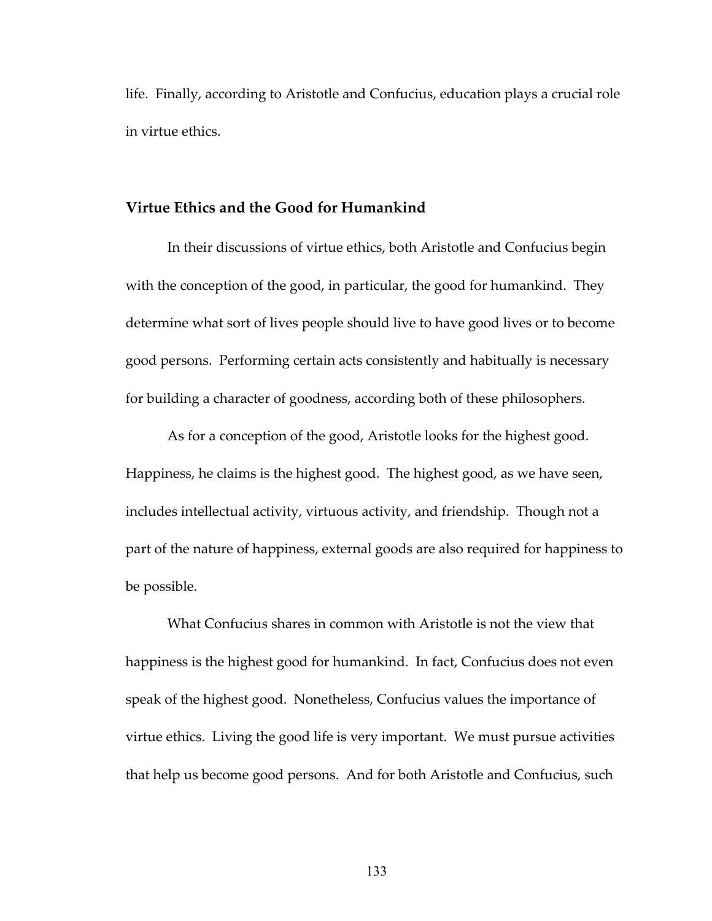life. Finally, according to Aristotle and Confucius, education plays a crucial role in virtue ethics.

## Virtue Ethics and the Good for Humankind

In their discussions of virtue ethics, both Aristotle and Confucius begin with the conception of the good, in particular, the good for humankind. They determine what sort of lives people should live to have good lives or to become good persons. Performing certain acts consistently and habitually is necessary for building a character of goodness, according both of these philosophers.

As for a conception of the good, Aristotle looks for the highest good. Happiness, he claims is the highest good. The highest good, as we have seen, includes intellectual activity, virtuous activity, and friendship. Though not a part of the nature of happiness, external goods are also required for happiness to be possible.

What Confucius shares in common with Aristotle is not the view that happiness is the highest good for humankind. In fact, Confucius does not even speak of the highest good. Nonetheless, Confucius values the importance of virtue ethics. Living the good life is very important. We must pursue activities that help us become good persons. And for both Aristotle and Confucius, such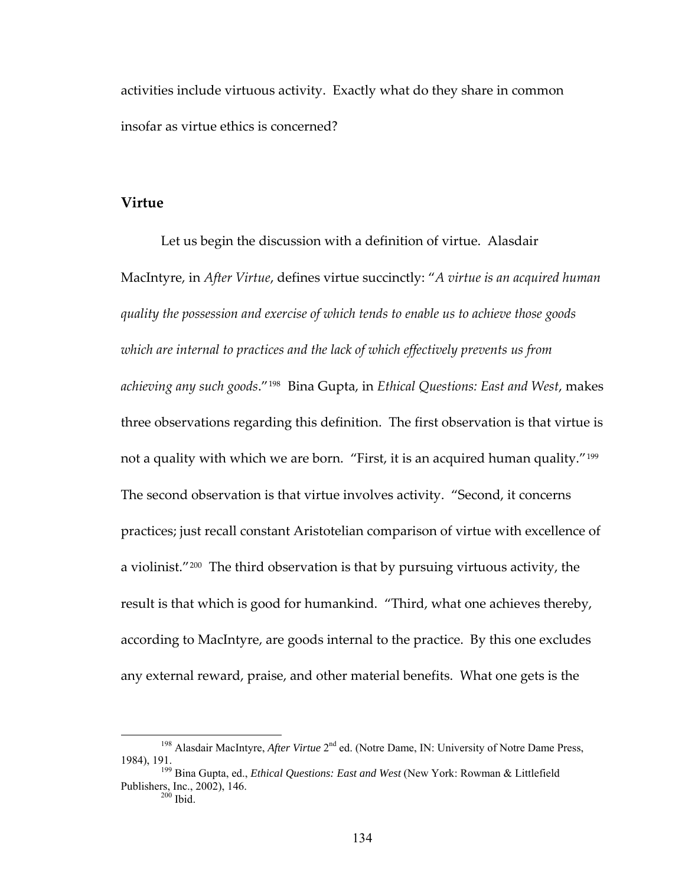activities include virtuous activity. Exactly what do they share in common insofar as virtue ethics is concerned?

## Virtue

Let us begin the discussion with a definition of virtue. Alasdair MacIntyre, in *After Virtue*, defines virtue succinctly: "*A virtue is an acquired human quality the possession and exercise of which tends to enable us to achieve those goods which are internal to practices and the lack of which effectively prevents us from achieving any such goods*."[198] Bina Gupta, in *Ethical Questions: East and West*, makes three observations regarding this definition. The first observation is that virtue is not a quality with which we are born. "First, it is an acquired human quality."[199] The second observation is that virtue involves activity. "Second, it concerns practices; just recall constant Aristotelian comparison of virtue with excellence of a violinist."[200] The third observation is that by pursuing virtuous activity, the result is that which is good for humankind. "Third, what one achieves thereby, according to MacIntyre, are goods internal to the practice. By this one excludes any external reward, praise, and other material benefits. What one gets is the

---

[198] Alasdair MacIntyre, *After Virtue* 2nd ed. (Notre Dame, IN: University of Notre Dame Press, 1984), 191.

[199] Bina Gupta, ed., *Ethical Questions: East and West* (New York: Rowman & Littlefield Publishers, Inc., 2002), 146.

[200] Ibid.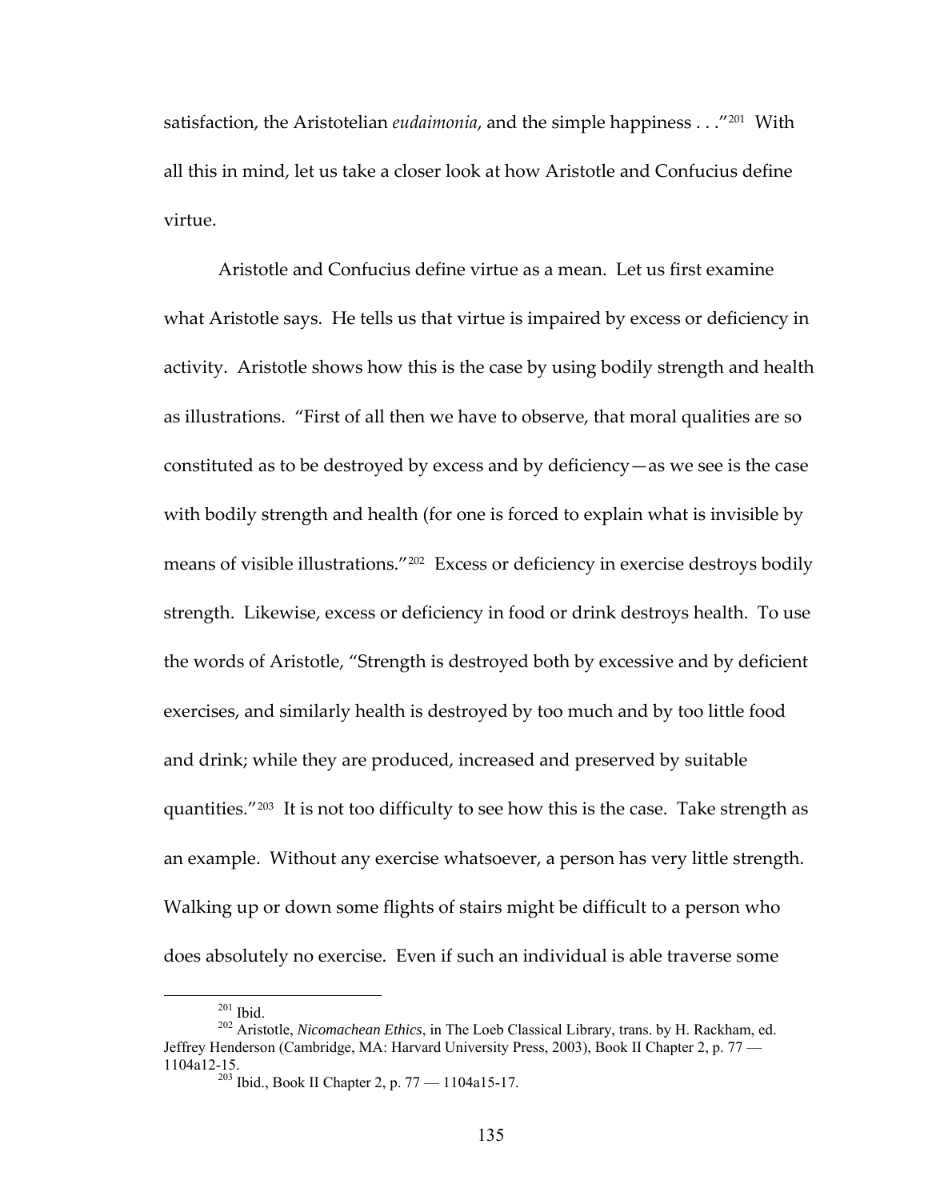satisfaction, the Aristotelian *eudaimonia*, and the simple happiness . . ."[201] With all this in mind, let us take a closer look at how Aristotle and Confucius define virtue.

Aristotle and Confucius define virtue as a mean. Let us first examine what Aristotle says. He tells us that virtue is impaired by excess or deficiency in activity. Aristotle shows how this is the case by using bodily strength and health as illustrations. "First of all then we have to observe, that moral qualities are so constituted as to be destroyed by excess and by deficiency—as we see is the case with bodily strength and health (for one is forced to explain what is invisible by means of visible illustrations."[202] Excess or deficiency in exercise destroys bodily strength. Likewise, excess or deficiency in food or drink destroys health. To use the words of Aristotle, "Strength is destroyed both by excessive and by deficient exercises, and similarly health is destroyed by too much and by too little food and drink; while they are produced, increased and preserved by suitable quantities."[203] It is not too difficulty to see how this is the case. Take strength as an example. Without any exercise whatsoever, a person has very little strength. Walking up or down some flights of stairs might be difficult to a person who does absolutely no exercise. Even if such an individual is able traverse some

---

[201] Ibid.

[202] Aristotle, *Nicomachean Ethics*, in The Loeb Classical Library, trans. by H. Rackham, ed. Jeffrey Henderson (Cambridge, MA: Harvard University Press, 2003), Book II Chapter 2, p. 77 — 1104a12-15.

[203] Ibid., Book II Chapter 2, p. 77 — 1104a15-17.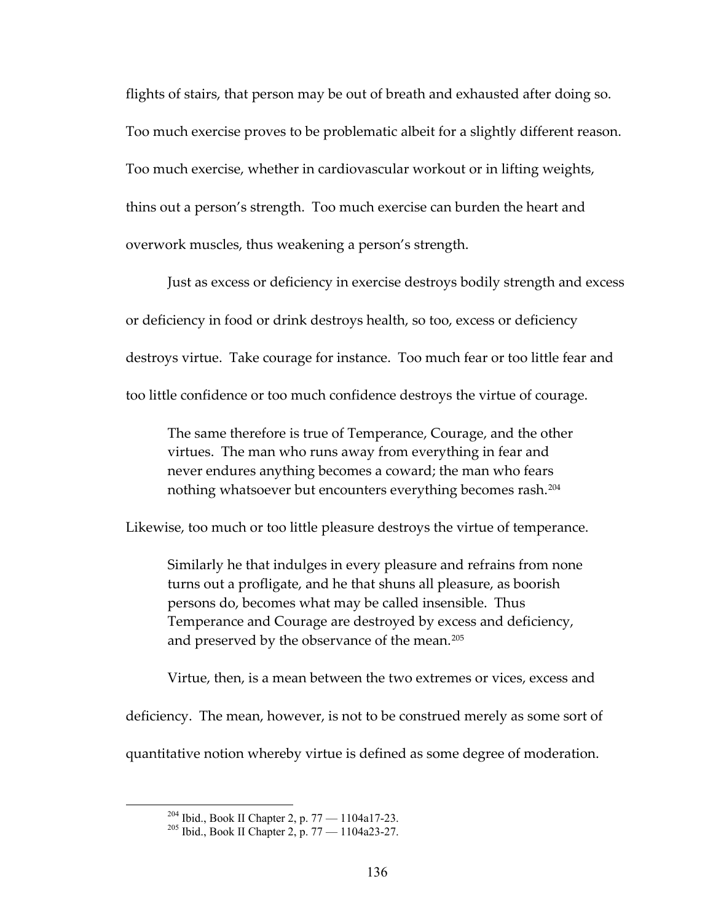flights of stairs, that person may be out of breath and exhausted after doing so. Too much exercise proves to be problematic albeit for a slightly different reason. Too much exercise, whether in cardiovascular workout or in lifting weights, thins out a person's strength. Too much exercise can burden the heart and overwork muscles, thus weakening a person's strength.

Just as excess or deficiency in exercise destroys bodily strength and excess or deficiency in food or drink destroys health, so too, excess or deficiency destroys virtue. Take courage for instance. Too much fear or too little fear and too little confidence or too much confidence destroys the virtue of courage.

> The same therefore is true of Temperance, Courage, and the other virtues. The man who runs away from everything in fear and never endures anything becomes a coward; the man who fears nothing whatsoever but encounters everything becomes rash.[204]

Likewise, too much or too little pleasure destroys the virtue of temperance.

> Similarly he that indulges in every pleasure and refrains from none turns out a profligate, and he that shuns all pleasure, as boorish persons do, becomes what may be called insensible. Thus Temperance and Courage are destroyed by excess and deficiency, and preserved by the observance of the mean.[205]

Virtue, then, is a mean between the two extremes or vices, excess and deficiency. The mean, however, is not to be construed merely as some sort of quantitative notion whereby virtue is defined as some degree of moderation.

---

[204] Ibid., Book II Chapter 2, p. 77 — 1104a17-23.

[205] Ibid., Book II Chapter 2, p. 77 — 1104a23-27.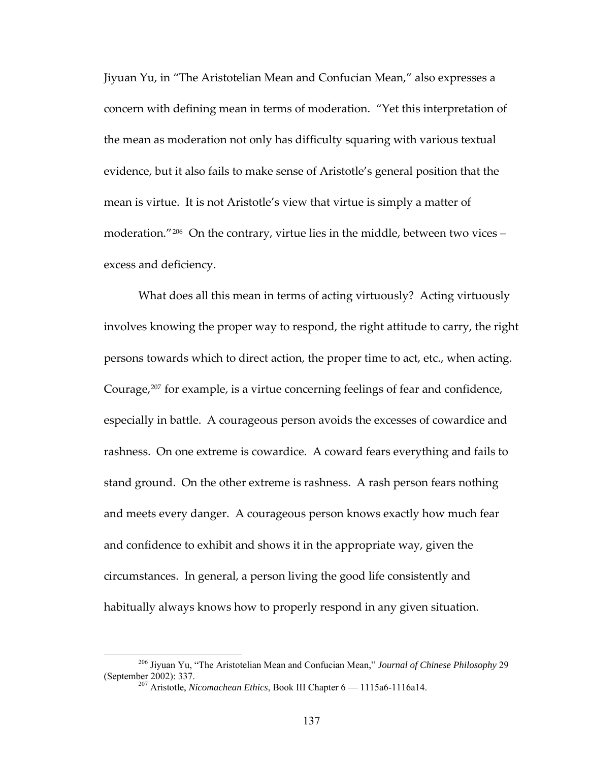Jiyuan Yu, in "The Aristotelian Mean and Confucian Mean," also expresses a concern with defining mean in terms of moderation. "Yet this interpretation of the mean as moderation not only has difficulty squaring with various textual evidence, but it also fails to make sense of Aristotle's general position that the mean is virtue. It is not Aristotle's view that virtue is simply a matter of moderation."[206] On the contrary, virtue lies in the middle, between two vices – excess and deficiency.

What does all this mean in terms of acting virtuously? Acting virtuously involves knowing the proper way to respond, the right attitude to carry, the right persons towards which to direct action, the proper time to act, etc., when acting. Courage,[207] for example, is a virtue concerning feelings of fear and confidence, especially in battle. A courageous person avoids the excesses of cowardice and rashness. On one extreme is cowardice. A coward fears everything and fails to stand ground. On the other extreme is rashness. A rash person fears nothing and meets every danger. A courageous person knows exactly how much fear and confidence to exhibit and shows it in the appropriate way, given the circumstances. In general, a person living the good life consistently and habitually always knows how to properly respond in any given situation.

---

[206] Jiyuan Yu, "The Aristotelian Mean and Confucian Mean," *Journal of Chinese Philosophy* 29 (September 2002): 337.

[207] Aristotle, *Nicomachean Ethics*, Book III Chapter 6 — 1115a6-1116a14.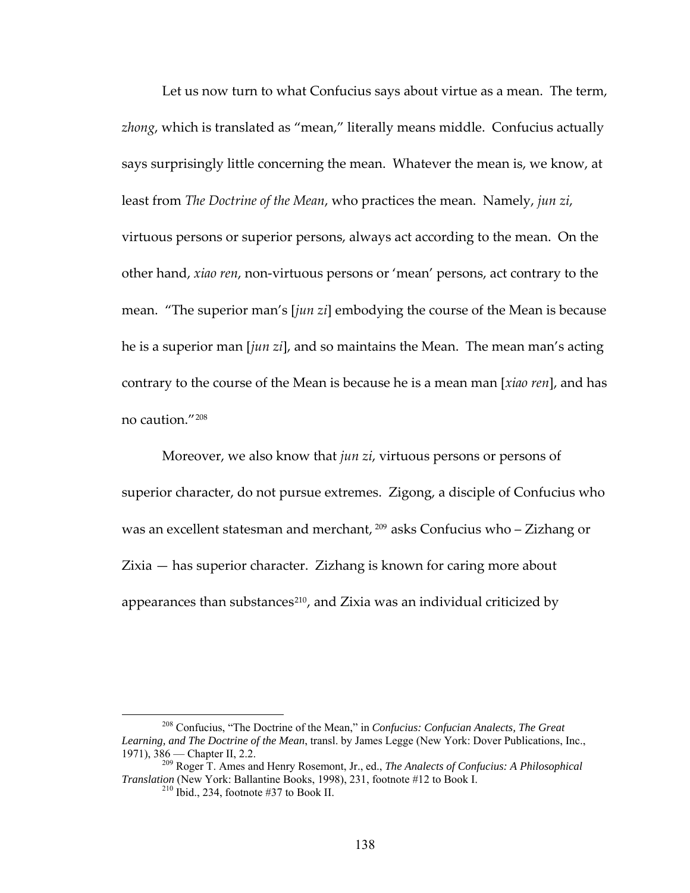Let us now turn to what Confucius says about virtue as a mean. The term, *zhong*, which is translated as "mean," literally means middle. Confucius actually says surprisingly little concerning the mean. Whatever the mean is, we know, at least from *The Doctrine of the Mean*, who practices the mean. Namely, *jun zi*, virtuous persons or superior persons, always act according to the mean. On the other hand, *xiao ren*, non-virtuous persons or 'mean' persons, act contrary to the mean. "The superior man's [*jun zi*] embodying the course of the Mean is because he is a superior man [*jun zi*], and so maintains the Mean. The mean man's acting contrary to the course of the Mean is because he is a mean man [*xiao ren*], and has no caution."[208]

Moreover, we also know that *jun zi*, virtuous persons or persons of superior character, do not pursue extremes. Zigong, a disciple of Confucius who was an excellent statesman and merchant,[209] asks Confucius who – Zizhang or Zixia — has superior character. Zizhang is known for caring more about appearances than substances[210], and Zixia was an individual criticized by

[208] Confucius, "The Doctrine of the Mean," in *Confucius: Confucian Analects, The Great Learning, and The Doctrine of the Mean*, transl. by James Legge (New York: Dover Publications, Inc., 1971), 386 — Chapter II, 2.2.

[209] Roger T. Ames and Henry Rosemont, Jr., ed., *The Analects of Confucius: A Philosophical Translation* (New York: Ballantine Books, 1998), 231, footnote #12 to Book I.

[210] Ibid., 234, footnote #37 to Book II.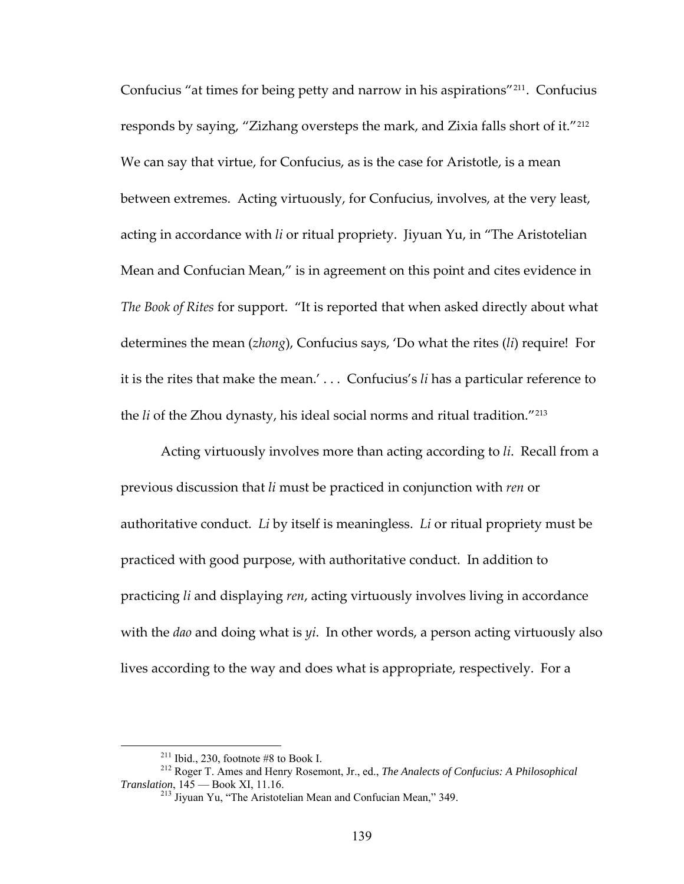Confucius "at times for being petty and narrow in his aspirations"[211]. Confucius responds by saying, "Zizhang oversteps the mark, and Zixia falls short of it."[212] We can say that virtue, for Confucius, as is the case for Aristotle, is a mean between extremes. Acting virtuously, for Confucius, involves, at the very least, acting in accordance with *li* or ritual propriety. Jiyuan Yu, in "The Aristotelian Mean and Confucian Mean," is in agreement on this point and cites evidence in *The Book of Rites* for support. "It is reported that when asked directly about what determines the mean (*zhong*), Confucius says, 'Do what the rites (*li*) require! For it is the rites that make the mean.' . . . Confucius's *li* has a particular reference to the *li* of the Zhou dynasty, his ideal social norms and ritual tradition."[213]

Acting virtuously involves more than acting according to *li*. Recall from a previous discussion that *li* must be practiced in conjunction with *ren* or authoritative conduct. *Li* by itself is meaningless. *Li* or ritual propriety must be practiced with good purpose, with authoritative conduct. In addition to practicing *li* and displaying *ren*, acting virtuously involves living in accordance with the *dao* and doing what is *yi*. In other words, a person acting virtuously also lives according to the way and does what is appropriate, respectively. For a

---

[211] Ibid., 230, footnote #8 to Book I.

[212] Roger T. Ames and Henry Rosemont, Jr., ed., *The Analects of Confucius: A Philosophical Translation*, 145 — Book XI, 11.16.

[213] Jiyuan Yu, "The Aristotelian Mean and Confucian Mean," 349.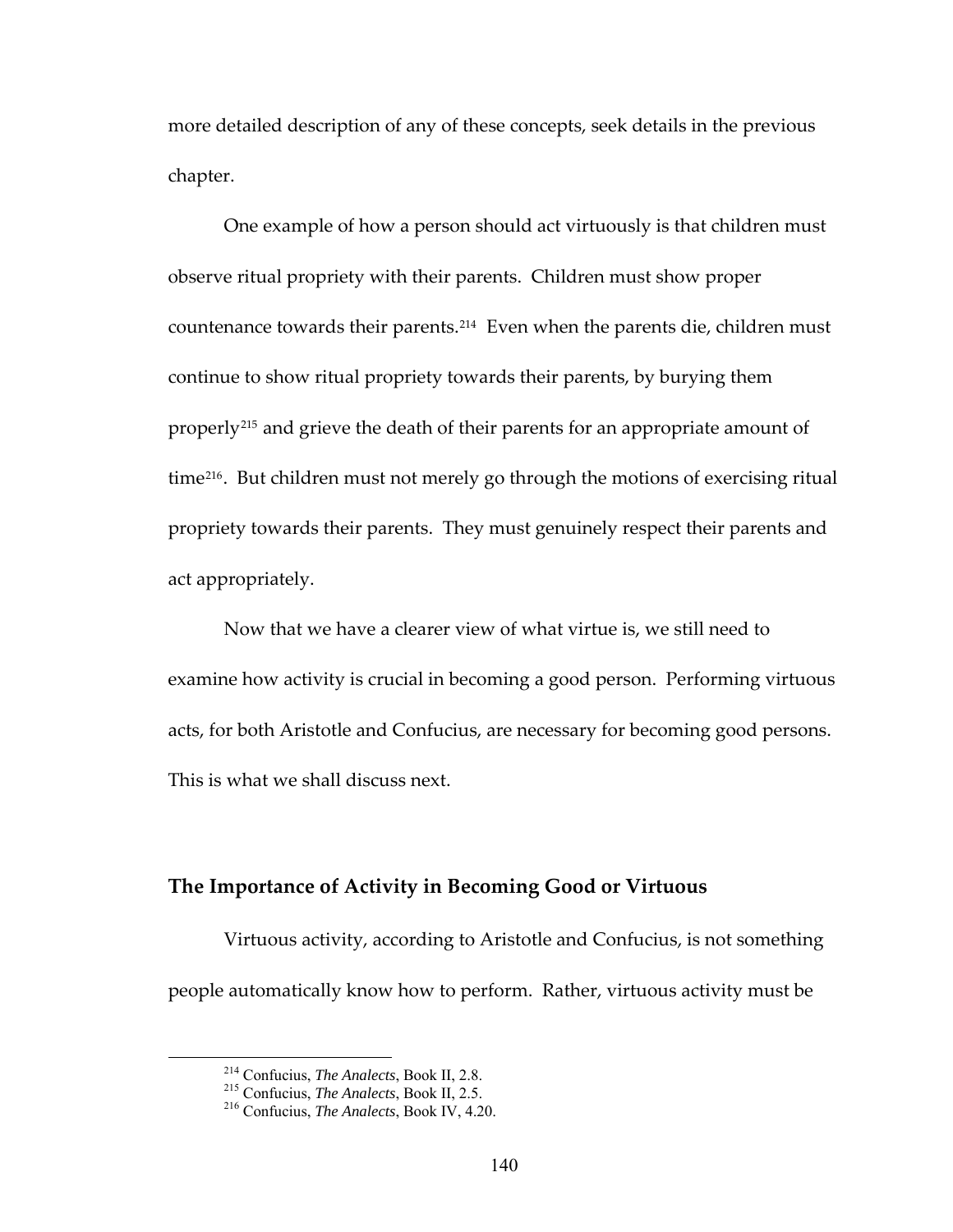more detailed description of any of these concepts, seek details in the previous chapter.

One example of how a person should act virtuously is that children must observe ritual propriety with their parents. Children must show proper countenance towards their parents.[214] Even when the parents die, children must continue to show ritual propriety towards their parents, by burying them properly[215] and grieve the death of their parents for an appropriate amount of time[216]. But children must not merely go through the motions of exercising ritual propriety towards their parents. They must genuinely respect their parents and act appropriately.

Now that we have a clearer view of what virtue is, we still need to examine how activity is crucial in becoming a good person. Performing virtuous acts, for both Aristotle and Confucius, are necessary for becoming good persons. This is what we shall discuss next.

## The Importance of Activity in Becoming Good or Virtuous

Virtuous activity, according to Aristotle and Confucius, is not something people automatically know how to perform. Rather, virtuous activity must be

---

[214] Confucius, *The Analects*, Book II, 2.8.

[215] Confucius, *The Analects*, Book II, 2.5.

[216] Confucius, *The Analects*, Book IV, 4.20.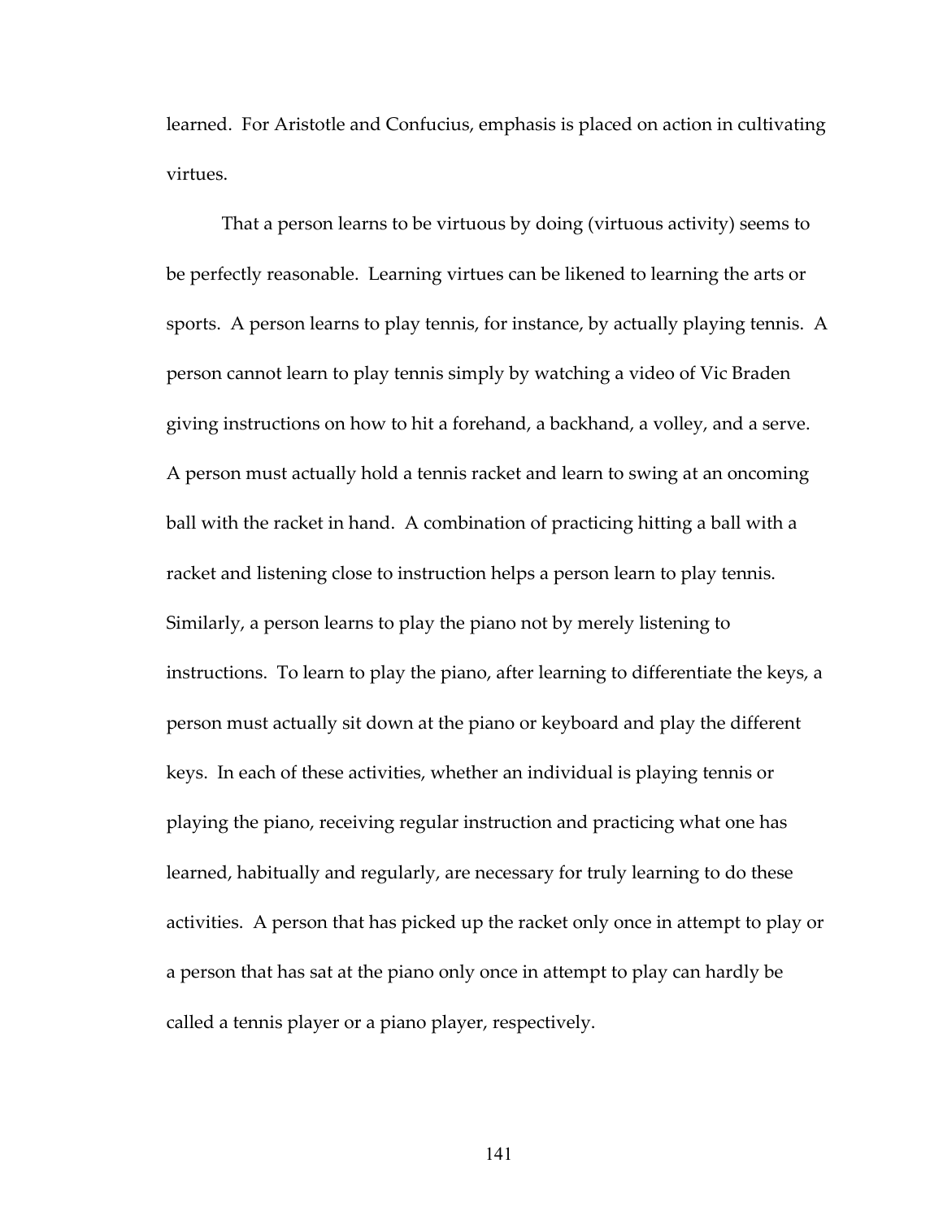learned. For Aristotle and Confucius, emphasis is placed on action in cultivating virtues.

That a person learns to be virtuous by doing (virtuous activity) seems to be perfectly reasonable. Learning virtues can be likened to learning the arts or sports. A person learns to play tennis, for instance, by actually playing tennis. A person cannot learn to play tennis simply by watching a video of Vic Braden giving instructions on how to hit a forehand, a backhand, a volley, and a serve. A person must actually hold a tennis racket and learn to swing at an oncoming ball with the racket in hand. A combination of practicing hitting a ball with a racket and listening close to instruction helps a person learn to play tennis. Similarly, a person learns to play the piano not by merely listening to instructions. To learn to play the piano, after learning to differentiate the keys, a person must actually sit down at the piano or keyboard and play the different keys. In each of these activities, whether an individual is playing tennis or playing the piano, receiving regular instruction and practicing what one has learned, habitually and regularly, are necessary for truly learning to do these activities. A person that has picked up the racket only once in attempt to play or a person that has sat at the piano only once in attempt to play can hardly be called a tennis player or a piano player, respectively.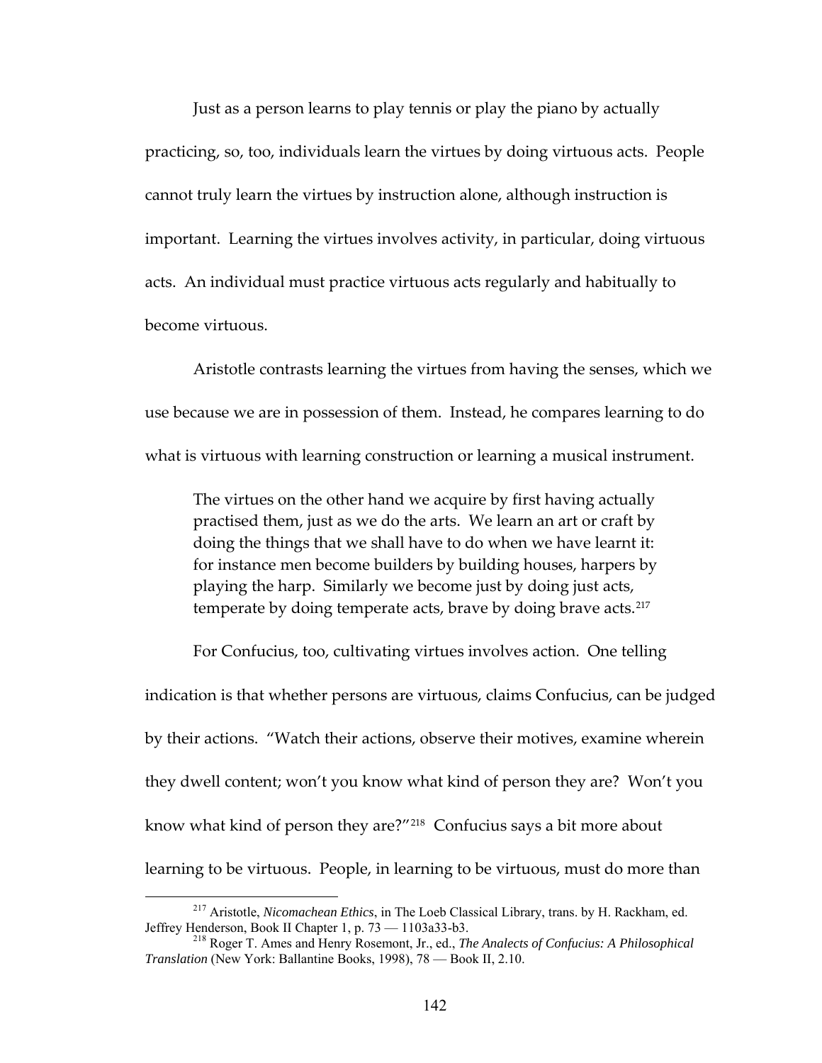Just as a person learns to play tennis or play the piano by actually practicing, so, too, individuals learn the virtues by doing virtuous acts. People cannot truly learn the virtues by instruction alone, although instruction is important. Learning the virtues involves activity, in particular, doing virtuous acts. An individual must practice virtuous acts regularly and habitually to become virtuous.

Aristotle contrasts learning the virtues from having the senses, which we use because we are in possession of them. Instead, he compares learning to do what is virtuous with learning construction or learning a musical instrument.

> The virtues on the other hand we acquire by first having actually practised them, just as we do the arts. We learn an art or craft by doing the things that we shall have to do when we have learnt it: for instance men become builders by building houses, harpers by playing the harp. Similarly we become just by doing just acts, temperate by doing temperate acts, brave by doing brave acts.[217]

For Confucius, too, cultivating virtues involves action. One telling indication is that whether persons are virtuous, claims Confucius, can be judged by their actions. "Watch their actions, observe their motives, examine wherein they dwell content; won't you know what kind of person they are? Won't you know what kind of person they are?"[218] Confucius says a bit more about learning to be virtuous. People, in learning to be virtuous, must do more than

---

[217] Aristotle, *Nicomachean Ethics*, in The Loeb Classical Library, trans. by H. Rackham, ed. Jeffrey Henderson, Book II Chapter 1, p. 73 — 1103a33-b3.

[218] Roger T. Ames and Henry Rosemont, Jr., ed., *The Analects of Confucius: A Philosophical Translation* (New York: Ballantine Books, 1998), 78 — Book II, 2.10.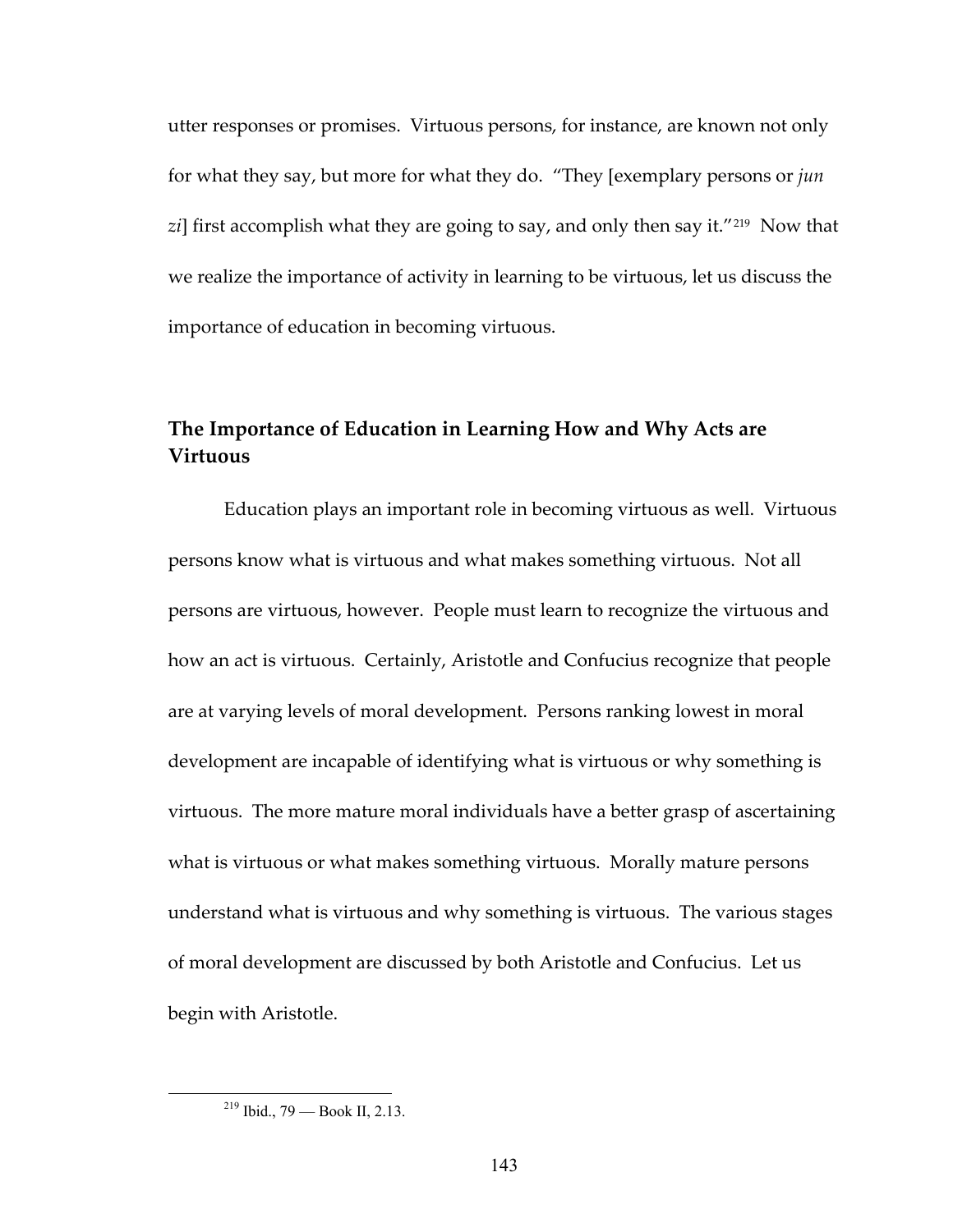utter responses or promises. Virtuous persons, for instance, are known not only for what they say, but more for what they do. "They [exemplary persons or *jun zi*] first accomplish what they are going to say, and only then say it."[219] Now that we realize the importance of activity in learning to be virtuous, let us discuss the importance of education in becoming virtuous.

## The Importance of Education in Learning How and Why Acts are Virtuous

Education plays an important role in becoming virtuous as well. Virtuous persons know what is virtuous and what makes something virtuous. Not all persons are virtuous, however. People must learn to recognize the virtuous and how an act is virtuous. Certainly, Aristotle and Confucius recognize that people are at varying levels of moral development. Persons ranking lowest in moral development are incapable of identifying what is virtuous or why something is virtuous. The more mature moral individuals have a better grasp of ascertaining what is virtuous or what makes something virtuous. Morally mature persons understand what is virtuous and why something is virtuous. The various stages of moral development are discussed by both Aristotle and Confucius. Let us begin with Aristotle.

---

[219] Ibid., 79 — Book II, 2.13.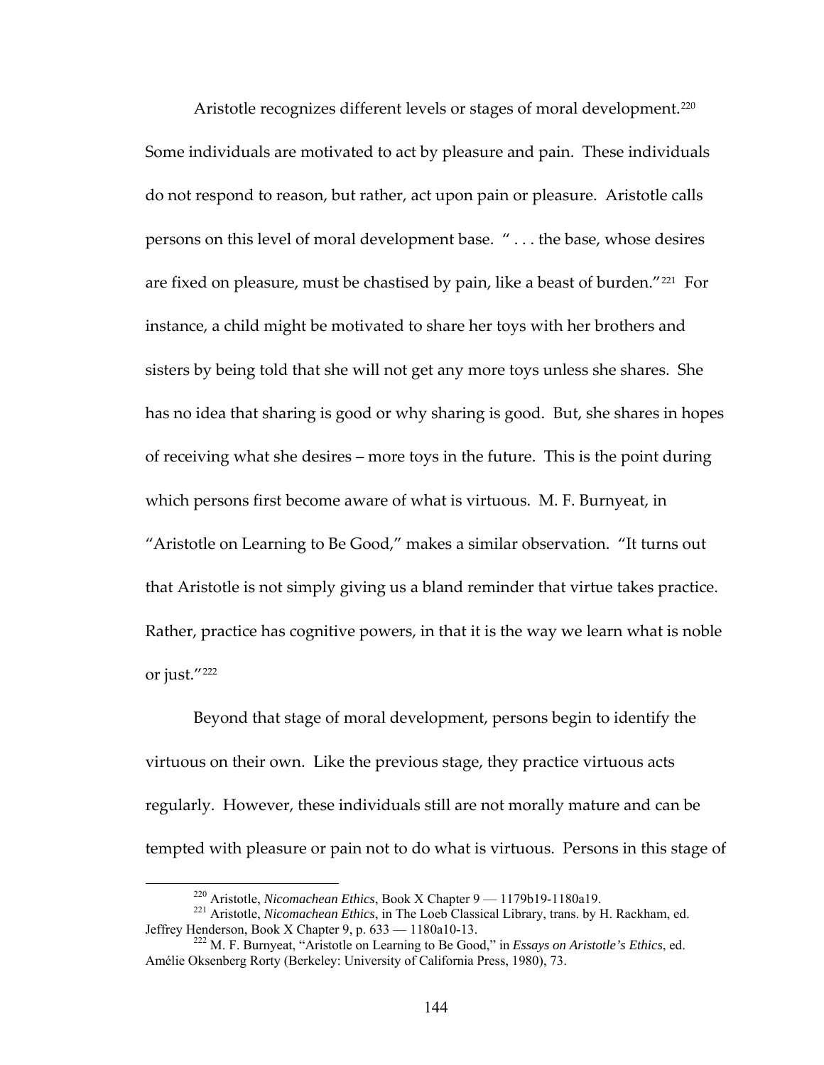Aristotle recognizes different levels or stages of moral development.[220] Some individuals are motivated to act by pleasure and pain. These individuals do not respond to reason, but rather, act upon pain or pleasure. Aristotle calls persons on this level of moral development base. " . . . the base, whose desires are fixed on pleasure, must be chastised by pain, like a beast of burden."[221] For instance, a child might be motivated to share her toys with her brothers and sisters by being told that she will not get any more toys unless she shares. She has no idea that sharing is good or why sharing is good. But, she shares in hopes of receiving what she desires – more toys in the future. This is the point during which persons first become aware of what is virtuous. M. F. Burnyeat, in "Aristotle on Learning to Be Good," makes a similar observation. "It turns out that Aristotle is not simply giving us a bland reminder that virtue takes practice. Rather, practice has cognitive powers, in that it is the way we learn what is noble or just."[222]

Beyond that stage of moral development, persons begin to identify the virtuous on their own. Like the previous stage, they practice virtuous acts regularly. However, these individuals still are not morally mature and can be tempted with pleasure or pain not to do what is virtuous. Persons in this stage of

---

[220] Aristotle, *Nicomachean Ethics*, Book X Chapter 9 — 1179b19-1180a19.

[221] Aristotle, *Nicomachean Ethics*, in The Loeb Classical Library, trans. by H. Rackham, ed. Jeffrey Henderson, Book X Chapter 9, p. 633 — 1180a10-13.

[222] M. F. Burnyeat, "Aristotle on Learning to Be Good," in *Essays on Aristotle's Ethics*, ed. Amélie Oksenberg Rorty (Berkeley: University of California Press, 1980), 73.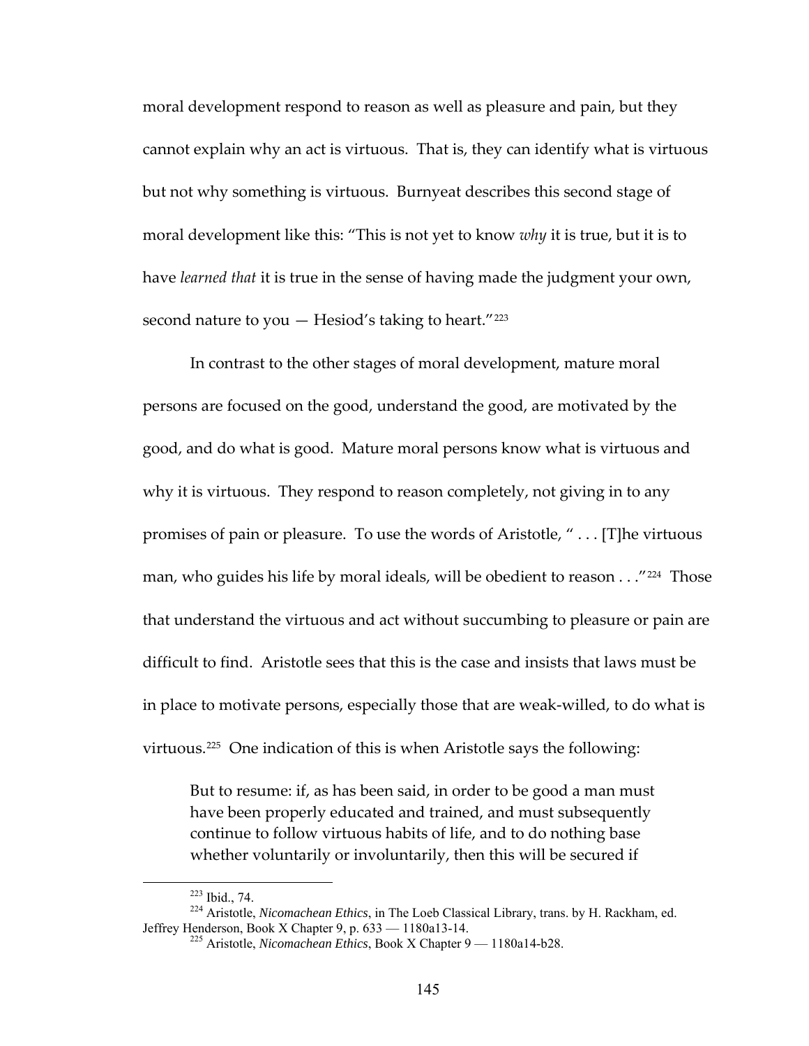moral development respond to reason as well as pleasure and pain, but they cannot explain why an act is virtuous. That is, they can identify what is virtuous but not why something is virtuous. Burnyeat describes this second stage of moral development like this: "This is not yet to know *why* it is true, but it is to have *learned that* it is true in the sense of having made the judgment your own, second nature to you — Hesiod's taking to heart."[223]

In contrast to the other stages of moral development, mature moral persons are focused on the good, understand the good, are motivated by the good, and do what is good. Mature moral persons know what is virtuous and why it is virtuous. They respond to reason completely, not giving in to any promises of pain or pleasure. To use the words of Aristotle, " . . . [T]he virtuous man, who guides his life by moral ideals, will be obedient to reason . . ."[224] Those that understand the virtuous and act without succumbing to pleasure or pain are difficult to find. Aristotle sees that this is the case and insists that laws must be in place to motivate persons, especially those that are weak-willed, to do what is virtuous.[225] One indication of this is when Aristotle says the following:

> But to resume: if, as has been said, in order to be good a man must have been properly educated and trained, and must subsequently continue to follow virtuous habits of life, and to do nothing base whether voluntarily or involuntarily, then this will be secured if

---

[223] Ibid., 74.

[224] Aristotle, *Nicomachean Ethics*, in The Loeb Classical Library, trans. by H. Rackham, ed. Jeffrey Henderson, Book X Chapter 9, p. 633 — 1180a13-14.

[225] Aristotle, *Nicomachean Ethics*, Book X Chapter 9 — 1180a14-b28.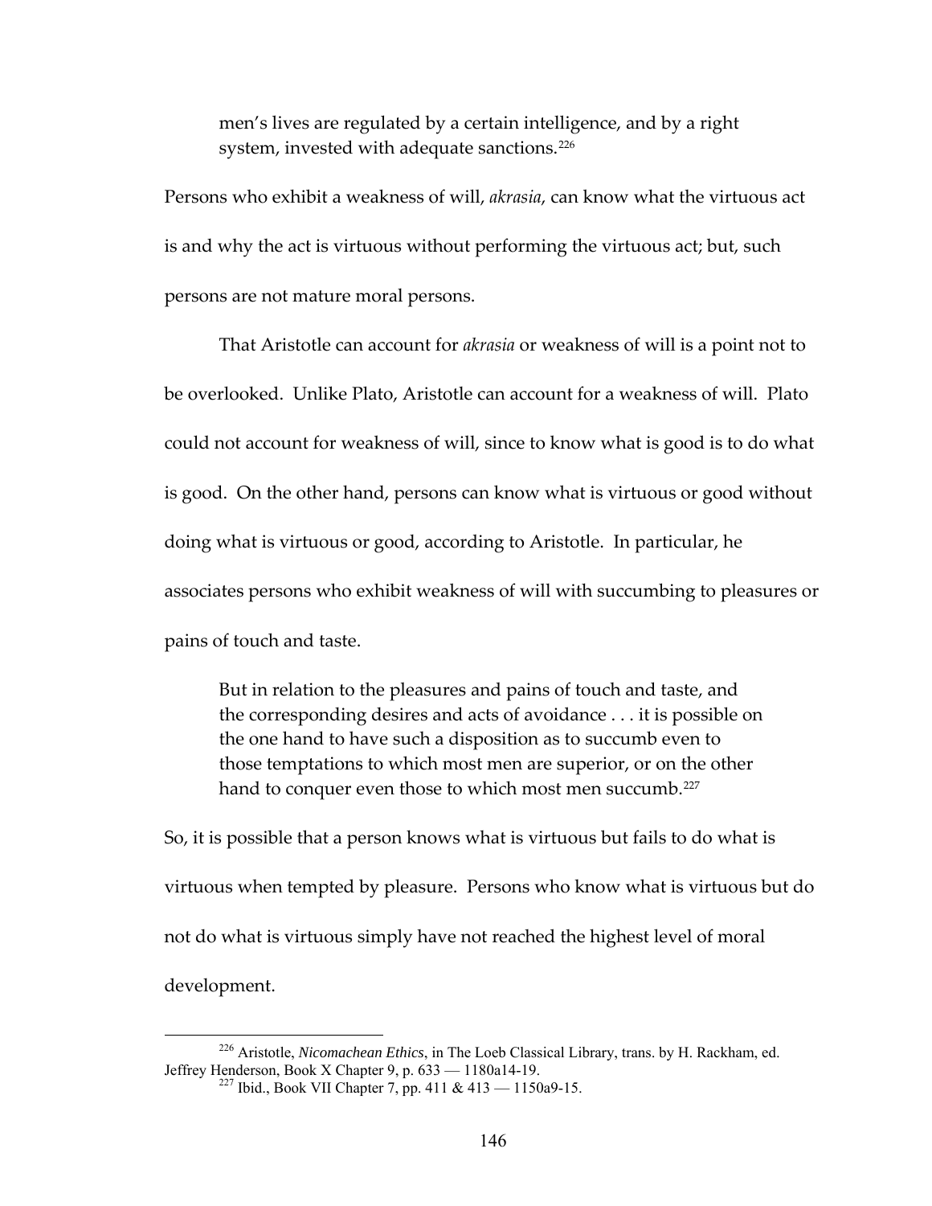> men's lives are regulated by a certain intelligence, and by a right system, invested with adequate sanctions.[226]

Persons who exhibit a weakness of will, *akrasia*, can know what the virtuous act is and why the act is virtuous without performing the virtuous act; but, such persons are not mature moral persons.

That Aristotle can account for *akrasia* or weakness of will is a point not to be overlooked. Unlike Plato, Aristotle can account for a weakness of will. Plato could not account for weakness of will, since to know what is good is to do what is good. On the other hand, persons can know what is virtuous or good without doing what is virtuous or good, according to Aristotle. In particular, he associates persons who exhibit weakness of will with succumbing to pleasures or pains of touch and taste.

> But in relation to the pleasures and pains of touch and taste, and the corresponding desires and acts of avoidance . . . it is possible on the one hand to have such a disposition as to succumb even to those temptations to which most men are superior, or on the other hand to conquer even those to which most men succumb.[227]

So, it is possible that a person knows what is virtuous but fails to do what is virtuous when tempted by pleasure. Persons who know what is virtuous but do not do what is virtuous simply have not reached the highest level of moral development.

---

[226] Aristotle, *Nicomachean Ethics*, in The Loeb Classical Library, trans. by H. Rackham, ed. Jeffrey Henderson, Book X Chapter 9, p. 633 — 1180a14-19.

[227] Ibid., Book VII Chapter 7, pp. 411 & 413 — 1150a9-15.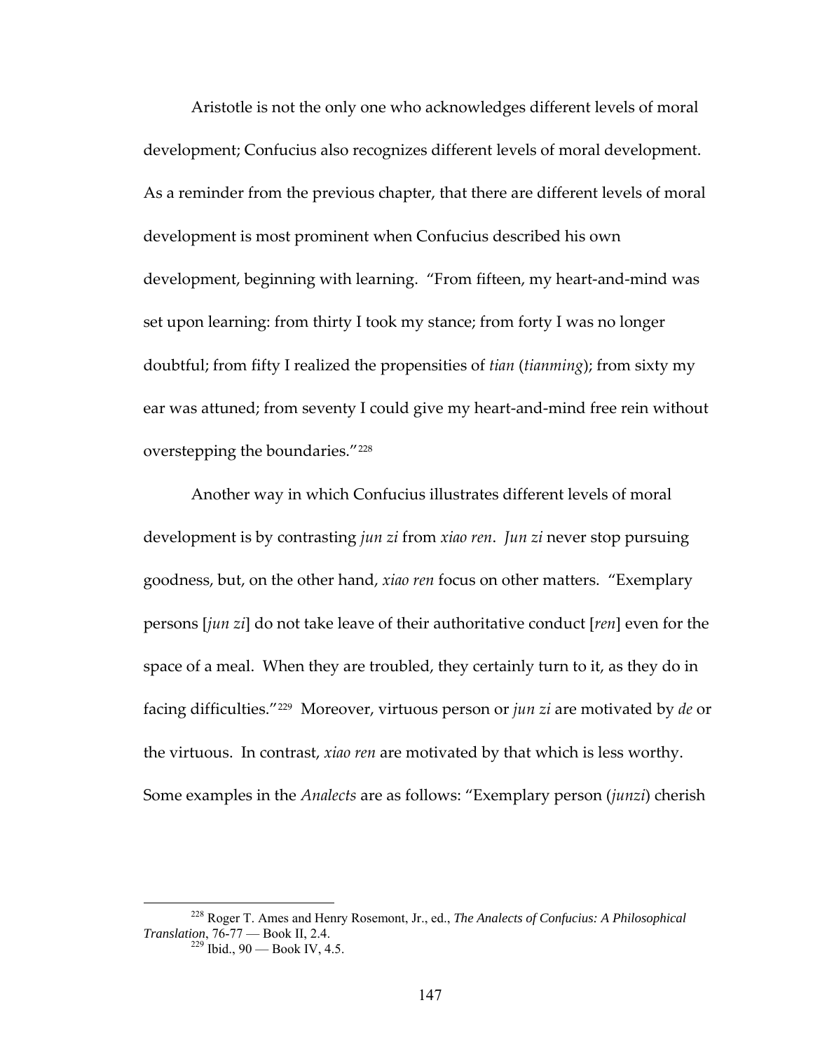Aristotle is not the only one who acknowledges different levels of moral development; Confucius also recognizes different levels of moral development. As a reminder from the previous chapter, that there are different levels of moral development is most prominent when Confucius described his own development, beginning with learning. "From fifteen, my heart-and-mind was set upon learning: from thirty I took my stance; from forty I was no longer doubtful; from fifty I realized the propensities of *tian* (*tianming*); from sixty my ear was attuned; from seventy I could give my heart-and-mind free rein without overstepping the boundaries."[228]

Another way in which Confucius illustrates different levels of moral development is by contrasting *jun zi* from *xiao ren*. *Jun zi* never stop pursuing goodness, but, on the other hand, *xiao ren* focus on other matters. "Exemplary persons [*jun zi*] do not take leave of their authoritative conduct [*ren*] even for the space of a meal. When they are troubled, they certainly turn to it, as they do in facing difficulties."[229] Moreover, virtuous person or *jun zi* are motivated by *de* or the virtuous. In contrast, *xiao ren* are motivated by that which is less worthy. Some examples in the *Analects* are as follows: "Exemplary person (*junzi*) cherish

---

[228] Roger T. Ames and Henry Rosemont, Jr., ed., *The Analects of Confucius: A Philosophical Translation*, 76-77 — Book II, 2.4.

[229] Ibid., 90 — Book IV, 4.5.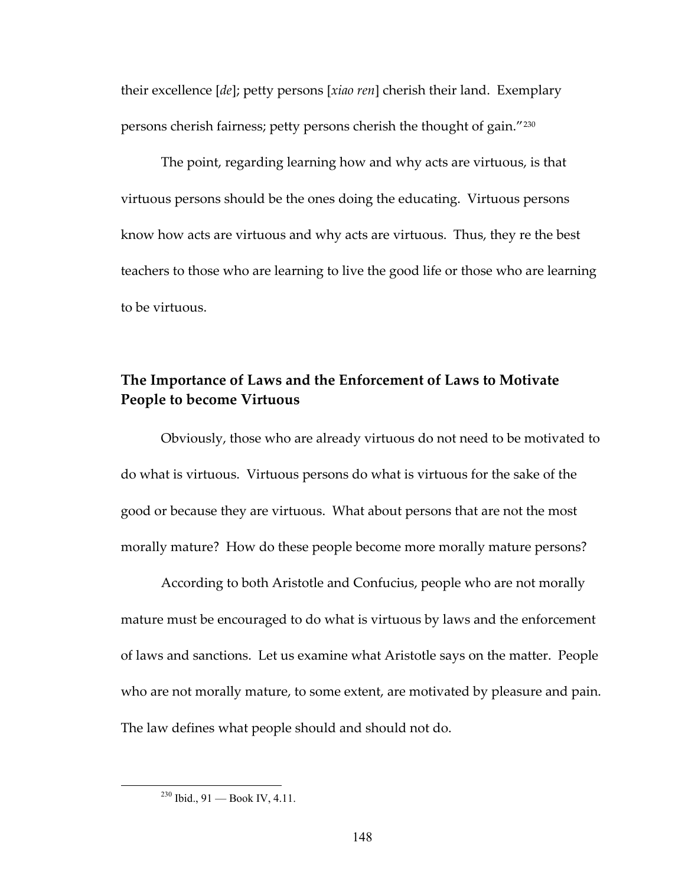their excellence [*de*]; petty persons [*xiao ren*] cherish their land. Exemplary persons cherish fairness; petty persons cherish the thought of gain."[230]

The point, regarding learning how and why acts are virtuous, is that virtuous persons should be the ones doing the educating. Virtuous persons know how acts are virtuous and why acts are virtuous. Thus, they re the best teachers to those who are learning to live the good life or those who are learning to be virtuous.

## The Importance of Laws and the Enforcement of Laws to Motivate People to become Virtuous

Obviously, those who are already virtuous do not need to be motivated to do what is virtuous. Virtuous persons do what is virtuous for the sake of the good or because they are virtuous. What about persons that are not the most morally mature? How do these people become more morally mature persons?

According to both Aristotle and Confucius, people who are not morally mature must be encouraged to do what is virtuous by laws and the enforcement of laws and sanctions. Let us examine what Aristotle says on the matter. People who are not morally mature, to some extent, are motivated by pleasure and pain. The law defines what people should and should not do.

---

[230] Ibid., 91 — Book IV, 4.11.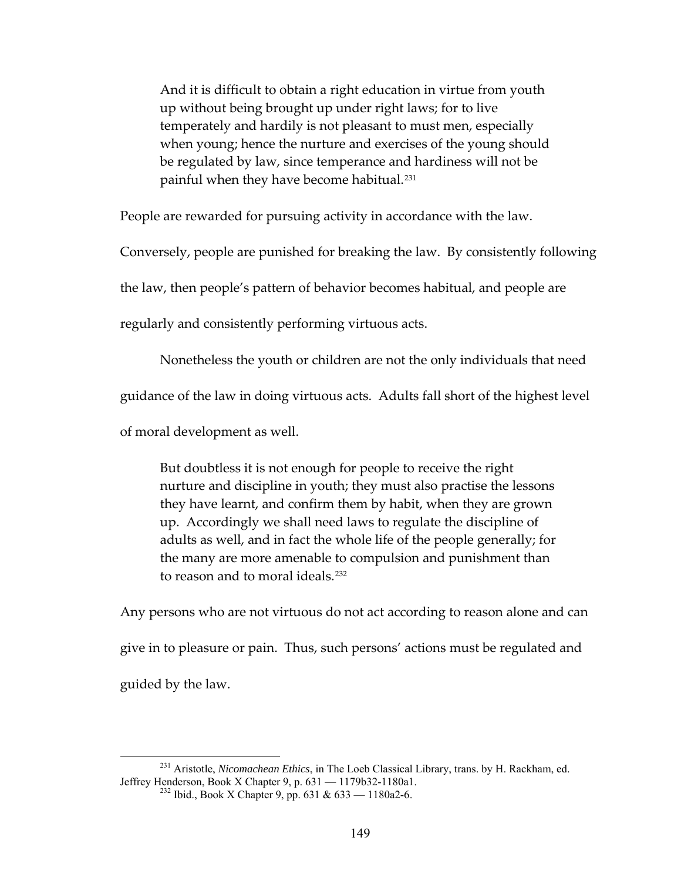> And it is difficult to obtain a right education in virtue from youth up without being brought up under right laws; for to live temperately and hardily is not pleasant to must men, especially when young; hence the nurture and exercises of the young should be regulated by law, since temperance and hardiness will not be painful when they have become habitual.[231]

People are rewarded for pursuing activity in accordance with the law. Conversely, people are punished for breaking the law. By consistently following the law, then people's pattern of behavior becomes habitual, and people are regularly and consistently performing virtuous acts.

Nonetheless the youth or children are not the only individuals that need guidance of the law in doing virtuous acts. Adults fall short of the highest level of moral development as well.

> But doubtless it is not enough for people to receive the right nurture and discipline in youth; they must also practise the lessons they have learnt, and confirm them by habit, when they are grown up. Accordingly we shall need laws to regulate the discipline of adults as well, and in fact the whole life of the people generally; for the many are more amenable to compulsion and punishment than to reason and to moral ideals.[232]

Any persons who are not virtuous do not act according to reason alone and can give in to pleasure or pain. Thus, such persons' actions must be regulated and guided by the law.

---

[231] Aristotle, *Nicomachean Ethics*, in The Loeb Classical Library, trans. by H. Rackham, ed. Jeffrey Henderson, Book X Chapter 9, p. 631 — 1179b32-1180a1.

[232] Ibid., Book X Chapter 9, pp. 631 & 633 — 1180a2-6.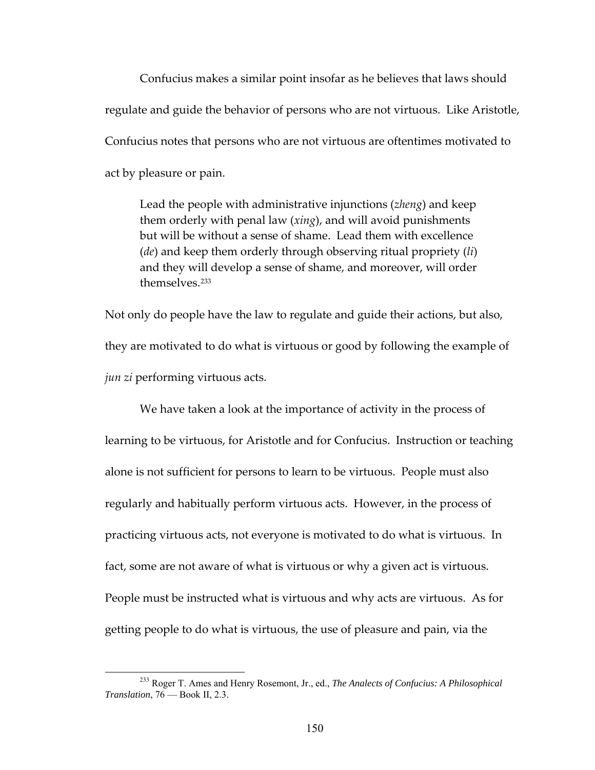Confucius makes a similar point insofar as he believes that laws should regulate and guide the behavior of persons who are not virtuous. Like Aristotle, Confucius notes that persons who are not virtuous are oftentimes motivated to act by pleasure or pain.

> Lead the people with administrative injunctions (*zheng*) and keep them orderly with penal law (*xing*), and will avoid punishments but will be without a sense of shame. Lead them with excellence (*de*) and keep them orderly through observing ritual propriety (*li*) and they will develop a sense of shame, and moreover, will order themselves.[233]

Not only do people have the law to regulate and guide their actions, but also, they are motivated to do what is virtuous or good by following the example of *jun zi* performing virtuous acts.

We have taken a look at the importance of activity in the process of learning to be virtuous, for Aristotle and for Confucius. Instruction or teaching alone is not sufficient for persons to learn to be virtuous. People must also regularly and habitually perform virtuous acts. However, in the process of practicing virtuous acts, not everyone is motivated to do what is virtuous. In fact, some are not aware of what is virtuous or why a given act is virtuous. People must be instructed what is virtuous and why acts are virtuous. As for getting people to do what is virtuous, the use of pleasure and pain, via the

---

[233] Roger T. Ames and Henry Rosemont, Jr., ed., *The Analects of Confucius: A Philosophical Translation*, 76 — Book II, 2.3.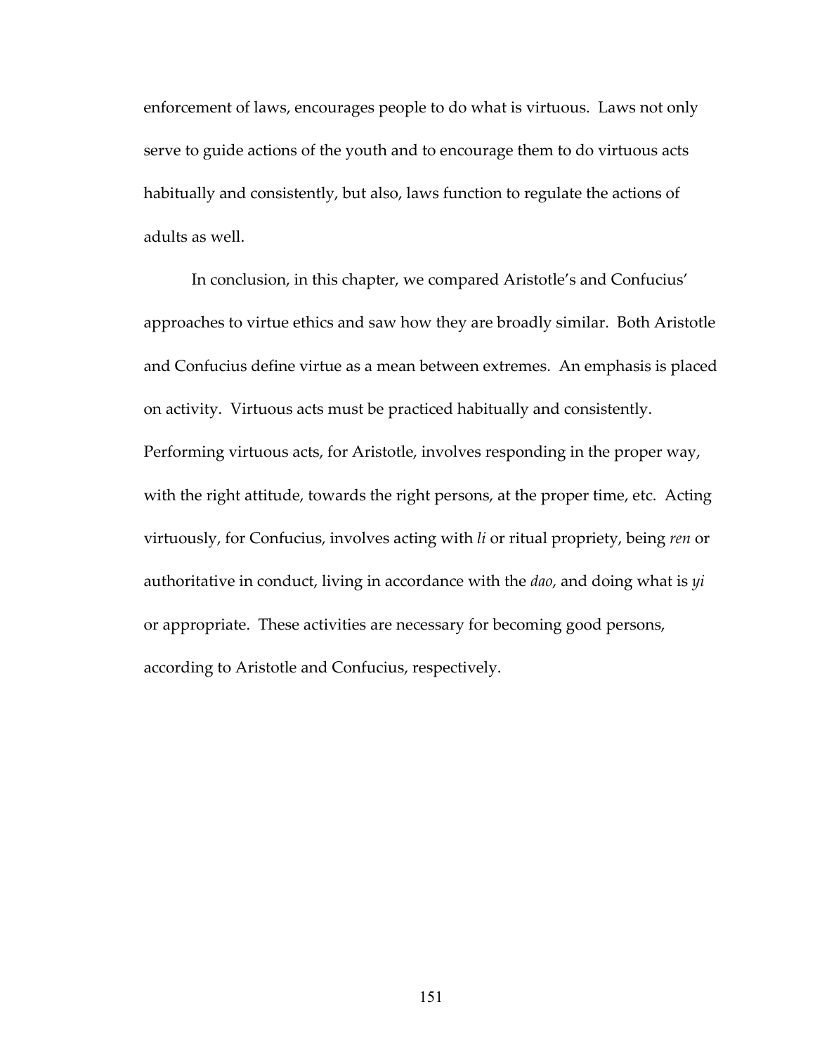enforcement of laws, encourages people to do what is virtuous. Laws not only serve to guide actions of the youth and to encourage them to do virtuous acts habitually and consistently, but also, laws function to regulate the actions of adults as well.

In conclusion, in this chapter, we compared Aristotle's and Confucius' approaches to virtue ethics and saw how they are broadly similar. Both Aristotle and Confucius define virtue as a mean between extremes. An emphasis is placed on activity. Virtuous acts must be practiced habitually and consistently. Performing virtuous acts, for Aristotle, involves responding in the proper way, with the right attitude, towards the right persons, at the proper time, etc. Acting virtuously, for Confucius, involves acting with *li* or ritual propriety, being *ren* or authoritative in conduct, living in accordance with the *dao*, and doing what is *yi* or appropriate. These activities are necessary for becoming good persons, according to Aristotle and Confucius, respectively.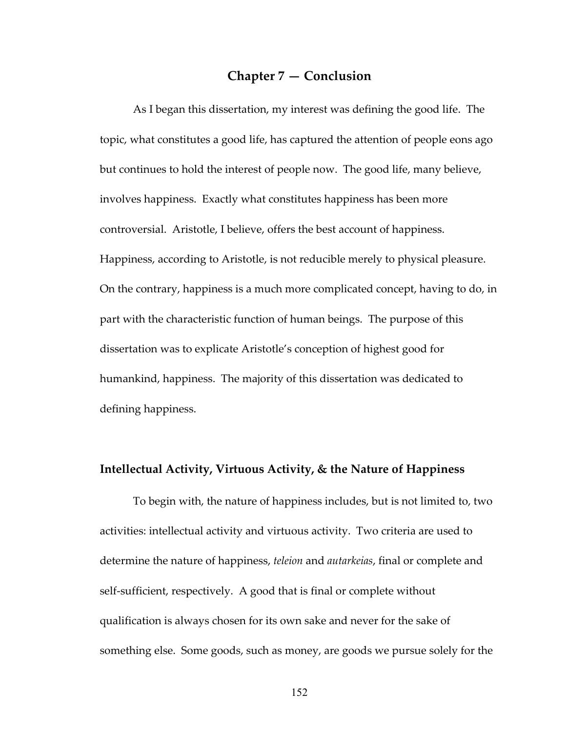# Chapter 7 — Conclusion

As I began this dissertation, my interest was defining the good life. The topic, what constitutes a good life, has captured the attention of people eons ago but continues to hold the interest of people now. The good life, many believe, involves happiness. Exactly what constitutes happiness has been more controversial. Aristotle, I believe, offers the best account of happiness. Happiness, according to Aristotle, is not reducible merely to physical pleasure. On the contrary, happiness is a much more complicated concept, having to do, in part with the characteristic function of human beings. The purpose of this dissertation was to explicate Aristotle's conception of highest good for humankind, happiness. The majority of this dissertation was dedicated to defining happiness.

## Intellectual Activity, Virtuous Activity, & the Nature of Happiness

To begin with, the nature of happiness includes, but is not limited to, two activities: intellectual activity and virtuous activity. Two criteria are used to determine the nature of happiness, *teleion* and *autarkeias*, final or complete and self-sufficient, respectively. A good that is final or complete without qualification is always chosen for its own sake and never for the sake of something else. Some goods, such as money, are goods we pursue solely for the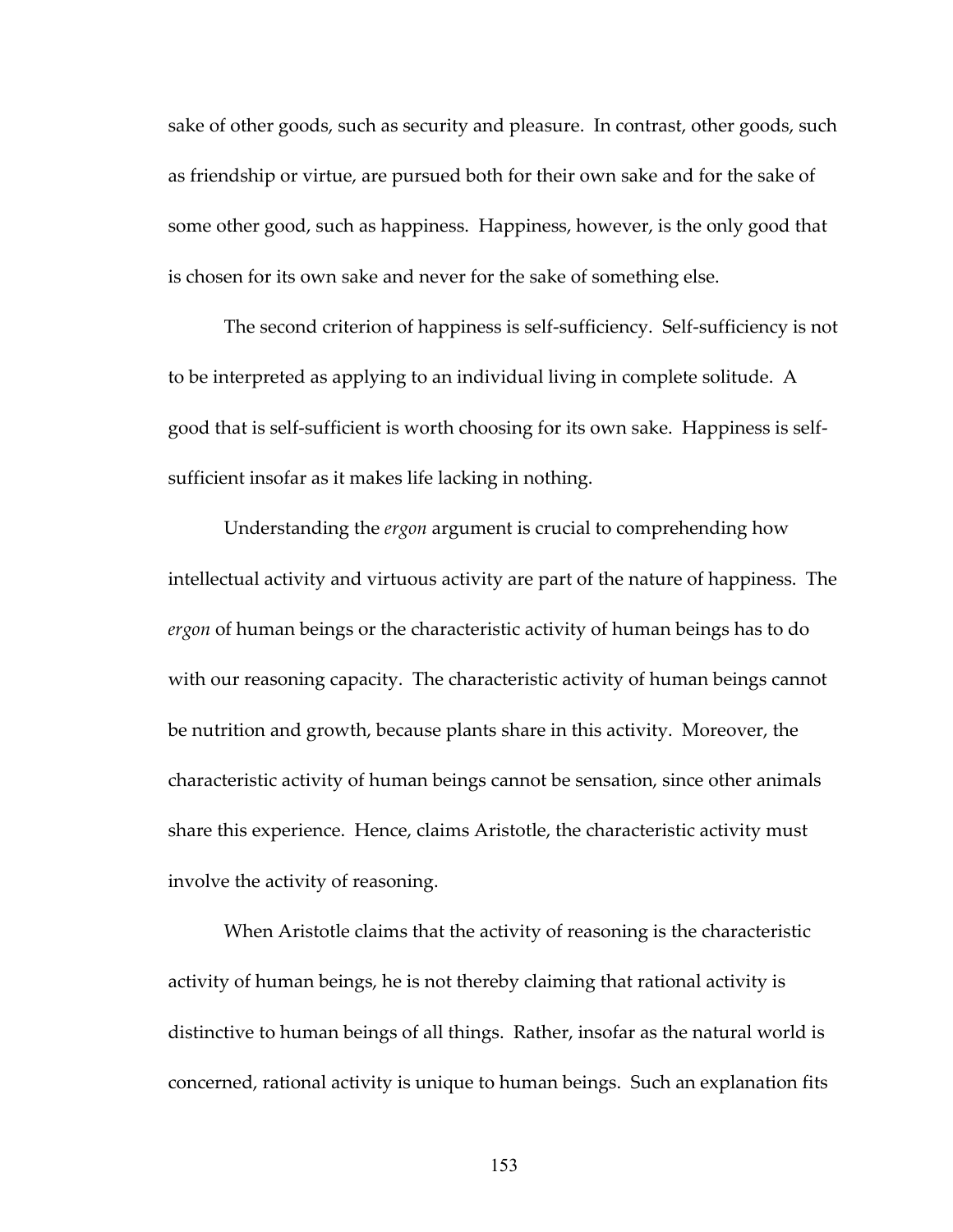sake of other goods, such as security and pleasure. In contrast, other goods, such as friendship or virtue, are pursued both for their own sake and for the sake of some other good, such as happiness. Happiness, however, is the only good that is chosen for its own sake and never for the sake of something else.

The second criterion of happiness is self-sufficiency. Self-sufficiency is not to be interpreted as applying to an individual living in complete solitude. A good that is self-sufficient is worth choosing for its own sake. Happiness is self-sufficient insofar as it makes life lacking in nothing.

Understanding the *ergon* argument is crucial to comprehending how intellectual activity and virtuous activity are part of the nature of happiness. The *ergon* of human beings or the characteristic activity of human beings has to do with our reasoning capacity. The characteristic activity of human beings cannot be nutrition and growth, because plants share in this activity. Moreover, the characteristic activity of human beings cannot be sensation, since other animals share this experience. Hence, claims Aristotle, the characteristic activity must involve the activity of reasoning.

When Aristotle claims that the activity of reasoning is the characteristic activity of human beings, he is not thereby claiming that rational activity is distinctive to human beings of all things. Rather, insofar as the natural world is concerned, rational activity is unique to human beings. Such an explanation fits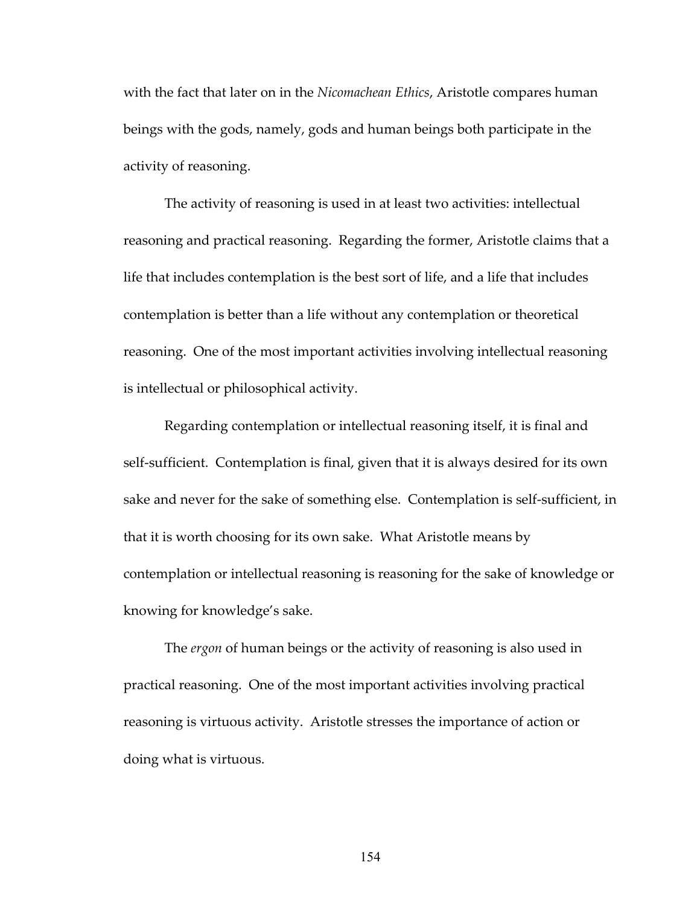with the fact that later on in the *Nicomachean Ethics*, Aristotle compares human beings with the gods, namely, gods and human beings both participate in the activity of reasoning.

The activity of reasoning is used in at least two activities: intellectual reasoning and practical reasoning. Regarding the former, Aristotle claims that a life that includes contemplation is the best sort of life, and a life that includes contemplation is better than a life without any contemplation or theoretical reasoning. One of the most important activities involving intellectual reasoning is intellectual or philosophical activity.

Regarding contemplation or intellectual reasoning itself, it is final and self-sufficient. Contemplation is final, given that it is always desired for its own sake and never for the sake of something else. Contemplation is self-sufficient, in that it is worth choosing for its own sake. What Aristotle means by contemplation or intellectual reasoning is reasoning for the sake of knowledge or knowing for knowledge's sake.

The *ergon* of human beings or the activity of reasoning is also used in practical reasoning. One of the most important activities involving practical reasoning is virtuous activity. Aristotle stresses the importance of action or doing what is virtuous.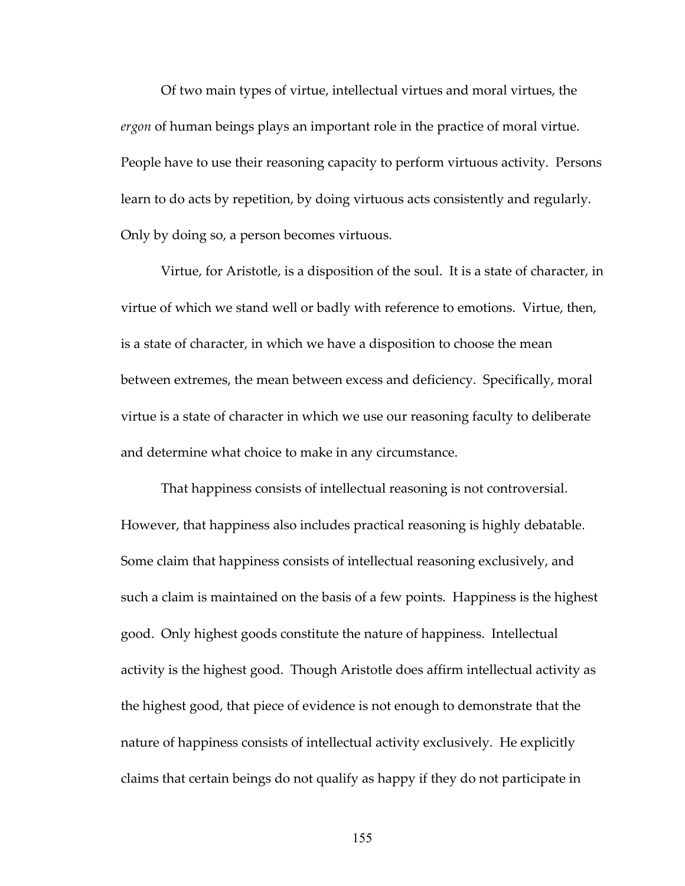Of two main types of virtue, intellectual virtues and moral virtues, the *ergon* of human beings plays an important role in the practice of moral virtue. People have to use their reasoning capacity to perform virtuous activity. Persons learn to do acts by repetition, by doing virtuous acts consistently and regularly. Only by doing so, a person becomes virtuous.

Virtue, for Aristotle, is a disposition of the soul. It is a state of character, in virtue of which we stand well or badly with reference to emotions. Virtue, then, is a state of character, in which we have a disposition to choose the mean between extremes, the mean between excess and deficiency. Specifically, moral virtue is a state of character in which we use our reasoning faculty to deliberate and determine what choice to make in any circumstance.

That happiness consists of intellectual reasoning is not controversial. However, that happiness also includes practical reasoning is highly debatable. Some claim that happiness consists of intellectual reasoning exclusively, and such a claim is maintained on the basis of a few points. Happiness is the highest good. Only highest goods constitute the nature of happiness. Intellectual activity is the highest good. Though Aristotle does affirm intellectual activity as the highest good, that piece of evidence is not enough to demonstrate that the nature of happiness consists of intellectual activity exclusively. He explicitly claims that certain beings do not qualify as happy if they do not participate in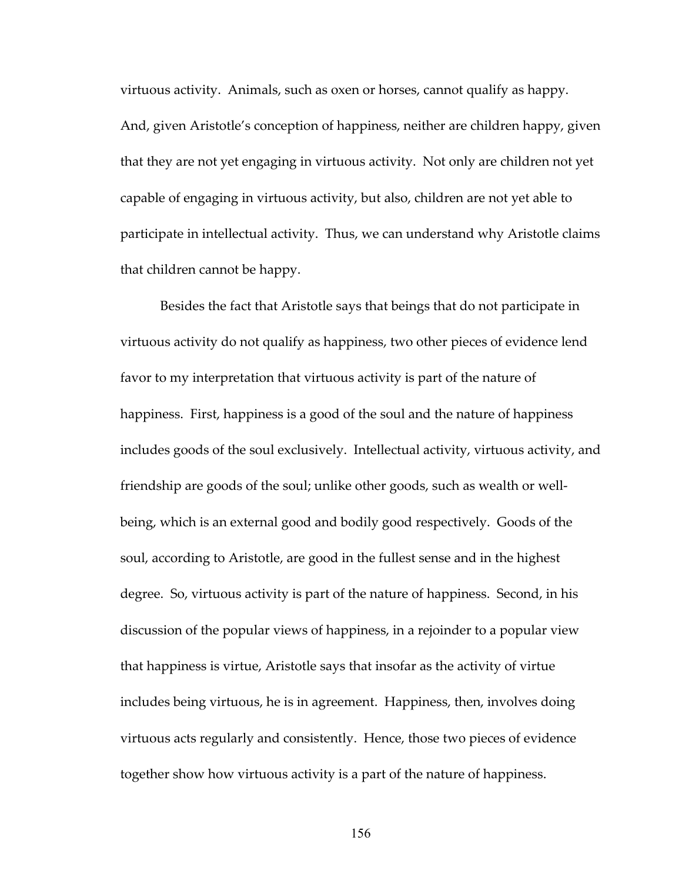virtuous activity. Animals, such as oxen or horses, cannot qualify as happy. And, given Aristotle's conception of happiness, neither are children happy, given that they are not yet engaging in virtuous activity. Not only are children not yet capable of engaging in virtuous activity, but also, children are not yet able to participate in intellectual activity. Thus, we can understand why Aristotle claims that children cannot be happy.

Besides the fact that Aristotle says that beings that do not participate in virtuous activity do not qualify as happiness, two other pieces of evidence lend favor to my interpretation that virtuous activity is part of the nature of happiness. First, happiness is a good of the soul and the nature of happiness includes goods of the soul exclusively. Intellectual activity, virtuous activity, and friendship are goods of the soul; unlike other goods, such as wealth or well-being, which is an external good and bodily good respectively. Goods of the soul, according to Aristotle, are good in the fullest sense and in the highest degree. So, virtuous activity is part of the nature of happiness. Second, in his discussion of the popular views of happiness, in a rejoinder to a popular view that happiness is virtue, Aristotle says that insofar as the activity of virtue includes being virtuous, he is in agreement. Happiness, then, involves doing virtuous acts regularly and consistently. Hence, those two pieces of evidence together show how virtuous activity is a part of the nature of happiness.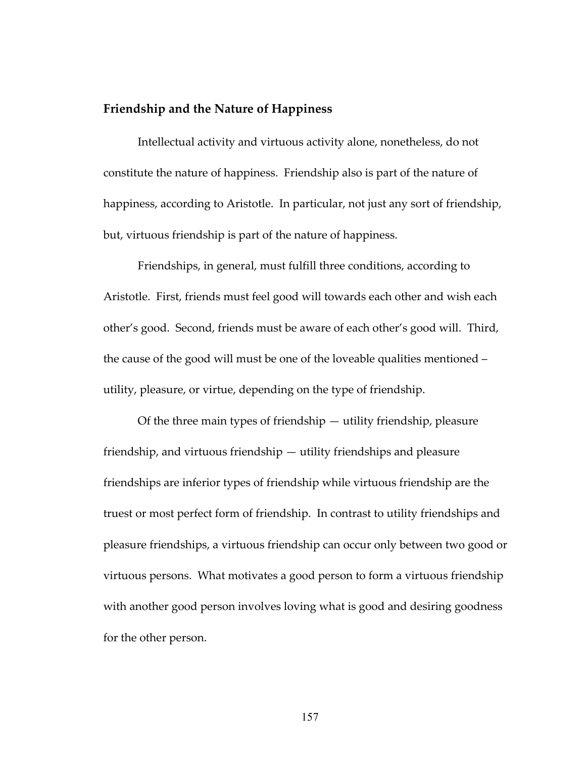### Friendship and the Nature of Happiness

Intellectual activity and virtuous activity alone, nonetheless, do not constitute the nature of happiness. Friendship also is part of the nature of happiness, according to Aristotle. In particular, not just any sort of friendship, but, virtuous friendship is part of the nature of happiness.

Friendships, in general, must fulfill three conditions, according to Aristotle. First, friends must feel good will towards each other and wish each other's good. Second, friends must be aware of each other's good will. Third, the cause of the good will must be one of the loveable qualities mentioned – utility, pleasure, or virtue, depending on the type of friendship.

Of the three main types of friendship — utility friendship, pleasure friendship, and virtuous friendship — utility friendships and pleasure friendships are inferior types of friendship while virtuous friendship are the truest or most perfect form of friendship. In contrast to utility friendships and pleasure friendships, a virtuous friendship can occur only between two good or virtuous persons. What motivates a good person to form a virtuous friendship with another good person involves loving what is good and desiring goodness for the other person.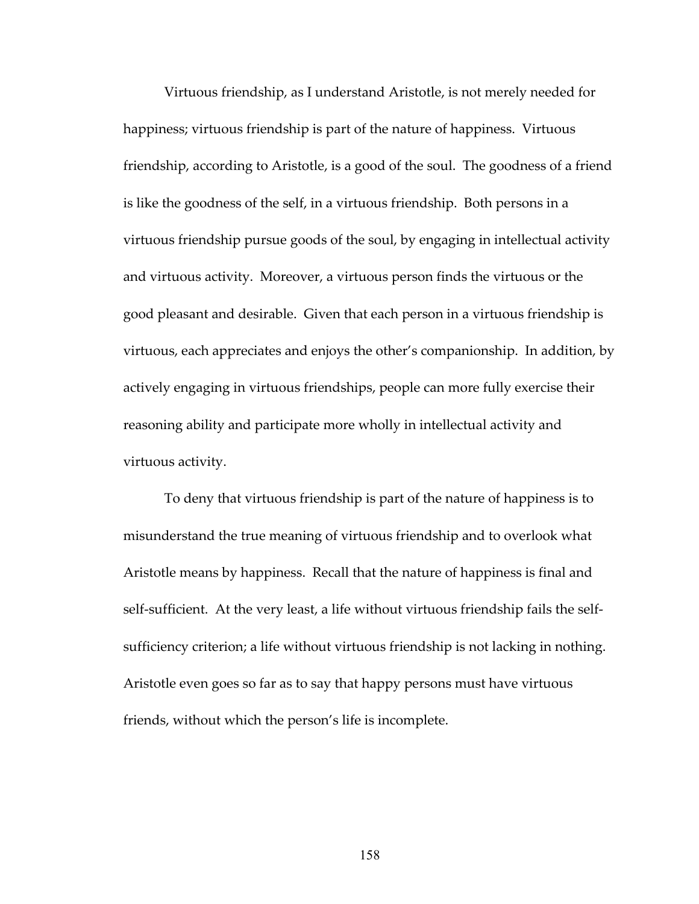Virtuous friendship, as I understand Aristotle, is not merely needed for happiness; virtuous friendship is part of the nature of happiness. Virtuous friendship, according to Aristotle, is a good of the soul. The goodness of a friend is like the goodness of the self, in a virtuous friendship. Both persons in a virtuous friendship pursue goods of the soul, by engaging in intellectual activity and virtuous activity. Moreover, a virtuous person finds the virtuous or the good pleasant and desirable. Given that each person in a virtuous friendship is virtuous, each appreciates and enjoys the other's companionship. In addition, by actively engaging in virtuous friendships, people can more fully exercise their reasoning ability and participate more wholly in intellectual activity and virtuous activity.

To deny that virtuous friendship is part of the nature of happiness is to misunderstand the true meaning of virtuous friendship and to overlook what Aristotle means by happiness. Recall that the nature of happiness is final and self-sufficient. At the very least, a life without virtuous friendship fails the self-sufficiency criterion; a life without virtuous friendship is not lacking in nothing. Aristotle even goes so far as to say that happy persons must have virtuous friends, without which the person's life is incomplete.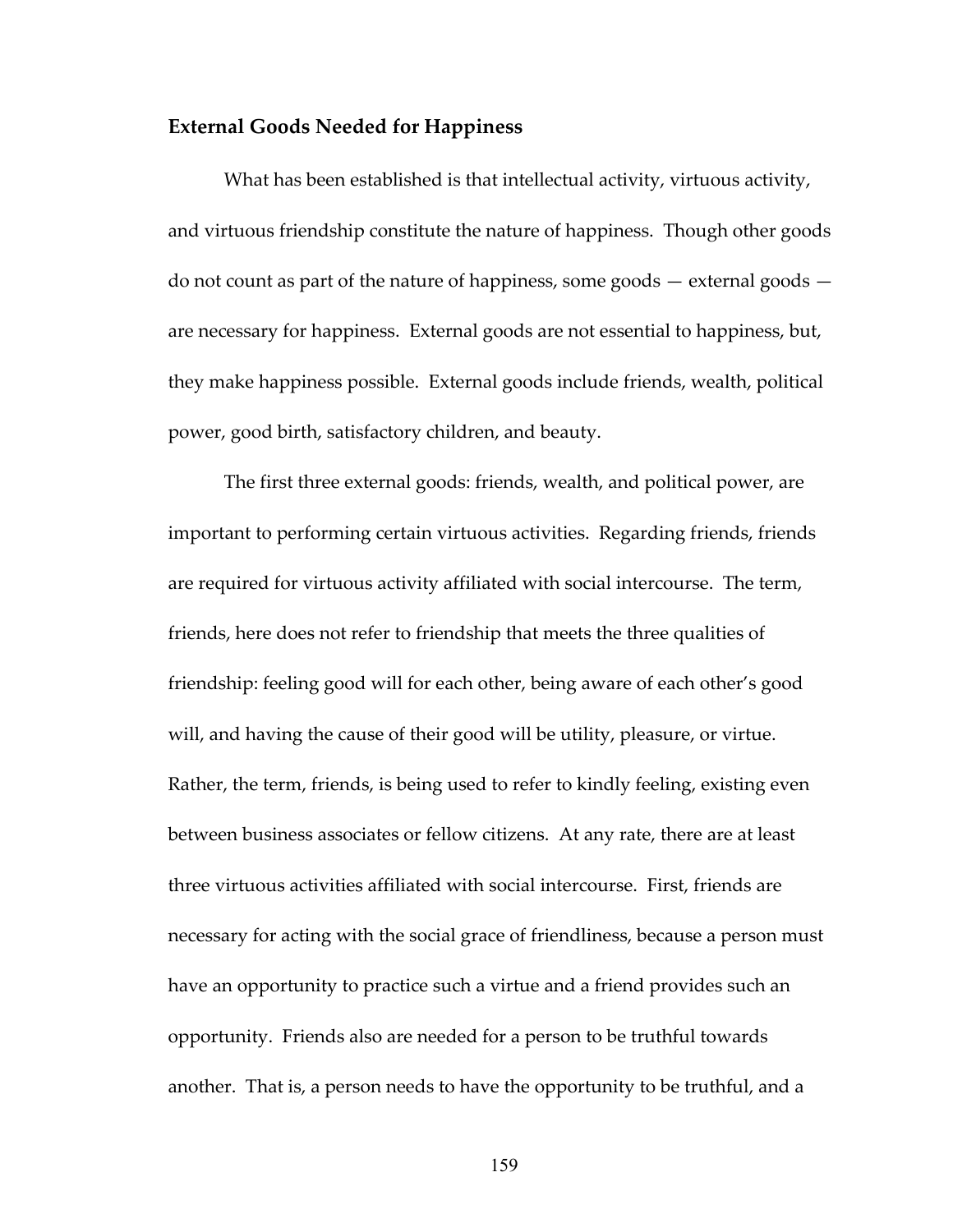### External Goods Needed for Happiness

What has been established is that intellectual activity, virtuous activity, and virtuous friendship constitute the nature of happiness. Though other goods do not count as part of the nature of happiness, some goods — external goods — are necessary for happiness. External goods are not essential to happiness, but, they make happiness possible. External goods include friends, wealth, political power, good birth, satisfactory children, and beauty.

The first three external goods: friends, wealth, and political power, are important to performing certain virtuous activities. Regarding friends, friends are required for virtuous activity affiliated with social intercourse. The term, friends, here does not refer to friendship that meets the three qualities of friendship: feeling good will for each other, being aware of each other's good will, and having the cause of their good will be utility, pleasure, or virtue. Rather, the term, friends, is being used to refer to kindly feeling, existing even between business associates or fellow citizens. At any rate, there are at least three virtuous activities affiliated with social intercourse. First, friends are necessary for acting with the social grace of friendliness, because a person must have an opportunity to practice such a virtue and a friend provides such an opportunity. Friends also are needed for a person to be truthful towards another. That is, a person needs to have the opportunity to be truthful, and a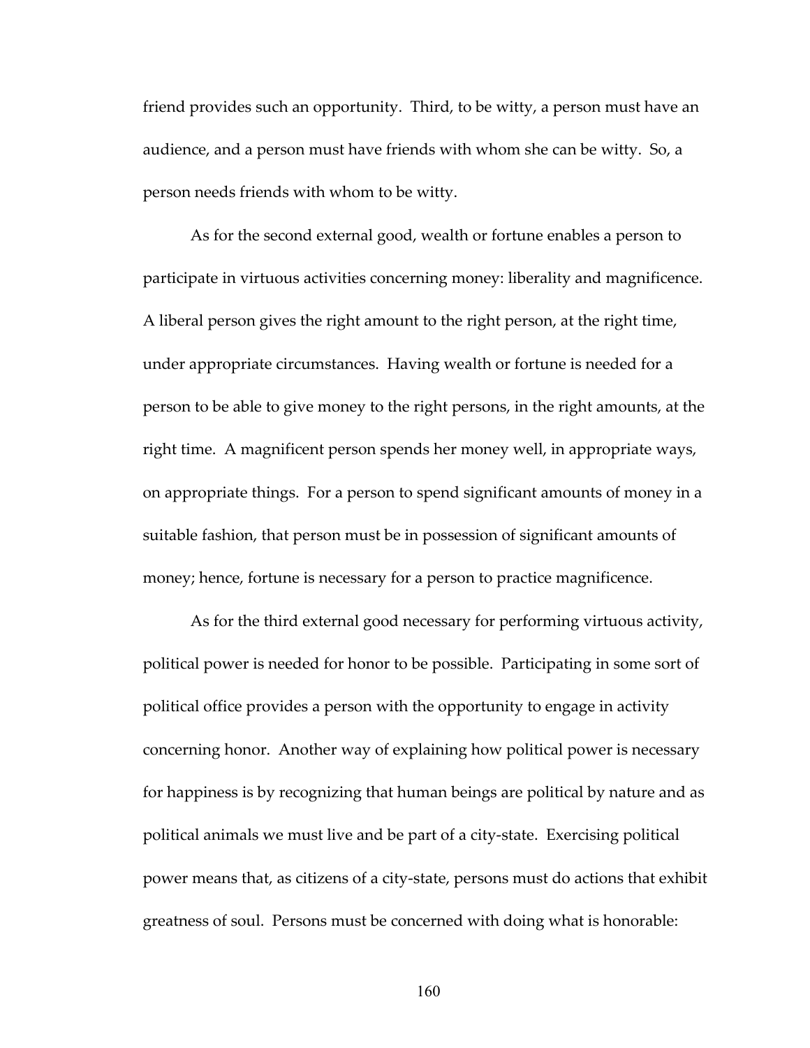friend provides such an opportunity. Third, to be witty, a person must have an audience, and a person must have friends with whom she can be witty. So, a person needs friends with whom to be witty.

As for the second external good, wealth or fortune enables a person to participate in virtuous activities concerning money: liberality and magnificence. A liberal person gives the right amount to the right person, at the right time, under appropriate circumstances. Having wealth or fortune is needed for a person to be able to give money to the right persons, in the right amounts, at the right time. A magnificent person spends her money well, in appropriate ways, on appropriate things. For a person to spend significant amounts of money in a suitable fashion, that person must be in possession of significant amounts of money; hence, fortune is necessary for a person to practice magnificence.

As for the third external good necessary for performing virtuous activity, political power is needed for honor to be possible. Participating in some sort of political office provides a person with the opportunity to engage in activity concerning honor. Another way of explaining how political power is necessary for happiness is by recognizing that human beings are political by nature and as political animals we must live and be part of a city-state. Exercising political power means that, as citizens of a city-state, persons must do actions that exhibit greatness of soul. Persons must be concerned with doing what is honorable: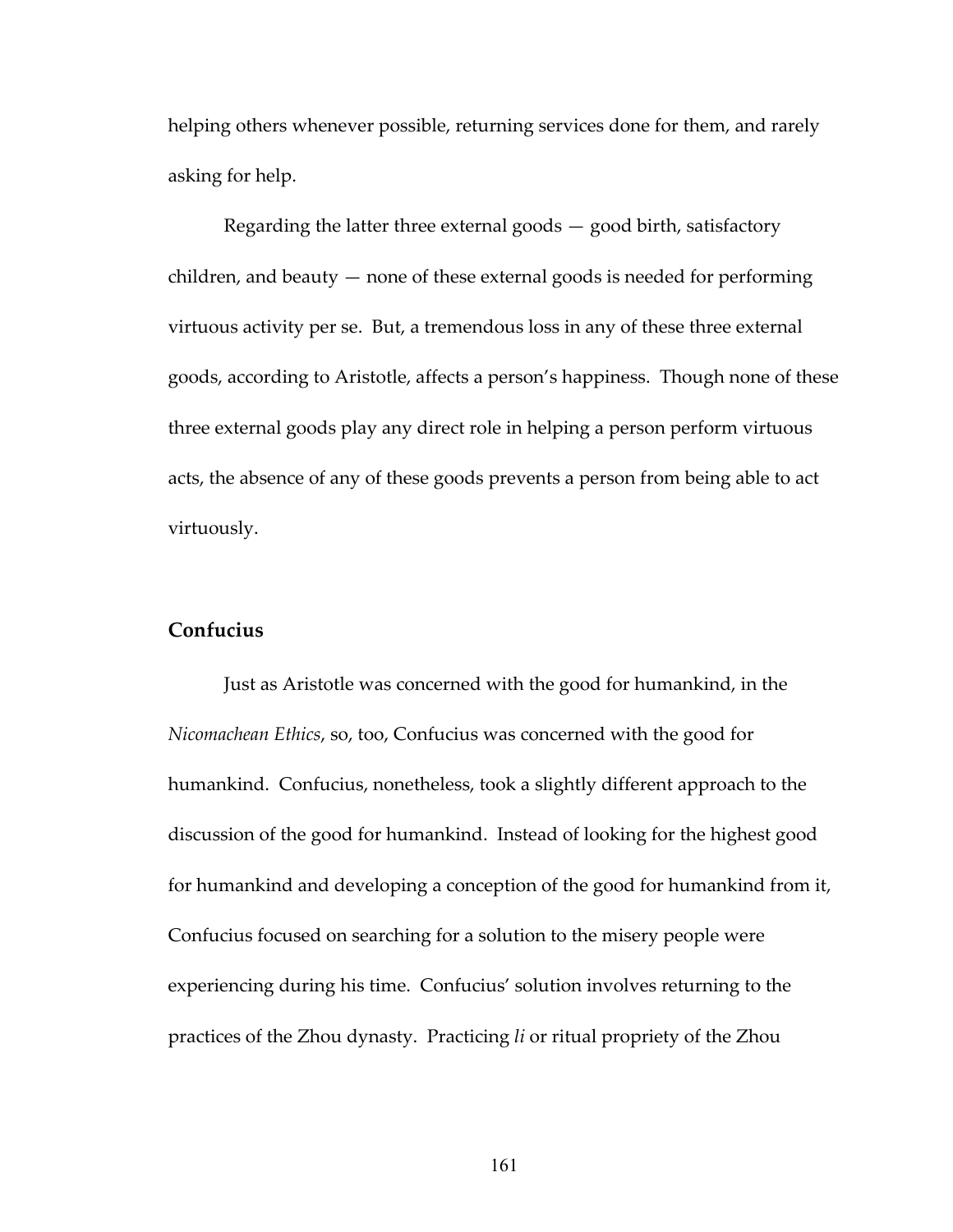helping others whenever possible, returning services done for them, and rarely asking for help.

Regarding the latter three external goods — good birth, satisfactory children, and beauty — none of these external goods is needed for performing virtuous activity per se. But, a tremendous loss in any of these three external goods, according to Aristotle, affects a person's happiness. Though none of these three external goods play any direct role in helping a person perform virtuous acts, the absence of any of these goods prevents a person from being able to act virtuously.

## Confucius

Just as Aristotle was concerned with the good for humankind, in the *Nicomachean Ethics*, so, too, Confucius was concerned with the good for humankind. Confucius, nonetheless, took a slightly different approach to the discussion of the good for humankind. Instead of looking for the highest good for humankind and developing a conception of the good for humankind from it, Confucius focused on searching for a solution to the misery people were experiencing during his time. Confucius' solution involves returning to the practices of the Zhou dynasty. Practicing *li* or ritual propriety of the Zhou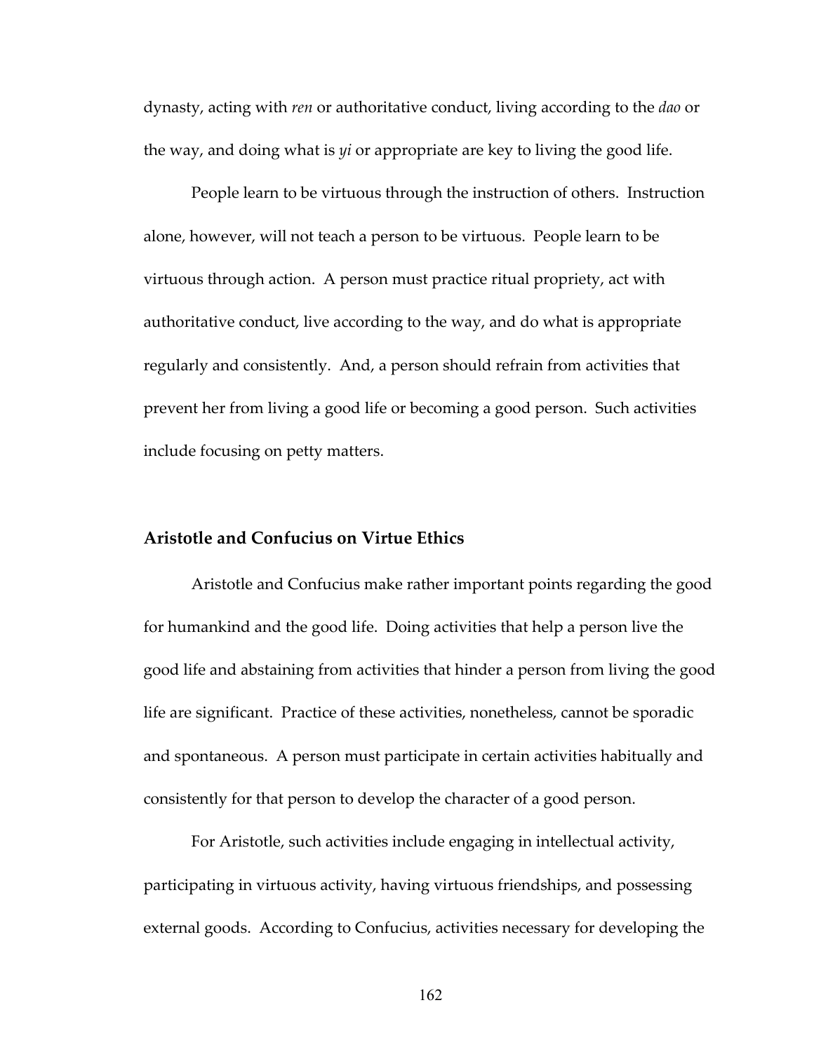dynasty, acting with *ren* or authoritative conduct, living according to the *dao* or the way, and doing what is *yi* or appropriate are key to living the good life.

People learn to be virtuous through the instruction of others. Instruction alone, however, will not teach a person to be virtuous. People learn to be virtuous through action. A person must practice ritual propriety, act with authoritative conduct, live according to the way, and do what is appropriate regularly and consistently. And, a person should refrain from activities that prevent her from living a good life or becoming a good person. Such activities include focusing on petty matters.

## Aristotle and Confucius on Virtue Ethics

Aristotle and Confucius make rather important points regarding the good for humankind and the good life. Doing activities that help a person live the good life and abstaining from activities that hinder a person from living the good life are significant. Practice of these activities, nonetheless, cannot be sporadic and spontaneous. A person must participate in certain activities habitually and consistently for that person to develop the character of a good person.

For Aristotle, such activities include engaging in intellectual activity, participating in virtuous activity, having virtuous friendships, and possessing external goods. According to Confucius, activities necessary for developing the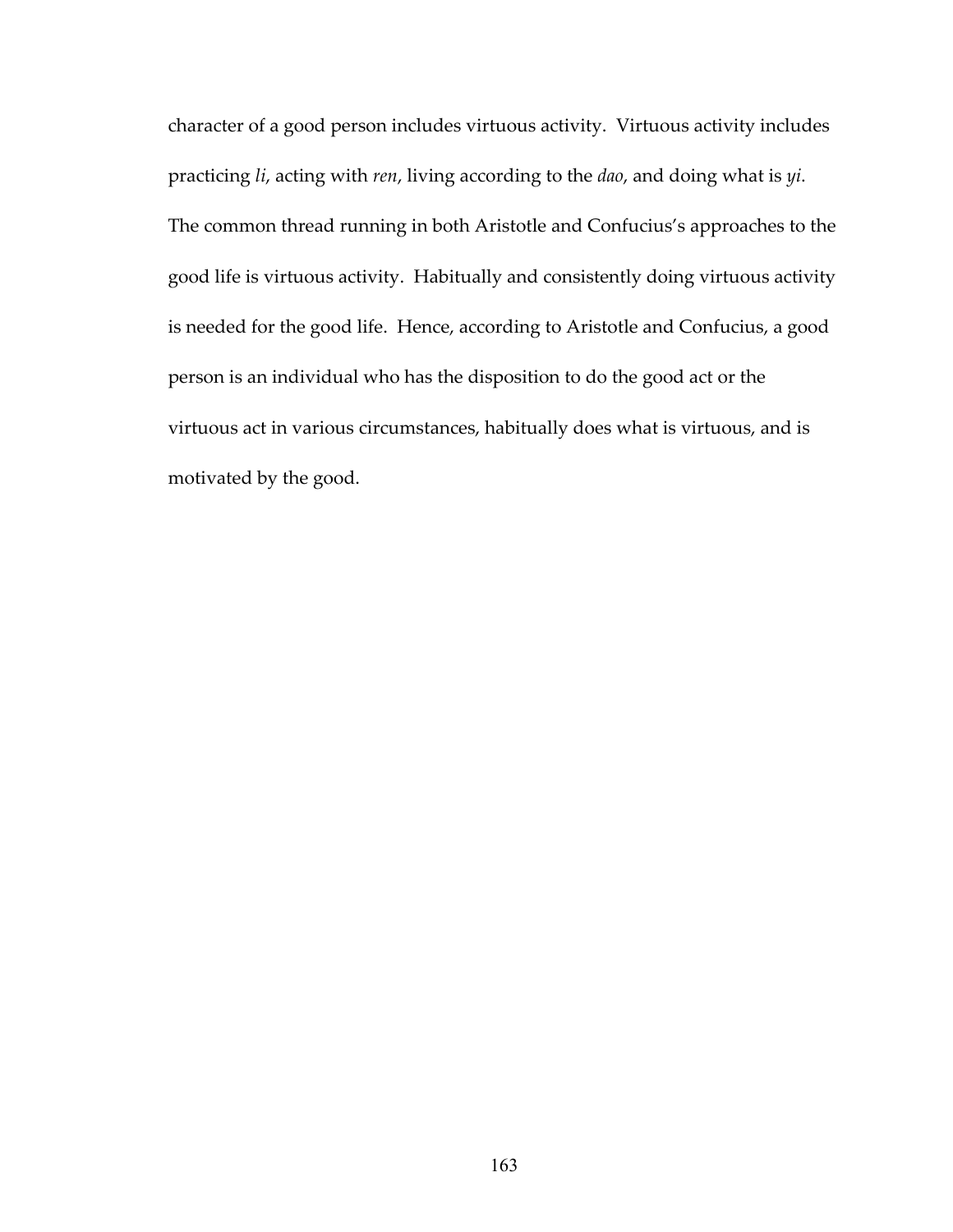character of a good person includes virtuous activity. Virtuous activity includes practicing *li*, acting with *ren*, living according to the *dao*, and doing what is *yi*. The common thread running in both Aristotle and Confucius's approaches to the good life is virtuous activity. Habitually and consistently doing virtuous activity is needed for the good life. Hence, according to Aristotle and Confucius, a good person is an individual who has the disposition to do the good act or the virtuous act in various circumstances, habitually does what is virtuous, and is motivated by the good.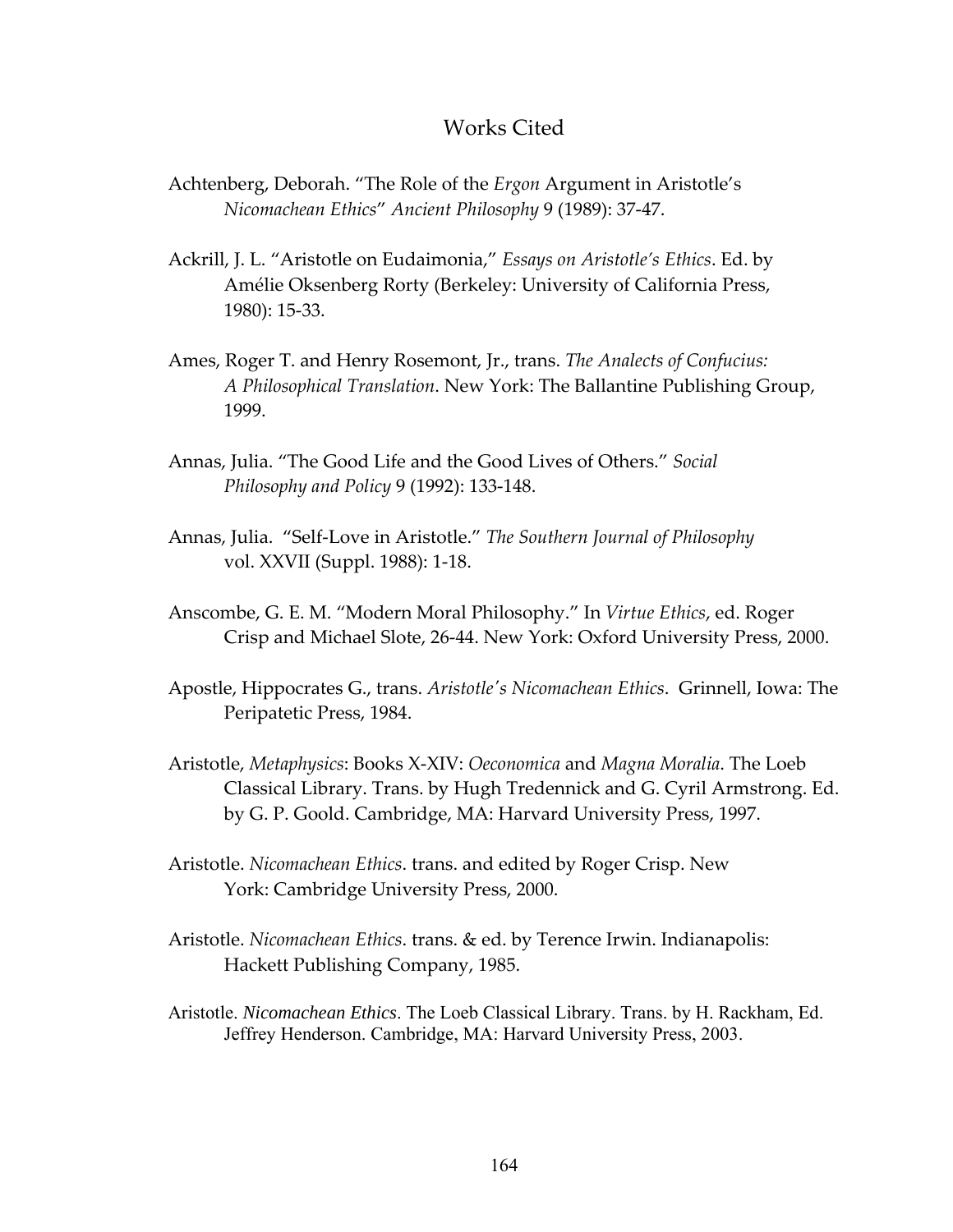# Works Cited

Achtenberg, Deborah. "The Role of the *Ergon* Argument in Aristotle's *Nicomachean Ethics*" *Ancient Philosophy* 9 (1989): 37-47.

Ackrill, J. L. "Aristotle on Eudaimonia," *Essays on Aristotle's Ethics*. Ed. by Amélie Oksenberg Rorty (Berkeley: University of California Press, 1980): 15-33.

Ames, Roger T. and Henry Rosemont, Jr., trans. *The Analects of Confucius: A Philosophical Translation*. New York: The Ballantine Publishing Group, 1999.

Annas, Julia. "The Good Life and the Good Lives of Others." *Social Philosophy and Policy* 9 (1992): 133-148.

Annas, Julia. "Self-Love in Aristotle." *The Southern Journal of Philosophy* vol. XXVII (Suppl. 1988): 1-18.

Anscombe, G. E. M. "Modern Moral Philosophy." In *Virtue Ethics*, ed. Roger Crisp and Michael Slote, 26-44. New York: Oxford University Press, 2000.

Apostle, Hippocrates G., trans. *Aristotle's Nicomachean Ethics*. Grinnell, Iowa: The Peripatetic Press, 1984.

Aristotle, *Metaphysics*: Books X-XIV: *Oeconomica* and *Magna Moralia*. The Loeb Classical Library. Trans. by Hugh Tredennick and G. Cyril Armstrong. Ed. by G. P. Goold. Cambridge, MA: Harvard University Press, 1997.

Aristotle. *Nicomachean Ethics*. trans. and edited by Roger Crisp. New York: Cambridge University Press, 2000.

Aristotle. *Nicomachean Ethics*. trans. & ed. by Terence Irwin. Indianapolis: Hackett Publishing Company, 1985.

Aristotle. *Nicomachean Ethics*. The Loeb Classical Library. Trans. by H. Rackham, Ed. Jeffrey Henderson. Cambridge, MA: Harvard University Press, 2003.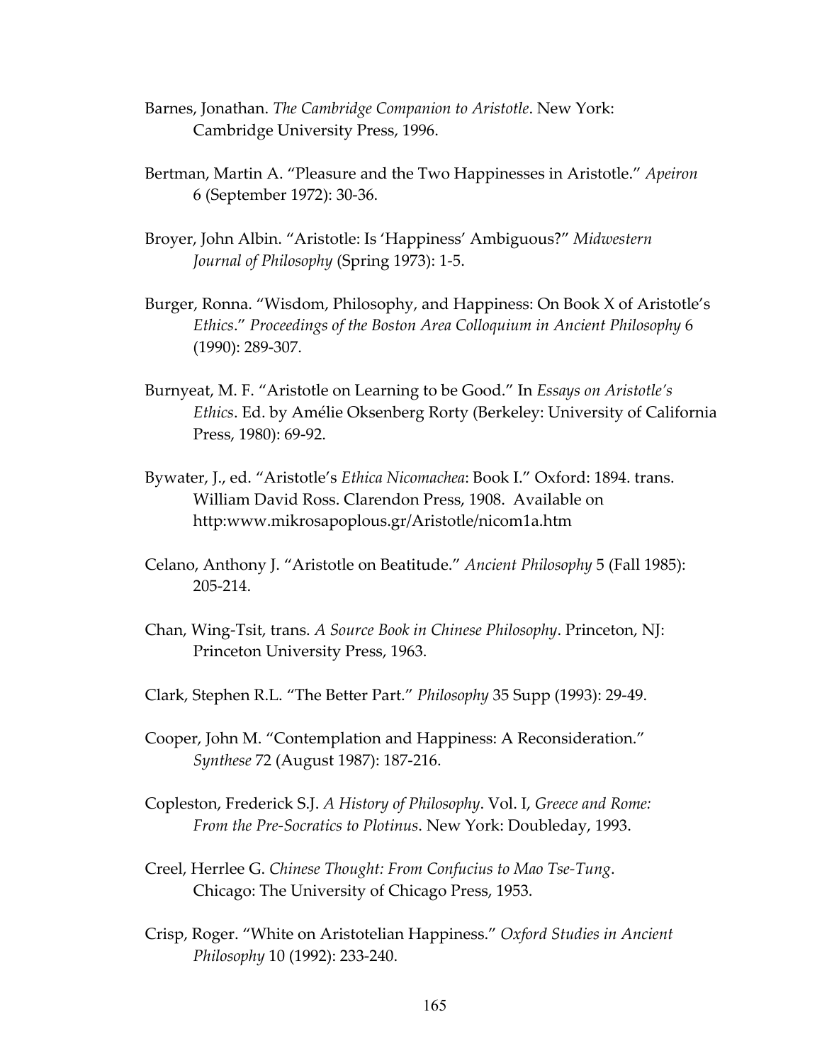Barnes, Jonathan. *The Cambridge Companion to Aristotle*. New York: Cambridge University Press, 1996.

Bertman, Martin A. "Pleasure and the Two Happinesses in Aristotle." *Apeiron* 6 (September 1972): 30-36.

Broyer, John Albin. "Aristotle: Is 'Happiness' Ambiguous?" *Midwestern Journal of Philosophy* (Spring 1973): 1-5.

Burger, Ronna. "Wisdom, Philosophy, and Happiness: On Book X of Aristotle's *Ethics*." *Proceedings of the Boston Area Colloquium in Ancient Philosophy* 6 (1990): 289-307.

Burnyeat, M. F. "Aristotle on Learning to be Good." In *Essays on Aristotle's Ethics*. Ed. by Amélie Oksenberg Rorty (Berkeley: University of California Press, 1980): 69-92.

Bywater, J., ed. "Aristotle's *Ethica Nicomachea*: Book I." Oxford: 1894. trans. William David Ross. Clarendon Press, 1908. Available on http:www.mikrosapoplous.gr/Aristotle/nicom1a.htm

Celano, Anthony J. "Aristotle on Beatitude." *Ancient Philosophy* 5 (Fall 1985): 205-214.

Chan, Wing-Tsit, trans. *A Source Book in Chinese Philosophy*. Princeton, NJ: Princeton University Press, 1963.

Clark, Stephen R.L. "The Better Part." *Philosophy* 35 Supp (1993): 29-49.

Cooper, John M. "Contemplation and Happiness: A Reconsideration." *Synthese* 72 (August 1987): 187-216.

Copleston, Frederick S.J. *A History of Philosophy*. Vol. I, *Greece and Rome: From the Pre-Socratics to Plotinus*. New York: Doubleday, 1993.

Creel, Herrlee G. *Chinese Thought: From Confucius to Mao Tse-Tung*. Chicago: The University of Chicago Press, 1953.

Crisp, Roger. "White on Aristotelian Happiness." *Oxford Studies in Ancient Philosophy* 10 (1992): 233-240.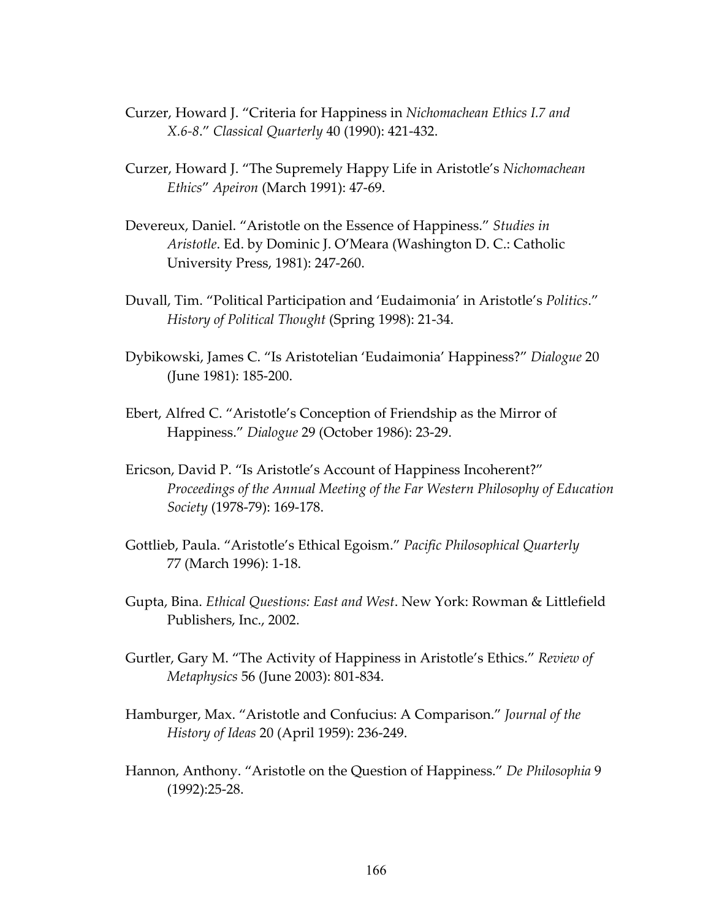Curzer, Howard J. "Criteria for Happiness in *Nichomachean Ethics I.7 and X.6-8*." *Classical Quarterly* 40 (1990): 421-432.

Curzer, Howard J. "The Supremely Happy Life in Aristotle's *Nichomachean Ethics*" *Apeiron* (March 1991): 47-69.

Devereux, Daniel. "Aristotle on the Essence of Happiness." *Studies in Aristotle*. Ed. by Dominic J. O'Meara (Washington D. C.: Catholic University Press, 1981): 247-260.

Duvall, Tim. "Political Participation and 'Eudaimonia' in Aristotle's *Politics*." *History of Political Thought* (Spring 1998): 21-34.

Dybikowski, James C. "Is Aristotelian 'Eudaimonia' Happiness?" *Dialogue* 20 (June 1981): 185-200.

Ebert, Alfred C. "Aristotle's Conception of Friendship as the Mirror of Happiness." *Dialogue* 29 (October 1986): 23-29.

Ericson, David P. "Is Aristotle's Account of Happiness Incoherent?" *Proceedings of the Annual Meeting of the Far Western Philosophy of Education Society* (1978-79): 169-178.

Gottlieb, Paula. "Aristotle's Ethical Egoism." *Pacific Philosophical Quarterly* 77 (March 1996): 1-18.

Gupta, Bina. *Ethical Questions: East and West*. New York: Rowman & Littlefield Publishers, Inc., 2002.

Gurtler, Gary M. "The Activity of Happiness in Aristotle's Ethics." *Review of Metaphysics* 56 (June 2003): 801-834.

Hamburger, Max. "Aristotle and Confucius: A Comparison." *Journal of the History of Ideas* 20 (April 1959): 236-249.

Hannon, Anthony. "Aristotle on the Question of Happiness." *De Philosophia* 9 (1992):25-28.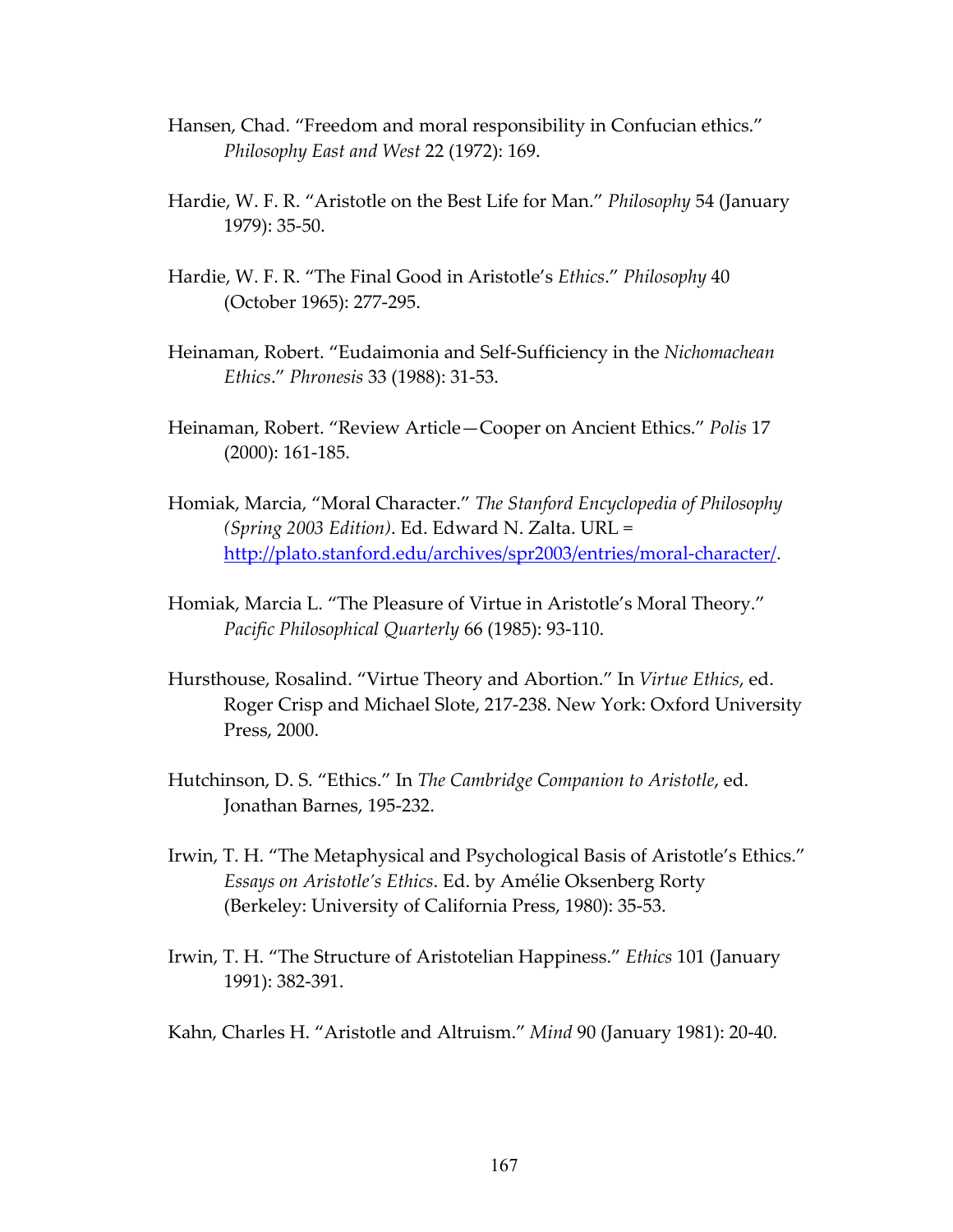Hansen, Chad. “Freedom and moral responsibility in Confucian ethics.” *Philosophy East and West* 22 (1972): 169.

Hardie, W. F. R. “Aristotle on the Best Life for Man.” *Philosophy* 54 (January 1979): 35-50.

Hardie, W. F. R. “The Final Good in Aristotle’s *Ethics*.” *Philosophy* 40 (October 1965): 277-295.

Heinaman, Robert. “Eudaimonia and Self-Sufficiency in the *Nichomachean Ethics*.” *Phronesis* 33 (1988): 31-53.

Heinaman, Robert. “Review Article—Cooper on Ancient Ethics.” *Polis* 17 (2000): 161-185.

Homiak, Marcia, “Moral Character.” *The Stanford Encyclopedia of Philosophy (Spring 2003 Edition)*. Ed. Edward N. Zalta. URL = [http://plato.stanford.edu/archives/spr2003/entries/moral-character/](http://plato.stanford.edu/archives/spr2003/entries/moral-character/).

Homiak, Marcia L. “The Pleasure of Virtue in Aristotle’s Moral Theory.” *Pacific Philosophical Quarterly* 66 (1985): 93-110.

Hursthouse, Rosalind. “Virtue Theory and Abortion.” In *Virtue Ethics*, ed. Roger Crisp and Michael Slote, 217-238. New York: Oxford University Press, 2000.

Hutchinson, D. S. “Ethics.” In *The Cambridge Companion to Aristotle*, ed. Jonathan Barnes, 195-232.

Irwin, T. H. “The Metaphysical and Psychological Basis of Aristotle’s Ethics.” *Essays on Aristotle’s Ethics*. Ed. by Amélie Oksenberg Rorty (Berkeley: University of California Press, 1980): 35-53.

Irwin, T. H. “The Structure of Aristotelian Happiness.” *Ethics* 101 (January 1991): 382-391.

Kahn, Charles H. “Aristotle and Altruism.” *Mind* 90 (January 1981): 20-40.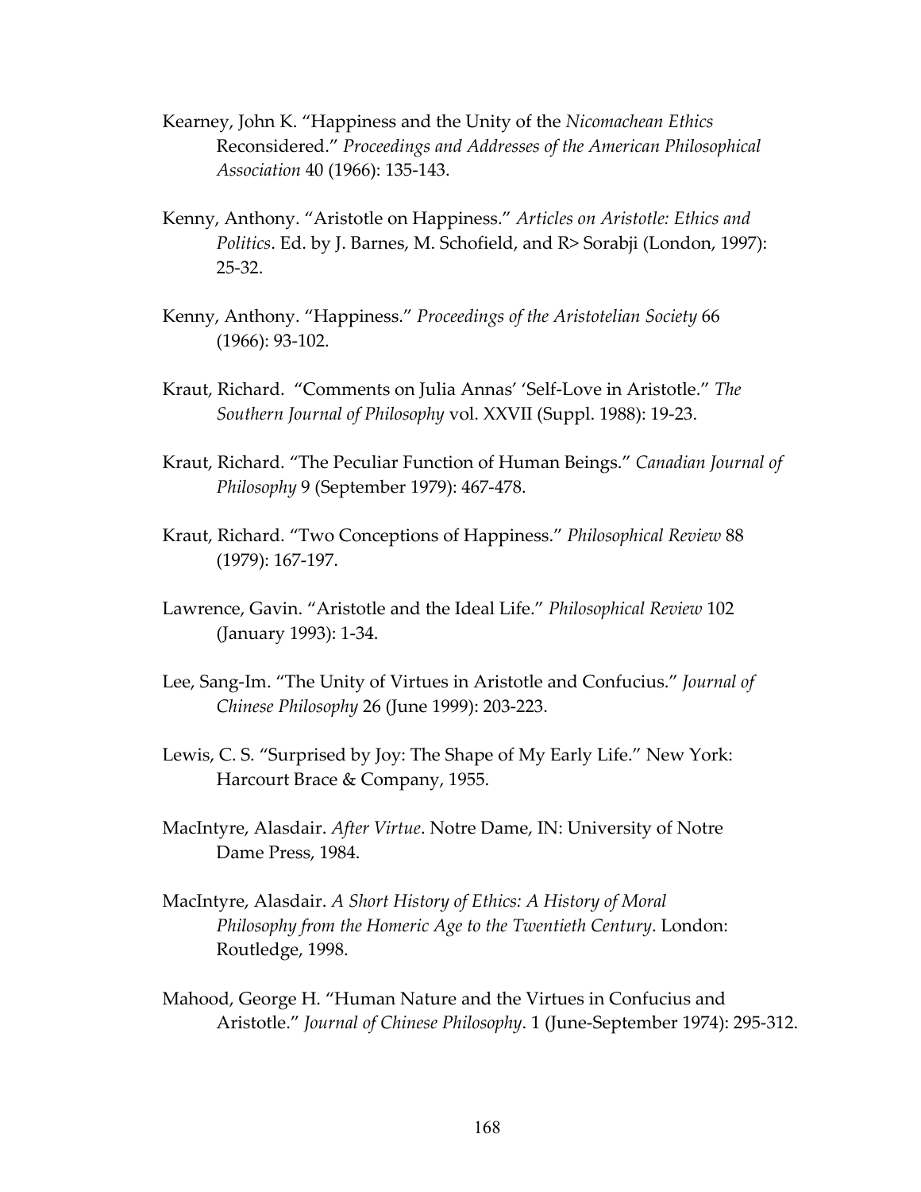Kearney, John K. "Happiness and the Unity of the *Nicomachean Ethics* Reconsidered." *Proceedings and Addresses of the American Philosophical Association* 40 (1966): 135-143.

Kenny, Anthony. "Aristotle on Happiness." *Articles on Aristotle: Ethics and Politics*. Ed. by J. Barnes, M. Schofield, and R> Sorabji (London, 1997): 25-32.

Kenny, Anthony. "Happiness." *Proceedings of the Aristotelian Society* 66 (1966): 93-102.

Kraut, Richard. "Comments on Julia Annas' 'Self-Love in Aristotle." *The Southern Journal of Philosophy* vol. XXVII (Suppl. 1988): 19-23.

Kraut, Richard. "The Peculiar Function of Human Beings." *Canadian Journal of Philosophy* 9 (September 1979): 467-478.

Kraut, Richard. "Two Conceptions of Happiness." *Philosophical Review* 88 (1979): 167-197.

Lawrence, Gavin. "Aristotle and the Ideal Life." *Philosophical Review* 102 (January 1993): 1-34.

Lee, Sang-Im. "The Unity of Virtues in Aristotle and Confucius." *Journal of Chinese Philosophy* 26 (June 1999): 203-223.

Lewis, C. S. "Surprised by Joy: The Shape of My Early Life." New York: Harcourt Brace & Company, 1955.

MacIntyre, Alasdair. *After Virtue*. Notre Dame, IN: University of Notre Dame Press, 1984.

MacIntyre, Alasdair. *A Short History of Ethics: A History of Moral Philosophy from the Homeric Age to the Twentieth Century*. London: Routledge, 1998.

Mahood, George H. "Human Nature and the Virtues in Confucius and Aristotle." *Journal of Chinese Philosophy*. 1 (June-September 1974): 295-312.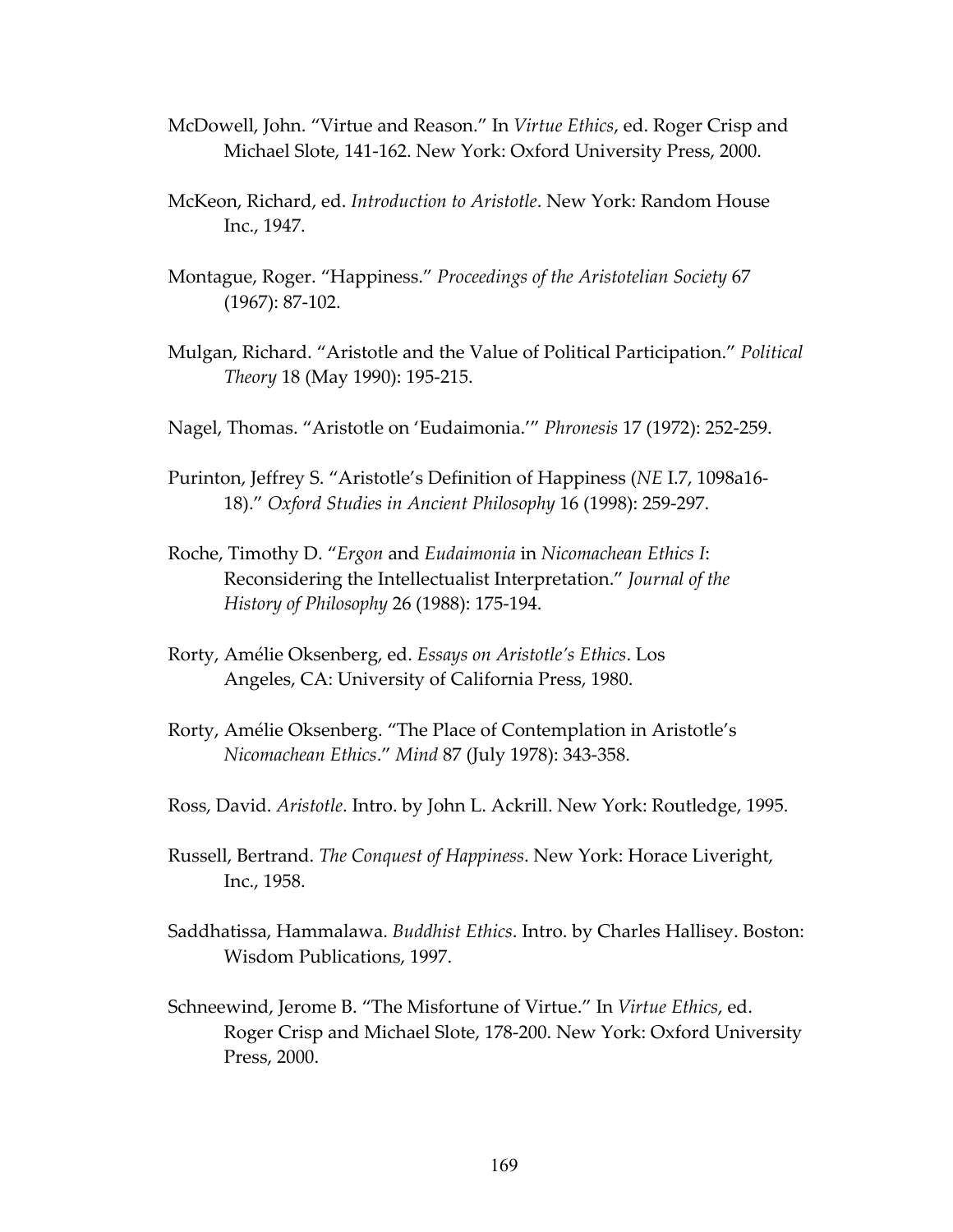McDowell, John. "Virtue and Reason." In *Virtue Ethics*, ed. Roger Crisp and Michael Slote, 141-162. New York: Oxford University Press, 2000.

McKeon, Richard, ed. *Introduction to Aristotle*. New York: Random House Inc., 1947.

Montague, Roger. "Happiness." *Proceedings of the Aristotelian Society* 67 (1967): 87-102.

Mulgan, Richard. "Aristotle and the Value of Political Participation." *Political Theory* 18 (May 1990): 195-215.

Nagel, Thomas. "Aristotle on 'Eudaimonia.'" *Phronesis* 17 (1972): 252-259.

Purinton, Jeffrey S. "Aristotle's Definition of Happiness (*NE* I.7, 1098a16-18)." *Oxford Studies in Ancient Philosophy* 16 (1998): 259-297.

Roche, Timothy D. "*Ergon* and *Eudaimonia* in *Nicomachean Ethics I*: Reconsidering the Intellectualist Interpretation." *Journal of the History of Philosophy* 26 (1988): 175-194.

Rorty, Amélie Oksenberg, ed. *Essays on Aristotle's Ethics*. Los Angeles, CA: University of California Press, 1980.

Rorty, Amélie Oksenberg. "The Place of Contemplation in Aristotle's *Nicomachean Ethics*." *Mind* 87 (July 1978): 343-358.

Ross, David. *Aristotle*. Intro. by John L. Ackrill. New York: Routledge, 1995.

Russell, Bertrand. *The Conquest of Happiness*. New York: Horace Liveright, Inc., 1958.

Saddhatissa, Hammalawa. *Buddhist Ethics*. Intro. by Charles Hallisey. Boston: Wisdom Publications, 1997.

Schneewind, Jerome B. "The Misfortune of Virtue." In *Virtue Ethics*, ed. Roger Crisp and Michael Slote, 178-200. New York: Oxford University Press, 2000.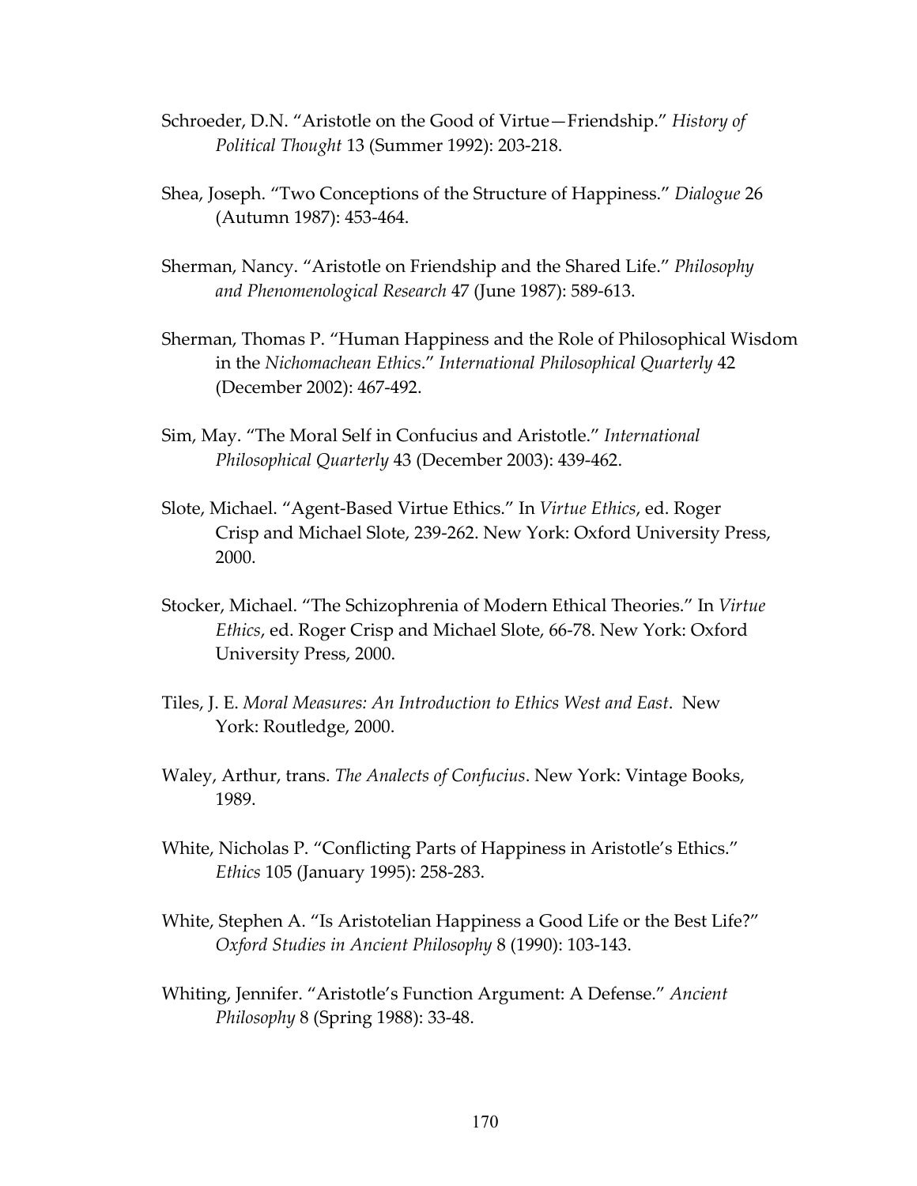Schroeder, D.N. “Aristotle on the Good of Virtue—Friendship.” *History of Political Thought* 13 (Summer 1992): 203-218.

Shea, Joseph. “Two Conceptions of the Structure of Happiness.” *Dialogue* 26 (Autumn 1987): 453-464.

Sherman, Nancy. “Aristotle on Friendship and the Shared Life.” *Philosophy and Phenomenological Research* 47 (June 1987): 589-613.

Sherman, Thomas P. “Human Happiness and the Role of Philosophical Wisdom in the *Nichomachean Ethics*.” *International Philosophical Quarterly* 42 (December 2002): 467-492.

Sim, May. “The Moral Self in Confucius and Aristotle.” *International Philosophical Quarterly* 43 (December 2003): 439-462.

Slote, Michael. “Agent-Based Virtue Ethics.” In *Virtue Ethics*, ed. Roger Crisp and Michael Slote, 239-262. New York: Oxford University Press, 2000.

Stocker, Michael. “The Schizophrenia of Modern Ethical Theories.” In *Virtue Ethics*, ed. Roger Crisp and Michael Slote, 66-78. New York: Oxford University Press, 2000.

Tiles, J. E. *Moral Measures: An Introduction to Ethics West and East*. New York: Routledge, 2000.

Waley, Arthur, trans. *The Analects of Confucius*. New York: Vintage Books, 1989.

White, Nicholas P. “Conflicting Parts of Happiness in Aristotle’s Ethics.” *Ethics* 105 (January 1995): 258-283.

White, Stephen A. “Is Aristotelian Happiness a Good Life or the Best Life?” *Oxford Studies in Ancient Philosophy* 8 (1990): 103-143.

Whiting, Jennifer. “Aristotle’s Function Argument: A Defense.” *Ancient Philosophy* 8 (Spring 1988): 33-48.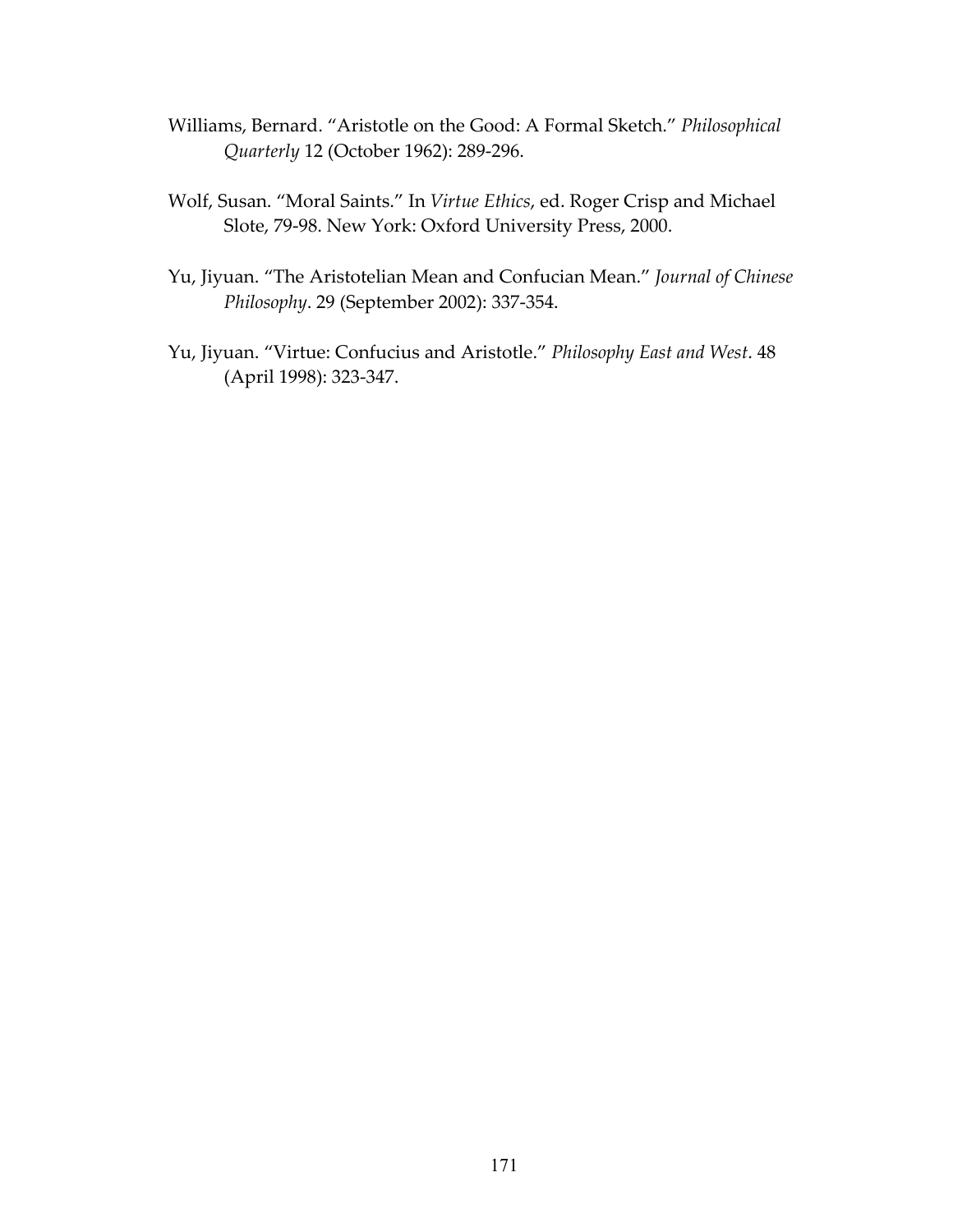Williams, Bernard. "Aristotle on the Good: A Formal Sketch." *Philosophical Quarterly* 12 (October 1962): 289-296.

Wolf, Susan. "Moral Saints." In *Virtue Ethics*, ed. Roger Crisp and Michael Slote, 79-98. New York: Oxford University Press, 2000.

Yu, Jiyuan. "The Aristotelian Mean and Confucian Mean." *Journal of Chinese Philosophy*. 29 (September 2002): 337-354.

Yu, Jiyuan. "Virtue: Confucius and Aristotle." *Philosophy East and West*. 48 (April 1998): 323-347.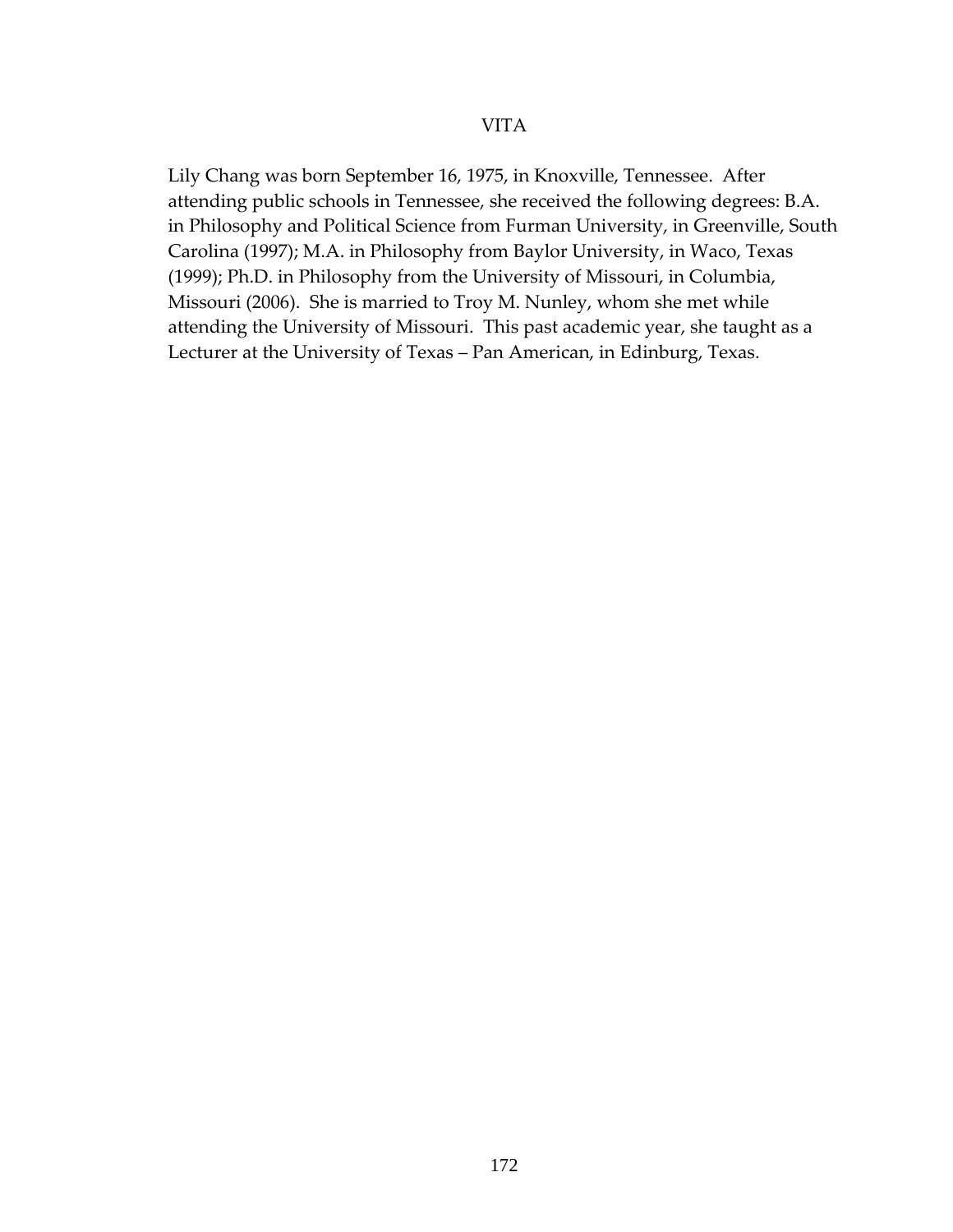# VITA

Lily Chang was born September 16, 1975, in Knoxville, Tennessee. After attending public schools in Tennessee, she received the following degrees: B.A. in Philosophy and Political Science from Furman University, in Greenville, South Carolina (1997); M.A. in Philosophy from Baylor University, in Waco, Texas (1999); Ph.D. in Philosophy from the University of Missouri, in Columbia, Missouri (2006). She is married to Troy M. Nunley, whom she met while attending the University of Missouri. This past academic year, she taught as a Lecturer at the University of Texas – Pan American, in Edinburg, Texas.